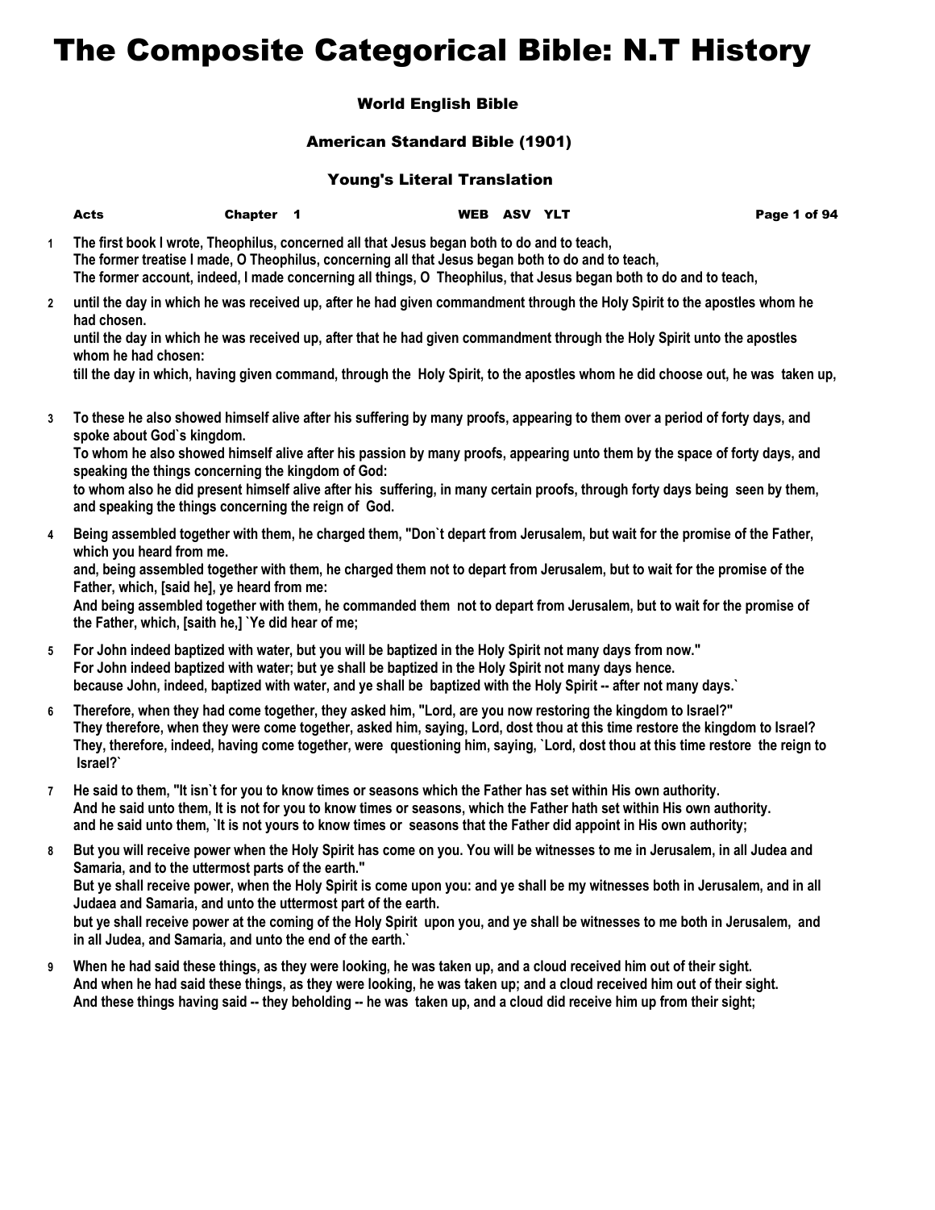# The Composite Categorical Bible: N.T History

### World English Bible

### American Standard Bible (1901)

### Young's Literal Translation

**Acts** **Chapter 1** **WEB ASV YLT**

**1** The first book I wrote, Theophilus, concerned all that Jesus began both to do and to teach,
The former treatise I made, O Theophilus, concerning all that Jesus began both to do and to teach,
The former account, indeed, I made concerning all things, O Theophilus, that Jesus began both to do and to teach,

**2** until the day in which he was received up, after he had given commandment through the Holy Spirit to the apostles whom he had chosen.
until the day in which he was received up, after that he had given commandment through the Holy Spirit unto the apostles whom he had chosen:
till the day in which, having given command, through the Holy Spirit, to the apostles whom he did choose out, he was taken up,

**3** To these he also showed himself alive after his suffering by many proofs, appearing to them over a period of forty days, and spoke about God`s kingdom.
To whom he also showed himself alive after his passion by many proofs, appearing unto them by the space of forty days, and speaking the things concerning the kingdom of God:
to whom also he did present himself alive after his suffering, in many certain proofs, through forty days being seen by them, and speaking the things concerning the reign of God.

**4** Being assembled together with them, he charged them, "Don`t depart from Jerusalem, but wait for the promise of the Father, which you heard from me.
and, being assembled together with them, he charged them not to depart from Jerusalem, but to wait for the promise of the Father, which, [said he], ye heard from me:
And being assembled together with them, he commanded them not to depart from Jerusalem, but to wait for the promise of the Father, which, [saith he,] `Ye did hear of me;

**5** For John indeed baptized with water, but you will be baptized in the Holy Spirit not many days from now."
For John indeed baptized with water; but ye shall be baptized in the Holy Spirit not many days hence.
because John, indeed, baptized with water, and ye shall be baptized with the Holy Spirit -- after not many days.`

**6** Therefore, when they had come together, they asked him, "Lord, are you now restoring the kingdom to Israel?"
They therefore, when they were come together, asked him, saying, Lord, dost thou at this time restore the kingdom to Israel?
They, therefore, indeed, having come together, were questioning him, saying, `Lord, dost thou at this time restore the reign to Israel?`

**7** He said to them, "It isn`t for you to know times or seasons which the Father has set within His own authority.
And he said unto them, It is not for you to know times or seasons, which the Father hath set within His own authority.
and he said unto them, `It is not yours to know times or seasons that the Father did appoint in His own authority;

**8** But you will receive power when the Holy Spirit has come on you. You will be witnesses to me in Jerusalem, in all Judea and Samaria, and to the uttermost parts of the earth."
But ye shall receive power, when the Holy Spirit is come upon you: and ye shall be my witnesses both in Jerusalem, and in all Judaea and Samaria, and unto the uttermost part of the earth.
but ye shall receive power at the coming of the Holy Spirit upon you, and ye shall be witnesses to me both in Jerusalem, and in all Judea, and Samaria, and unto the end of the earth.`

**9** When he had said these things, as they were looking, he was taken up, and a cloud received him out of their sight.
And when he had said these things, as they were looking, he was taken up; and a cloud received him out of their sight.
And these things having said -- they beholding -- he was taken up, and a cloud did receive him up from their sight;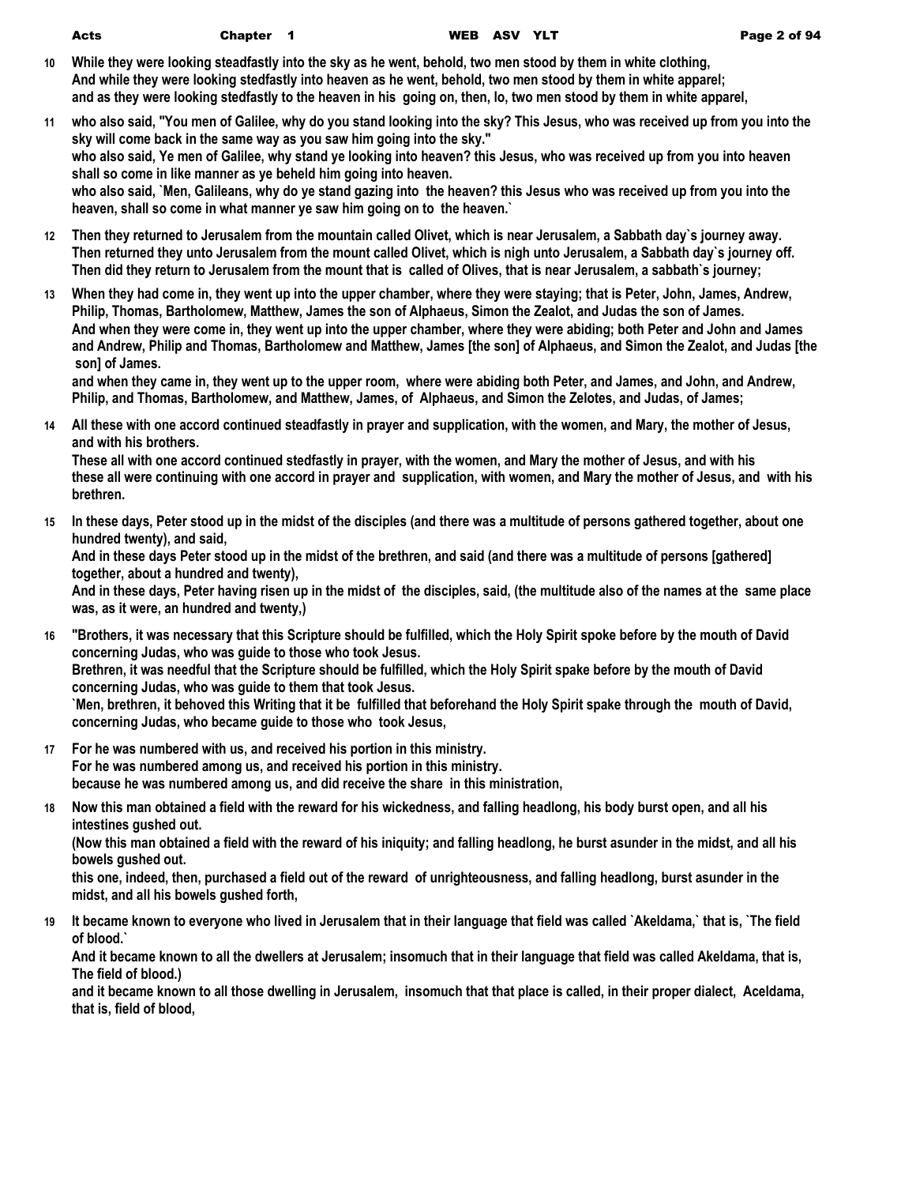**10** **While they were looking steadfastly into the sky as he went, behold, two men stood by them in white clothing,**
**And while they were looking stedfastly into heaven as he went, behold, two men stood by them in white apparel;**
**and as they were looking stedfastly to the heaven in his going on, then, lo, two men stood by them in white apparel,**

**11** **who also said, "You men of Galilee, why do you stand looking into the sky? This Jesus, who was received up from you into the sky will come back in the same way as you saw him going into the sky."**
**who also said, Ye men of Galilee, why stand ye looking into heaven? this Jesus, who was received up from you into heaven shall so come in like manner as ye beheld him going into heaven.**
**who also said, `Men, Galileans, why do ye stand gazing into the heaven? this Jesus who was received up from you into the heaven, shall so come in what manner ye saw him going on to the heaven.`**

**12** **Then they returned to Jerusalem from the mountain called Olivet, which is near Jerusalem, a Sabbath day`s journey away.**
**Then returned they unto Jerusalem from the mount called Olivet, which is nigh unto Jerusalem, a Sabbath day`s journey off.**
**Then did they return to Jerusalem from the mount that is called of Olives, that is near Jerusalem, a sabbath`s journey;**

**13** **When they had come in, they went up into the upper chamber, where they were staying; that is Peter, John, James, Andrew, Philip, Thomas, Bartholomew, Matthew, James the son of Alphaeus, Simon the Zealot, and Judas the son of James.**
**And when they were come in, they went up into the upper chamber, where they were abiding; both Peter and John and James and Andrew, Philip and Thomas, Bartholomew and Matthew, James [the son] of Alphaeus, and Simon the Zealot, and Judas [the son] of James.**
**and when they came in, they went up to the upper room, where were abiding both Peter, and James, and John, and Andrew, Philip, and Thomas, Bartholomew, and Matthew, James, of Alphaeus, and Simon the Zelotes, and Judas, of James;**

**14** **All these with one accord continued steadfastly in prayer and supplication, with the women, and Mary, the mother of Jesus, and with his brothers.**
**These all with one accord continued stedfastly in prayer, with the women, and Mary the mother of Jesus, and with his**
**these all were continuing with one accord in prayer and supplication, with women, and Mary the mother of Jesus, and with his brethren.**

**15** **In these days, Peter stood up in the midst of the disciples (and there was a multitude of persons gathered together, about one hundred twenty), and said,**
**And in these days Peter stood up in the midst of the brethren, and said (and there was a multitude of persons [gathered] together, about a hundred and twenty),**
**And in these days, Peter having risen up in the midst of the disciples, said, (the multitude also of the names at the same place was, as it were, an hundred and twenty,)**

**16** **"Brothers, it was necessary that this Scripture should be fulfilled, which the Holy Spirit spoke before by the mouth of David concerning Judas, who was guide to those who took Jesus.**
**Brethren, it was needful that the Scripture should be fulfilled, which the Holy Spirit spake before by the mouth of David concerning Judas, who was guide to them that took Jesus.**
**`Men, brethren, it behoved this Writing that it be fulfilled that beforehand the Holy Spirit spake through the mouth of David, concerning Judas, who became guide to those who took Jesus,**

**17** **For he was numbered with us, and received his portion in this ministry.**
**For he was numbered among us, and received his portion in this ministry.**
**because he was numbered among us, and did receive the share in this ministration,**

**18** **Now this man obtained a field with the reward for his wickedness, and falling headlong, his body burst open, and all his intestines gushed out.**
**(Now this man obtained a field with the reward of his iniquity; and falling headlong, he burst asunder in the midst, and all his bowels gushed out.**
**this one, indeed, then, purchased a field out of the reward of unrighteousness, and falling headlong, burst asunder in the midst, and all his bowels gushed forth,**

**19** **It became known to everyone who lived in Jerusalem that in their language that field was called `Akeldama,` that is, `The field of blood.`**
**And it became known to all the dwellers at Jerusalem; insomuch that in their language that field was called Akeldama, that is, The field of blood.)**
**and it became known to all those dwelling in Jerusalem, insomuch that that place is called, in their proper dialect, Aceldama, that is, field of blood,**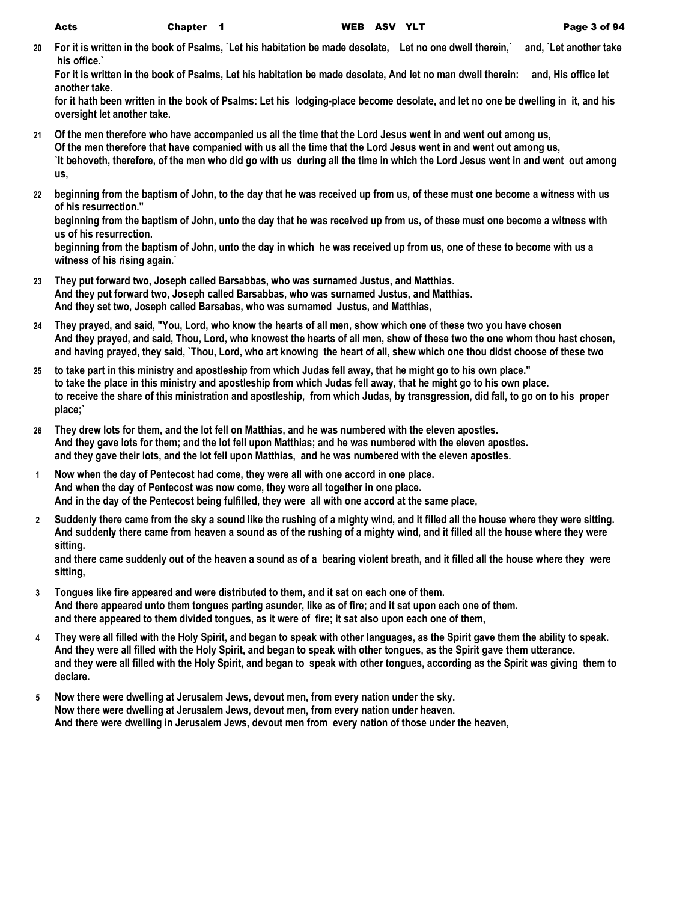20 For it is written in the book of Psalms, `Let his habitation be made desolate, Let no one dwell therein,` and, `Let another take his office.`
For it is written in the book of Psalms, Let his habitation be made desolate, And let no man dwell therein: and, His office let another take.
for it hath been written in the book of Psalms: Let his lodging-place become desolate, and let no one be dwelling in it, and his oversight let another take.

21 Of the men therefore who have accompanied us all the time that the Lord Jesus went in and went out among us,
Of the men therefore that have companied with us all the time that the Lord Jesus went in and went out among us,
`It behoveth, therefore, of the men who did go with us during all the time in which the Lord Jesus went in and went out among us,

22 beginning from the baptism of John, to the day that he was received up from us, of these must one become a witness with us of his resurrection."
beginning from the baptism of John, unto the day that he was received up from us, of these must one become a witness with us of his resurrection.
beginning from the baptism of John, unto the day in which he was received up from us, one of these to become with us a witness of his rising again.`

23 They put forward two, Joseph called Barsabbas, who was surnamed Justus, and Matthias.
And they put forward two, Joseph called Barsabbas, who was surnamed Justus, and Matthias.
And they set two, Joseph called Barsabas, who was surnamed Justus, and Matthias,

24 They prayed, and said, "You, Lord, who know the hearts of all men, show which one of these two you have chosen
And they prayed, and said, Thou, Lord, who knowest the hearts of all men, show of these two the one whom thou hast chosen,
and having prayed, they said, `Thou, Lord, who art knowing the heart of all, shew which one thou didst choose of these two

25 to take part in this ministry and apostleship from which Judas fell away, that he might go to his own place."
to take the place in this ministry and apostleship from which Judas fell away, that he might go to his own place.
to receive the share of this ministration and apostleship, from which Judas, by transgression, did fall, to go on to his proper place;`

26 They drew lots for them, and the lot fell on Matthias, and he was numbered with the eleven apostles.
And they gave lots for them; and the lot fell upon Matthias; and he was numbered with the eleven apostles.
and they gave their lots, and the lot fell upon Matthias, and he was numbered with the eleven apostles.

1 Now when the day of Pentecost had come, they were all with one accord in one place.
And when the day of Pentecost was now come, they were all together in one place.
And in the day of the Pentecost being fulfilled, they were all with one accord at the same place,

2 Suddenly there came from the sky a sound like the rushing of a mighty wind, and it filled all the house where they were sitting.
And suddenly there came from heaven a sound as of the rushing of a mighty wind, and it filled all the house where they were sitting.
and there came suddenly out of the heaven a sound as of a bearing violent breath, and it filled all the house where they were sitting,

3 Tongues like fire appeared and were distributed to them, and it sat on each one of them.
And there appeared unto them tongues parting asunder, like as of fire; and it sat upon each one of them.
and there appeared to them divided tongues, as it were of fire; it sat also upon each one of them,

4 They were all filled with the Holy Spirit, and began to speak with other languages, as the Spirit gave them the ability to speak.
And they were all filled with the Holy Spirit, and began to speak with other tongues, as the Spirit gave them utterance.
and they were all filled with the Holy Spirit, and began to speak with other tongues, according as the Spirit was giving them to declare.

5 Now there were dwelling at Jerusalem Jews, devout men, from every nation under the sky.
Now there were dwelling at Jerusalem Jews, devout men, from every nation under heaven.
And there were dwelling in Jerusalem Jews, devout men from every nation of those under the heaven,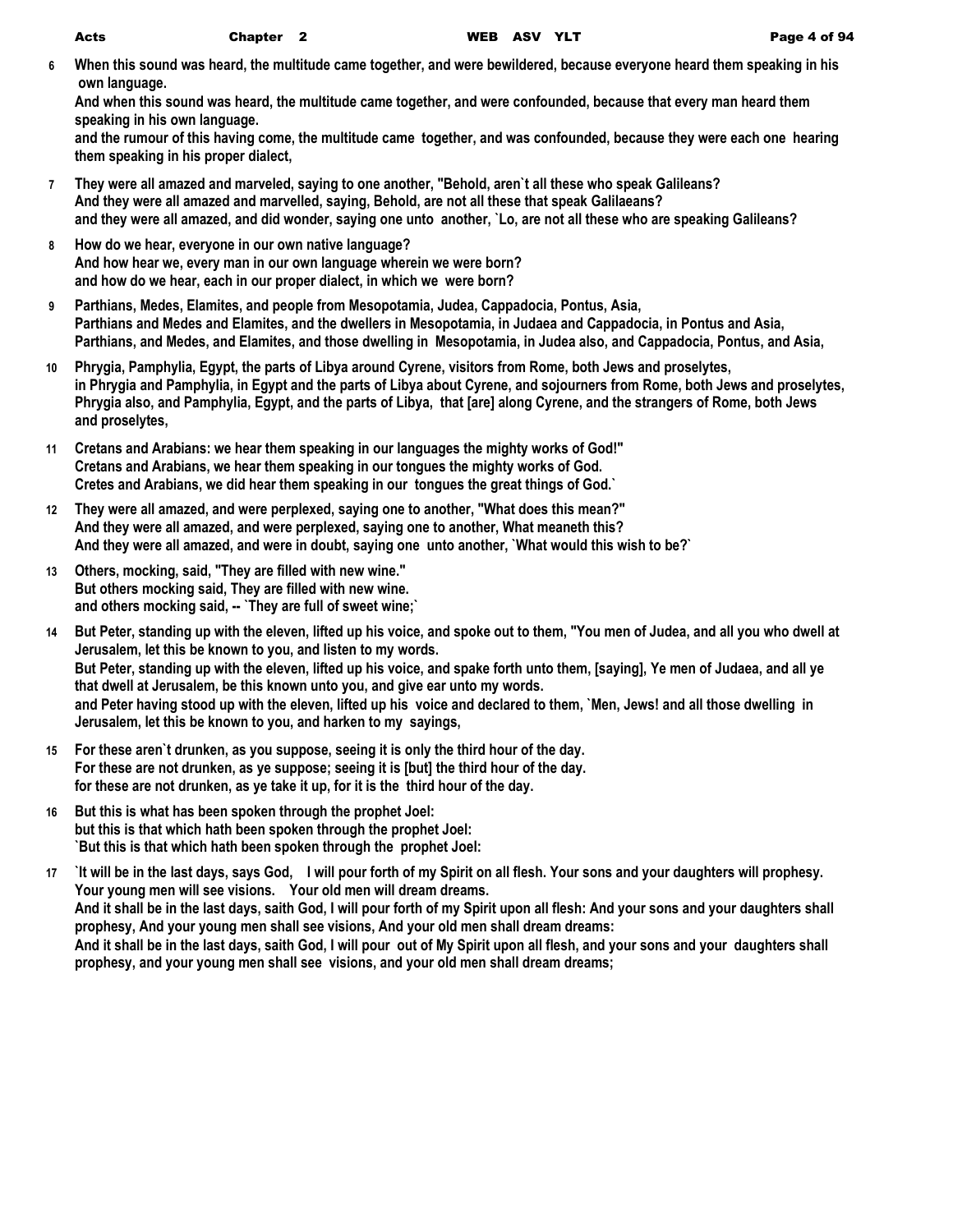**6** **When this sound was heard, the multitude came together, and were bewildered, because everyone heard them speaking in his own language.**
**And when this sound was heard, the multitude came together, and were confounded, because that every man heard them speaking in his own language.**
**and the rumour of this having come, the multitude came together, and was confounded, because they were each one hearing them speaking in his proper dialect,**

**7** **They were all amazed and marveled, saying to one another, "Behold, aren`t all these who speak Galileans?**
**And they were all amazed and marvelled, saying, Behold, are not all these that speak Galilaeans?**
**and they were all amazed, and did wonder, saying one unto another, `Lo, are not all these who are speaking Galileans?**

**8** **How do we hear, everyone in our own native language?**
**And how hear we, every man in our own language wherein we were born?**
**and how do we hear, each in our proper dialect, in which we were born?**

**9** **Parthians, Medes, Elamites, and people from Mesopotamia, Judea, Cappadocia, Pontus, Asia,**
**Parthians and Medes and Elamites, and the dwellers in Mesopotamia, in Judaea and Cappadocia, in Pontus and Asia,**
**Parthians, and Medes, and Elamites, and those dwelling in Mesopotamia, in Judea also, and Cappadocia, Pontus, and Asia,**

**10** **Phrygia, Pamphylia, Egypt, the parts of Libya around Cyrene, visitors from Rome, both Jews and proselytes,**
**in Phrygia and Pamphylia, in Egypt and the parts of Libya about Cyrene, and sojourners from Rome, both Jews and proselytes,**
**Phrygia also, and Pamphylia, Egypt, and the parts of Libya, that [are] along Cyrene, and the strangers of Rome, both Jews and proselytes,**

**11** **Cretans and Arabians: we hear them speaking in our languages the mighty works of God!"**
**Cretans and Arabians, we hear them speaking in our tongues the mighty works of God.**
**Cretes and Arabians, we did hear them speaking in our tongues the great things of God.`**

**12** **They were all amazed, and were perplexed, saying one to another, "What does this mean?"**
**And they were all amazed, and were perplexed, saying one to another, What meaneth this?**
**And they were all amazed, and were in doubt, saying one unto another, `What would this wish to be?`**

**13** **Others, mocking, said, "They are filled with new wine."**
**But others mocking said, They are filled with new wine.**
**and others mocking said, -- `They are full of sweet wine;`**

**14** **But Peter, standing up with the eleven, lifted up his voice, and spoke out to them, "You men of Judea, and all you who dwell at Jerusalem, let this be known to you, and listen to my words.**
**But Peter, standing up with the eleven, lifted up his voice, and spake forth unto them, [saying], Ye men of Judaea, and all ye that dwell at Jerusalem, be this known unto you, and give ear unto my words.**
**and Peter having stood up with the eleven, lifted up his voice and declared to them, `Men, Jews! and all those dwelling in Jerusalem, let this be known to you, and harken to my sayings,**

**15** **For these aren`t drunken, as you suppose, seeing it is only the third hour of the day.**
**For these are not drunken, as ye suppose; seeing it is [but] the third hour of the day.**
**for these are not drunken, as ye take it up, for it is the third hour of the day.**

**16** **But this is what has been spoken through the prophet Joel:**
**but this is that which hath been spoken through the prophet Joel:**
**`But this is that which hath been spoken through the prophet Joel:**

**17** **`It will be in the last days, says God, I will pour forth of my Spirit on all flesh. Your sons and your daughters will prophesy. Your young men will see visions. Your old men will dream dreams.**
**And it shall be in the last days, saith God, I will pour forth of my Spirit upon all flesh: And your sons and your daughters shall prophesy, And your young men shall see visions, And your old men shall dream dreams:**
**And it shall be in the last days, saith God, I will pour out of My Spirit upon all flesh, and your sons and your daughters shall prophesy, and your young men shall see visions, and your old men shall dream dreams;**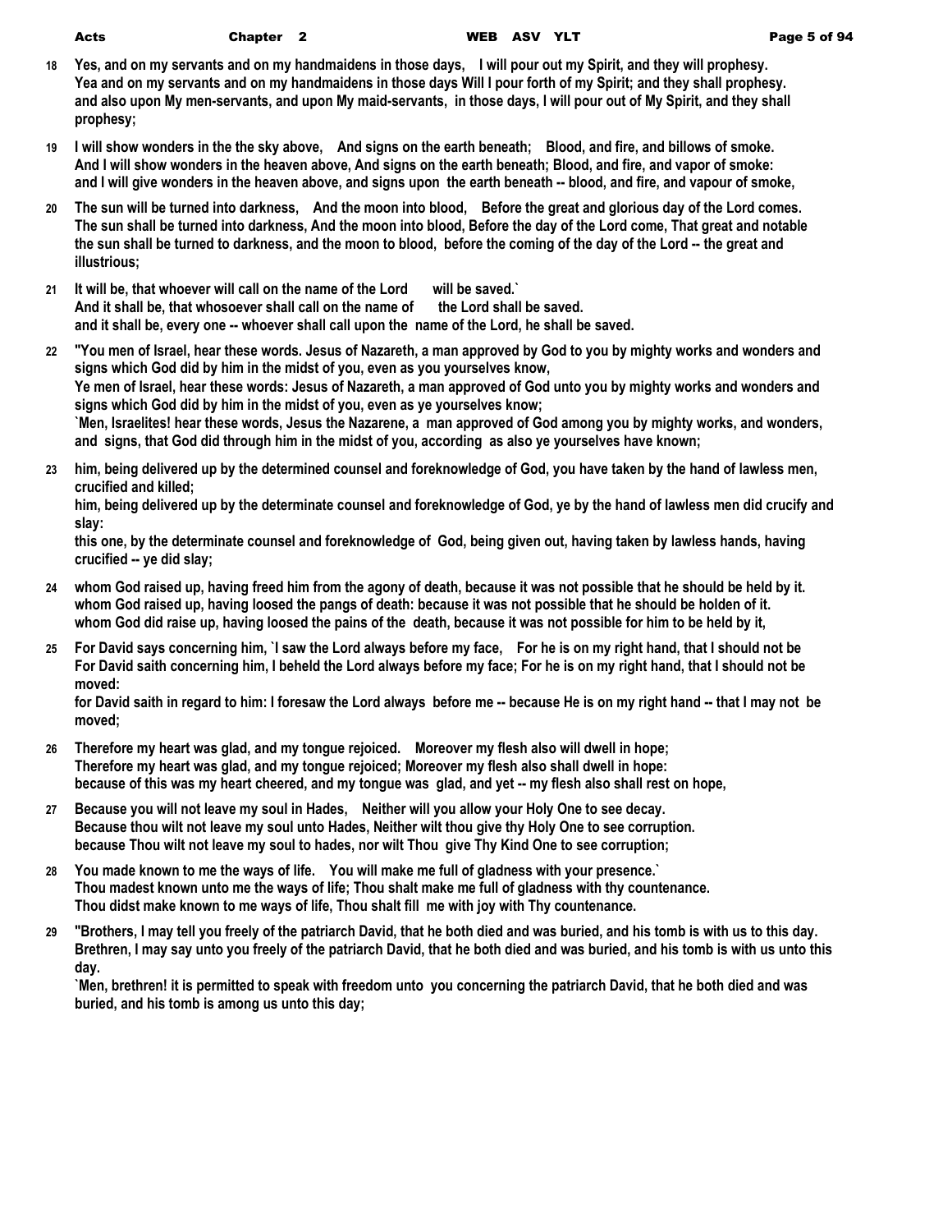**18** **Yes, and on my servants and on my handmaidens in those days, I will pour out my Spirit, and they will prophesy.**
**Yea and on my servants and on my handmaidens in those days Will I pour forth of my Spirit; and they shall prophesy.**
**and also upon My men-servants, and upon My maid-servants, in those days, I will pour out of My Spirit, and they shall prophesy;**

**19** **I will show wonders in the the sky above, And signs on the earth beneath; Blood, and fire, and billows of smoke.**
**And I will show wonders in the heaven above, And signs on the earth beneath; Blood, and fire, and vapor of smoke:**
**and I will give wonders in the heaven above, and signs upon the earth beneath -- blood, and fire, and vapour of smoke,**

**20** **The sun will be turned into darkness, And the moon into blood, Before the great and glorious day of the Lord comes.**
**The sun shall be turned into darkness, And the moon into blood, Before the day of the Lord come, That great and notable**
**the sun shall be turned to darkness, and the moon to blood, before the coming of the day of the Lord -- the great and illustrious;**

**21** **It will be, that whoever will call on the name of the Lord will be saved.`**
**And it shall be, that whosoever shall call on the name of the Lord shall be saved.**
**and it shall be, every one -- whoever shall call upon the name of the Lord, he shall be saved.**

**22** **"You men of Israel, hear these words. Jesus of Nazareth, a man approved by God to you by mighty works and wonders and signs which God did by him in the midst of you, even as you yourselves know,**
**Ye men of Israel, hear these words: Jesus of Nazareth, a man approved of God unto you by mighty works and wonders and signs which God did by him in the midst of you, even as ye yourselves know;**
**`Men, Israelites! hear these words, Jesus the Nazarene, a man approved of God among you by mighty works, and wonders, and signs, that God did through him in the midst of you, according as also ye yourselves have known;**

**23** **him, being delivered up by the determined counsel and foreknowledge of God, you have taken by the hand of lawless men, crucified and killed;**
**him, being delivered up by the determinate counsel and foreknowledge of God, ye by the hand of lawless men did crucify and slay:**
**this one, by the determinate counsel and foreknowledge of God, being given out, having taken by lawless hands, having crucified -- ye did slay;**

**24** **whom God raised up, having freed him from the agony of death, because it was not possible that he should be held by it.**
**whom God raised up, having loosed the pangs of death: because it was not possible that he should be holden of it.**
**whom God did raise up, having loosed the pains of the death, because it was not possible for him to be held by it,**

**25** **For David says concerning him, `I saw the Lord always before my face, For he is on my right hand, that I should not be**
**For David saith concerning him, I beheld the Lord always before my face; For he is on my right hand, that I should not be moved:**
**for David saith in regard to him: I foresaw the Lord always before me -- because He is on my right hand -- that I may not be moved;**

**26** **Therefore my heart was glad, and my tongue rejoiced. Moreover my flesh also will dwell in hope;**
**Therefore my heart was glad, and my tongue rejoiced; Moreover my flesh also shall dwell in hope:**
**because of this was my heart cheered, and my tongue was glad, and yet -- my flesh also shall rest on hope,**

**27** **Because you will not leave my soul in Hades, Neither will you allow your Holy One to see decay.**
**Because thou wilt not leave my soul unto Hades, Neither wilt thou give thy Holy One to see corruption.**
**because Thou wilt not leave my soul to hades, nor wilt Thou give Thy Kind One to see corruption;**

**28** **You made known to me the ways of life. You will make me full of gladness with your presence.`**
**Thou madest known unto me the ways of life; Thou shalt make me full of gladness with thy countenance.**
**Thou didst make known to me ways of life, Thou shalt fill me with joy with Thy countenance.**

**29** **"Brothers, I may tell you freely of the patriarch David, that he both died and was buried, and his tomb is with us to this day.**
**Brethren, I may say unto you freely of the patriarch David, that he both died and was buried, and his tomb is with us unto this day.**
**`Men, brethren! it is permitted to speak with freedom unto you concerning the patriarch David, that he both died and was buried, and his tomb is among us unto this day;**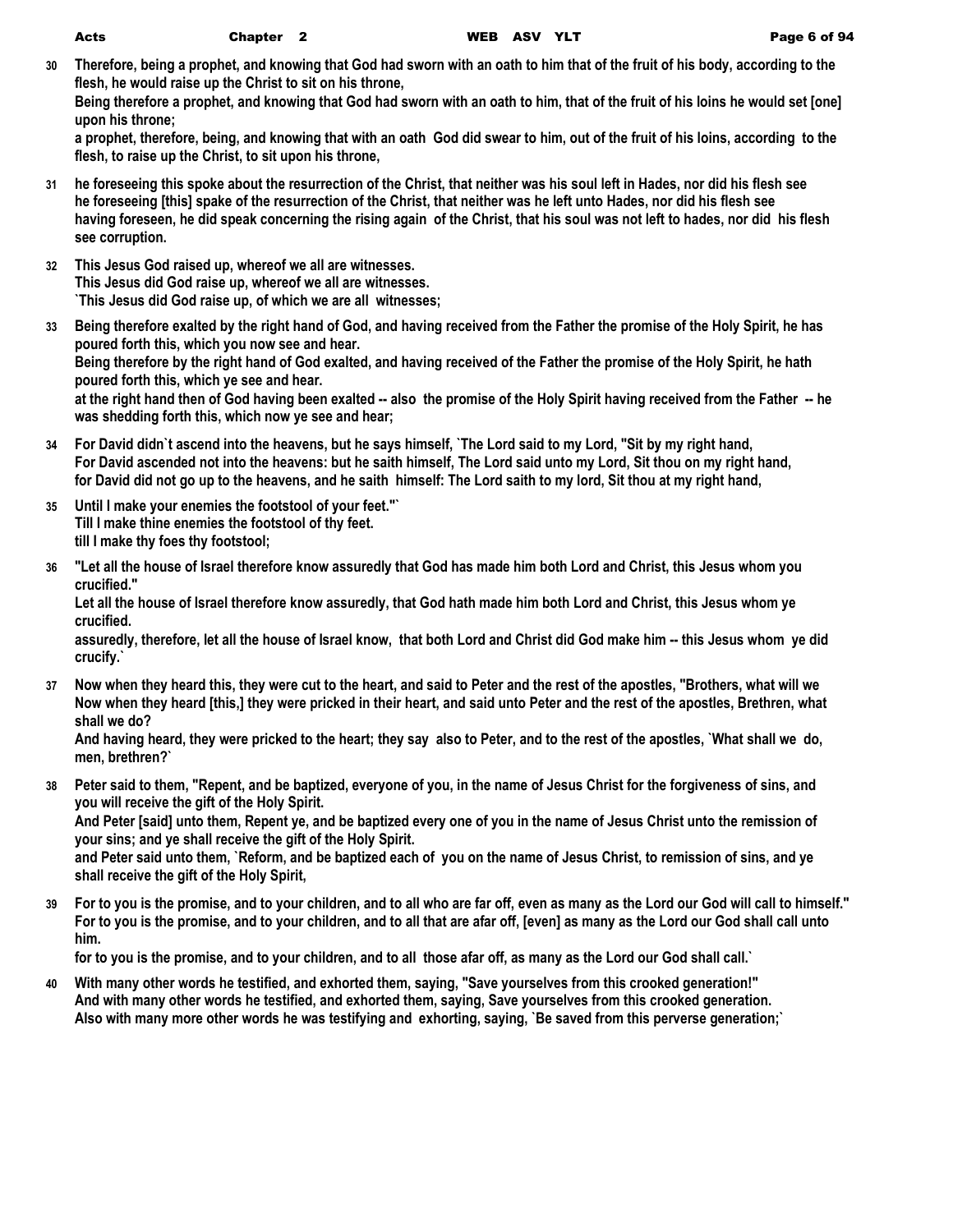**30** **Therefore, being a prophet, and knowing that God had sworn with an oath to him that of the fruit of his body, according to the flesh, he would raise up the Christ to sit on his throne,**
**Being therefore a prophet, and knowing that God had sworn with an oath to him, that of the fruit of his loins he would set [one] upon his throne;**
**a prophet, therefore, being, and knowing that with an oath God did swear to him, out of the fruit of his loins, according to the flesh, to raise up the Christ, to sit upon his throne,**

**31** **he foreseeing this spoke about the resurrection of the Christ, that neither was his soul left in Hades, nor did his flesh see**
**he foreseeing [this] spake of the resurrection of the Christ, that neither was he left unto Hades, nor did his flesh see**
**having foreseen, he did speak concerning the rising again of the Christ, that his soul was not left to hades, nor did his flesh see corruption.**

**32** **This Jesus God raised up, whereof we all are witnesses.**
**This Jesus did God raise up, whereof we all are witnesses.**
**`This Jesus did God raise up, of which we are all witnesses;**

**33** **Being therefore exalted by the right hand of God, and having received from the Father the promise of the Holy Spirit, he has poured forth this, which you now see and hear.**
**Being therefore by the right hand of God exalted, and having received of the Father the promise of the Holy Spirit, he hath poured forth this, which ye see and hear.**
**at the right hand then of God having been exalted -- also the promise of the Holy Spirit having received from the Father -- he was shedding forth this, which now ye see and hear;**

**34** **For David didn`t ascend into the heavens, but he says himself, `The Lord said to my Lord, "Sit by my right hand,**
**For David ascended not into the heavens: but he saith himself, The Lord said unto my Lord, Sit thou on my right hand,**
**for David did not go up to the heavens, and he saith himself: The Lord saith to my lord, Sit thou at my right hand,**

**35** **Until I make your enemies the footstool of your feet."`**
**Till I make thine enemies the footstool of thy feet.**
**till I make thy foes thy footstool;**

**36** **"Let all the house of Israel therefore know assuredly that God has made him both Lord and Christ, this Jesus whom you crucified."**
**Let all the house of Israel therefore know assuredly, that God hath made him both Lord and Christ, this Jesus whom ye crucified.**
**assuredly, therefore, let all the house of Israel know, that both Lord and Christ did God make him -- this Jesus whom ye did crucify.`**

**37** **Now when they heard this, they were cut to the heart, and said to Peter and the rest of the apostles, "Brothers, what will we**
**Now when they heard [this,] they were pricked in their heart, and said unto Peter and the rest of the apostles, Brethren, what shall we do?**
**And having heard, they were pricked to the heart; they say also to Peter, and to the rest of the apostles, `What shall we do, men, brethren?`**

**38** **Peter said to them, "Repent, and be baptized, everyone of you, in the name of Jesus Christ for the forgiveness of sins, and you will receive the gift of the Holy Spirit.**
**And Peter [said] unto them, Repent ye, and be baptized every one of you in the name of Jesus Christ unto the remission of your sins; and ye shall receive the gift of the Holy Spirit.**
**and Peter said unto them, `Reform, and be baptized each of you on the name of Jesus Christ, to remission of sins, and ye shall receive the gift of the Holy Spirit,**

**39** **For to you is the promise, and to your children, and to all who are far off, even as many as the Lord our God will call to himself."**
**For to you is the promise, and to your children, and to all that are afar off, [even] as many as the Lord our God shall call unto him.**
**for to you is the promise, and to your children, and to all those afar off, as many as the Lord our God shall call.`**

**40** **With many other words he testified, and exhorted them, saying, "Save yourselves from this crooked generation!"**
**And with many other words he testified, and exhorted them, saying, Save yourselves from this crooked generation.**
**Also with many more other words he was testifying and exhorting, saying, `Be saved from this perverse generation;`**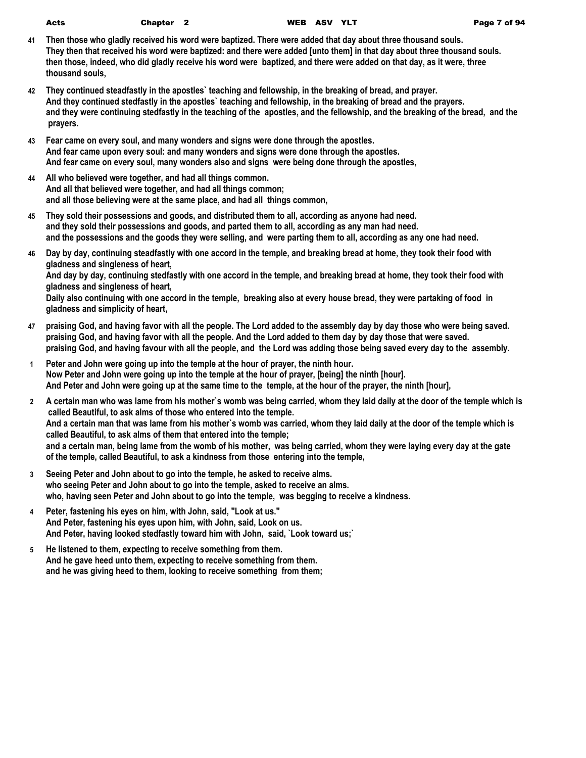41 Then those who gladly received his word were baptized. There were added that day about three thousand souls.
They then that received his word were baptized: and there were added [unto them] in that day about three thousand souls.
then those, indeed, who did gladly receive his word were baptized, and there were added on that day, as it were, three thousand souls,

42 They continued steadfastly in the apostles` teaching and fellowship, in the breaking of bread, and prayer.
And they continued stedfastly in the apostles` teaching and fellowship, in the breaking of bread and the prayers.
and they were continuing stedfastly in the teaching of the apostles, and the fellowship, and the breaking of the bread, and the prayers.

43 Fear came on every soul, and many wonders and signs were done through the apostles.
And fear came upon every soul: and many wonders and signs were done through the apostles.
And fear came on every soul, many wonders also and signs were being done through the apostles,

44 All who believed were together, and had all things common.
And all that believed were together, and had all things common;
and all those believing were at the same place, and had all things common,

45 They sold their possessions and goods, and distributed them to all, according as anyone had need.
and they sold their possessions and goods, and parted them to all, according as any man had need.
and the possessions and the goods they were selling, and were parting them to all, according as any one had need.

46 Day by day, continuing steadfastly with one accord in the temple, and breaking bread at home, they took their food with gladness and singleness of heart,
And day by day, continuing stedfastly with one accord in the temple, and breaking bread at home, they took their food with gladness and singleness of heart,
Daily also continuing with one accord in the temple, breaking also at every house bread, they were partaking of food in gladness and simplicity of heart,

47 praising God, and having favor with all the people. The Lord added to the assembly day by day those who were being saved.
praising God, and having favor with all the people. And the Lord added to them day by day those that were saved.
praising God, and having favour with all the people, and the Lord was adding those being saved every day to the assembly.

1 Peter and John were going up into the temple at the hour of prayer, the ninth hour.
Now Peter and John were going up into the temple at the hour of prayer, [being] the ninth [hour].
And Peter and John were going up at the same time to the temple, at the hour of the prayer, the ninth [hour],

2 A certain man who was lame from his mother`s womb was being carried, whom they laid daily at the door of the temple which is called Beautiful, to ask alms of those who entered into the temple.
And a certain man that was lame from his mother`s womb was carried, whom they laid daily at the door of the temple which is called Beautiful, to ask alms of them that entered into the temple;
and a certain man, being lame from the womb of his mother, was being carried, whom they were laying every day at the gate of the temple, called Beautiful, to ask a kindness from those entering into the temple,

3 Seeing Peter and John about to go into the temple, he asked to receive alms.
who seeing Peter and John about to go into the temple, asked to receive an alms.
who, having seen Peter and John about to go into the temple, was begging to receive a kindness.

4 Peter, fastening his eyes on him, with John, said, "Look at us."
And Peter, fastening his eyes upon him, with John, said, Look on us.
And Peter, having looked stedfastly toward him with John, said, `Look toward us;`

5 He listened to them, expecting to receive something from them.
And he gave heed unto them, expecting to receive something from them.
and he was giving heed to them, looking to receive something from them;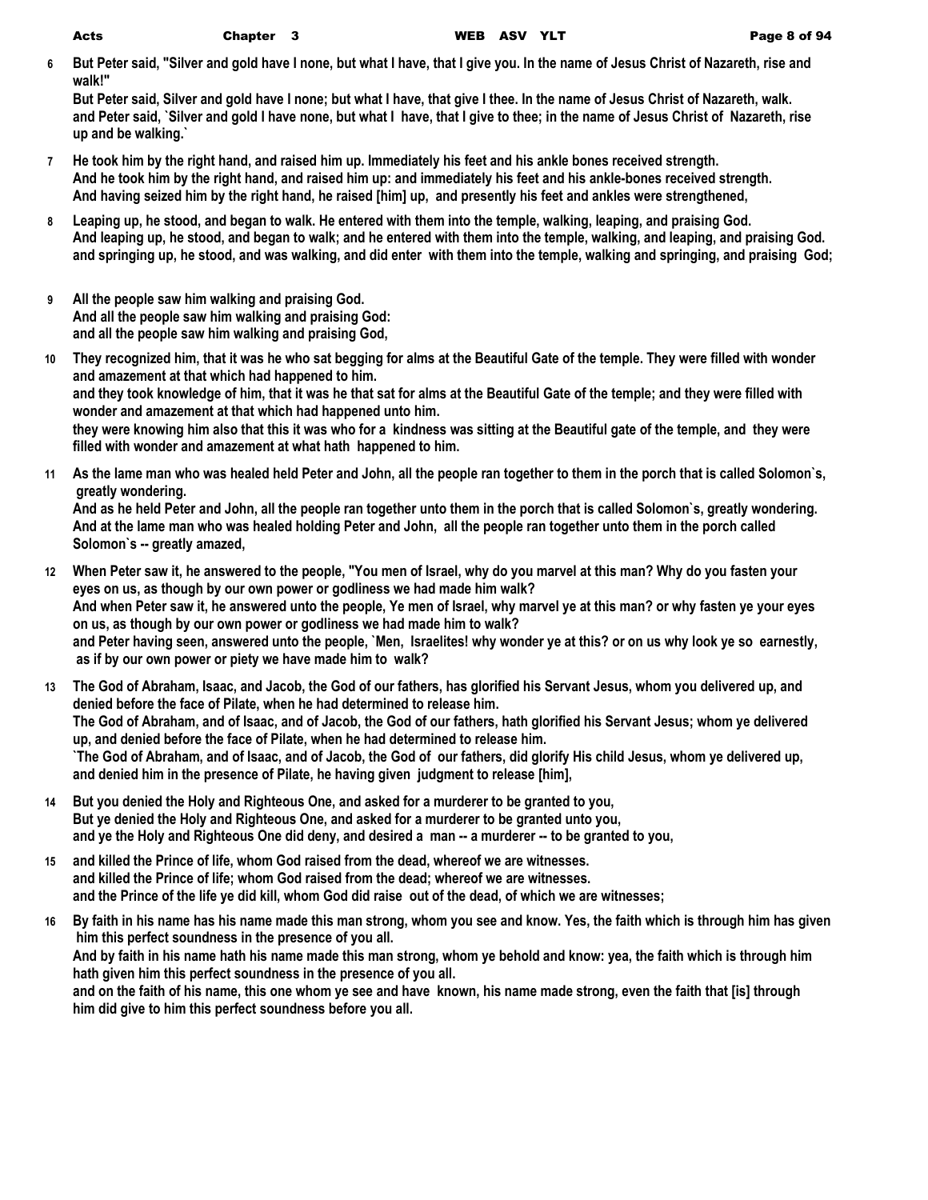**6** But Peter said, "Silver and gold have I none, but what I have, that I give you. In the name of Jesus Christ of Nazareth, rise and walk!"
But Peter said, Silver and gold have I none; but what I have, that give I thee. In the name of Jesus Christ of Nazareth, walk.
and Peter said, `Silver and gold I have none, but what I have, that I give to thee; in the name of Jesus Christ of Nazareth, rise up and be walking.`

**7** He took him by the right hand, and raised him up. Immediately his feet and his ankle bones received strength.
And he took him by the right hand, and raised him up: and immediately his feet and his ankle-bones received strength.
And having seized him by the right hand, he raised [him] up, and presently his feet and ankles were strengthened,

**8** Leaping up, he stood, and began to walk. He entered with them into the temple, walking, leaping, and praising God.
And leaping up, he stood, and began to walk; and he entered with them into the temple, walking, and leaping, and praising God.
and springing up, he stood, and was walking, and did enter with them into the temple, walking and springing, and praising God;

**9** All the people saw him walking and praising God.
And all the people saw him walking and praising God:
and all the people saw him walking and praising God,

**10** They recognized him, that it was he who sat begging for alms at the Beautiful Gate of the temple. They were filled with wonder and amazement at that which had happened to him.
and they took knowledge of him, that it was he that sat for alms at the Beautiful Gate of the temple; and they were filled with wonder and amazement at that which had happened unto him.
they were knowing him also that this it was who for a kindness was sitting at the Beautiful gate of the temple, and they were filled with wonder and amazement at what hath happened to him.

**11** As the lame man who was healed held Peter and John, all the people ran together to them in the porch that is called Solomon`s, greatly wondering.
And as he held Peter and John, all the people ran together unto them in the porch that is called Solomon`s, greatly wondering.
And at the lame man who was healed holding Peter and John, all the people ran together unto them in the porch called Solomon`s -- greatly amazed,

**12** When Peter saw it, he answered to the people, "You men of Israel, why do you marvel at this man? Why do you fasten your eyes on us, as though by our own power or godliness we had made him walk?
And when Peter saw it, he answered unto the people, Ye men of Israel, why marvel ye at this man? or why fasten ye your eyes on us, as though by our own power or godliness we had made him to walk?
and Peter having seen, answered unto the people, `Men, Israelites! why wonder ye at this? or on us why look ye so earnestly, as if by our own power or piety we have made him to walk?

**13** The God of Abraham, Isaac, and Jacob, the God of our fathers, has glorified his Servant Jesus, whom you delivered up, and denied before the face of Pilate, when he had determined to release him.
The God of Abraham, and of Isaac, and of Jacob, the God of our fathers, hath glorified his Servant Jesus; whom ye delivered up, and denied before the face of Pilate, when he had determined to release him.
`The God of Abraham, and of Isaac, and of Jacob, the God of our fathers, did glorify His child Jesus, whom ye delivered up, and denied him in the presence of Pilate, he having given judgment to release [him],

**14** But you denied the Holy and Righteous One, and asked for a murderer to be granted to you,
But ye denied the Holy and Righteous One, and asked for a murderer to be granted unto you,
and ye the Holy and Righteous One did deny, and desired a man -- a murderer -- to be granted to you,

**15** and killed the Prince of life, whom God raised from the dead, whereof we are witnesses.
and killed the Prince of life; whom God raised from the dead; whereof we are witnesses.
and the Prince of the life ye did kill, whom God did raise out of the dead, of which we are witnesses;

**16** By faith in his name has his name made this man strong, whom you see and know. Yes, the faith which is through him has given him this perfect soundness in the presence of you all.
And by faith in his name hath his name made this man strong, whom ye behold and know: yea, the faith which is through him hath given him this perfect soundness in the presence of you all.
and on the faith of his name, this one whom ye see and have known, his name made strong, even the faith that [is] through him did give to him this perfect soundness before you all.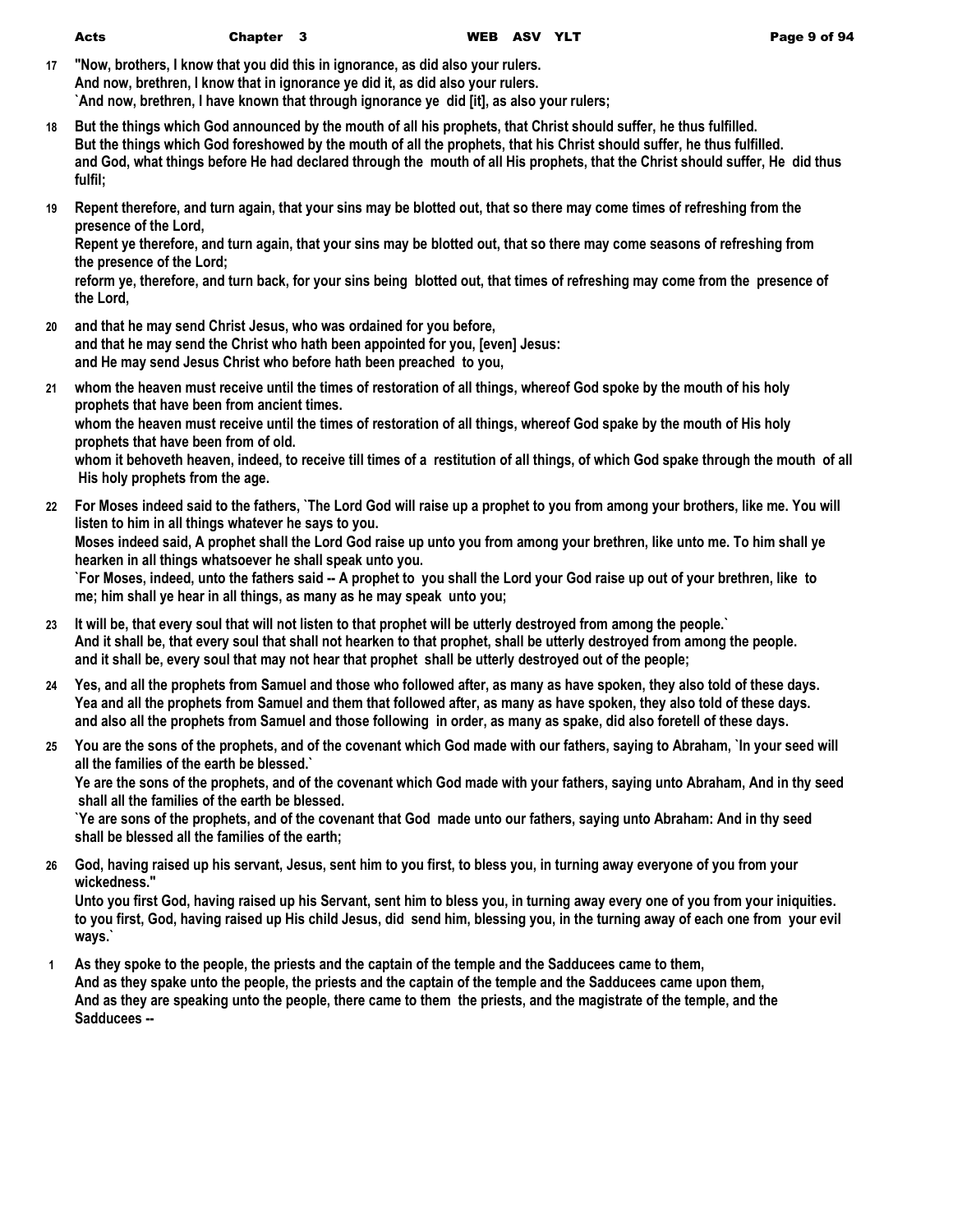**17** "Now, brothers, I know that you did this in ignorance, as did also your rulers.
And now, brethren, I know that in ignorance ye did it, as did also your rulers.
`And now, brethren, I have known that through ignorance ye did [it], as also your rulers;

**18** But the things which God announced by the mouth of all his prophets, that Christ should suffer, he thus fulfilled.
But the things which God foreshowed by the mouth of all the prophets, that his Christ should suffer, he thus fulfilled.
and God, what things before He had declared through the mouth of all His prophets, that the Christ should suffer, He did thus fulfil;

**19** Repent therefore, and turn again, that your sins may be blotted out, that so there may come times of refreshing from the presence of the Lord,
Repent ye therefore, and turn again, that your sins may be blotted out, that so there may come seasons of refreshing from the presence of the Lord;
reform ye, therefore, and turn back, for your sins being blotted out, that times of refreshing may come from the presence of the Lord,

**20** and that he may send Christ Jesus, who was ordained for you before,
and that he may send the Christ who hath been appointed for you, [even] Jesus:
and He may send Jesus Christ who before hath been preached to you,

**21** whom the heaven must receive until the times of restoration of all things, whereof God spoke by the mouth of his holy prophets that have been from ancient times.
whom the heaven must receive until the times of restoration of all things, whereof God spake by the mouth of His holy prophets that have been from of old.
whom it behoveth heaven, indeed, to receive till times of a restitution of all things, of which God spake through the mouth of all His holy prophets from the age.

**22** For Moses indeed said to the fathers, `The Lord God will raise up a prophet to you from among your brothers, like me. You will listen to him in all things whatever he says to you.
Moses indeed said, A prophet shall the Lord God raise up unto you from among your brethren, like unto me. To him shall ye hearken in all things whatsoever he shall speak unto you.
`For Moses, indeed, unto the fathers said -- A prophet to you shall the Lord your God raise up out of your brethren, like to me; him shall ye hear in all things, as many as he may speak unto you;

**23** It will be, that every soul that will not listen to that prophet will be utterly destroyed from among the people.`
And it shall be, that every soul that shall not hearken to that prophet, shall be utterly destroyed from among the people.
and it shall be, every soul that may not hear that prophet shall be utterly destroyed out of the people;

**24** Yes, and all the prophets from Samuel and those who followed after, as many as have spoken, they also told of these days.
Yea and all the prophets from Samuel and them that followed after, as many as have spoken, they also told of these days.
and also all the prophets from Samuel and those following in order, as many as spake, did also foretell of these days.

**25** You are the sons of the prophets, and of the covenant which God made with our fathers, saying to Abraham, `In your seed will all the families of the earth be blessed.`
Ye are the sons of the prophets, and of the covenant which God made with your fathers, saying unto Abraham, And in thy seed shall all the families of the earth be blessed.
`Ye are sons of the prophets, and of the covenant that God made unto our fathers, saying unto Abraham: And in thy seed shall be blessed all the families of the earth;

**26** God, having raised up his servant, Jesus, sent him to you first, to bless you, in turning away everyone of you from your wickedness."
Unto you first God, having raised up his Servant, sent him to bless you, in turning away every one of you from your iniquities.
to you first, God, having raised up His child Jesus, did send him, blessing you, in the turning away of each one from your evil ways.`

**1** As they spoke to the people, the priests and the captain of the temple and the Sadducees came to them,
And as they spake unto the people, the priests and the captain of the temple and the Sadducees came upon them,
And as they are speaking unto the people, there came to them the priests, and the magistrate of the temple, and the Sadducees --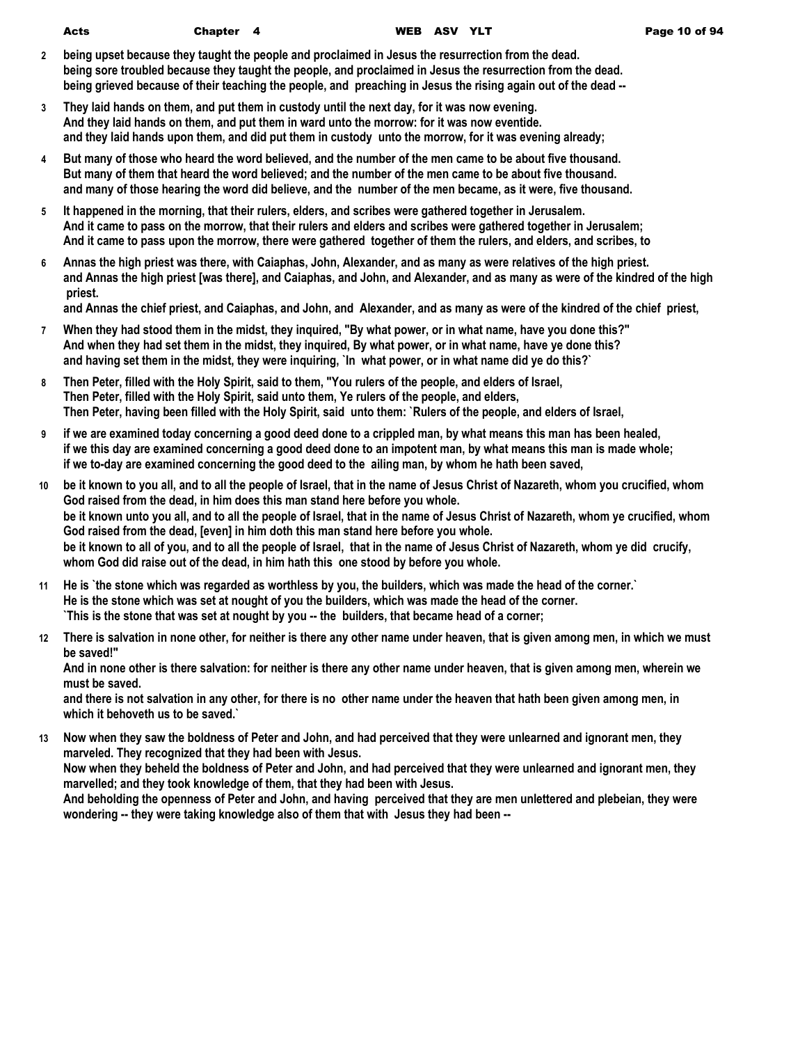**2** being upset because they taught the people and proclaimed in Jesus the resurrection from the dead.
being sore troubled because they taught the people, and proclaimed in Jesus the resurrection from the dead.
being grieved because of their teaching the people, and preaching in Jesus the rising again out of the dead --

**3** They laid hands on them, and put them in custody until the next day, for it was now evening.
And they laid hands on them, and put them in ward unto the morrow: for it was now eventide.
and they laid hands upon them, and did put them in custody unto the morrow, for it was evening already;

**4** But many of those who heard the word believed, and the number of the men came to be about five thousand.
But many of them that heard the word believed; and the number of the men came to be about five thousand.
and many of those hearing the word did believe, and the number of the men became, as it were, five thousand.

**5** It happened in the morning, that their rulers, elders, and scribes were gathered together in Jerusalem.
And it came to pass on the morrow, that their rulers and elders and scribes were gathered together in Jerusalem;
And it came to pass upon the morrow, there were gathered together of them the rulers, and elders, and scribes, to

**6** Annas the high priest was there, with Caiaphas, John, Alexander, and as many as were relatives of the high priest.
and Annas the high priest [was there], and Caiaphas, and John, and Alexander, and as many as were of the kindred of the high priest.
and Annas the chief priest, and Caiaphas, and John, and Alexander, and as many as were of the kindred of the chief priest,

**7** When they had stood them in the midst, they inquired, "By what power, or in what name, have you done this?"
And when they had set them in the midst, they inquired, By what power, or in what name, have ye done this?
and having set them in the midst, they were inquiring, `In what power, or in what name did ye do this?`

**8** Then Peter, filled with the Holy Spirit, said to them, "You rulers of the people, and elders of Israel,
Then Peter, filled with the Holy Spirit, said unto them, Ye rulers of the people, and elders,
Then Peter, having been filled with the Holy Spirit, said unto them: `Rulers of the people, and elders of Israel,

**9** if we are examined today concerning a good deed done to a crippled man, by what means this man has been healed,
if we this day are examined concerning a good deed done to an impotent man, by what means this man is made whole;
if we to-day are examined concerning the good deed to the ailing man, by whom he hath been saved,

**10** be it known to you all, and to all the people of Israel, that in the name of Jesus Christ of Nazareth, whom you crucified, whom God raised from the dead, in him does this man stand here before you whole.
be it known unto you all, and to all the people of Israel, that in the name of Jesus Christ of Nazareth, whom ye crucified, whom God raised from the dead, [even] in him doth this man stand here before you whole.
be it known to all of you, and to all the people of Israel, that in the name of Jesus Christ of Nazareth, whom ye did crucify, whom God did raise out of the dead, in him hath this one stood by before you whole.

**11** He is `the stone which was regarded as worthless by you, the builders, which was made the head of the corner.`
He is the stone which was set at nought of you the builders, which was made the head of the corner.
`This is the stone that was set at nought by you -- the builders, that became head of a corner;

**12** There is salvation in none other, for neither is there any other name under heaven, that is given among men, in which we must be saved!"
And in none other is there salvation: for neither is there any other name under heaven, that is given among men, wherein we must be saved.
and there is not salvation in any other, for there is no other name under the heaven that hath been given among men, in which it behoveth us to be saved.`

**13** Now when they saw the boldness of Peter and John, and had perceived that they were unlearned and ignorant men, they marveled. They recognized that they had been with Jesus.
Now when they beheld the boldness of Peter and John, and had perceived that they were unlearned and ignorant men, they marvelled; and they took knowledge of them, that they had been with Jesus.
And beholding the openness of Peter and John, and having perceived that they are men unlettered and plebeian, they were wondering -- they were taking knowledge also of them that with Jesus they had been --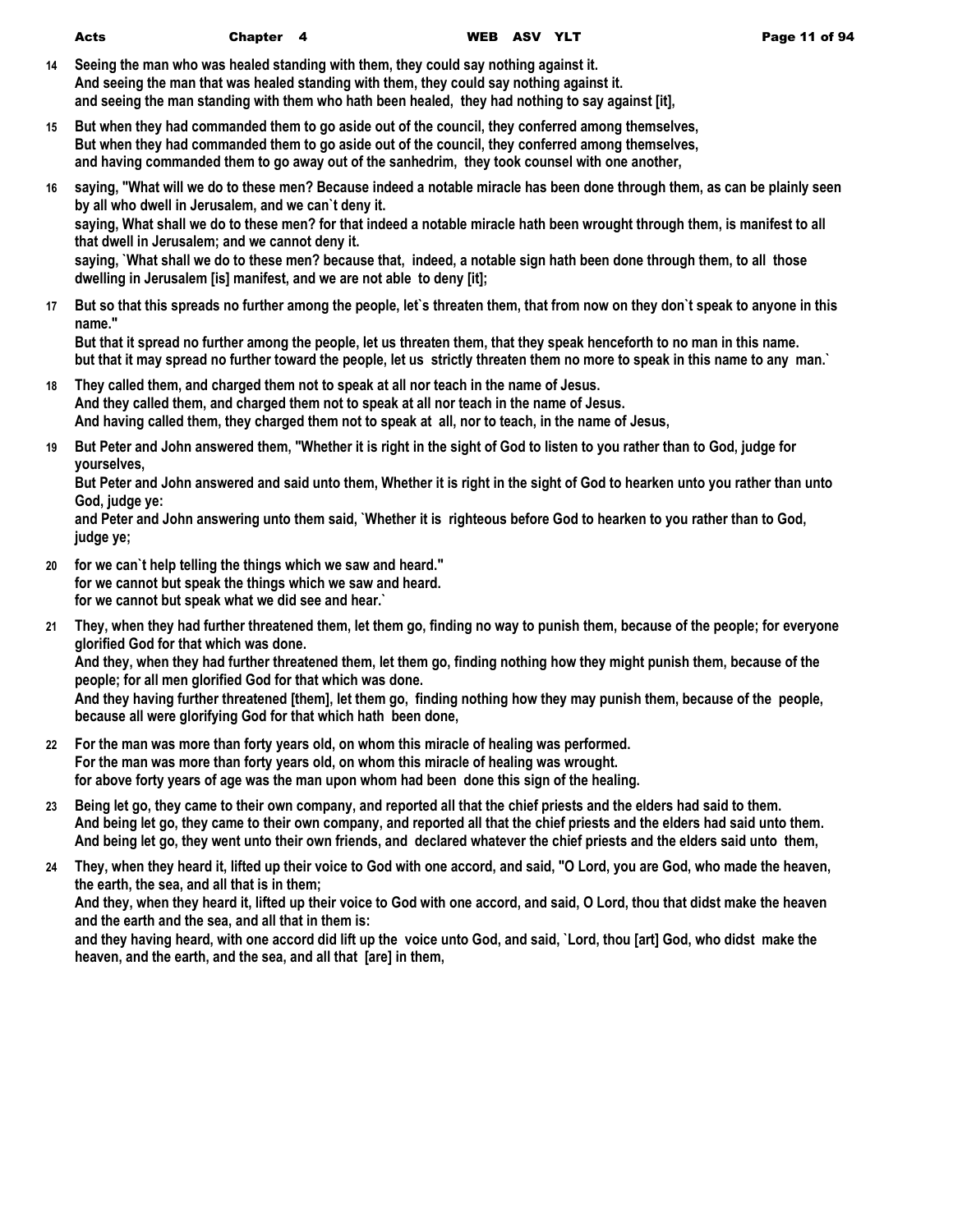**14** Seeing the man who was healed standing with them, they could say nothing against it.
And seeing the man that was healed standing with them, they could say nothing against it.
and seeing the man standing with them who hath been healed, they had nothing to say against [it],

**15** But when they had commanded them to go aside out of the council, they conferred among themselves,
But when they had commanded them to go aside out of the council, they conferred among themselves,
and having commanded them to go away out of the sanhedrim, they took counsel with one another,

**16** saying, "What will we do to these men? Because indeed a notable miracle has been done through them, as can be plainly seen by all who dwell in Jerusalem, and we can`t deny it.
saying, What shall we do to these men? for that indeed a notable miracle hath been wrought through them, is manifest to all that dwell in Jerusalem; and we cannot deny it.
saying, `What shall we do to these men? because that, indeed, a notable sign hath been done through them, to all those dwelling in Jerusalem [is] manifest, and we are not able to deny [it];

**17** But so that this spreads no further among the people, let`s threaten them, that from now on they don`t speak to anyone in this name."
But that it spread no further among the people, let us threaten them, that they speak henceforth to no man in this name.
but that it may spread no further toward the people, let us strictly threaten them no more to speak in this name to any man.`

**18** They called them, and charged them not to speak at all nor teach in the name of Jesus.
And they called them, and charged them not to speak at all nor teach in the name of Jesus.
And having called them, they charged them not to speak at all, nor to teach, in the name of Jesus,

**19** But Peter and John answered them, "Whether it is right in the sight of God to listen to you rather than to God, judge for yourselves,
But Peter and John answered and said unto them, Whether it is right in the sight of God to hearken unto you rather than unto God, judge ye:
and Peter and John answering unto them said, `Whether it is righteous before God to hearken to you rather than to God, judge ye;

**20** for we can`t help telling the things which we saw and heard."
for we cannot but speak the things which we saw and heard.
for we cannot but speak what we did see and hear.`

**21** They, when they had further threatened them, let them go, finding no way to punish them, because of the people; for everyone glorified God for that which was done.
And they, when they had further threatened them, let them go, finding nothing how they might punish them, because of the people; for all men glorified God for that which was done.
And they having further threatened [them], let them go, finding nothing how they may punish them, because of the people, because all were glorifying God for that which hath been done,

**22** For the man was more than forty years old, on whom this miracle of healing was performed.
For the man was more than forty years old, on whom this miracle of healing was wrought.
for above forty years of age was the man upon whom had been done this sign of the healing.

**23** Being let go, they came to their own company, and reported all that the chief priests and the elders had said to them.
And being let go, they came to their own company, and reported all that the chief priests and the elders had said unto them.
And being let go, they went unto their own friends, and declared whatever the chief priests and the elders said unto them,

**24** They, when they heard it, lifted up their voice to God with one accord, and said, "O Lord, you are God, who made the heaven, the earth, the sea, and all that is in them;
And they, when they heard it, lifted up their voice to God with one accord, and said, O Lord, thou that didst make the heaven and the earth and the sea, and all that in them is:
and they having heard, with one accord did lift up the voice unto God, and said, `Lord, thou [art] God, who didst make the heaven, and the earth, and the sea, and all that [are] in them,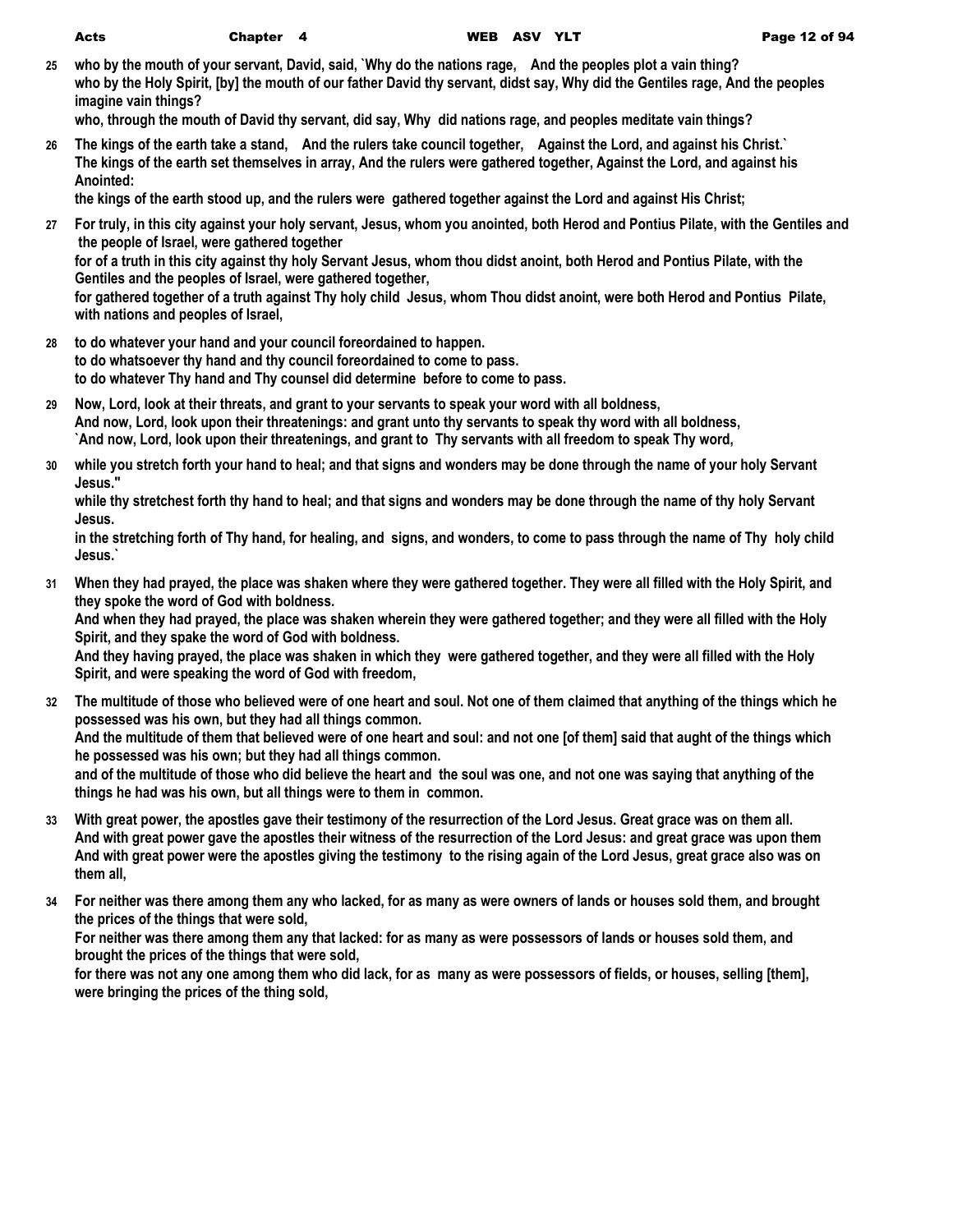25 who by the mouth of your servant, David, said, `Why do the nations rage, And the peoples plot a vain thing?
who by the Holy Spirit, [by] the mouth of our father David thy servant, didst say, Why did the Gentiles rage, And the peoples imagine vain things?
who, through the mouth of David thy servant, did say, Why did nations rage, and peoples meditate vain things?

26 The kings of the earth take a stand, And the rulers take council together, Against the Lord, and against his Christ.`
The kings of the earth set themselves in array, And the rulers were gathered together, Against the Lord, and against his Anointed:
the kings of the earth stood up, and the rulers were gathered together against the Lord and against His Christ;

27 For truly, in this city against your holy servant, Jesus, whom you anointed, both Herod and Pontius Pilate, with the Gentiles and the people of Israel, were gathered together
for of a truth in this city against thy holy Servant Jesus, whom thou didst anoint, both Herod and Pontius Pilate, with the Gentiles and the peoples of Israel, were gathered together,
for gathered together of a truth against Thy holy child Jesus, whom Thou didst anoint, were both Herod and Pontius Pilate, with nations and peoples of Israel,

28 to do whatever your hand and your council foreordained to happen.
to do whatsoever thy hand and thy council foreordained to come to pass.
to do whatever Thy hand and Thy counsel did determine before to come to pass.

29 Now, Lord, look at their threats, and grant to your servants to speak your word with all boldness,
And now, Lord, look upon their threatenings: and grant unto thy servants to speak thy word with all boldness,
`And now, Lord, look upon their threatenings, and grant to Thy servants with all freedom to speak Thy word,

30 while you stretch forth your hand to heal; and that signs and wonders may be done through the name of your holy Servant Jesus."
while thy stretchest forth thy hand to heal; and that signs and wonders may be done through the name of thy holy Servant Jesus.
in the stretching forth of Thy hand, for healing, and signs, and wonders, to come to pass through the name of Thy holy child Jesus.`

31 When they had prayed, the place was shaken where they were gathered together. They were all filled with the Holy Spirit, and they spoke the word of God with boldness.
And when they had prayed, the place was shaken wherein they were gathered together; and they were all filled with the Holy Spirit, and they spake the word of God with boldness.
And they having prayed, the place was shaken in which they were gathered together, and they were all filled with the Holy Spirit, and were speaking the word of God with freedom,

32 The multitude of those who believed were of one heart and soul. Not one of them claimed that anything of the things which he possessed was his own, but they had all things common.
And the multitude of them that believed were of one heart and soul: and not one [of them] said that aught of the things which he possessed was his own; but they had all things common.
and of the multitude of those who did believe the heart and the soul was one, and not one was saying that anything of the things he had was his own, but all things were to them in common.

33 With great power, the apostles gave their testimony of the resurrection of the Lord Jesus. Great grace was on them all.
And with great power gave the apostles their witness of the resurrection of the Lord Jesus: and great grace was upon them
And with great power were the apostles giving the testimony to the rising again of the Lord Jesus, great grace also was on them all,

34 For neither was there among them any who lacked, for as many as were owners of lands or houses sold them, and brought the prices of the things that were sold,
For neither was there among them any that lacked: for as many as were possessors of lands or houses sold them, and brought the prices of the things that were sold,
for there was not any one among them who did lack, for as many as were possessors of fields, or houses, selling [them], were bringing the prices of the thing sold,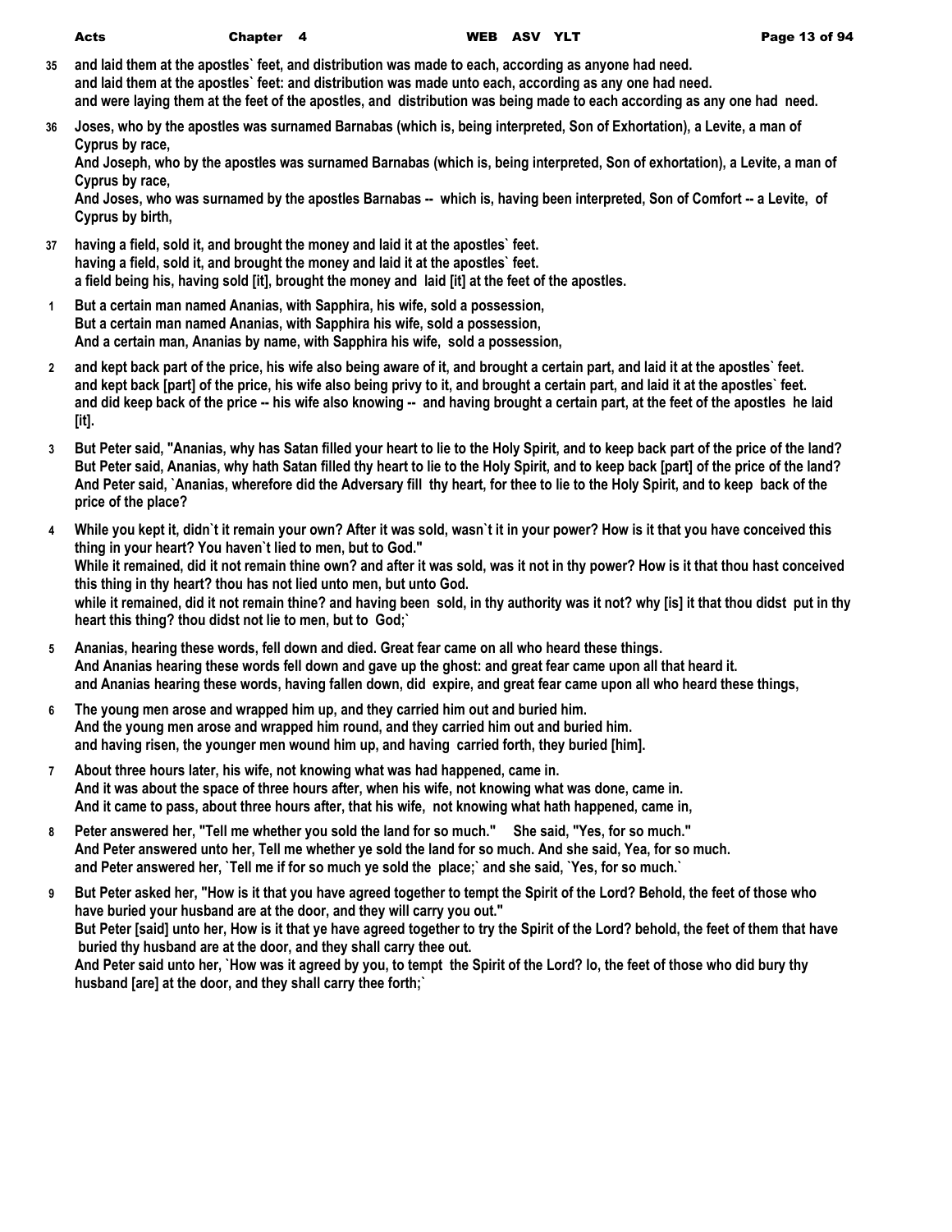**35** and laid them at the apostles` feet, and distribution was made to each, according as anyone had need.
and laid them at the apostles` feet: and distribution was made unto each, according as any one had need.
and were laying them at the feet of the apostles, and distribution was being made to each according as any one had need.

**36** Joses, who by the apostles was surnamed Barnabas (which is, being interpreted, Son of Exhortation), a Levite, a man of Cyprus by race,
And Joseph, who by the apostles was surnamed Barnabas (which is, being interpreted, Son of exhortation), a Levite, a man of Cyprus by race,
And Joses, who was surnamed by the apostles Barnabas -- which is, having been interpreted, Son of Comfort -- a Levite, of Cyprus by birth,

**37** having a field, sold it, and brought the money and laid it at the apostles` feet.
having a field, sold it, and brought the money and laid it at the apostles` feet.
a field being his, having sold [it], brought the money and laid [it] at the feet of the apostles.

**1** But a certain man named Ananias, with Sapphira, his wife, sold a possession,
But a certain man named Ananias, with Sapphira his wife, sold a possession,
And a certain man, Ananias by name, with Sapphira his wife, sold a possession,

**2** and kept back part of the price, his wife also being aware of it, and brought a certain part, and laid it at the apostles` feet.
and kept back [part] of the price, his wife also being privy to it, and brought a certain part, and laid it at the apostles` feet.
and did keep back of the price -- his wife also knowing -- and having brought a certain part, at the feet of the apostles he laid [it].

**3** But Peter said, "Ananias, why has Satan filled your heart to lie to the Holy Spirit, and to keep back part of the price of the land?
But Peter said, Ananias, why hath Satan filled thy heart to lie to the Holy Spirit, and to keep back [part] of the price of the land?
And Peter said, `Ananias, wherefore did the Adversary fill thy heart, for thee to lie to the Holy Spirit, and to keep back of the price of the place?

**4** While you kept it, didn`t it remain your own? After it was sold, wasn`t it in your power? How is it that you have conceived this thing in your heart? You haven`t lied to men, but to God."
While it remained, did it not remain thine own? and after it was sold, was it not in thy power? How is it that thou hast conceived this thing in thy heart? thou has not lied unto men, but unto God.
while it remained, did it not remain thine? and having been sold, in thy authority was it not? why [is] it that thou didst put in thy heart this thing? thou didst not lie to men, but to God;`

**5** Ananias, hearing these words, fell down and died. Great fear came on all who heard these things.
And Ananias hearing these words fell down and gave up the ghost: and great fear came upon all that heard it.
and Ananias hearing these words, having fallen down, did expire, and great fear came upon all who heard these things,

**6** The young men arose and wrapped him up, and they carried him out and buried him.
And the young men arose and wrapped him round, and they carried him out and buried him.
and having risen, the younger men wound him up, and having carried forth, they buried [him].

**7** About three hours later, his wife, not knowing what was had happened, came in.
And it was about the space of three hours after, when his wife, not knowing what was done, came in.
And it came to pass, about three hours after, that his wife, not knowing what hath happened, came in,

**8** Peter answered her, "Tell me whether you sold the land for so much." She said, "Yes, for so much."
And Peter answered unto her, Tell me whether ye sold the land for so much. And she said, Yea, for so much.
and Peter answered her, `Tell me if for so much ye sold the place;` and she said, `Yes, for so much.`

**9** But Peter asked her, "How is it that you have agreed together to tempt the Spirit of the Lord? Behold, the feet of those who have buried your husband are at the door, and they will carry you out."
But Peter [said] unto her, How is it that ye have agreed together to try the Spirit of the Lord? behold, the feet of them that have buried thy husband are at the door, and they shall carry thee out.
And Peter said unto her, `How was it agreed by you, to tempt the Spirit of the Lord? lo, the feet of those who did bury thy husband [are] at the door, and they shall carry thee forth;`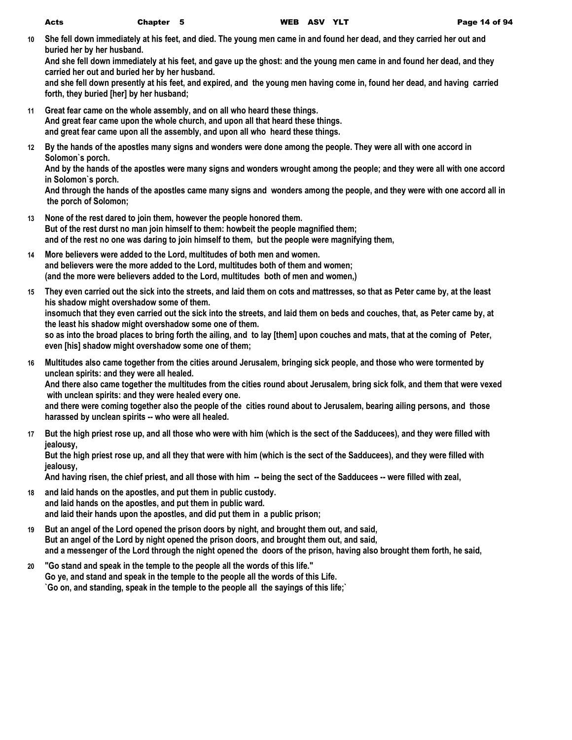**10** She fell down immediately at his feet, and died. The young men came in and found her dead, and they carried her out and buried her by her husband.
And she fell down immediately at his feet, and gave up the ghost: and the young men came in and found her dead, and they carried her out and buried her by her husband.
and she fell down presently at his feet, and expired, and the young men having come in, found her dead, and having carried forth, they buried [her] by her husband;

**11** Great fear came on the whole assembly, and on all who heard these things.
And great fear came upon the whole church, and upon all that heard these things.
and great fear came upon all the assembly, and upon all who heard these things.

**12** By the hands of the apostles many signs and wonders were done among the people. They were all with one accord in Solomon`s porch.
And by the hands of the apostles were many signs and wonders wrought among the people; and they were all with one accord in Solomon`s porch.
And through the hands of the apostles came many signs and wonders among the people, and they were with one accord all in the porch of Solomon;

**13** None of the rest dared to join them, however the people honored them.
But of the rest durst no man join himself to them: howbeit the people magnified them;
and of the rest no one was daring to join himself to them, but the people were magnifying them,

**14** More believers were added to the Lord, multitudes of both men and women.
and believers were the more added to the Lord, multitudes both of them and women;
(and the more were believers added to the Lord, multitudes both of men and women,)

**15** They even carried out the sick into the streets, and laid them on cots and mattresses, so that as Peter came by, at the least his shadow might overshadow some of them.
insomuch that they even carried out the sick into the streets, and laid them on beds and couches, that, as Peter came by, at the least his shadow might overshadow some one of them.
so as into the broad places to bring forth the ailing, and to lay [them] upon couches and mats, that at the coming of Peter, even [his] shadow might overshadow some one of them;

**16** Multitudes also came together from the cities around Jerusalem, bringing sick people, and those who were tormented by unclean spirits: and they were all healed.
And there also came together the multitudes from the cities round about Jerusalem, bring sick folk, and them that were vexed with unclean spirits: and they were healed every one.
and there were coming together also the people of the cities round about to Jerusalem, bearing ailing persons, and those harassed by unclean spirits -- who were all healed.

**17** But the high priest rose up, and all those who were with him (which is the sect of the Sadducees), and they were filled with jealousy,
But the high priest rose up, and all they that were with him (which is the sect of the Sadducees), and they were filled with jealousy,
And having risen, the chief priest, and all those with him -- being the sect of the Sadducees -- were filled with zeal,

**18** and laid hands on the apostles, and put them in public custody.
and laid hands on the apostles, and put them in public ward.
and laid their hands upon the apostles, and did put them in a public prison;

**19** But an angel of the Lord opened the prison doors by night, and brought them out, and said,
But an angel of the Lord by night opened the prison doors, and brought them out, and said,
and a messenger of the Lord through the night opened the doors of the prison, having also brought them forth, he said,

**20** "Go stand and speak in the temple to the people all the words of this life."
Go ye, and stand and speak in the temple to the people all the words of this Life.
`Go on, and standing, speak in the temple to the people all the sayings of this life;`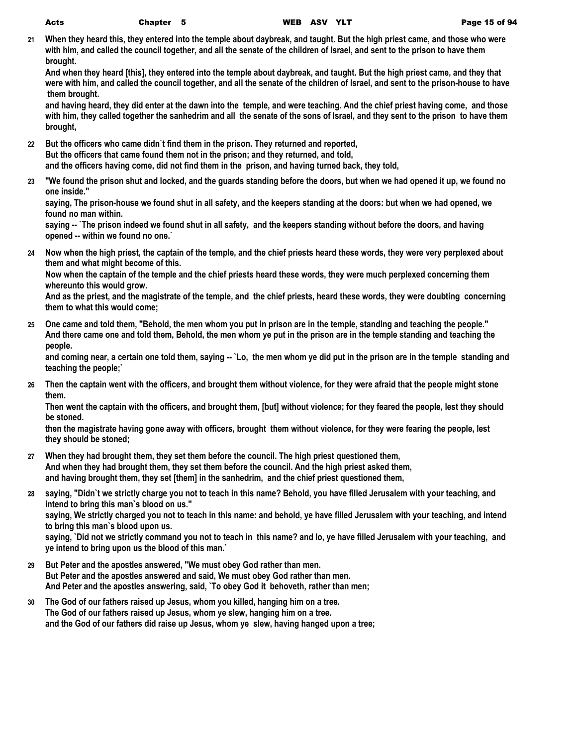**21** **When they heard this, they entered into the temple about daybreak, and taught. But the high priest came, and those who were with him, and called the council together, and all the senate of the children of Israel, and sent to the prison to have them brought.**
**And when they heard [this], they entered into the temple about daybreak, and taught. But the high priest came, and they that were with him, and called the council together, and all the senate of the children of Israel, and sent to the prison-house to have them brought.**
**and having heard, they did enter at the dawn into the temple, and were teaching. And the chief priest having come, and those with him, they called together the sanhedrim and all the senate of the sons of Israel, and they sent to the prison to have them brought,**

**22** **But the officers who came didn`t find them in the prison. They returned and reported,**
**But the officers that came found them not in the prison; and they returned, and told,**
**and the officers having come, did not find them in the prison, and having turned back, they told,**

**23** **"We found the prison shut and locked, and the guards standing before the doors, but when we had opened it up, we found no one inside."**
**saying, The prison-house we found shut in all safety, and the keepers standing at the doors: but when we had opened, we found no man within.**
**saying -- `The prison indeed we found shut in all safety, and the keepers standing without before the doors, and having opened -- within we found no one.`**

**24** **Now when the high priest, the captain of the temple, and the chief priests heard these words, they were very perplexed about them and what might become of this.**
**Now when the captain of the temple and the chief priests heard these words, they were much perplexed concerning them whereunto this would grow.**
**And as the priest, and the magistrate of the temple, and the chief priests, heard these words, they were doubting concerning them to what this would come;**

**25** **One came and told them, "Behold, the men whom you put in prison are in the temple, standing and teaching the people."**
**And there came one and told them, Behold, the men whom ye put in the prison are in the temple standing and teaching the people.**
**and coming near, a certain one told them, saying -- `Lo, the men whom ye did put in the prison are in the temple standing and teaching the people;`**

**26** **Then the captain went with the officers, and brought them without violence, for they were afraid that the people might stone them.**
**Then went the captain with the officers, and brought them, [but] without violence; for they feared the people, lest they should be stoned.**
**then the magistrate having gone away with officers, brought them without violence, for they were fearing the people, lest they should be stoned;**

**27** **When they had brought them, they set them before the council. The high priest questioned them,**
**And when they had brought them, they set them before the council. And the high priest asked them,**
**and having brought them, they set [them] in the sanhedrim, and the chief priest questioned them,**

**28** **saying, "Didn`t we strictly charge you not to teach in this name? Behold, you have filled Jerusalem with your teaching, and intend to bring this man`s blood on us."**
**saying, We strictly charged you not to teach in this name: and behold, ye have filled Jerusalem with your teaching, and intend to bring this man`s blood upon us.**
**saying, `Did not we strictly command you not to teach in this name? and lo, ye have filled Jerusalem with your teaching, and ye intend to bring upon us the blood of this man.`**

**29** **But Peter and the apostles answered, "We must obey God rather than men.**
**But Peter and the apostles answered and said, We must obey God rather than men.**
**And Peter and the apostles answering, said, `To obey God it behoveth, rather than men;**

**30** **The God of our fathers raised up Jesus, whom you killed, hanging him on a tree.**
**The God of our fathers raised up Jesus, whom ye slew, hanging him on a tree.**
**and the God of our fathers did raise up Jesus, whom ye slew, having hanged upon a tree;**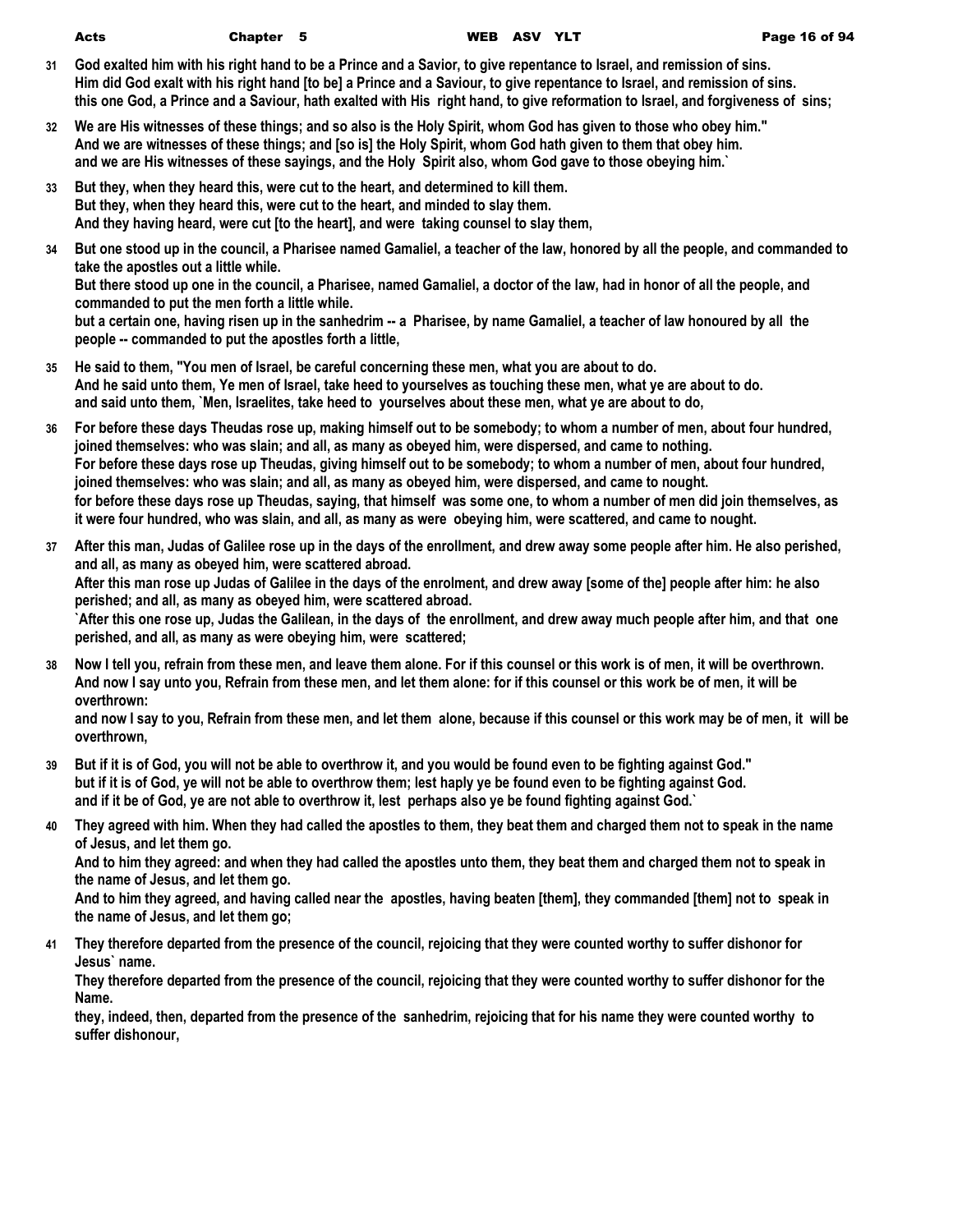31 God exalted him with his right hand to be a Prince and a Savior, to give repentance to Israel, and remission of sins.
Him did God exalt with his right hand [to be] a Prince and a Saviour, to give repentance to Israel, and remission of sins.
this one God, a Prince and a Saviour, hath exalted with His right hand, to give reformation to Israel, and forgiveness of sins;

32 We are His witnesses of these things; and so also is the Holy Spirit, whom God has given to those who obey him."
And we are witnesses of these things; and [so is] the Holy Spirit, whom God hath given to them that obey him.
and we are His witnesses of these sayings, and the Holy Spirit also, whom God gave to those obeying him.`

33 But they, when they heard this, were cut to the heart, and determined to kill them.
But they, when they heard this, were cut to the heart, and minded to slay them.
And they having heard, were cut [to the heart], and were taking counsel to slay them,

34 But one stood up in the council, a Pharisee named Gamaliel, a teacher of the law, honored by all the people, and commanded to take the apostles out a little while.
But there stood up one in the council, a Pharisee, named Gamaliel, a doctor of the law, had in honor of all the people, and commanded to put the men forth a little while.
but a certain one, having risen up in the sanhedrim -- a Pharisee, by name Gamaliel, a teacher of law honoured by all the people -- commanded to put the apostles forth a little,

35 He said to them, "You men of Israel, be careful concerning these men, what you are about to do.
And he said unto them, Ye men of Israel, take heed to yourselves as touching these men, what ye are about to do.
and said unto them, `Men, Israelites, take heed to yourselves about these men, what ye are about to do,

36 For before these days Theudas rose up, making himself out to be somebody; to whom a number of men, about four hundred, joined themselves: who was slain; and all, as many as obeyed him, were dispersed, and came to nothing.
For before these days rose up Theudas, giving himself out to be somebody; to whom a number of men, about four hundred, joined themselves: who was slain; and all, as many as obeyed him, were dispersed, and came to nought.
for before these days rose up Theudas, saying, that himself was some one, to whom a number of men did join themselves, as it were four hundred, who was slain, and all, as many as were obeying him, were scattered, and came to nought.

37 After this man, Judas of Galilee rose up in the days of the enrollment, and drew away some people after him. He also perished, and all, as many as obeyed him, were scattered abroad.
After this man rose up Judas of Galilee in the days of the enrolment, and drew away [some of the] people after him: he also perished; and all, as many as obeyed him, were scattered abroad.
`After this one rose up, Judas the Galilean, in the days of the enrollment, and drew away much people after him, and that one perished, and all, as many as were obeying him, were scattered;

38 Now I tell you, refrain from these men, and leave them alone. For if this counsel or this work is of men, it will be overthrown.
And now I say unto you, Refrain from these men, and let them alone: for if this counsel or this work be of men, it will be overthrown:
and now I say to you, Refrain from these men, and let them alone, because if this counsel or this work may be of men, it will be overthrown,

39 But if it is of God, you will not be able to overthrow it, and you would be found even to be fighting against God."
but if it is of God, ye will not be able to overthrow them; lest haply ye be found even to be fighting against God.
and if it be of God, ye are not able to overthrow it, lest perhaps also ye be found fighting against God.`

40 They agreed with him. When they had called the apostles to them, they beat them and charged them not to speak in the name of Jesus, and let them go.
And to him they agreed: and when they had called the apostles unto them, they beat them and charged them not to speak in the name of Jesus, and let them go.
And to him they agreed, and having called near the apostles, having beaten [them], they commanded [them] not to speak in the name of Jesus, and let them go;

41 They therefore departed from the presence of the council, rejoicing that they were counted worthy to suffer dishonor for Jesus` name.
They therefore departed from the presence of the council, rejoicing that they were counted worthy to suffer dishonor for the Name.
they, indeed, then, departed from the presence of the sanhedrim, rejoicing that for his name they were counted worthy to suffer dishonour,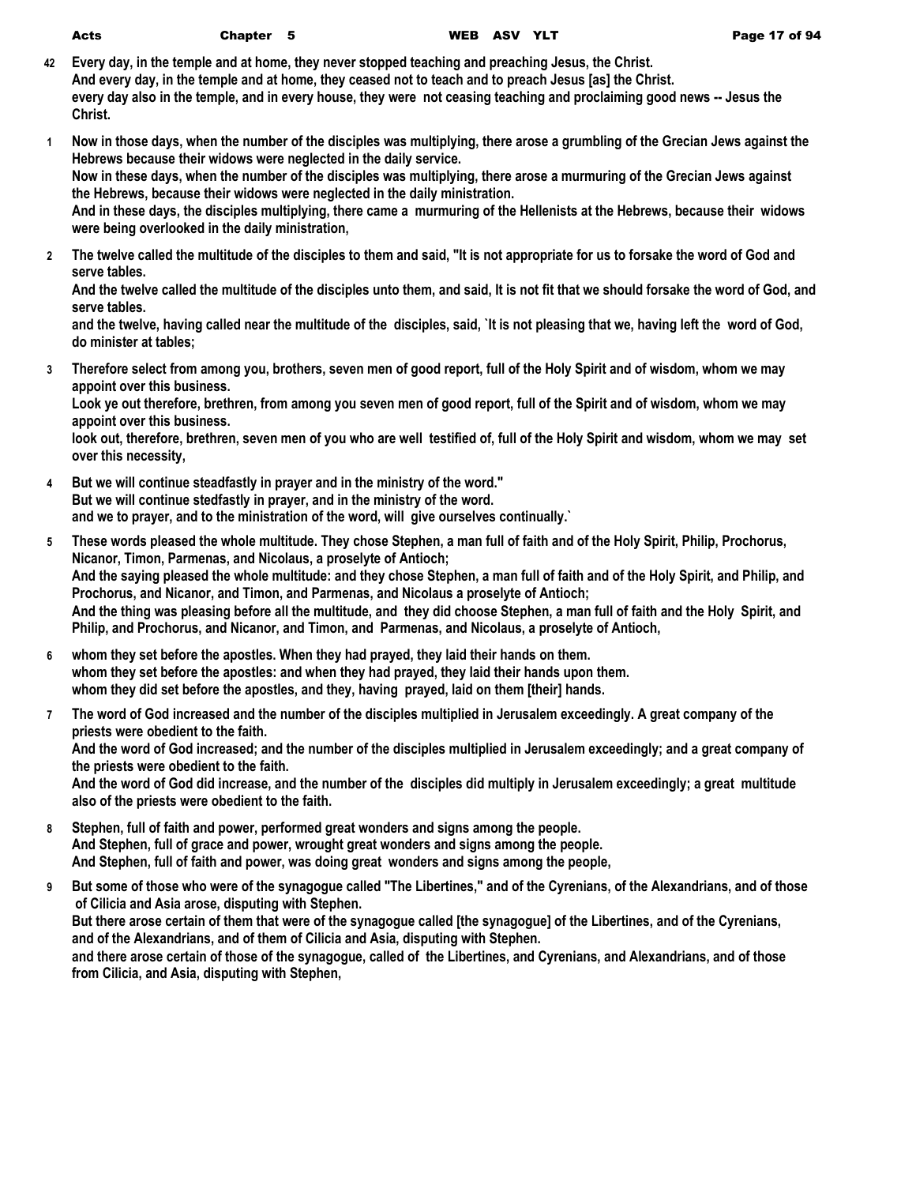**42** Every day, in the temple and at home, they never stopped teaching and preaching Jesus, the Christ.
And every day, in the temple and at home, they ceased not to teach and to preach Jesus [as] the Christ.
every day also in the temple, and in every house, they were not ceasing teaching and proclaiming good news -- Jesus the Christ.

**1** Now in those days, when the number of the disciples was multiplying, there arose a grumbling of the Grecian Jews against the Hebrews because their widows were neglected in the daily service.
Now in these days, when the number of the disciples was multiplying, there arose a murmuring of the Grecian Jews against the Hebrews, because their widows were neglected in the daily ministration.
And in these days, the disciples multiplying, there came a murmuring of the Hellenists at the Hebrews, because their widows were being overlooked in the daily ministration,

**2** The twelve called the multitude of the disciples to them and said, "It is not appropriate for us to forsake the word of God and serve tables.
And the twelve called the multitude of the disciples unto them, and said, It is not fit that we should forsake the word of God, and serve tables.
and the twelve, having called near the multitude of the disciples, said, `It is not pleasing that we, having left the word of God, do minister at tables;

**3** Therefore select from among you, brothers, seven men of good report, full of the Holy Spirit and of wisdom, whom we may appoint over this business.
Look ye out therefore, brethren, from among you seven men of good report, full of the Spirit and of wisdom, whom we may appoint over this business.
look out, therefore, brethren, seven men of you who are well testified of, full of the Holy Spirit and wisdom, whom we may set over this necessity,

**4** But we will continue steadfastly in prayer and in the ministry of the word."
But we will continue stedfastly in prayer, and in the ministry of the word.
and we to prayer, and to the ministration of the word, will give ourselves continually.`

**5** These words pleased the whole multitude. They chose Stephen, a man full of faith and of the Holy Spirit, Philip, Prochorus, Nicanor, Timon, Parmenas, and Nicolaus, a proselyte of Antioch;
And the saying pleased the whole multitude: and they chose Stephen, a man full of faith and of the Holy Spirit, and Philip, and Prochorus, and Nicanor, and Timon, and Parmenas, and Nicolaus a proselyte of Antioch;
And the thing was pleasing before all the multitude, and they did choose Stephen, a man full of faith and the Holy Spirit, and Philip, and Prochorus, and Nicanor, and Timon, and Parmenas, and Nicolaus, a proselyte of Antioch,

**6** whom they set before the apostles. When they had prayed, they laid their hands on them.
whom they set before the apostles: and when they had prayed, they laid their hands upon them.
whom they did set before the apostles, and they, having prayed, laid on them [their] hands.

**7** The word of God increased and the number of the disciples multiplied in Jerusalem exceedingly. A great company of the priests were obedient to the faith.
And the word of God increased; and the number of the disciples multiplied in Jerusalem exceedingly; and a great company of the priests were obedient to the faith.
And the word of God did increase, and the number of the disciples did multiply in Jerusalem exceedingly; a great multitude also of the priests were obedient to the faith.

**8** Stephen, full of faith and power, performed great wonders and signs among the people.
And Stephen, full of grace and power, wrought great wonders and signs among the people.
And Stephen, full of faith and power, was doing great wonders and signs among the people,

**9** But some of those who were of the synagogue called "The Libertines," and of the Cyrenians, of the Alexandrians, and of those of Cilicia and Asia arose, disputing with Stephen.
But there arose certain of them that were of the synagogue called [the synagogue] of the Libertines, and of the Cyrenians, and of the Alexandrians, and of them of Cilicia and Asia, disputing with Stephen.
and there arose certain of those of the synagogue, called of the Libertines, and Cyrenians, and Alexandrians, and of those from Cilicia, and Asia, disputing with Stephen,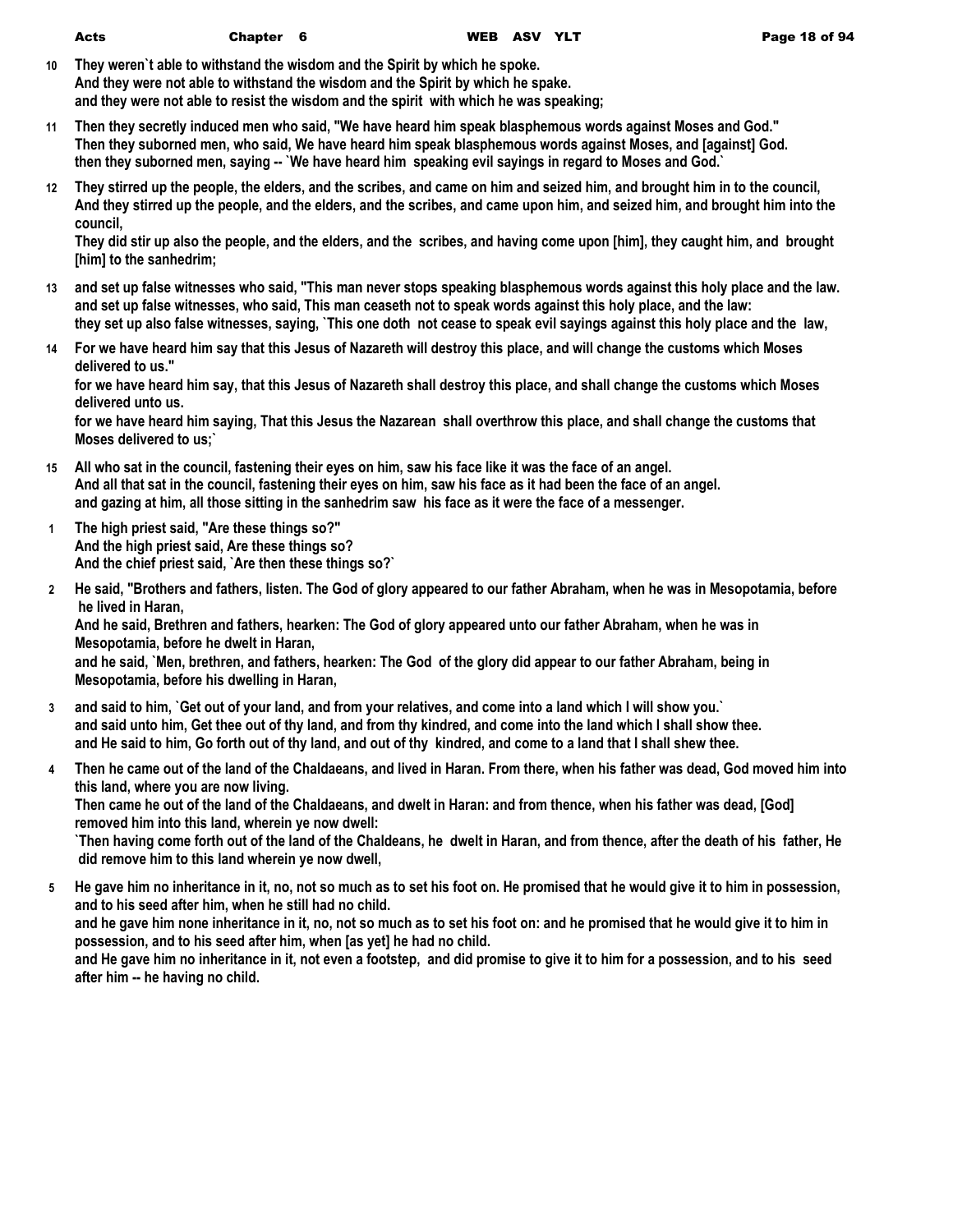10 They weren`t able to withstand the wisdom and the Spirit by which he spoke.
And they were not able to withstand the wisdom and the Spirit by which he spake.
and they were not able to resist the wisdom and the spirit with which he was speaking;

11 Then they secretly induced men who said, "We have heard him speak blasphemous words against Moses and God."
Then they suborned men, who said, We have heard him speak blasphemous words against Moses, and [against] God.
then they suborned men, saying -- `We have heard him speaking evil sayings in regard to Moses and God.`

12 They stirred up the people, the elders, and the scribes, and came on him and seized him, and brought him in to the council,
And they stirred up the people, and the elders, and the scribes, and came upon him, and seized him, and brought him into the council,
They did stir up also the people, and the elders, and the scribes, and having come upon [him], they caught him, and brought [him] to the sanhedrim;

13 and set up false witnesses who said, "This man never stops speaking blasphemous words against this holy place and the law.
and set up false witnesses, who said, This man ceaseth not to speak words against this holy place, and the law:
they set up also false witnesses, saying, `This one doth not cease to speak evil sayings against this holy place and the law,

14 For we have heard him say that this Jesus of Nazareth will destroy this place, and will change the customs which Moses delivered to us."
for we have heard him say, that this Jesus of Nazareth shall destroy this place, and shall change the customs which Moses delivered unto us.
for we have heard him saying, That this Jesus the Nazarean shall overthrow this place, and shall change the customs that Moses delivered to us;`

15 All who sat in the council, fastening their eyes on him, saw his face like it was the face of an angel.
And all that sat in the council, fastening their eyes on him, saw his face as it had been the face of an angel.
and gazing at him, all those sitting in the sanhedrim saw his face as it were the face of a messenger.

1 The high priest said, "Are these things so?"
And the high priest said, Are these things so?
And the chief priest said, `Are then these things so?`

2 He said, "Brothers and fathers, listen. The God of glory appeared to our father Abraham, when he was in Mesopotamia, before he lived in Haran,
And he said, Brethren and fathers, hearken: The God of glory appeared unto our father Abraham, when he was in Mesopotamia, before he dwelt in Haran,
and he said, `Men, brethren, and fathers, hearken: The God of the glory did appear to our father Abraham, being in Mesopotamia, before his dwelling in Haran,

3 and said to him, `Get out of your land, and from your relatives, and come into a land which I will show you.`
and said unto him, Get thee out of thy land, and from thy kindred, and come into the land which I shall show thee.
and He said to him, Go forth out of thy land, and out of thy kindred, and come to a land that I shall shew thee.

4 Then he came out of the land of the Chaldaeans, and lived in Haran. From there, when his father was dead, God moved him into this land, where you are now living.
Then came he out of the land of the Chaldaeans, and dwelt in Haran: and from thence, when his father was dead, [God] removed him into this land, wherein ye now dwell:
`Then having come forth out of the land of the Chaldeans, he dwelt in Haran, and from thence, after the death of his father, He did remove him to this land wherein ye now dwell,

5 He gave him no inheritance in it, no, not so much as to set his foot on. He promised that he would give it to him in possession, and to his seed after him, when he still had no child.
and he gave him none inheritance in it, no, not so much as to set his foot on: and he promised that he would give it to him in possession, and to his seed after him, when [as yet] he had no child.
and He gave him no inheritance in it, not even a footstep, and did promise to give it to him for a possession, and to his seed after him -- he having no child.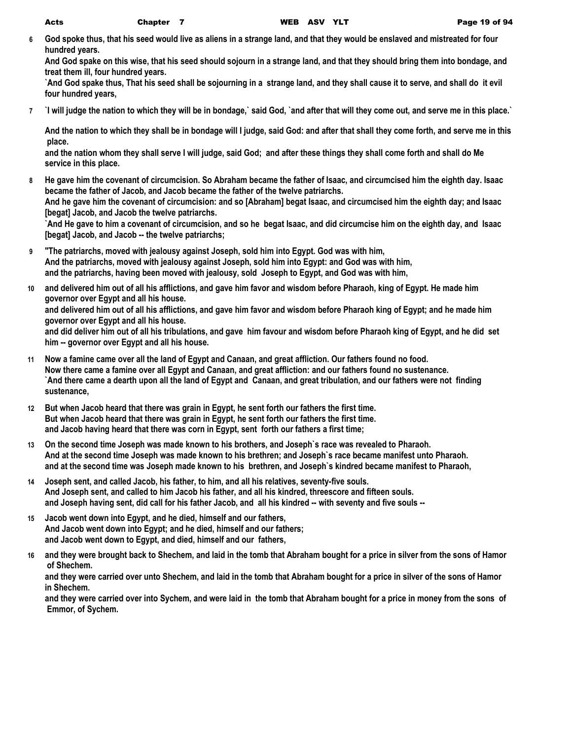**6** God spoke thus, that his seed would live as aliens in a strange land, and that they would be enslaved and mistreated for four hundred years.
And God spake on this wise, that his seed should sojourn in a strange land, and that they should bring them into bondage, and treat them ill, four hundred years.
`And God spake thus, That his seed shall be sojourning in a strange land, and they shall cause it to serve, and shall do it evil four hundred years,

**7** `I will judge the nation to which they will be in bondage,` said God, `and after that will they come out, and serve me in this place.`
And the nation to which they shall be in bondage will I judge, said God: and after that shall they come forth, and serve me in this place.
and the nation whom they shall serve I will judge, said God; and after these things they shall come forth and shall do Me service in this place.

**8** He gave him the covenant of circumcision. So Abraham became the father of Isaac, and circumcised him the eighth day. Isaac became the father of Jacob, and Jacob became the father of the twelve patriarchs.
And he gave him the covenant of circumcision: and so [Abraham] begat Isaac, and circumcised him the eighth day; and Isaac [begat] Jacob, and Jacob the twelve patriarchs.
`And He gave to him a covenant of circumcision, and so he begat Isaac, and did circumcise him on the eighth day, and Isaac [begat] Jacob, and Jacob -- the twelve patriarchs;

**9** "The patriarchs, moved with jealousy against Joseph, sold him into Egypt. God was with him,
And the patriarchs, moved with jealousy against Joseph, sold him into Egypt: and God was with him,
and the patriarchs, having been moved with jealousy, sold Joseph to Egypt, and God was with him,

**10** and delivered him out of all his afflictions, and gave him favor and wisdom before Pharaoh, king of Egypt. He made him governor over Egypt and all his house.
and delivered him out of all his afflictions, and gave him favor and wisdom before Pharaoh king of Egypt; and he made him governor over Egypt and all his house.
and did deliver him out of all his tribulations, and gave him favour and wisdom before Pharaoh king of Egypt, and he did set him -- governor over Egypt and all his house.

**11** Now a famine came over all the land of Egypt and Canaan, and great affliction. Our fathers found no food.
Now there came a famine over all Egypt and Canaan, and great affliction: and our fathers found no sustenance.
`And there came a dearth upon all the land of Egypt and Canaan, and great tribulation, and our fathers were not finding sustenance,

**12** But when Jacob heard that there was grain in Egypt, he sent forth our fathers the first time.
But when Jacob heard that there was grain in Egypt, he sent forth our fathers the first time.
and Jacob having heard that there was corn in Egypt, sent forth our fathers a first time;

**13** On the second time Joseph was made known to his brothers, and Joseph`s race was revealed to Pharaoh.
And at the second time Joseph was made known to his brethren; and Joseph`s race became manifest unto Pharaoh.
and at the second time was Joseph made known to his brethren, and Joseph`s kindred became manifest to Pharaoh,

**14** Joseph sent, and called Jacob, his father, to him, and all his relatives, seventy-five souls.
And Joseph sent, and called to him Jacob his father, and all his kindred, threescore and fifteen souls.
and Joseph having sent, did call for his father Jacob, and all his kindred -- with seventy and five souls --

**15** Jacob went down into Egypt, and he died, himself and our fathers,
And Jacob went down into Egypt; and he died, himself and our fathers;
and Jacob went down to Egypt, and died, himself and our fathers,

**16** and they were brought back to Shechem, and laid in the tomb that Abraham bought for a price in silver from the sons of Hamor of Shechem.
and they were carried over unto Shechem, and laid in the tomb that Abraham bought for a price in silver of the sons of Hamor in Shechem.
and they were carried over into Sychem, and were laid in the tomb that Abraham bought for a price in money from the sons of Emmor, of Sychem.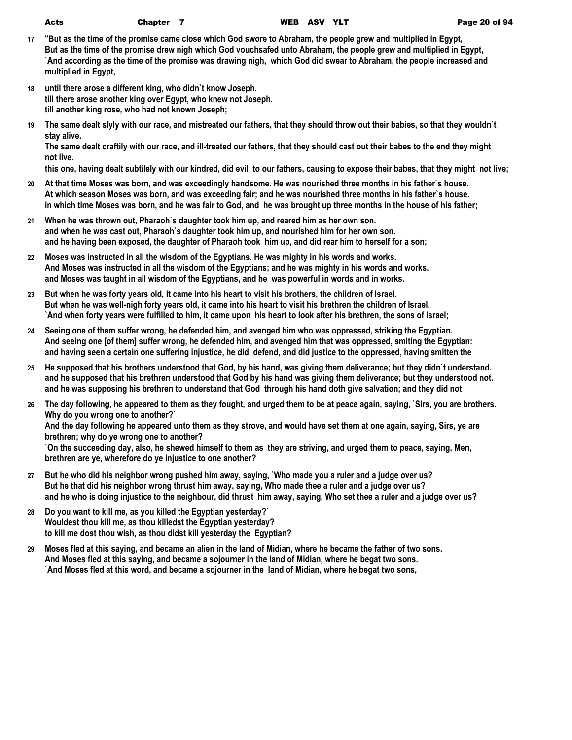17 "But as the time of the promise came close which God swore to Abraham, the people grew and multiplied in Egypt,
But as the time of the promise drew nigh which God vouchsafed unto Abraham, the people grew and multiplied in Egypt,
`And according as the time of the promise was drawing nigh, which God did swear to Abraham, the people increased and multiplied in Egypt,

18 until there arose a different king, who didn`t know Joseph.
till there arose another king over Egypt, who knew not Joseph.
till another king rose, who had not known Joseph;

19 The same dealt slyly with our race, and mistreated our fathers, that they should throw out their babies, so that they wouldn`t stay alive.
The same dealt craftily with our race, and ill-treated our fathers, that they should cast out their babes to the end they might not live.
this one, having dealt subtilely with our kindred, did evil to our fathers, causing to expose their babes, that they might not live;

20 At that time Moses was born, and was exceedingly handsome. He was nourished three months in his father`s house.
At which season Moses was born, and was exceeding fair; and he was nourished three months in his father`s house.
in which time Moses was born, and he was fair to God, and he was brought up three months in the house of his father;

21 When he was thrown out, Pharaoh`s daughter took him up, and reared him as her own son.
and when he was cast out, Pharaoh`s daughter took him up, and nourished him for her own son.
and he having been exposed, the daughter of Pharaoh took him up, and did rear him to herself for a son;

22 Moses was instructed in all the wisdom of the Egyptians. He was mighty in his words and works.
And Moses was instructed in all the wisdom of the Egyptians; and he was mighty in his words and works.
and Moses was taught in all wisdom of the Egyptians, and he was powerful in words and in works.

23 But when he was forty years old, it came into his heart to visit his brothers, the children of Israel.
But when he was well-nigh forty years old, it came into his heart to visit his brethren the children of Israel.
`And when forty years were fulfilled to him, it came upon his heart to look after his brethren, the sons of Israel;

24 Seeing one of them suffer wrong, he defended him, and avenged him who was oppressed, striking the Egyptian.
And seeing one [of them] suffer wrong, he defended him, and avenged him that was oppressed, smiting the Egyptian:
and having seen a certain one suffering injustice, he did defend, and did justice to the oppressed, having smitten the

25 He supposed that his brothers understood that God, by his hand, was giving them deliverance; but they didn`t understand.
and he supposed that his brethren understood that God by his hand was giving them deliverance; but they understood not.
and he was supposing his brethren to understand that God through his hand doth give salvation; and they did not

26 The day following, he appeared to them as they fought, and urged them to be at peace again, saying, `Sirs, you are brothers. Why do you wrong one to another?`
And the day following he appeared unto them as they strove, and would have set them at one again, saying, Sirs, ye are brethren; why do ye wrong one to another?
`On the succeeding day, also, he shewed himself to them as they are striving, and urged them to peace, saying, Men, brethren are ye, wherefore do ye injustice to one another?

27 But he who did his neighbor wrong pushed him away, saying, `Who made you a ruler and a judge over us?
But he that did his neighbor wrong thrust him away, saying, Who made thee a ruler and a judge over us?
and he who is doing injustice to the neighbour, did thrust him away, saying, Who set thee a ruler and a judge over us?

28 Do you want to kill me, as you killed the Egyptian yesterday?`
Wouldest thou kill me, as thou killedst the Egyptian yesterday?
to kill me dost thou wish, as thou didst kill yesterday the Egyptian?

29 Moses fled at this saying, and became an alien in the land of Midian, where he became the father of two sons.
And Moses fled at this saying, and became a sojourner in the land of Midian, where he begat two sons.
`And Moses fled at this word, and became a sojourner in the land of Midian, where he begat two sons,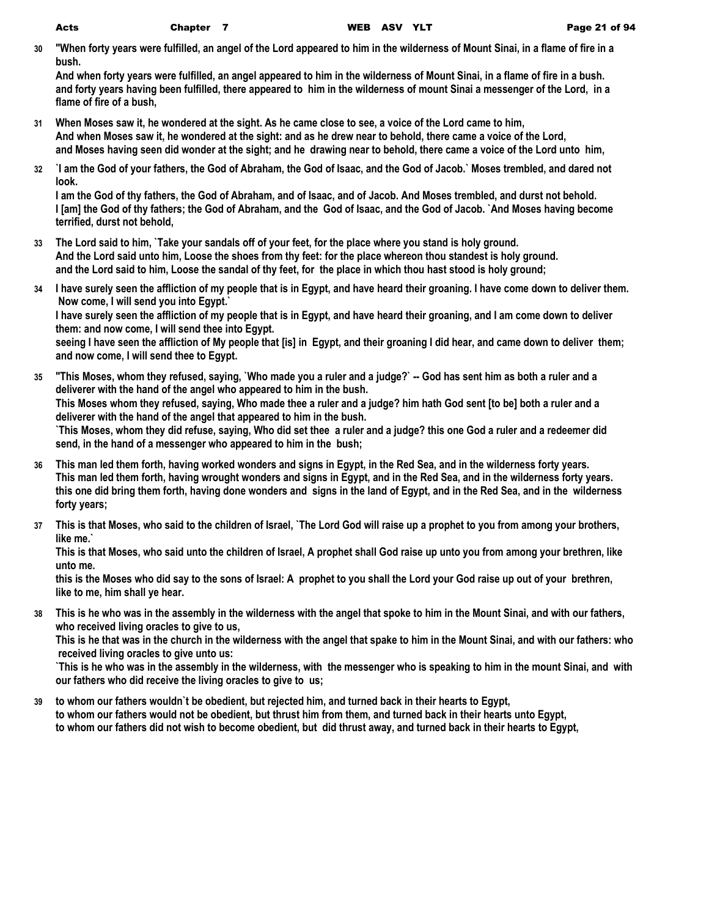**30** "When forty years were fulfilled, an angel of the Lord appeared to him in the wilderness of Mount Sinai, in a flame of fire in a bush.
And when forty years were fulfilled, an angel appeared to him in the wilderness of Mount Sinai, in a flame of fire in a bush.
and forty years having been fulfilled, there appeared to him in the wilderness of mount Sinai a messenger of the Lord, in a flame of fire of a bush,

**31** When Moses saw it, he wondered at the sight. As he came close to see, a voice of the Lord came to him,
And when Moses saw it, he wondered at the sight: and as he drew near to behold, there came a voice of the Lord,
and Moses having seen did wonder at the sight; and he drawing near to behold, there came a voice of the Lord unto him,

**32** `I am the God of your fathers, the God of Abraham, the God of Isaac, and the God of Jacob.` Moses trembled, and dared not look.
I am the God of thy fathers, the God of Abraham, and of Isaac, and of Jacob. And Moses trembled, and durst not behold.
I [am] the God of thy fathers; the God of Abraham, and the God of Isaac, and the God of Jacob. `And Moses having become terrified, durst not behold,

**33** The Lord said to him, `Take your sandals off of your feet, for the place where you stand is holy ground.
And the Lord said unto him, Loose the shoes from thy feet: for the place whereon thou standest is holy ground.
and the Lord said to him, Loose the sandal of thy feet, for the place in which thou hast stood is holy ground;

**34** I have surely seen the affliction of my people that is in Egypt, and have heard their groaning. I have come down to deliver them. Now come, I will send you into Egypt.`
I have surely seen the affliction of my people that is in Egypt, and have heard their groaning, and I am come down to deliver them: and now come, I will send thee into Egypt.
seeing I have seen the affliction of My people that [is] in Egypt, and their groaning I did hear, and came down to deliver them; and now come, I will send thee to Egypt.

**35** "This Moses, whom they refused, saying, `Who made you a ruler and a judge?` -- God has sent him as both a ruler and a deliverer with the hand of the angel who appeared to him in the bush.
This Moses whom they refused, saying, Who made thee a ruler and a judge? him hath God sent [to be] both a ruler and a deliverer with the hand of the angel that appeared to him in the bush.
`This Moses, whom they did refuse, saying, Who did set thee a ruler and a judge? this one God a ruler and a redeemer did send, in the hand of a messenger who appeared to him in the bush;

**36** This man led them forth, having worked wonders and signs in Egypt, in the Red Sea, and in the wilderness forty years.
This man led them forth, having wrought wonders and signs in Egypt, and in the Red Sea, and in the wilderness forty years.
this one did bring them forth, having done wonders and signs in the land of Egypt, and in the Red Sea, and in the wilderness forty years;

**37** This is that Moses, who said to the children of Israel, `The Lord God will raise up a prophet to you from among your brothers, like me.`
This is that Moses, who said unto the children of Israel, A prophet shall God raise up unto you from among your brethren, like unto me.
this is the Moses who did say to the sons of Israel: A prophet to you shall the Lord your God raise up out of your brethren, like to me, him shall ye hear.

**38** This is he who was in the assembly in the wilderness with the angel that spoke to him in the Mount Sinai, and with our fathers, who received living oracles to give to us,
This is he that was in the church in the wilderness with the angel that spake to him in the Mount Sinai, and with our fathers: who received living oracles to give unto us:
`This is he who was in the assembly in the wilderness, with the messenger who is speaking to him in the mount Sinai, and with our fathers who did receive the living oracles to give to us;

**39** to whom our fathers wouldn`t be obedient, but rejected him, and turned back in their hearts to Egypt,
to whom our fathers would not be obedient, but thrust him from them, and turned back in their hearts unto Egypt,
to whom our fathers did not wish to become obedient, but did thrust away, and turned back in their hearts to Egypt,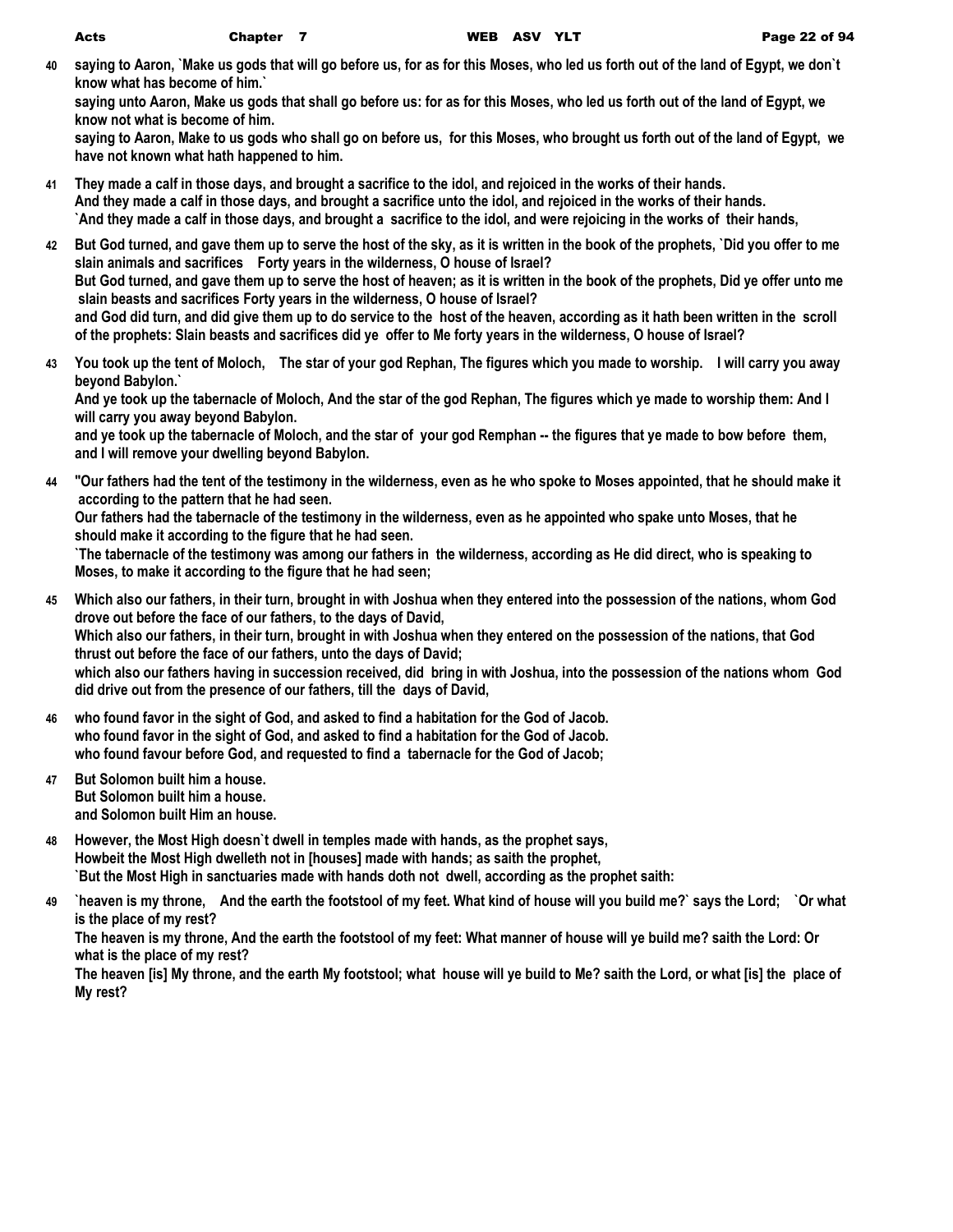**40** saying to Aaron, `Make us gods that will go before us, for as for this Moses, who led us forth out of the land of Egypt, we don`t know what has become of him.`
saying unto Aaron, Make us gods that shall go before us: for as for this Moses, who led us forth out of the land of Egypt, we know not what is become of him.
saying to Aaron, Make to us gods who shall go on before us, for this Moses, who brought us forth out of the land of Egypt, we have not known what hath happened to him.

**41** They made a calf in those days, and brought a sacrifice to the idol, and rejoiced in the works of their hands.
And they made a calf in those days, and brought a sacrifice unto the idol, and rejoiced in the works of their hands.
`And they made a calf in those days, and brought a sacrifice to the idol, and were rejoicing in the works of their hands,

**42** But God turned, and gave them up to serve the host of the sky, as it is written in the book of the prophets, `Did you offer to me slain animals and sacrifices Forty years in the wilderness, O house of Israel?
But God turned, and gave them up to serve the host of heaven; as it is written in the book of the prophets, Did ye offer unto me slain beasts and sacrifices Forty years in the wilderness, O house of Israel?
and God did turn, and did give them up to do service to the host of the heaven, according as it hath been written in the scroll of the prophets: Slain beasts and sacrifices did ye offer to Me forty years in the wilderness, O house of Israel?

**43** You took up the tent of Moloch, The star of your god Rephan, The figures which you made to worship. I will carry you away beyond Babylon.`
And ye took up the tabernacle of Moloch, And the star of the god Rephan, The figures which ye made to worship them: And I will carry you away beyond Babylon.
and ye took up the tabernacle of Moloch, and the star of your god Remphan -- the figures that ye made to bow before them, and I will remove your dwelling beyond Babylon.

**44** "Our fathers had the tent of the testimony in the wilderness, even as he who spoke to Moses appointed, that he should make it according to the pattern that he had seen.
Our fathers had the tabernacle of the testimony in the wilderness, even as he appointed who spake unto Moses, that he should make it according to the figure that he had seen.
`The tabernacle of the testimony was among our fathers in the wilderness, according as He did direct, who is speaking to Moses, to make it according to the figure that he had seen;

**45** Which also our fathers, in their turn, brought in with Joshua when they entered into the possession of the nations, whom God drove out before the face of our fathers, to the days of David,
Which also our fathers, in their turn, brought in with Joshua when they entered on the possession of the nations, that God thrust out before the face of our fathers, unto the days of David;
which also our fathers having in succession received, did bring in with Joshua, into the possession of the nations whom God did drive out from the presence of our fathers, till the days of David,

**46** who found favor in the sight of God, and asked to find a habitation for the God of Jacob.
who found favor in the sight of God, and asked to find a habitation for the God of Jacob.
who found favour before God, and requested to find a tabernacle for the God of Jacob;

**47** But Solomon built him a house.
But Solomon built him a house.
and Solomon built Him an house.

**48** However, the Most High doesn`t dwell in temples made with hands, as the prophet says,
Howbeit the Most High dwelleth not in [houses] made with hands; as saith the prophet,
`But the Most High in sanctuaries made with hands doth not dwell, according as the prophet saith:

**49** `heaven is my throne, And the earth the footstool of my feet. What kind of house will you build me?` says the Lord; `Or what is the place of my rest?
The heaven is my throne, And the earth the footstool of my feet: What manner of house will ye build me? saith the Lord: Or what is the place of my rest?
The heaven [is] My throne, and the earth My footstool; what house will ye build to Me? saith the Lord, or what [is] the place of My rest?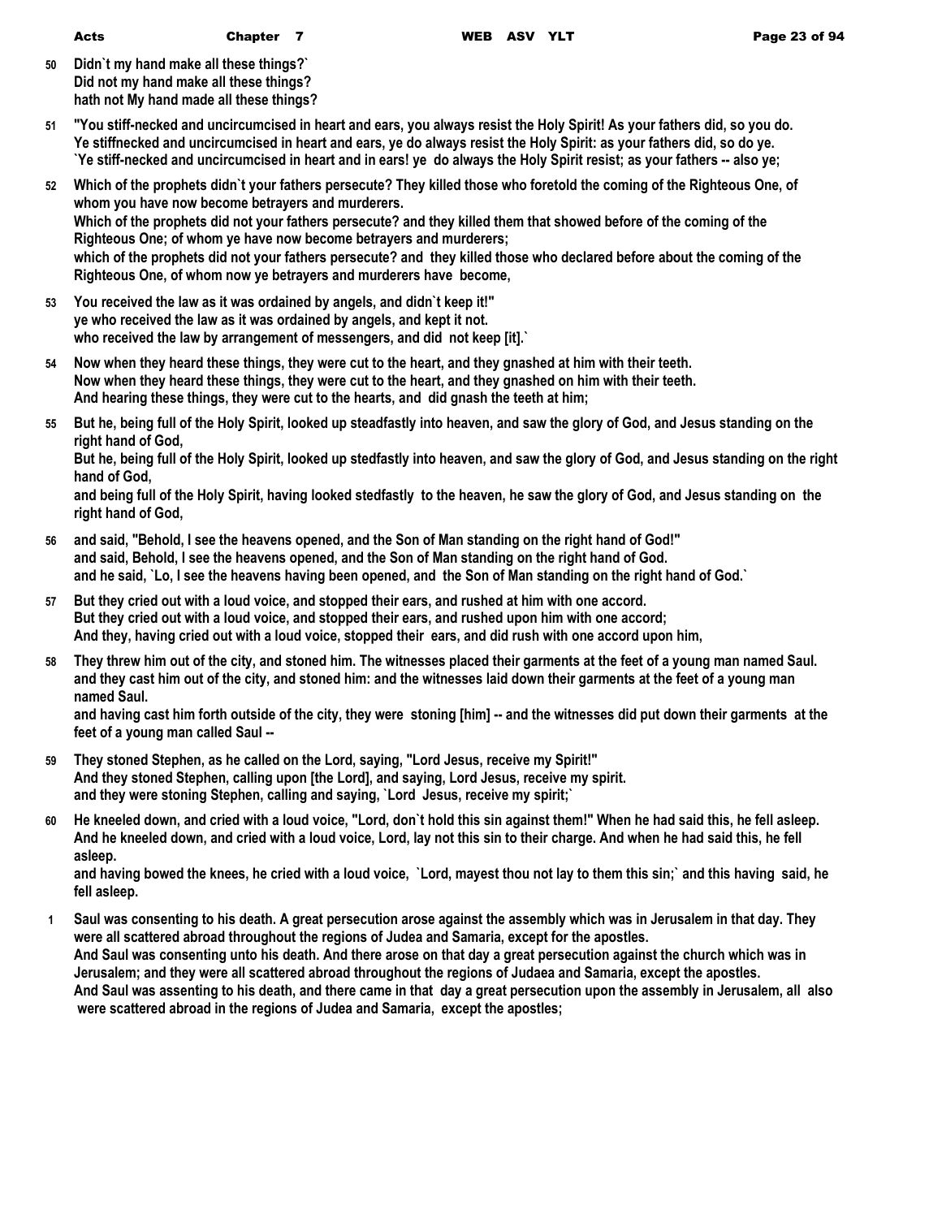**50** **Didn`t my hand make all these things?`**
**Did not my hand make all these things?**
**hath not My hand made all these things?**

**51** **"You stiff-necked and uncircumcised in heart and ears, you always resist the Holy Spirit! As your fathers did, so you do.**
**Ye stiffnecked and uncircumcised in heart and ears, ye do always resist the Holy Spirit: as your fathers did, so do ye.**
**`Ye stiff-necked and uncircumcised in heart and in ears! ye do always the Holy Spirit resist; as your fathers -- also ye;**

**52** **Which of the prophets didn`t your fathers persecute? They killed those who foretold the coming of the Righteous One, of whom you have now become betrayers and murderers.**
**Which of the prophets did not your fathers persecute? and they killed them that showed before of the coming of the Righteous One; of whom ye have now become betrayers and murderers;**
**which of the prophets did not your fathers persecute? and they killed those who declared before about the coming of the Righteous One, of whom now ye betrayers and murderers have become,**

**53** **You received the law as it was ordained by angels, and didn`t keep it!"**
**ye who received the law as it was ordained by angels, and kept it not.**
**who received the law by arrangement of messengers, and did not keep [it].`**

**54** **Now when they heard these things, they were cut to the heart, and they gnashed at him with their teeth.**
**Now when they heard these things, they were cut to the heart, and they gnashed on him with their teeth.**
**And hearing these things, they were cut to the hearts, and did gnash the teeth at him;**

**55** **But he, being full of the Holy Spirit, looked up steadfastly into heaven, and saw the glory of God, and Jesus standing on the right hand of God,**
**But he, being full of the Holy Spirit, looked up stedfastly into heaven, and saw the glory of God, and Jesus standing on the right hand of God,**
**and being full of the Holy Spirit, having looked stedfastly to the heaven, he saw the glory of God, and Jesus standing on the right hand of God,**

**56** **and said, "Behold, I see the heavens opened, and the Son of Man standing on the right hand of God!"**
**and said, Behold, I see the heavens opened, and the Son of Man standing on the right hand of God.**
**and he said, `Lo, I see the heavens having been opened, and the Son of Man standing on the right hand of God.`**

**57** **But they cried out with a loud voice, and stopped their ears, and rushed at him with one accord.**
**But they cried out with a loud voice, and stopped their ears, and rushed upon him with one accord;**
**And they, having cried out with a loud voice, stopped their ears, and did rush with one accord upon him,**

**58** **They threw him out of the city, and stoned him. The witnesses placed their garments at the feet of a young man named Saul.**
**and they cast him out of the city, and stoned him: and the witnesses laid down their garments at the feet of a young man named Saul.**
**and having cast him forth outside of the city, they were stoning [him] -- and the witnesses did put down their garments at the feet of a young man called Saul --**

**59** **They stoned Stephen, as he called on the Lord, saying, "Lord Jesus, receive my Spirit!"**
**And they stoned Stephen, calling upon [the Lord], and saying, Lord Jesus, receive my spirit.**
**and they were stoning Stephen, calling and saying, `Lord Jesus, receive my spirit;`**

**60** **He kneeled down, and cried with a loud voice, "Lord, don`t hold this sin against them!" When he had said this, he fell asleep.**
**And he kneeled down, and cried with a loud voice, Lord, lay not this sin to their charge. And when he had said this, he fell asleep.**
**and having bowed the knees, he cried with a loud voice, `Lord, mayest thou not lay to them this sin;` and this having said, he fell asleep.**

**1** **Saul was consenting to his death. A great persecution arose against the assembly which was in Jerusalem in that day. They were all scattered abroad throughout the regions of Judea and Samaria, except for the apostles.**
**And Saul was consenting unto his death. And there arose on that day a great persecution against the church which was in Jerusalem; and they were all scattered abroad throughout the regions of Judaea and Samaria, except the apostles.**
**And Saul was assenting to his death, and there came in that day a great persecution upon the assembly in Jerusalem, all also were scattered abroad in the regions of Judea and Samaria, except the apostles;**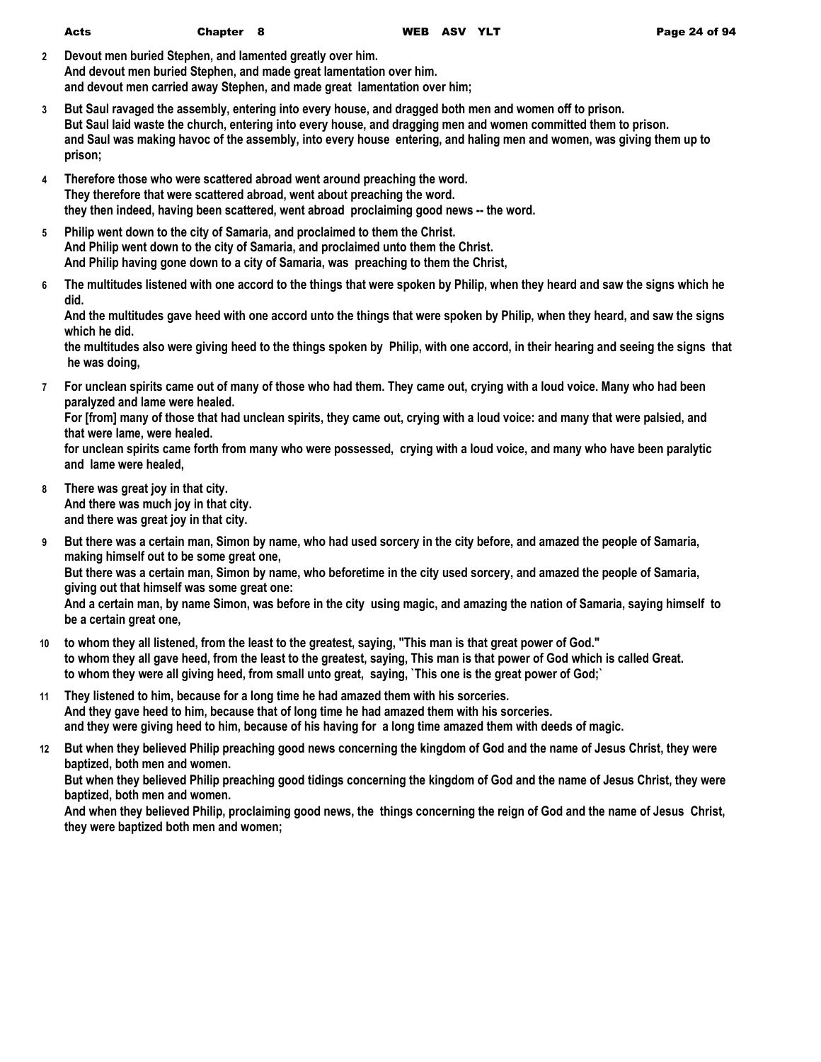**2** **Devout men buried Stephen, and lamented greatly over him.**
**And devout men buried Stephen, and made great lamentation over him.**
**and devout men carried away Stephen, and made great lamentation over him;**

**3** **But Saul ravaged the assembly, entering into every house, and dragged both men and women off to prison.**
**But Saul laid waste the church, entering into every house, and dragging men and women committed them to prison.**
**and Saul was making havoc of the assembly, into every house entering, and haling men and women, was giving them up to prison;**

**4** **Therefore those who were scattered abroad went around preaching the word.**
**They therefore that were scattered abroad, went about preaching the word.**
**they then indeed, having been scattered, went abroad proclaiming good news -- the word.**

**5** **Philip went down to the city of Samaria, and proclaimed to them the Christ.**
**And Philip went down to the city of Samaria, and proclaimed unto them the Christ.**
**And Philip having gone down to a city of Samaria, was preaching to them the Christ,**

**6** **The multitudes listened with one accord to the things that were spoken by Philip, when they heard and saw the signs which he did.**
**And the multitudes gave heed with one accord unto the things that were spoken by Philip, when they heard, and saw the signs which he did.**
**the multitudes also were giving heed to the things spoken by Philip, with one accord, in their hearing and seeing the signs that he was doing,**

**7** **For unclean spirits came out of many of those who had them. They came out, crying with a loud voice. Many who had been paralyzed and lame were healed.**
**For [from] many of those that had unclean spirits, they came out, crying with a loud voice: and many that were palsied, and that were lame, were healed.**
**for unclean spirits came forth from many who were possessed, crying with a loud voice, and many who have been paralytic and lame were healed,**

**8** **There was great joy in that city.**
**And there was much joy in that city.**
**and there was great joy in that city.**

**9** **But there was a certain man, Simon by name, who had used sorcery in the city before, and amazed the people of Samaria, making himself out to be some great one,**
**But there was a certain man, Simon by name, who beforetime in the city used sorcery, and amazed the people of Samaria, giving out that himself was some great one:**
**And a certain man, by name Simon, was before in the city using magic, and amazing the nation of Samaria, saying himself to be a certain great one,**

**10** **to whom they all listened, from the least to the greatest, saying, "This man is that great power of God."**
**to whom they all gave heed, from the least to the greatest, saying, This man is that power of God which is called Great.**
**to whom they were all giving heed, from small unto great, saying, `This one is the great power of God;`**

**11** **They listened to him, because for a long time he had amazed them with his sorceries.**
**And they gave heed to him, because that of long time he had amazed them with his sorceries.**
**and they were giving heed to him, because of his having for a long time amazed them with deeds of magic.**

**12** **But when they believed Philip preaching good news concerning the kingdom of God and the name of Jesus Christ, they were baptized, both men and women.**
**But when they believed Philip preaching good tidings concerning the kingdom of God and the name of Jesus Christ, they were baptized, both men and women.**
**And when they believed Philip, proclaiming good news, the things concerning the reign of God and the name of Jesus Christ, they were baptized both men and women;**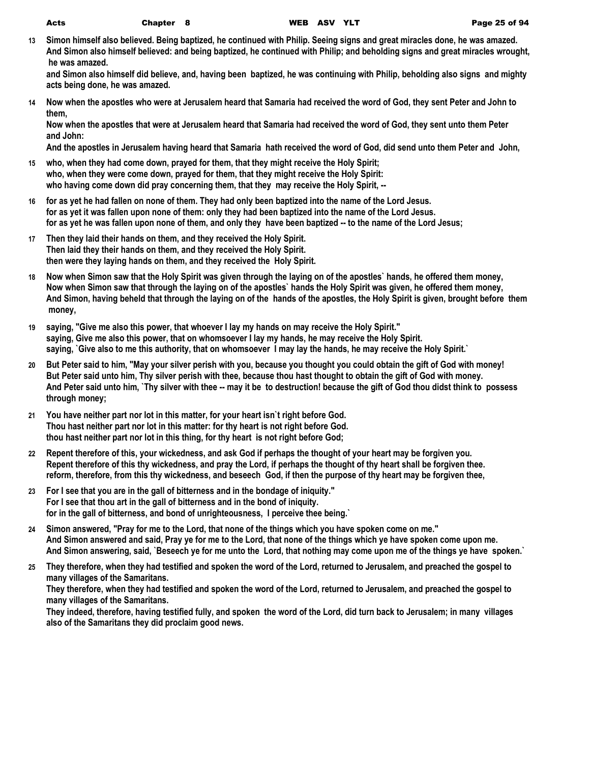**13** Simon himself also believed. Being baptized, he continued with Philip. Seeing signs and great miracles done, he was amazed.
And Simon also himself believed: and being baptized, he continued with Philip; and beholding signs and great miracles wrought, he was amazed.
and Simon also himself did believe, and, having been baptized, he was continuing with Philip, beholding also signs and mighty acts being done, he was amazed.

**14** Now when the apostles who were at Jerusalem heard that Samaria had received the word of God, they sent Peter and John to them,
Now when the apostles that were at Jerusalem heard that Samaria had received the word of God, they sent unto them Peter and John:
And the apostles in Jerusalem having heard that Samaria hath received the word of God, did send unto them Peter and John,

**15** who, when they had come down, prayed for them, that they might receive the Holy Spirit;
who, when they were come down, prayed for them, that they might receive the Holy Spirit:
who having come down did pray concerning them, that they may receive the Holy Spirit, --

**16** for as yet he had fallen on none of them. They had only been baptized into the name of the Lord Jesus.
for as yet it was fallen upon none of them: only they had been baptized into the name of the Lord Jesus.
for as yet he was fallen upon none of them, and only they have been baptized -- to the name of the Lord Jesus;

**17** Then they laid their hands on them, and they received the Holy Spirit.
Then laid they their hands on them, and they received the Holy Spirit.
then were they laying hands on them, and they received the Holy Spirit.

**18** Now when Simon saw that the Holy Spirit was given through the laying on of the apostles` hands, he offered them money,
Now when Simon saw that through the laying on of the apostles` hands the Holy Spirit was given, he offered them money,
And Simon, having beheld that through the laying on of the hands of the apostles, the Holy Spirit is given, brought before them money,

**19** saying, "Give me also this power, that whoever I lay my hands on may receive the Holy Spirit."
saying, Give me also this power, that on whomsoever I lay my hands, he may receive the Holy Spirit.
saying, `Give also to me this authority, that on whomsoever I may lay the hands, he may receive the Holy Spirit.`

**20** But Peter said to him, "May your silver perish with you, because you thought you could obtain the gift of God with money!
But Peter said unto him, Thy silver perish with thee, because thou hast thought to obtain the gift of God with money.
And Peter said unto him, `Thy silver with thee -- may it be to destruction! because the gift of God thou didst think to possess through money;

**21** You have neither part nor lot in this matter, for your heart isn`t right before God.
Thou hast neither part nor lot in this matter: for thy heart is not right before God.
thou hast neither part nor lot in this thing, for thy heart is not right before God;

**22** Repent therefore of this, your wickedness, and ask God if perhaps the thought of your heart may be forgiven you.
Repent therefore of this thy wickedness, and pray the Lord, if perhaps the thought of thy heart shall be forgiven thee.
reform, therefore, from this thy wickedness, and beseech God, if then the purpose of thy heart may be forgiven thee,

**23** For I see that you are in the gall of bitterness and in the bondage of iniquity."
For I see that thou art in the gall of bitterness and in the bond of iniquity.
for in the gall of bitterness, and bond of unrighteousness, I perceive thee being.`

**24** Simon answered, "Pray for me to the Lord, that none of the things which you have spoken come on me."
And Simon answered and said, Pray ye for me to the Lord, that none of the things which ye have spoken come upon me.
And Simon answering, said, `Beseech ye for me unto the Lord, that nothing may come upon me of the things ye have spoken.`

**25** They therefore, when they had testified and spoken the word of the Lord, returned to Jerusalem, and preached the gospel to many villages of the Samaritans.
They therefore, when they had testified and spoken the word of the Lord, returned to Jerusalem, and preached the gospel to many villages of the Samaritans.
They indeed, therefore, having testified fully, and spoken the word of the Lord, did turn back to Jerusalem; in many villages also of the Samaritans they did proclaim good news.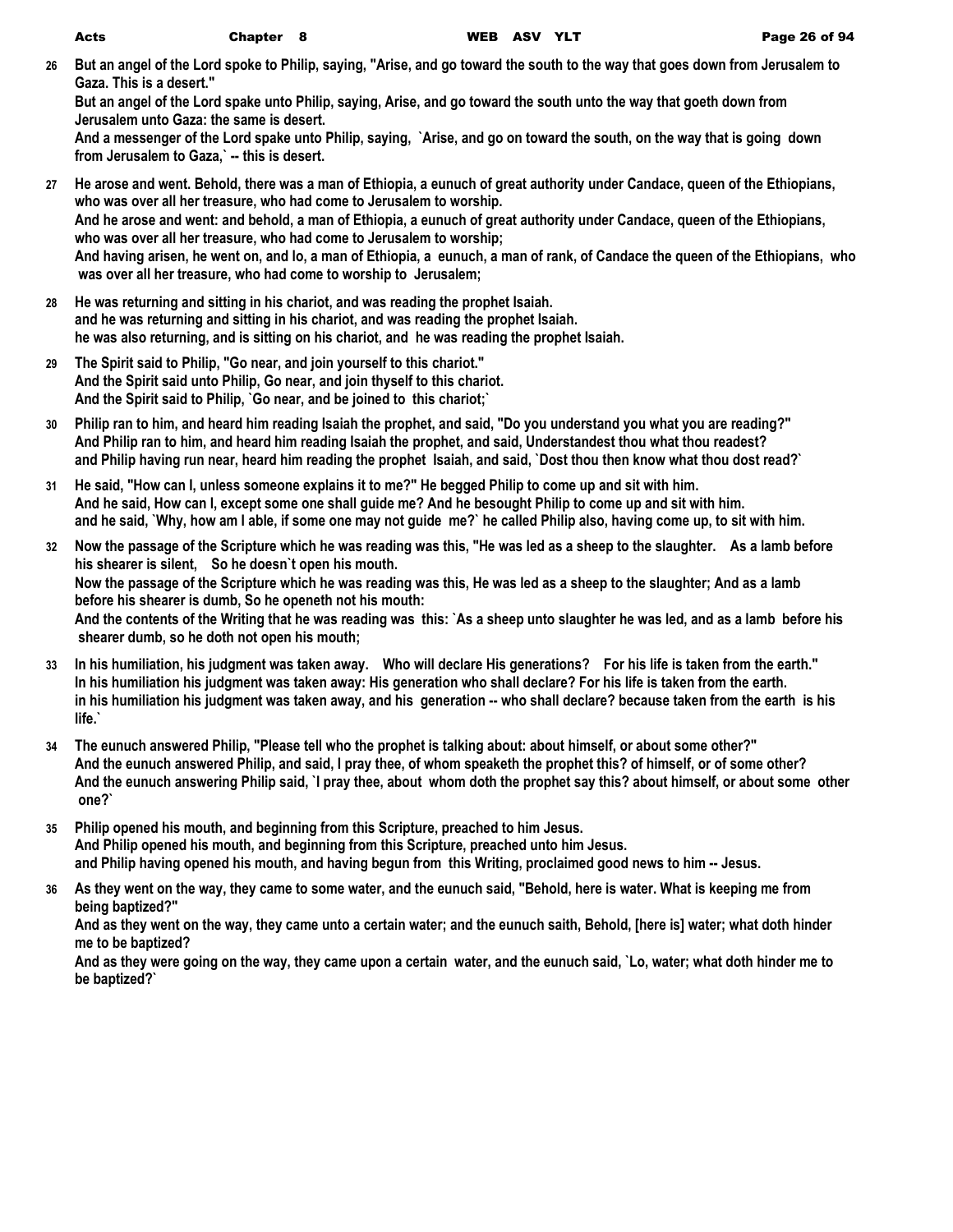**26** **But an angel of the Lord spoke to Philip, saying, "Arise, and go toward the south to the way that goes down from Jerusalem to Gaza. This is a desert."**
**But an angel of the Lord spake unto Philip, saying, Arise, and go toward the south unto the way that goeth down from Jerusalem unto Gaza: the same is desert.**
**And a messenger of the Lord spake unto Philip, saying, `Arise, and go on toward the south, on the way that is going down from Jerusalem to Gaza,` -- this is desert.**

**27** **He arose and went. Behold, there was a man of Ethiopia, a eunuch of great authority under Candace, queen of the Ethiopians, who was over all her treasure, who had come to Jerusalem to worship.**
**And he arose and went: and behold, a man of Ethiopia, a eunuch of great authority under Candace, queen of the Ethiopians, who was over all her treasure, who had come to Jerusalem to worship;**
**And having arisen, he went on, and lo, a man of Ethiopia, a eunuch, a man of rank, of Candace the queen of the Ethiopians, who was over all her treasure, who had come to worship to Jerusalem;**

**28** **He was returning and sitting in his chariot, and was reading the prophet Isaiah.**
**and he was returning and sitting in his chariot, and was reading the prophet Isaiah.**
**he was also returning, and is sitting on his chariot, and he was reading the prophet Isaiah.**

**29** **The Spirit said to Philip, "Go near, and join yourself to this chariot."**
**And the Spirit said unto Philip, Go near, and join thyself to this chariot.**
**And the Spirit said to Philip, `Go near, and be joined to this chariot;`**

**30** **Philip ran to him, and heard him reading Isaiah the prophet, and said, "Do you understand you what you are reading?"**
**And Philip ran to him, and heard him reading Isaiah the prophet, and said, Understandest thou what thou readest?**
**and Philip having run near, heard him reading the prophet Isaiah, and said, `Dost thou then know what thou dost read?`**

**31** **He said, "How can I, unless someone explains it to me?" He begged Philip to come up and sit with him.**
**And he said, How can I, except some one shall guide me? And he besought Philip to come up and sit with him.**
**and he said, `Why, how am I able, if some one may not guide me?` he called Philip also, having come up, to sit with him.**

**32** **Now the passage of the Scripture which he was reading was this, "He was led as a sheep to the slaughter. As a lamb before his shearer is silent, So he doesn`t open his mouth.**
**Now the passage of the Scripture which he was reading was this, He was led as a sheep to the slaughter; And as a lamb before his shearer is dumb, So he openeth not his mouth:**
**And the contents of the Writing that he was reading was this: `As a sheep unto slaughter he was led, and as a lamb before his shearer dumb, so he doth not open his mouth;**

**33** **In his humiliation, his judgment was taken away. Who will declare His generations? For his life is taken from the earth."**
**In his humiliation his judgment was taken away: His generation who shall declare? For his life is taken from the earth.**
**in his humiliation his judgment was taken away, and his generation -- who shall declare? because taken from the earth is his life.`**

**34** **The eunuch answered Philip, "Please tell who the prophet is talking about: about himself, or about some other?"**
**And the eunuch answered Philip, and said, I pray thee, of whom speaketh the prophet this? of himself, or of some other?**
**And the eunuch answering Philip said, `I pray thee, about whom doth the prophet say this? about himself, or about some other one?`**

**35** **Philip opened his mouth, and beginning from this Scripture, preached to him Jesus.**
**And Philip opened his mouth, and beginning from this Scripture, preached unto him Jesus.**
**and Philip having opened his mouth, and having begun from this Writing, proclaimed good news to him -- Jesus.**

**36** **As they went on the way, they came to some water, and the eunuch said, "Behold, here is water. What is keeping me from being baptized?"**
**And as they went on the way, they came unto a certain water; and the eunuch saith, Behold, [here is] water; what doth hinder me to be baptized?**
**And as they were going on the way, they came upon a certain water, and the eunuch said, `Lo, water; what doth hinder me to be baptized?`**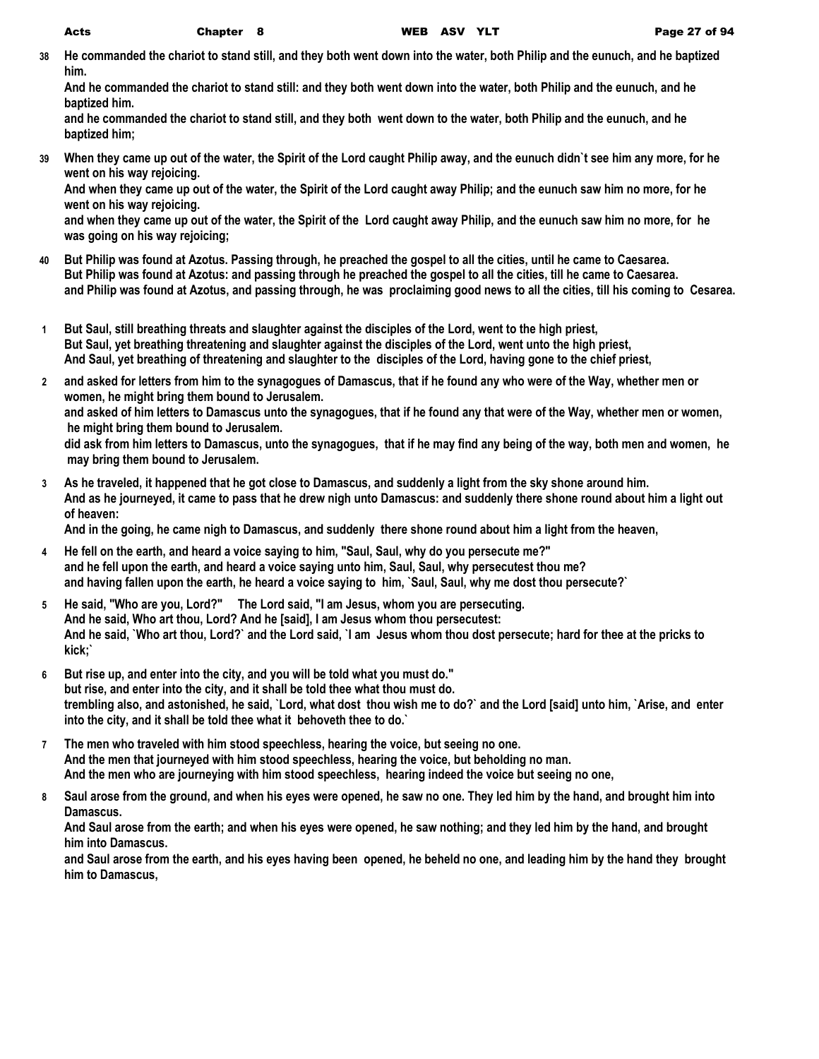**38** He commanded the chariot to stand still, and they both went down into the water, both Philip and the eunuch, and he baptized him.
And he commanded the chariot to stand still: and they both went down into the water, both Philip and the eunuch, and he baptized him.
and he commanded the chariot to stand still, and they both went down to the water, both Philip and the eunuch, and he baptized him;

**39** When they came up out of the water, the Spirit of the Lord caught Philip away, and the eunuch didn`t see him any more, for he went on his way rejoicing.
And when they came up out of the water, the Spirit of the Lord caught away Philip; and the eunuch saw him no more, for he went on his way rejoicing.
and when they came up out of the water, the Spirit of the Lord caught away Philip, and the eunuch saw him no more, for he was going on his way rejoicing;

**40** But Philip was found at Azotus. Passing through, he preached the gospel to all the cities, until he came to Caesarea.
But Philip was found at Azotus: and passing through he preached the gospel to all the cities, till he came to Caesarea.
and Philip was found at Azotus, and passing through, he was proclaiming good news to all the cities, till his coming to Cesarea.

**1** But Saul, still breathing threats and slaughter against the disciples of the Lord, went to the high priest,
But Saul, yet breathing threatening and slaughter against the disciples of the Lord, went unto the high priest,
And Saul, yet breathing of threatening and slaughter to the disciples of the Lord, having gone to the chief priest,

**2** and asked for letters from him to the synagogues of Damascus, that if he found any who were of the Way, whether men or women, he might bring them bound to Jerusalem.
and asked of him letters to Damascus unto the synagogues, that if he found any that were of the Way, whether men or women, he might bring them bound to Jerusalem.
did ask from him letters to Damascus, unto the synagogues, that if he may find any being of the way, both men and women, he may bring them bound to Jerusalem.

**3** As he traveled, it happened that he got close to Damascus, and suddenly a light from the sky shone around him.
And as he journeyed, it came to pass that he drew nigh unto Damascus: and suddenly there shone round about him a light out of heaven:
And in the going, he came nigh to Damascus, and suddenly there shone round about him a light from the heaven,

**4** He fell on the earth, and heard a voice saying to him, "Saul, Saul, why do you persecute me?"
and he fell upon the earth, and heard a voice saying unto him, Saul, Saul, why persecutest thou me?
and having fallen upon the earth, he heard a voice saying to him, `Saul, Saul, why me dost thou persecute?`

**5** He said, "Who are you, Lord?" The Lord said, "I am Jesus, whom you are persecuting.
And he said, Who art thou, Lord? And he [said], I am Jesus whom thou persecutest:
And he said, `Who art thou, Lord?` and the Lord said, `I am Jesus whom thou dost persecute; hard for thee at the pricks to kick;`

**6** But rise up, and enter into the city, and you will be told what you must do."
but rise, and enter into the city, and it shall be told thee what thou must do.
trembling also, and astonished, he said, `Lord, what dost thou wish me to do?` and the Lord [said] unto him, `Arise, and enter into the city, and it shall be told thee what it behoveth thee to do.`

**7** The men who traveled with him stood speechless, hearing the voice, but seeing no one.
And the men that journeyed with him stood speechless, hearing the voice, but beholding no man.
And the men who are journeying with him stood speechless, hearing indeed the voice but seeing no one,

**8** Saul arose from the ground, and when his eyes were opened, he saw no one. They led him by the hand, and brought him into Damascus.
And Saul arose from the earth; and when his eyes were opened, he saw nothing; and they led him by the hand, and brought him into Damascus.
and Saul arose from the earth, and his eyes having been opened, he beheld no one, and leading him by the hand they brought him to Damascus,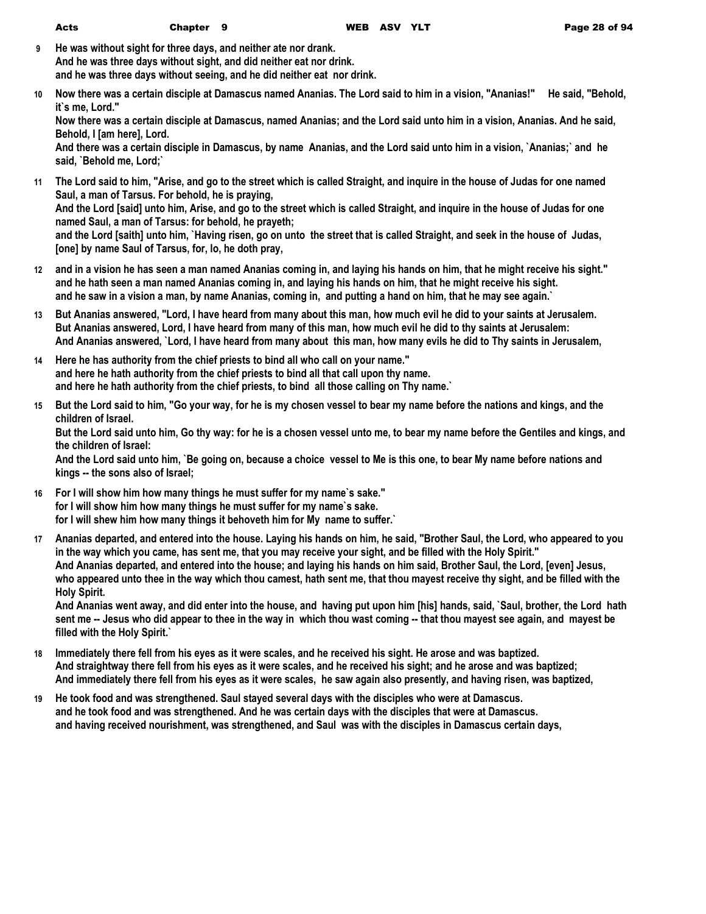**9** He was without sight for three days, and neither ate nor drank.
And he was three days without sight, and did neither eat nor drink.
and he was three days without seeing, and he did neither eat nor drink.

**10** Now there was a certain disciple at Damascus named Ananias. The Lord said to him in a vision, "Ananias!" He said, "Behold, it`s me, Lord."
Now there was a certain disciple at Damascus, named Ananias; and the Lord said unto him in a vision, Ananias. And he said, Behold, I [am here], Lord.
And there was a certain disciple in Damascus, by name Ananias, and the Lord said unto him in a vision, `Ananias;` and he said, `Behold me, Lord;`

**11** The Lord said to him, "Arise, and go to the street which is called Straight, and inquire in the house of Judas for one named Saul, a man of Tarsus. For behold, he is praying,
And the Lord [said] unto him, Arise, and go to the street which is called Straight, and inquire in the house of Judas for one named Saul, a man of Tarsus: for behold, he prayeth;
and the Lord [saith] unto him, `Having risen, go on unto the street that is called Straight, and seek in the house of Judas, [one] by name Saul of Tarsus, for, lo, he doth pray,

**12** and in a vision he has seen a man named Ananias coming in, and laying his hands on him, that he might receive his sight."
and he hath seen a man named Ananias coming in, and laying his hands on him, that he might receive his sight.
and he saw in a vision a man, by name Ananias, coming in, and putting a hand on him, that he may see again.`

**13** But Ananias answered, "Lord, I have heard from many about this man, how much evil he did to your saints at Jerusalem.
But Ananias answered, Lord, I have heard from many of this man, how much evil he did to thy saints at Jerusalem:
And Ananias answered, `Lord, I have heard from many about this man, how many evils he did to Thy saints in Jerusalem,

**14** Here he has authority from the chief priests to bind all who call on your name."
and here he hath authority from the chief priests to bind all that call upon thy name.
and here he hath authority from the chief priests, to bind all those calling on Thy name.`

**15** But the Lord said to him, "Go your way, for he is my chosen vessel to bear my name before the nations and kings, and the children of Israel.
But the Lord said unto him, Go thy way: for he is a chosen vessel unto me, to bear my name before the Gentiles and kings, and the children of Israel:
And the Lord said unto him, `Be going on, because a choice vessel to Me is this one, to bear My name before nations and kings -- the sons also of Israel;

**16** For I will show him how many things he must suffer for my name`s sake."
for I will show him how many things he must suffer for my name`s sake.
for I will shew him how many things it behoveth him for My name to suffer.`

**17** Ananias departed, and entered into the house. Laying his hands on him, he said, "Brother Saul, the Lord, who appeared to you in the way which you came, has sent me, that you may receive your sight, and be filled with the Holy Spirit."
And Ananias departed, and entered into the house; and laying his hands on him said, Brother Saul, the Lord, [even] Jesus, who appeared unto thee in the way which thou camest, hath sent me, that thou mayest receive thy sight, and be filled with the Holy Spirit.
And Ananias went away, and did enter into the house, and having put upon him [his] hands, said, `Saul, brother, the Lord hath sent me -- Jesus who did appear to thee in the way in which thou wast coming -- that thou mayest see again, and mayest be filled with the Holy Spirit.`

**18** Immediately there fell from his eyes as it were scales, and he received his sight. He arose and was baptized.
And straightway there fell from his eyes as it were scales, and he received his sight; and he arose and was baptized;
And immediately there fell from his eyes as it were scales, he saw again also presently, and having risen, was baptized,

**19** He took food and was strengthened. Saul stayed several days with the disciples who were at Damascus.
and he took food and was strengthened. And he was certain days with the disciples that were at Damascus.
and having received nourishment, was strengthened, and Saul was with the disciples in Damascus certain days,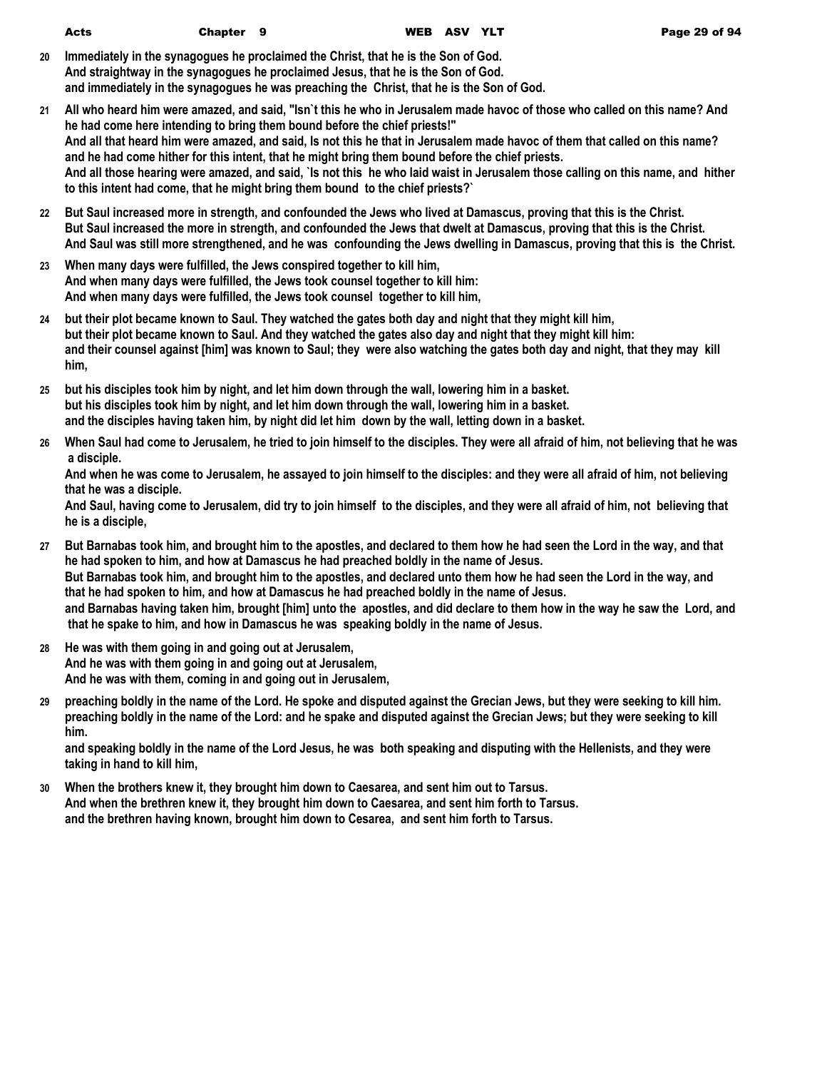20 Immediately in the synagogues he proclaimed the Christ, that he is the Son of God.
And straightway in the synagogues he proclaimed Jesus, that he is the Son of God.
and immediately in the synagogues he was preaching the Christ, that he is the Son of God.

21 All who heard him were amazed, and said, "Isn`t this he who in Jerusalem made havoc of those who called on this name? And he had come here intending to bring them bound before the chief priests!"
And all that heard him were amazed, and said, Is not this he that in Jerusalem made havoc of them that called on this name? and he had come hither for this intent, that he might bring them bound before the chief priests.
And all those hearing were amazed, and said, `Is not this he who laid waist in Jerusalem those calling on this name, and hither to this intent had come, that he might bring them bound to the chief priests?`

22 But Saul increased more in strength, and confounded the Jews who lived at Damascus, proving that this is the Christ.
But Saul increased the more in strength, and confounded the Jews that dwelt at Damascus, proving that this is the Christ.
And Saul was still more strengthened, and he was confounding the Jews dwelling in Damascus, proving that this is the Christ.

23 When many days were fulfilled, the Jews conspired together to kill him,
And when many days were fulfilled, the Jews took counsel together to kill him:
And when many days were fulfilled, the Jews took counsel together to kill him,

24 but their plot became known to Saul. They watched the gates both day and night that they might kill him,
but their plot became known to Saul. And they watched the gates also day and night that they might kill him:
and their counsel against [him] was known to Saul; they were also watching the gates both day and night, that they may kill him,

25 but his disciples took him by night, and let him down through the wall, lowering him in a basket.
but his disciples took him by night, and let him down through the wall, lowering him in a basket.
and the disciples having taken him, by night did let him down by the wall, letting down in a basket.

26 When Saul had come to Jerusalem, he tried to join himself to the disciples. They were all afraid of him, not believing that he was a disciple.
And when he was come to Jerusalem, he assayed to join himself to the disciples: and they were all afraid of him, not believing that he was a disciple.
And Saul, having come to Jerusalem, did try to join himself to the disciples, and they were all afraid of him, not believing that he is a disciple,

27 But Barnabas took him, and brought him to the apostles, and declared to them how he had seen the Lord in the way, and that he had spoken to him, and how at Damascus he had preached boldly in the name of Jesus.
But Barnabas took him, and brought him to the apostles, and declared unto them how he had seen the Lord in the way, and that he had spoken to him, and how at Damascus he had preached boldly in the name of Jesus.
and Barnabas having taken him, brought [him] unto the apostles, and did declare to them how in the way he saw the Lord, and that he spake to him, and how in Damascus he was speaking boldly in the name of Jesus.

28 He was with them going in and going out at Jerusalem,
And he was with them going in and going out at Jerusalem,
And he was with them, coming in and going out in Jerusalem,

29 preaching boldly in the name of the Lord. He spoke and disputed against the Grecian Jews, but they were seeking to kill him.
preaching boldly in the name of the Lord: and he spake and disputed against the Grecian Jews; but they were seeking to kill him.
and speaking boldly in the name of the Lord Jesus, he was both speaking and disputing with the Hellenists, and they were taking in hand to kill him,

30 When the brothers knew it, they brought him down to Caesarea, and sent him out to Tarsus.
And when the brethren knew it, they brought him down to Caesarea, and sent him forth to Tarsus.
and the brethren having known, brought him down to Cesarea, and sent him forth to Tarsus.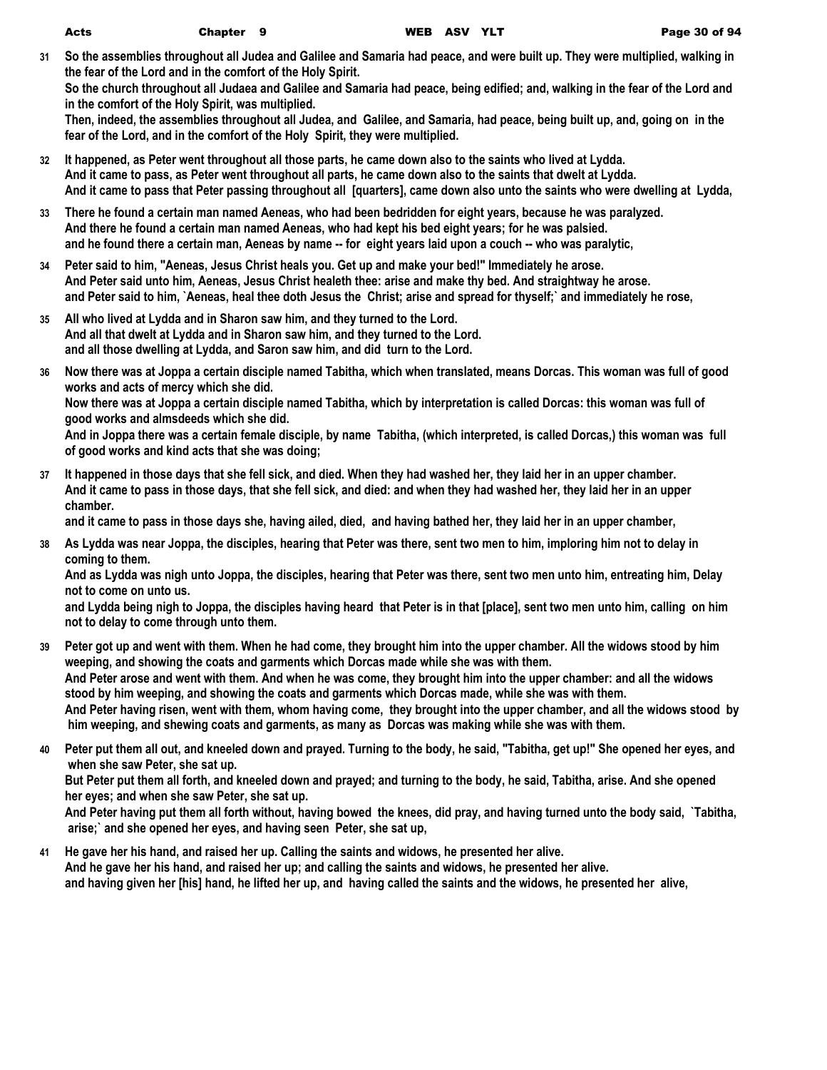**31** **So the assemblies throughout all Judea and Galilee and Samaria had peace, and were built up. They were multiplied, walking in the fear of the Lord and in the comfort of the Holy Spirit.**
**So the church throughout all Judaea and Galilee and Samaria had peace, being edified; and, walking in the fear of the Lord and in the comfort of the Holy Spirit, was multiplied.**
**Then, indeed, the assemblies throughout all Judea, and Galilee, and Samaria, had peace, being built up, and, going on in the fear of the Lord, and in the comfort of the Holy Spirit, they were multiplied.**

**32** **It happened, as Peter went throughout all those parts, he came down also to the saints who lived at Lydda.**
**And it came to pass, as Peter went throughout all parts, he came down also to the saints that dwelt at Lydda.**
**And it came to pass that Peter passing throughout all [quarters], came down also unto the saints who were dwelling at Lydda,**

**33** **There he found a certain man named Aeneas, who had been bedridden for eight years, because he was paralyzed.**
**And there he found a certain man named Aeneas, who had kept his bed eight years; for he was palsied.**
**and he found there a certain man, Aeneas by name -- for eight years laid upon a couch -- who was paralytic,**

**34** **Peter said to him, "Aeneas, Jesus Christ heals you. Get up and make your bed!" Immediately he arose.**
**And Peter said unto him, Aeneas, Jesus Christ healeth thee: arise and make thy bed. And straightway he arose.**
**and Peter said to him, `Aeneas, heal thee doth Jesus the Christ; arise and spread for thyself;` and immediately he rose,**

**35** **All who lived at Lydda and in Sharon saw him, and they turned to the Lord.**
**And all that dwelt at Lydda and in Sharon saw him, and they turned to the Lord.**
**and all those dwelling at Lydda, and Saron saw him, and did turn to the Lord.**

**36** **Now there was at Joppa a certain disciple named Tabitha, which when translated, means Dorcas. This woman was full of good works and acts of mercy which she did.**
**Now there was at Joppa a certain disciple named Tabitha, which by interpretation is called Dorcas: this woman was full of good works and almsdeeds which she did.**
**And in Joppa there was a certain female disciple, by name Tabitha, (which interpreted, is called Dorcas,) this woman was full of good works and kind acts that she was doing;**

**37** **It happened in those days that she fell sick, and died. When they had washed her, they laid her in an upper chamber.**
**And it came to pass in those days, that she fell sick, and died: and when they had washed her, they laid her in an upper chamber.**
**and it came to pass in those days she, having ailed, died, and having bathed her, they laid her in an upper chamber,**

**38** **As Lydda was near Joppa, the disciples, hearing that Peter was there, sent two men to him, imploring him not to delay in coming to them.**
**And as Lydda was nigh unto Joppa, the disciples, hearing that Peter was there, sent two men unto him, entreating him, Delay not to come on unto us.**
**and Lydda being nigh to Joppa, the disciples having heard that Peter is in that [place], sent two men unto him, calling on him not to delay to come through unto them.**

**39** **Peter got up and went with them. When he had come, they brought him into the upper chamber. All the widows stood by him weeping, and showing the coats and garments which Dorcas made while she was with them.**
**And Peter arose and went with them. And when he was come, they brought him into the upper chamber: and all the widows stood by him weeping, and showing the coats and garments which Dorcas made, while she was with them.**
**And Peter having risen, went with them, whom having come, they brought into the upper chamber, and all the widows stood by him weeping, and shewing coats and garments, as many as Dorcas was making while she was with them.**

**40** **Peter put them all out, and kneeled down and prayed. Turning to the body, he said, "Tabitha, get up!" She opened her eyes, and when she saw Peter, she sat up.**
**But Peter put them all forth, and kneeled down and prayed; and turning to the body, he said, Tabitha, arise. And she opened her eyes; and when she saw Peter, she sat up.**
**And Peter having put them all forth without, having bowed the knees, did pray, and having turned unto the body said, `Tabitha, arise;` and she opened her eyes, and having seen Peter, she sat up,**

**41** **He gave her his hand, and raised her up. Calling the saints and widows, he presented her alive.**
**And he gave her his hand, and raised her up; and calling the saints and widows, he presented her alive.**
**and having given her [his] hand, he lifted her up, and having called the saints and the widows, he presented her alive,**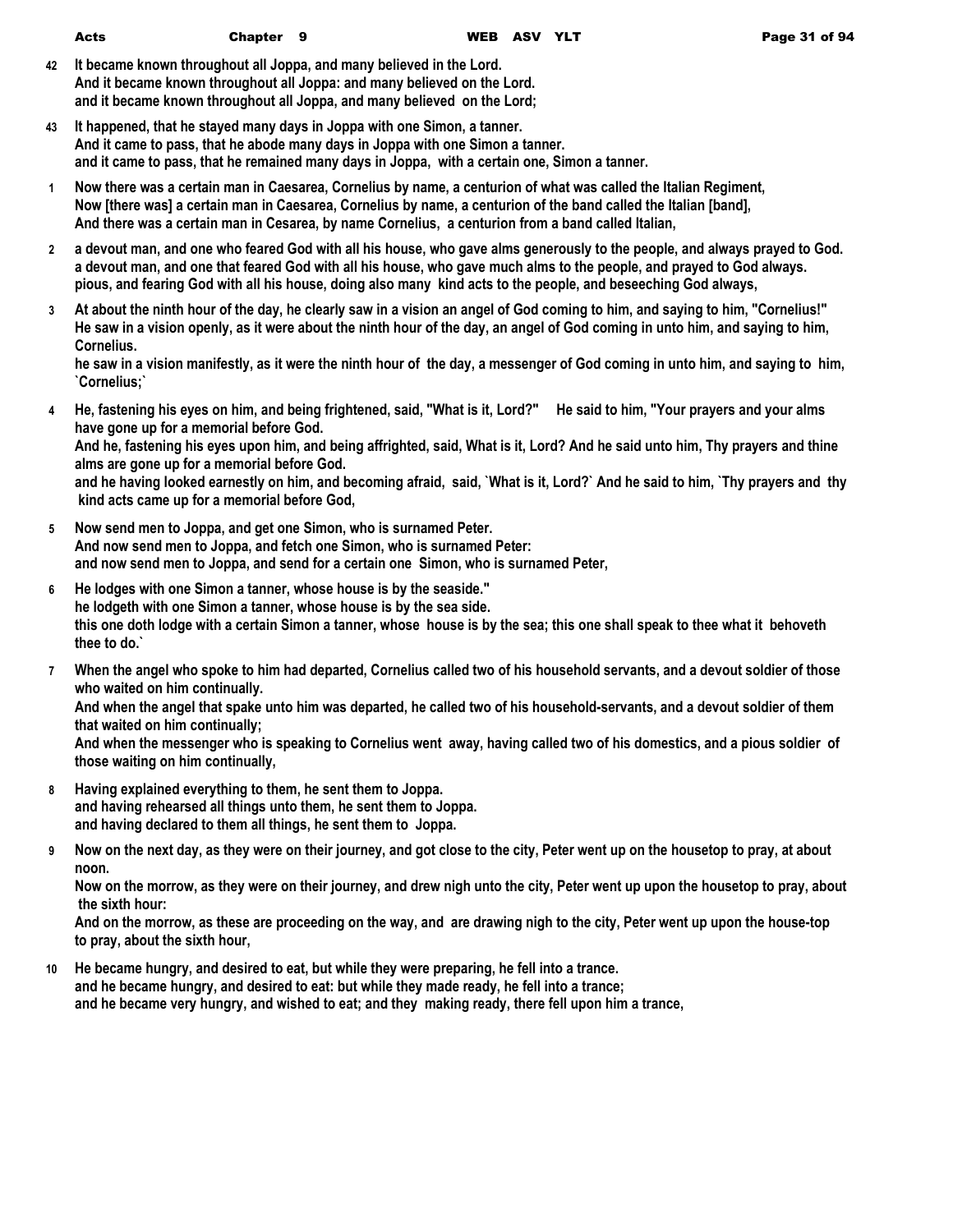**42** It became known throughout all Joppa, and many believed in the Lord.
And it became known throughout all Joppa: and many believed on the Lord.
and it became known throughout all Joppa, and many believed on the Lord;

**43** It happened, that he stayed many days in Joppa with one Simon, a tanner.
And it came to pass, that he abode many days in Joppa with one Simon a tanner.
and it came to pass, that he remained many days in Joppa, with a certain one, Simon a tanner.

**1** Now there was a certain man in Caesarea, Cornelius by name, a centurion of what was called the Italian Regiment,
Now [there was] a certain man in Caesarea, Cornelius by name, a centurion of the band called the Italian [band],
And there was a certain man in Cesarea, by name Cornelius, a centurion from a band called Italian,

**2** a devout man, and one who feared God with all his house, who gave alms generously to the people, and always prayed to God.
a devout man, and one that feared God with all his house, who gave much alms to the people, and prayed to God always.
pious, and fearing God with all his house, doing also many kind acts to the people, and beseeching God always,

**3** At about the ninth hour of the day, he clearly saw in a vision an angel of God coming to him, and saying to him, "Cornelius!"
He saw in a vision openly, as it were about the ninth hour of the day, an angel of God coming in unto him, and saying to him, Cornelius.
he saw in a vision manifestly, as it were the ninth hour of the day, a messenger of God coming in unto him, and saying to him, `Cornelius;`

**4** He, fastening his eyes on him, and being frightened, said, "What is it, Lord?" He said to him, "Your prayers and your alms have gone up for a memorial before God.
And he, fastening his eyes upon him, and being affrighted, said, What is it, Lord? And he said unto him, Thy prayers and thine alms are gone up for a memorial before God.
and he having looked earnestly on him, and becoming afraid, said, `What is it, Lord?` And he said to him, `Thy prayers and thy kind acts came up for a memorial before God,

**5** Now send men to Joppa, and get one Simon, who is surnamed Peter.
And now send men to Joppa, and fetch one Simon, who is surnamed Peter:
and now send men to Joppa, and send for a certain one Simon, who is surnamed Peter,

**6** He lodges with one Simon a tanner, whose house is by the seaside."
he lodgeth with one Simon a tanner, whose house is by the sea side.
this one doth lodge with a certain Simon a tanner, whose house is by the sea; this one shall speak to thee what it behoveth thee to do.`

**7** When the angel who spoke to him had departed, Cornelius called two of his household servants, and a devout soldier of those who waited on him continually.
And when the angel that spake unto him was departed, he called two of his household-servants, and a devout soldier of them that waited on him continually;
And when the messenger who is speaking to Cornelius went away, having called two of his domestics, and a pious soldier of those waiting on him continually,

**8** Having explained everything to them, he sent them to Joppa.
and having rehearsed all things unto them, he sent them to Joppa.
and having declared to them all things, he sent them to Joppa.

**9** Now on the next day, as they were on their journey, and got close to the city, Peter went up on the housetop to pray, at about noon.
Now on the morrow, as they were on their journey, and drew nigh unto the city, Peter went up upon the housetop to pray, about the sixth hour:
And on the morrow, as these are proceeding on the way, and are drawing nigh to the city, Peter went up upon the house-top to pray, about the sixth hour,

**10** He became hungry, and desired to eat, but while they were preparing, he fell into a trance.
and he became hungry, and desired to eat: but while they made ready, he fell into a trance;
and he became very hungry, and wished to eat; and they making ready, there fell upon him a trance,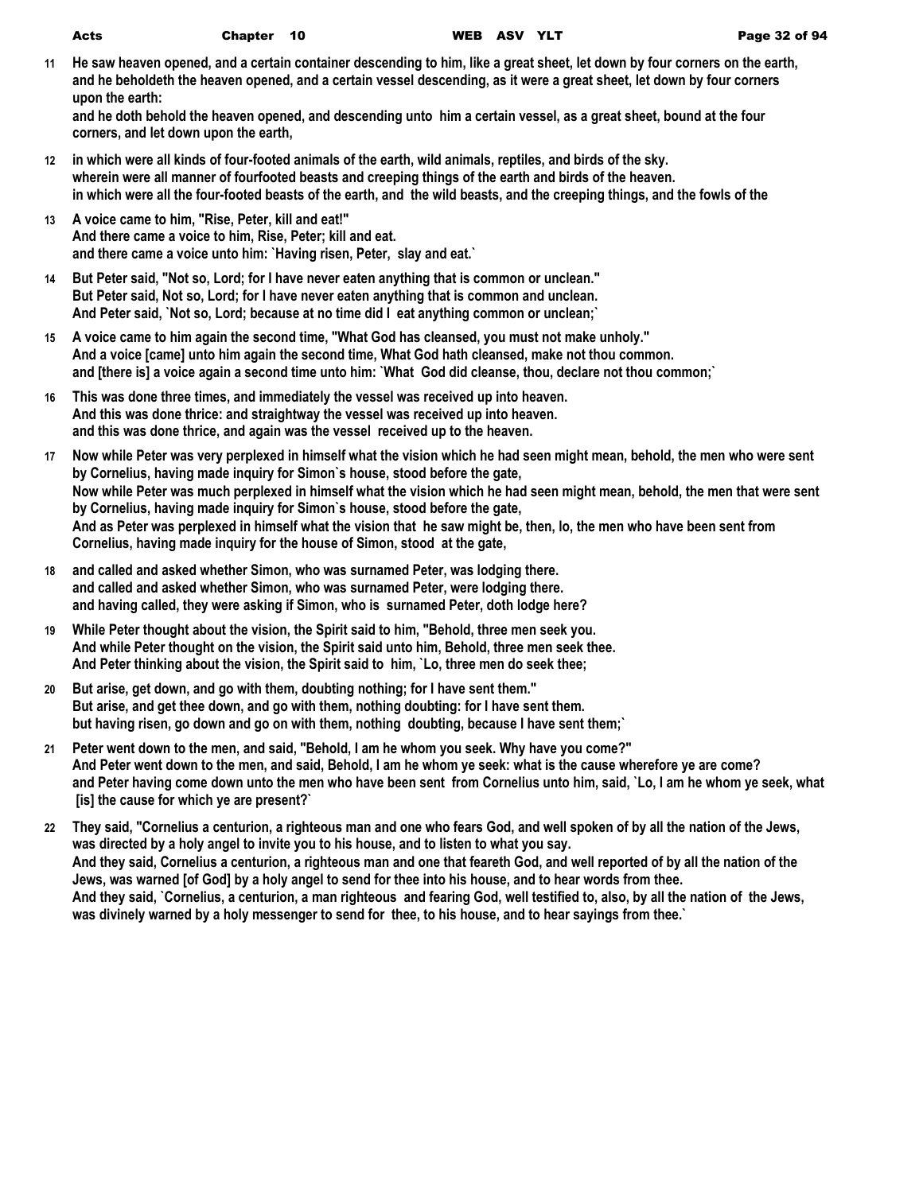**11** He saw heaven opened, and a certain container descending to him, like a great sheet, let down by four corners on the earth,
and he beholdeth the heaven opened, and a certain vessel descending, as it were a great sheet, let down by four corners upon the earth:
and he doth behold the heaven opened, and descending unto him a certain vessel, as a great sheet, bound at the four corners, and let down upon the earth,

**12** in which were all kinds of four-footed animals of the earth, wild animals, reptiles, and birds of the sky.
wherein were all manner of fourfooted beasts and creeping things of the earth and birds of the heaven.
in which were all the four-footed beasts of the earth, and the wild beasts, and the creeping things, and the fowls of the

**13** A voice came to him, "Rise, Peter, kill and eat!"
And there came a voice to him, Rise, Peter; kill and eat.
and there came a voice unto him: `Having risen, Peter, slay and eat.`

**14** But Peter said, "Not so, Lord; for I have never eaten anything that is common or unclean."
But Peter said, Not so, Lord; for I have never eaten anything that is common and unclean.
And Peter said, `Not so, Lord; because at no time did I eat anything common or unclean;`

**15** A voice came to him again the second time, "What God has cleansed, you must not make unholy."
And a voice [came] unto him again the second time, What God hath cleansed, make not thou common.
and [there is] a voice again a second time unto him: `What God did cleanse, thou, declare not thou common;`

**16** This was done three times, and immediately the vessel was received up into heaven.
And this was done thrice: and straightway the vessel was received up into heaven.
and this was done thrice, and again was the vessel received up to the heaven.

**17** Now while Peter was very perplexed in himself what the vision which he had seen might mean, behold, the men who were sent by Cornelius, having made inquiry for Simon`s house, stood before the gate,
Now while Peter was much perplexed in himself what the vision which he had seen might mean, behold, the men that were sent by Cornelius, having made inquiry for Simon`s house, stood before the gate,
And as Peter was perplexed in himself what the vision that he saw might be, then, lo, the men who have been sent from Cornelius, having made inquiry for the house of Simon, stood at the gate,

**18** and called and asked whether Simon, who was surnamed Peter, was lodging there.
and called and asked whether Simon, who was surnamed Peter, were lodging there.
and having called, they were asking if Simon, who is surnamed Peter, doth lodge here?

**19** While Peter thought about the vision, the Spirit said to him, "Behold, three men seek you.
And while Peter thought on the vision, the Spirit said unto him, Behold, three men seek thee.
And Peter thinking about the vision, the Spirit said to him, `Lo, three men do seek thee;

**20** But arise, get down, and go with them, doubting nothing; for I have sent them."
But arise, and get thee down, and go with them, nothing doubting: for I have sent them.
but having risen, go down and go on with them, nothing doubting, because I have sent them;`

**21** Peter went down to the men, and said, "Behold, I am he whom you seek. Why have you come?"
And Peter went down to the men, and said, Behold, I am he whom ye seek: what is the cause wherefore ye are come?
and Peter having come down unto the men who have been sent from Cornelius unto him, said, `Lo, I am he whom ye seek, what [is] the cause for which ye are present?`

**22** They said, "Cornelius a centurion, a righteous man and one who fears God, and well spoken of by all the nation of the Jews, was directed by a holy angel to invite you to his house, and to listen to what you say.
And they said, Cornelius a centurion, a righteous man and one that feareth God, and well reported of by all the nation of the Jews, was warned [of God] by a holy angel to send for thee into his house, and to hear words from thee.
And they said, `Cornelius, a centurion, a man righteous and fearing God, well testified to, also, by all the nation of the Jews, was divinely warned by a holy messenger to send for thee, to his house, and to hear sayings from thee.`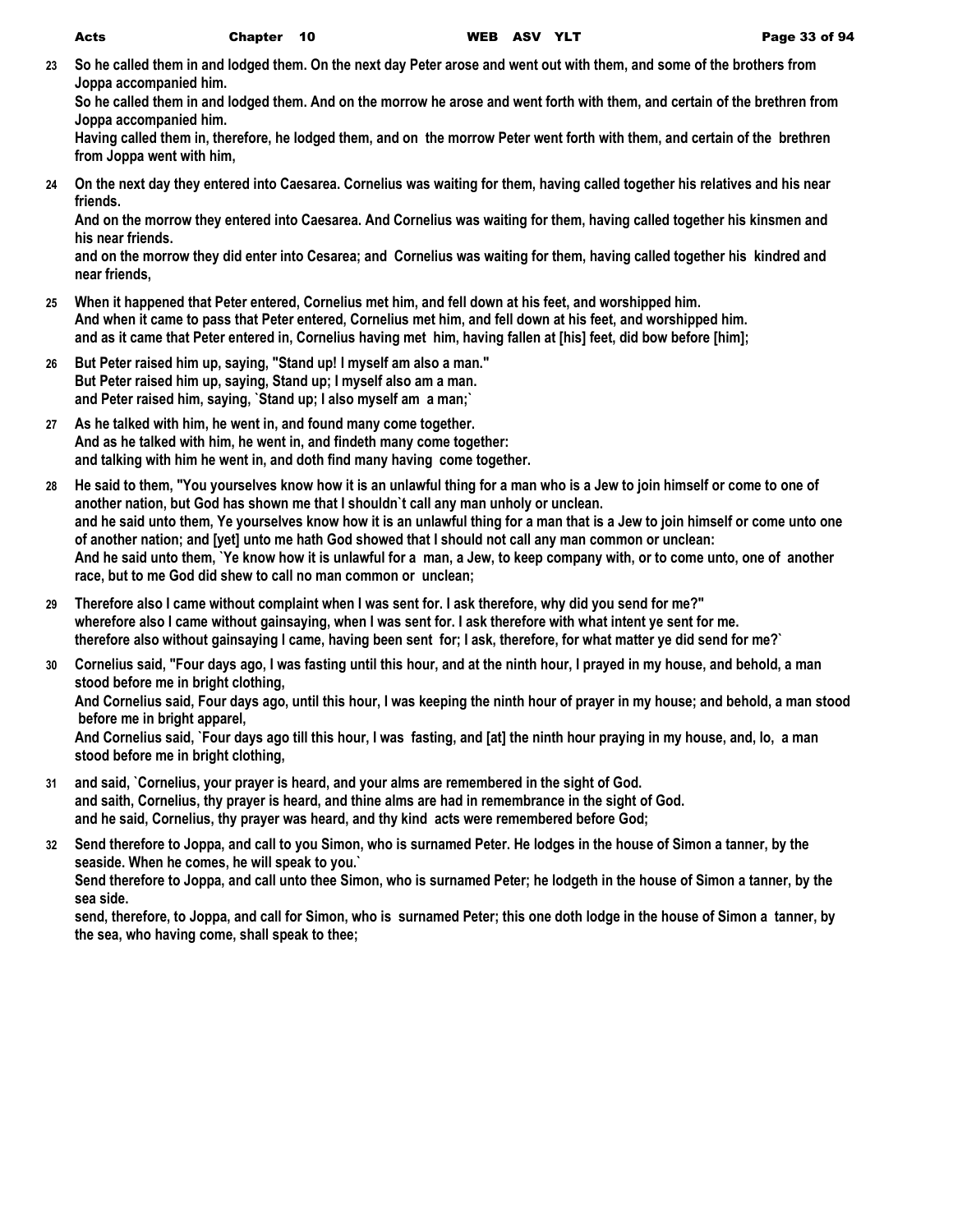**23** **So he called them in and lodged them. On the next day Peter arose and went out with them, and some of the brothers from Joppa accompanied him.**
**So he called them in and lodged them. And on the morrow he arose and went forth with them, and certain of the brethren from Joppa accompanied him.**
**Having called them in, therefore, he lodged them, and on the morrow Peter went forth with them, and certain of the brethren from Joppa went with him,**

**24** **On the next day they entered into Caesarea. Cornelius was waiting for them, having called together his relatives and his near friends.**
**And on the morrow they entered into Caesarea. And Cornelius was waiting for them, having called together his kinsmen and his near friends.**
**and on the morrow they did enter into Cesarea; and Cornelius was waiting for them, having called together his kindred and near friends,**

**25** **When it happened that Peter entered, Cornelius met him, and fell down at his feet, and worshipped him.**
**And when it came to pass that Peter entered, Cornelius met him, and fell down at his feet, and worshipped him.**
**and as it came that Peter entered in, Cornelius having met him, having fallen at [his] feet, did bow before [him];**

**26** **But Peter raised him up, saying, "Stand up! I myself am also a man."**
**But Peter raised him up, saying, Stand up; I myself also am a man.**
**and Peter raised him, saying, `Stand up; I also myself am a man;`**

**27** **As he talked with him, he went in, and found many come together.**
**And as he talked with him, he went in, and findeth many come together:**
**and talking with him he went in, and doth find many having come together.**

**28** **He said to them, "You yourselves know how it is an unlawful thing for a man who is a Jew to join himself or come to one of another nation, but God has shown me that I shouldn`t call any man unholy or unclean.**
**and he said unto them, Ye yourselves know how it is an unlawful thing for a man that is a Jew to join himself or come unto one of another nation; and [yet] unto me hath God showed that I should not call any man common or unclean:**
**And he said unto them, `Ye know how it is unlawful for a man, a Jew, to keep company with, or to come unto, one of another race, but to me God did shew to call no man common or unclean;**

**29** **Therefore also I came without complaint when I was sent for. I ask therefore, why did you send for me?"**
**wherefore also I came without gainsaying, when I was sent for. I ask therefore with what intent ye sent for me.**
**therefore also without gainsaying I came, having been sent for; I ask, therefore, for what matter ye did send for me?`**

**30** **Cornelius said, "Four days ago, I was fasting until this hour, and at the ninth hour, I prayed in my house, and behold, a man stood before me in bright clothing,**
**And Cornelius said, Four days ago, until this hour, I was keeping the ninth hour of prayer in my house; and behold, a man stood before me in bright apparel,**
**And Cornelius said, `Four days ago till this hour, I was fasting, and [at] the ninth hour praying in my house, and, lo, a man stood before me in bright clothing,**

**31** **and said, `Cornelius, your prayer is heard, and your alms are remembered in the sight of God.**
**and saith, Cornelius, thy prayer is heard, and thine alms are had in remembrance in the sight of God.**
**and he said, Cornelius, thy prayer was heard, and thy kind acts were remembered before God;**

**32** **Send therefore to Joppa, and call to you Simon, who is surnamed Peter. He lodges in the house of Simon a tanner, by the seaside. When he comes, he will speak to you.`**
**Send therefore to Joppa, and call unto thee Simon, who is surnamed Peter; he lodgeth in the house of Simon a tanner, by the sea side.**
**send, therefore, to Joppa, and call for Simon, who is surnamed Peter; this one doth lodge in the house of Simon a tanner, by the sea, who having come, shall speak to thee;**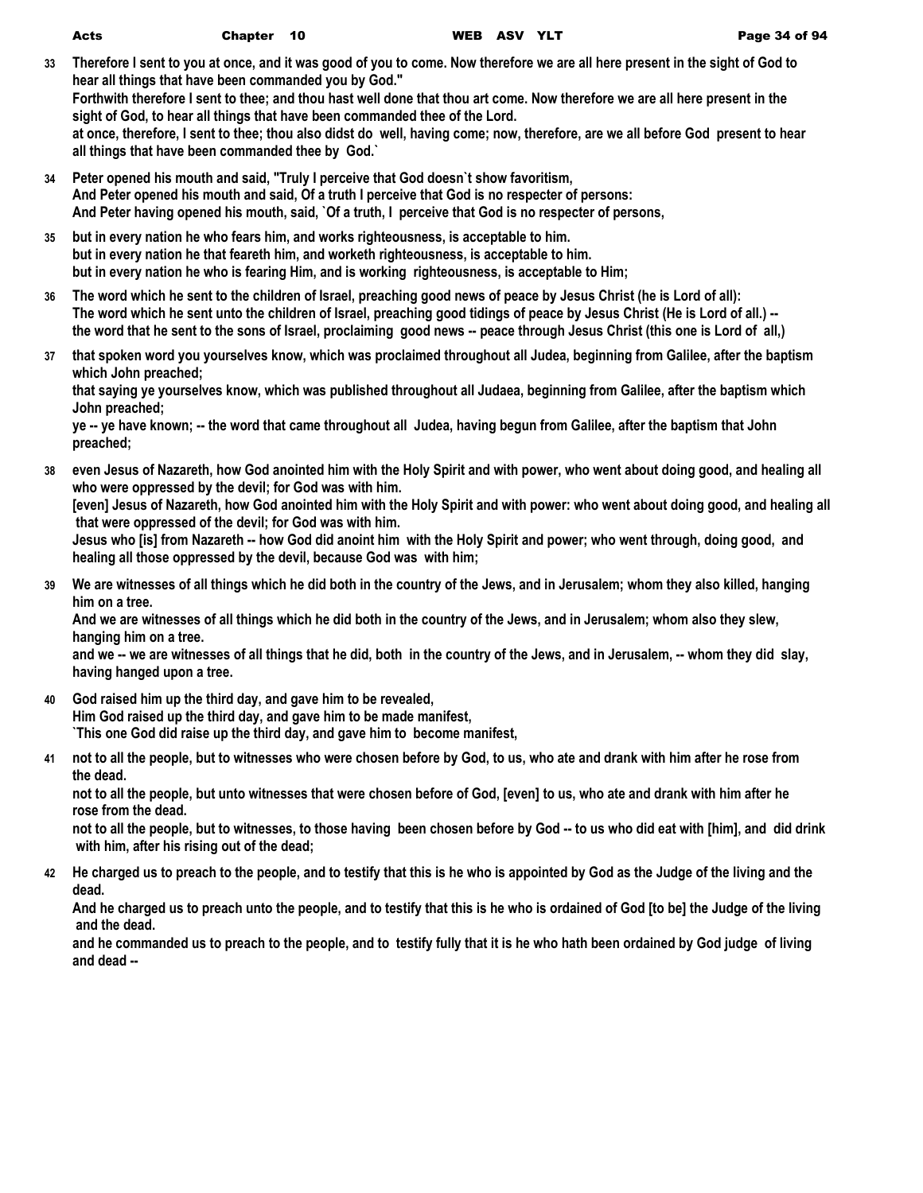33 Therefore I sent to you at once, and it was good of you to come. Now therefore we are all here present in the sight of God to hear all things that have been commanded you by God."
Forthwith therefore I sent to thee; and thou hast well done that thou art come. Now therefore we are all here present in the sight of God, to hear all things that have been commanded thee of the Lord.
at once, therefore, I sent to thee; thou also didst do well, having come; now, therefore, are we all before God present to hear all things that have been commanded thee by God.`

34 Peter opened his mouth and said, "Truly I perceive that God doesn`t show favoritism,
And Peter opened his mouth and said, Of a truth I perceive that God is no respecter of persons:
And Peter having opened his mouth, said, `Of a truth, I perceive that God is no respecter of persons,

35 but in every nation he who fears him, and works righteousness, is acceptable to him.
but in every nation he that feareth him, and worketh righteousness, is acceptable to him.
but in every nation he who is fearing Him, and is working righteousness, is acceptable to Him;

36 The word which he sent to the children of Israel, preaching good news of peace by Jesus Christ (he is Lord of all):
The word which he sent unto the children of Israel, preaching good tidings of peace by Jesus Christ (He is Lord of all.) --
the word that he sent to the sons of Israel, proclaiming good news -- peace through Jesus Christ (this one is Lord of all,)

37 that spoken word you yourselves know, which was proclaimed throughout all Judea, beginning from Galilee, after the baptism which John preached;
that saying ye yourselves know, which was published throughout all Judaea, beginning from Galilee, after the baptism which John preached;
ye -- ye have known; -- the word that came throughout all Judea, having begun from Galilee, after the baptism that John preached;

38 even Jesus of Nazareth, how God anointed him with the Holy Spirit and with power, who went about doing good, and healing all who were oppressed by the devil; for God was with him.
[even] Jesus of Nazareth, how God anointed him with the Holy Spirit and with power: who went about doing good, and healing all that were oppressed of the devil; for God was with him.
Jesus who [is] from Nazareth -- how God did anoint him with the Holy Spirit and power; who went through, doing good, and healing all those oppressed by the devil, because God was with him;

39 We are witnesses of all things which he did both in the country of the Jews, and in Jerusalem; whom they also killed, hanging him on a tree.
And we are witnesses of all things which he did both in the country of the Jews, and in Jerusalem; whom also they slew, hanging him on a tree.
and we -- we are witnesses of all things that he did, both in the country of the Jews, and in Jerusalem, -- whom they did slay, having hanged upon a tree.

40 God raised him up the third day, and gave him to be revealed,
Him God raised up the third day, and gave him to be made manifest,
`This one God did raise up the third day, and gave him to become manifest,

41 not to all the people, but to witnesses who were chosen before by God, to us, who ate and drank with him after he rose from the dead.
not to all the people, but unto witnesses that were chosen before of God, [even] to us, who ate and drank with him after he rose from the dead.
not to all the people, but to witnesses, to those having been chosen before by God -- to us who did eat with [him], and did drink with him, after his rising out of the dead;

42 He charged us to preach to the people, and to testify that this is he who is appointed by God as the Judge of the living and the dead.
And he charged us to preach unto the people, and to testify that this is he who is ordained of God [to be] the Judge of the living and the dead.
and he commanded us to preach to the people, and to testify fully that it is he who hath been ordained by God judge of living and dead --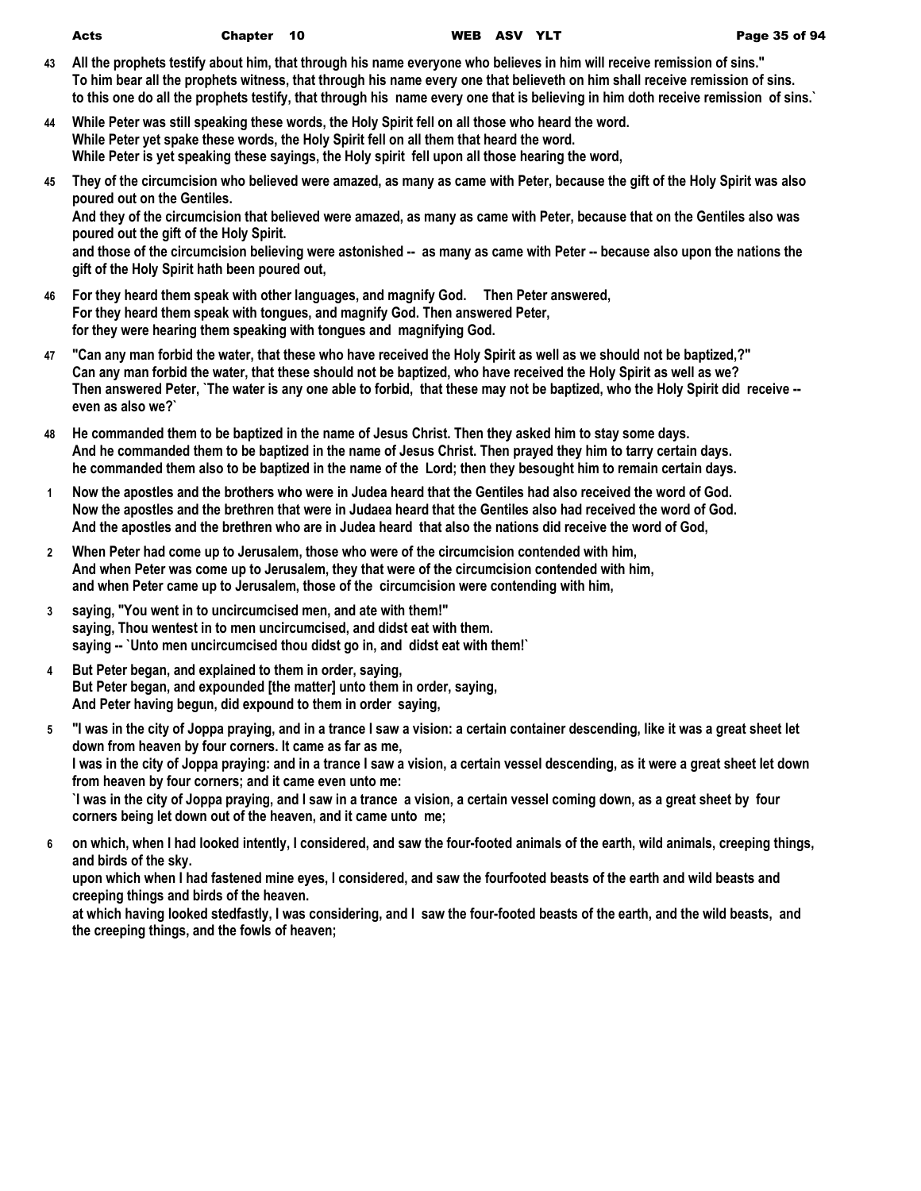**43** All the prophets testify about him, that through his name everyone who believes in him will receive remission of sins."
To him bear all the prophets witness, that through his name every one that believeth on him shall receive remission of sins.
to this one do all the prophets testify, that through his name every one that is believing in him doth receive remission of sins.`

**44** While Peter was still speaking these words, the Holy Spirit fell on all those who heard the word.
While Peter yet spake these words, the Holy Spirit fell on all them that heard the word.
While Peter is yet speaking these sayings, the Holy spirit fell upon all those hearing the word,

**45** They of the circumcision who believed were amazed, as many as came with Peter, because the gift of the Holy Spirit was also poured out on the Gentiles.
And they of the circumcision that believed were amazed, as many as came with Peter, because that on the Gentiles also was poured out the gift of the Holy Spirit.
and those of the circumcision believing were astonished -- as many as came with Peter -- because also upon the nations the gift of the Holy Spirit hath been poured out,

**46** For they heard them speak with other languages, and magnify God. Then Peter answered,
For they heard them speak with tongues, and magnify God. Then answered Peter,
for they were hearing them speaking with tongues and magnifying God.

**47** "Can any man forbid the water, that these who have received the Holy Spirit as well as we should not be baptized,?"
Can any man forbid the water, that these should not be baptized, who have received the Holy Spirit as well as we?
Then answered Peter, `The water is any one able to forbid, that these may not be baptized, who the Holy Spirit did receive -- even as also we?`

**48** He commanded them to be baptized in the name of Jesus Christ. Then they asked him to stay some days.
And he commanded them to be baptized in the name of Jesus Christ. Then prayed they him to tarry certain days.
he commanded them also to be baptized in the name of the Lord; then they besought him to remain certain days.

**1** Now the apostles and the brothers who were in Judea heard that the Gentiles had also received the word of God.
Now the apostles and the brethren that were in Judaea heard that the Gentiles also had received the word of God.
And the apostles and the brethren who are in Judea heard that also the nations did receive the word of God,

**2** When Peter had come up to Jerusalem, those who were of the circumcision contended with him,
And when Peter was come up to Jerusalem, they that were of the circumcision contended with him,
and when Peter came up to Jerusalem, those of the circumcision were contending with him,

**3** saying, "You went in to uncircumcised men, and ate with them!"
saying, Thou wentest in to men uncircumcised, and didst eat with them.
saying -- `Unto men uncircumcised thou didst go in, and didst eat with them!`

**4** But Peter began, and explained to them in order, saying,
But Peter began, and expounded [the matter] unto them in order, saying,
And Peter having begun, did expound to them in order saying,

**5** "I was in the city of Joppa praying, and in a trance I saw a vision: a certain container descending, like it was a great sheet let down from heaven by four corners. It came as far as me,
I was in the city of Joppa praying: and in a trance I saw a vision, a certain vessel descending, as it were a great sheet let down from heaven by four corners; and it came even unto me:
`I was in the city of Joppa praying, and I saw in a trance a vision, a certain vessel coming down, as a great sheet by four corners being let down out of the heaven, and it came unto me;

**6** on which, when I had looked intently, I considered, and saw the four-footed animals of the earth, wild animals, creeping things, and birds of the sky.
upon which when I had fastened mine eyes, I considered, and saw the fourfooted beasts of the earth and wild beasts and creeping things and birds of the heaven.
at which having looked stedfastly, I was considering, and I saw the four-footed beasts of the earth, and the wild beasts, and the creeping things, and the fowls of heaven;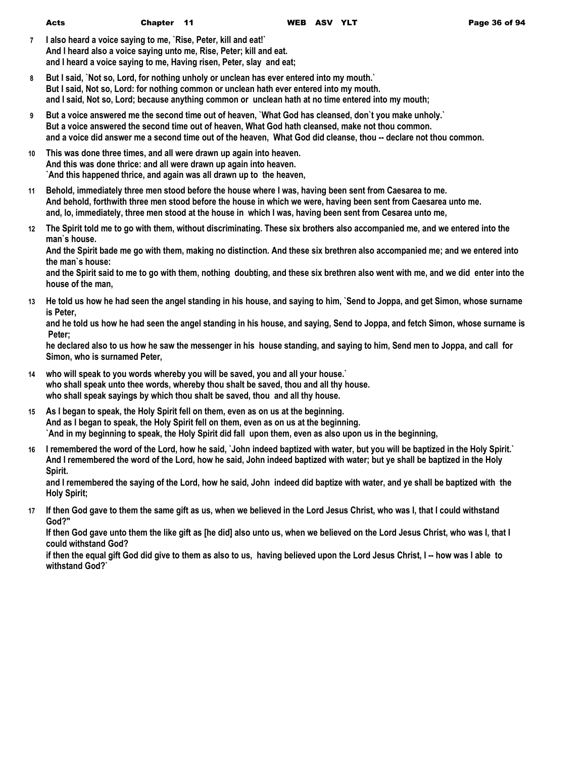**7** **I also heard a voice saying to me, `Rise, Peter, kill and eat!`**
**And I heard also a voice saying unto me, Rise, Peter; kill and eat.**
**and I heard a voice saying to me, Having risen, Peter, slay and eat;**

**8** **But I said, `Not so, Lord, for nothing unholy or unclean has ever entered into my mouth.`**
**But I said, Not so, Lord: for nothing common or unclean hath ever entered into my mouth.**
**and I said, Not so, Lord; because anything common or unclean hath at no time entered into my mouth;**

**9** **But a voice answered me the second time out of heaven, `What God has cleansed, don`t you make unholy.`**
**But a voice answered the second time out of heaven, What God hath cleansed, make not thou common.**
**and a voice did answer me a second time out of the heaven, What God did cleanse, thou -- declare not thou common.**

**10** **This was done three times, and all were drawn up again into heaven.**
**And this was done thrice: and all were drawn up again into heaven.**
**`And this happened thrice, and again was all drawn up to the heaven,**

**11** **Behold, immediately three men stood before the house where I was, having been sent from Caesarea to me.**
**And behold, forthwith three men stood before the house in which we were, having been sent from Caesarea unto me.**
**and, lo, immediately, three men stood at the house in which I was, having been sent from Cesarea unto me,**

**12** **The Spirit told me to go with them, without discriminating. These six brothers also accompanied me, and we entered into the man`s house.**
**And the Spirit bade me go with them, making no distinction. And these six brethren also accompanied me; and we entered into the man`s house:**
**and the Spirit said to me to go with them, nothing doubting, and these six brethren also went with me, and we did enter into the house of the man,**

**13** **He told us how he had seen the angel standing in his house, and saying to him, `Send to Joppa, and get Simon, whose surname is Peter,**
**and he told us how he had seen the angel standing in his house, and saying, Send to Joppa, and fetch Simon, whose surname is Peter;**
**he declared also to us how he saw the messenger in his house standing, and saying to him, Send men to Joppa, and call for Simon, who is surnamed Peter,**

**14** **who will speak to you words whereby you will be saved, you and all your house.`**
**who shall speak unto thee words, whereby thou shalt be saved, thou and all thy house.**
**who shall speak sayings by which thou shalt be saved, thou and all thy house.**

**15** **As I began to speak, the Holy Spirit fell on them, even as on us at the beginning.**
**And as I began to speak, the Holy Spirit fell on them, even as on us at the beginning.**
**`And in my beginning to speak, the Holy Spirit did fall upon them, even as also upon us in the beginning,**

**16** **I remembered the word of the Lord, how he said, `John indeed baptized with water, but you will be baptized in the Holy Spirit.`**
**And I remembered the word of the Lord, how he said, John indeed baptized with water; but ye shall be baptized in the Holy Spirit.**
**and I remembered the saying of the Lord, how he said, John indeed did baptize with water, and ye shall be baptized with the Holy Spirit;**

**17** **If then God gave to them the same gift as us, when we believed in the Lord Jesus Christ, who was I, that I could withstand God?"**
**If then God gave unto them the like gift as [he did] also unto us, when we believed on the Lord Jesus Christ, who was I, that I could withstand God?**
**if then the equal gift God did give to them as also to us, having believed upon the Lord Jesus Christ, I -- how was I able to withstand God?`**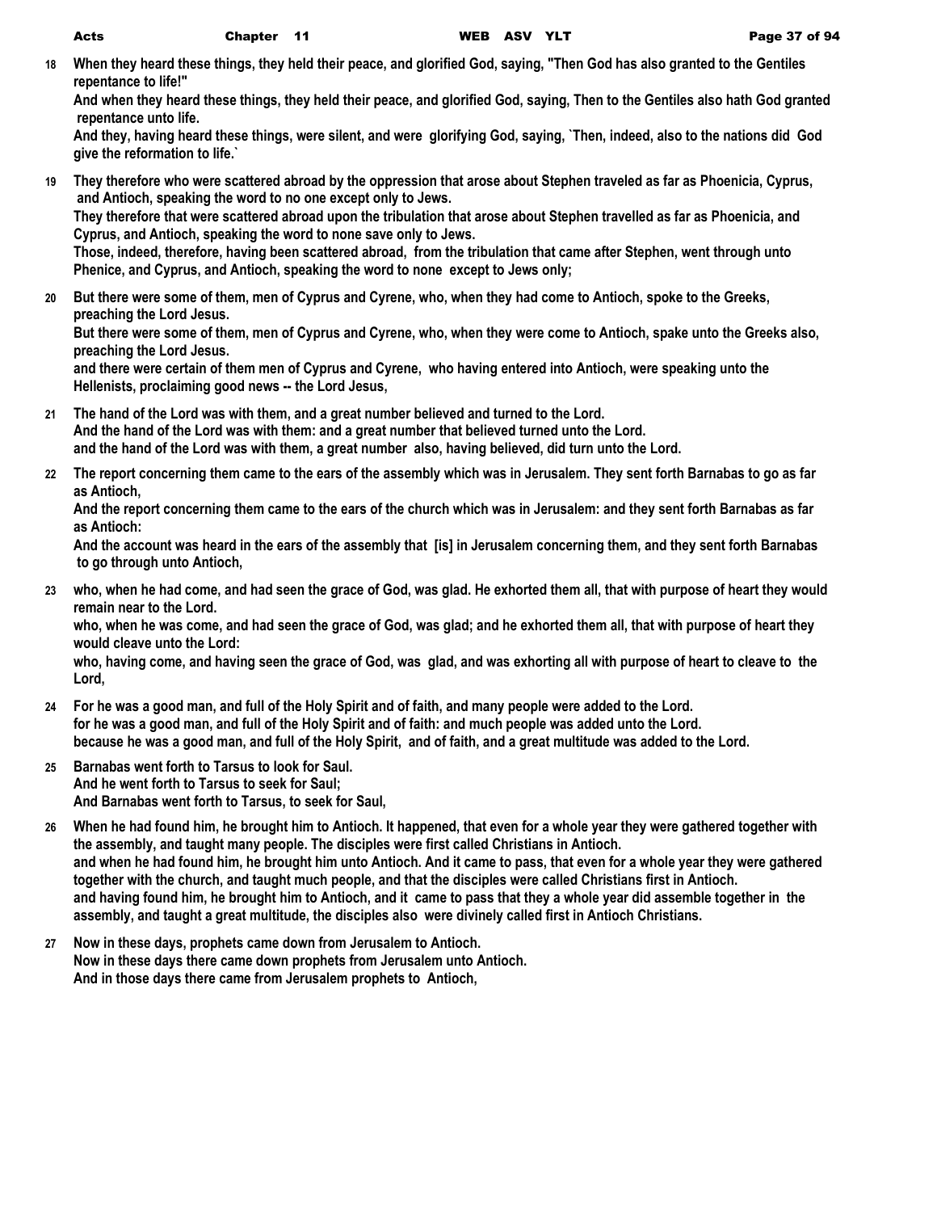**18** When they heard these things, they held their peace, and glorified God, saying, "Then God has also granted to the Gentiles repentance to life!"
And when they heard these things, they held their peace, and glorified God, saying, Then to the Gentiles also hath God granted repentance unto life.
And they, having heard these things, were silent, and were glorifying God, saying, `Then, indeed, also to the nations did God give the reformation to life.`

**19** They therefore who were scattered abroad by the oppression that arose about Stephen traveled as far as Phoenicia, Cyprus, and Antioch, speaking the word to no one except only to Jews.
They therefore that were scattered abroad upon the tribulation that arose about Stephen travelled as far as Phoenicia, and Cyprus, and Antioch, speaking the word to none save only to Jews.
Those, indeed, therefore, having been scattered abroad, from the tribulation that came after Stephen, went through unto Phenice, and Cyprus, and Antioch, speaking the word to none except to Jews only;

**20** But there were some of them, men of Cyprus and Cyrene, who, when they had come to Antioch, spoke to the Greeks, preaching the Lord Jesus.
But there were some of them, men of Cyprus and Cyrene, who, when they were come to Antioch, spake unto the Greeks also, preaching the Lord Jesus.
and there were certain of them men of Cyprus and Cyrene, who having entered into Antioch, were speaking unto the Hellenists, proclaiming good news -- the Lord Jesus,

**21** The hand of the Lord was with them, and a great number believed and turned to the Lord.
And the hand of the Lord was with them: and a great number that believed turned unto the Lord.
and the hand of the Lord was with them, a great number also, having believed, did turn unto the Lord.

**22** The report concerning them came to the ears of the assembly which was in Jerusalem. They sent forth Barnabas to go as far as Antioch,
And the report concerning them came to the ears of the church which was in Jerusalem: and they sent forth Barnabas as far as Antioch:
And the account was heard in the ears of the assembly that [is] in Jerusalem concerning them, and they sent forth Barnabas to go through unto Antioch,

**23** who, when he had come, and had seen the grace of God, was glad. He exhorted them all, that with purpose of heart they would remain near to the Lord.
who, when he was come, and had seen the grace of God, was glad; and he exhorted them all, that with purpose of heart they would cleave unto the Lord:
who, having come, and having seen the grace of God, was glad, and was exhorting all with purpose of heart to cleave to the Lord,

**24** For he was a good man, and full of the Holy Spirit and of faith, and many people were added to the Lord.
for he was a good man, and full of the Holy Spirit and of faith: and much people was added unto the Lord.
because he was a good man, and full of the Holy Spirit, and of faith, and a great multitude was added to the Lord.

**25** Barnabas went forth to Tarsus to look for Saul.
And he went forth to Tarsus to seek for Saul;
And Barnabas went forth to Tarsus, to seek for Saul,

**26** When he had found him, he brought him to Antioch. It happened, that even for a whole year they were gathered together with the assembly, and taught many people. The disciples were first called Christians in Antioch.
and when he had found him, he brought him unto Antioch. And it came to pass, that even for a whole year they were gathered together with the church, and taught much people, and that the disciples were called Christians first in Antioch.
and having found him, he brought him to Antioch, and it came to pass that they a whole year did assemble together in the assembly, and taught a great multitude, the disciples also were divinely called first in Antioch Christians.

**27** Now in these days, prophets came down from Jerusalem to Antioch.
Now in these days there came down prophets from Jerusalem unto Antioch.
And in those days there came from Jerusalem prophets to Antioch,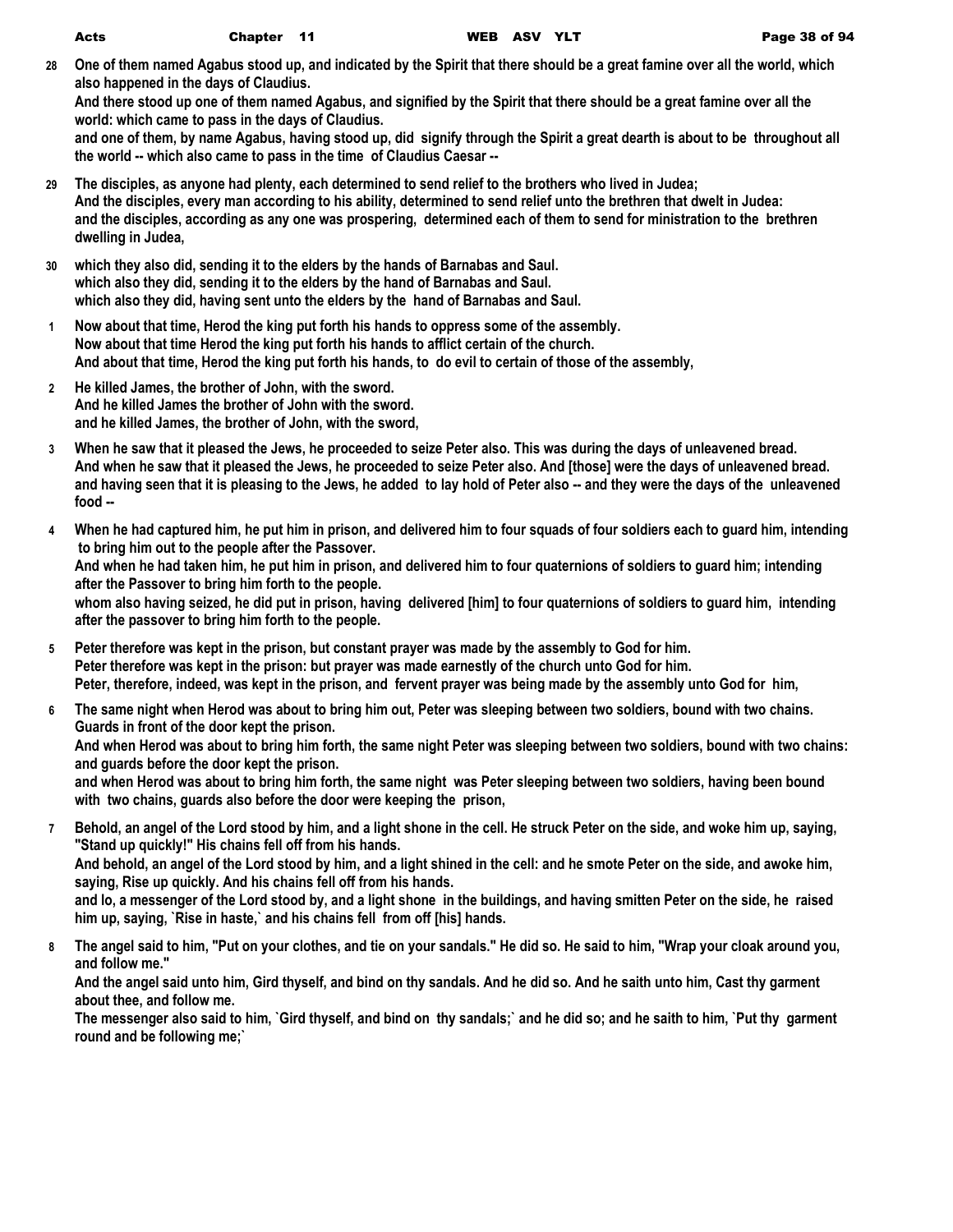**28** One of them named Agabus stood up, and indicated by the Spirit that there should be a great famine over all the world, which also happened in the days of Claudius.
And there stood up one of them named Agabus, and signified by the Spirit that there should be a great famine over all the world: which came to pass in the days of Claudius.
and one of them, by name Agabus, having stood up, did signify through the Spirit a great dearth is about to be throughout all the world -- which also came to pass in the time of Claudius Caesar --

**29** The disciples, as anyone had plenty, each determined to send relief to the brothers who lived in Judea;
And the disciples, every man according to his ability, determined to send relief unto the brethren that dwelt in Judea:
and the disciples, according as any one was prospering, determined each of them to send for ministration to the brethren dwelling in Judea,

**30** which they also did, sending it to the elders by the hands of Barnabas and Saul.
which also they did, sending it to the elders by the hand of Barnabas and Saul.
which also they did, having sent unto the elders by the hand of Barnabas and Saul.

**1** Now about that time, Herod the king put forth his hands to oppress some of the assembly.
Now about that time Herod the king put forth his hands to afflict certain of the church.
And about that time, Herod the king put forth his hands, to do evil to certain of those of the assembly,

**2** He killed James, the brother of John, with the sword.
And he killed James the brother of John with the sword.
and he killed James, the brother of John, with the sword,

**3** When he saw that it pleased the Jews, he proceeded to seize Peter also. This was during the days of unleavened bread.
And when he saw that it pleased the Jews, he proceeded to seize Peter also. And [those] were the days of unleavened bread.
and having seen that it is pleasing to the Jews, he added to lay hold of Peter also -- and they were the days of the unleavened food --

**4** When he had captured him, he put him in prison, and delivered him to four squads of four soldiers each to guard him, intending to bring him out to the people after the Passover.
And when he had taken him, he put him in prison, and delivered him to four quaternions of soldiers to guard him; intending after the Passover to bring him forth to the people.
whom also having seized, he did put in prison, having delivered [him] to four quaternions of soldiers to guard him, intending after the passover to bring him forth to the people.

**5** Peter therefore was kept in the prison, but constant prayer was made by the assembly to God for him.
Peter therefore was kept in the prison: but prayer was made earnestly of the church unto God for him.
Peter, therefore, indeed, was kept in the prison, and fervent prayer was being made by the assembly unto God for him,

**6** The same night when Herod was about to bring him out, Peter was sleeping between two soldiers, bound with two chains. Guards in front of the door kept the prison.
And when Herod was about to bring him forth, the same night Peter was sleeping between two soldiers, bound with two chains: and guards before the door kept the prison.
and when Herod was about to bring him forth, the same night was Peter sleeping between two soldiers, having been bound with two chains, guards also before the door were keeping the prison,

**7** Behold, an angel of the Lord stood by him, and a light shone in the cell. He struck Peter on the side, and woke him up, saying, "Stand up quickly!" His chains fell off from his hands.
And behold, an angel of the Lord stood by him, and a light shined in the cell: and he smote Peter on the side, and awoke him, saying, Rise up quickly. And his chains fell off from his hands.
and lo, a messenger of the Lord stood by, and a light shone in the buildings, and having smitten Peter on the side, he raised him up, saying, `Rise in haste,` and his chains fell from off [his] hands.

**8** The angel said to him, "Put on your clothes, and tie on your sandals." He did so. He said to him, "Wrap your cloak around you, and follow me."
And the angel said unto him, Gird thyself, and bind on thy sandals. And he did so. And he saith unto him, Cast thy garment about thee, and follow me.
The messenger also said to him, `Gird thyself, and bind on thy sandals;` and he did so; and he saith to him, `Put thy garment round and be following me;`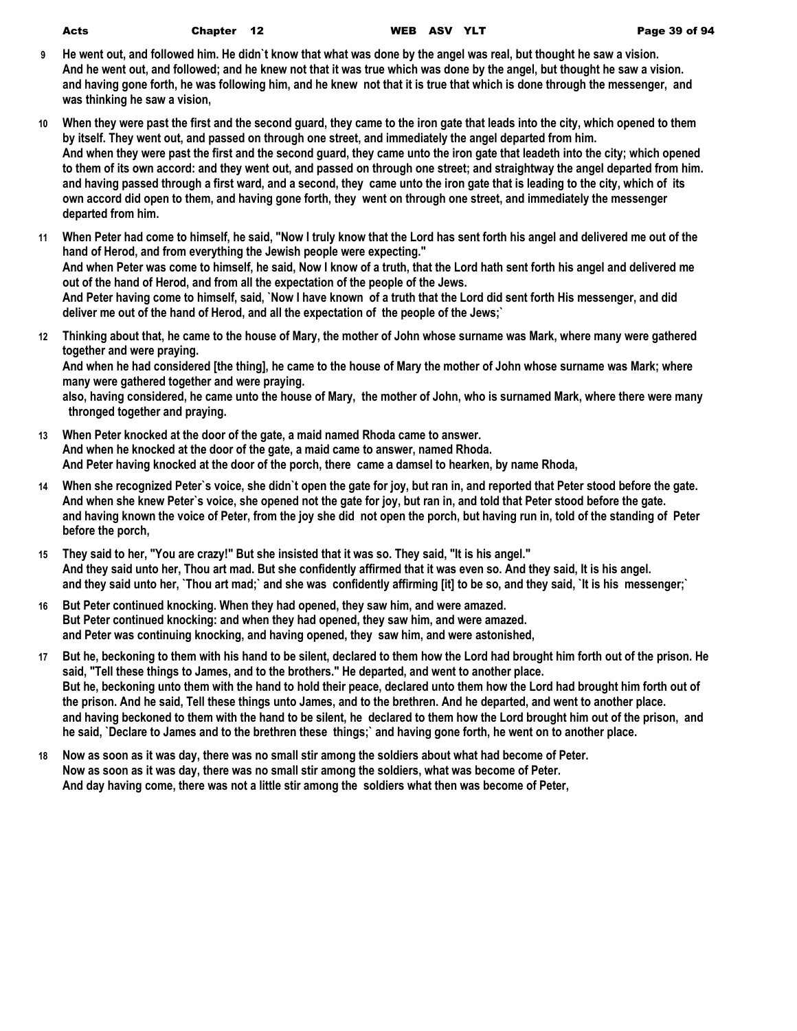**9** **He went out, and followed him. He didn`t know that what was done by the angel was real, but thought he saw a vision.**
**And he went out, and followed; and he knew not that it was true which was done by the angel, but thought he saw a vision.**
**and having gone forth, he was following him, and he knew not that it is true that which is done through the messenger, and was thinking he saw a vision,**

**10** **When they were past the first and the second guard, they came to the iron gate that leads into the city, which opened to them by itself. They went out, and passed on through one street, and immediately the angel departed from him.**
**And when they were past the first and the second guard, they came unto the iron gate that leadeth into the city; which opened to them of its own accord: and they went out, and passed on through one street; and straightway the angel departed from him.**
**and having passed through a first ward, and a second, they came unto the iron gate that is leading to the city, which of its own accord did open to them, and having gone forth, they went on through one street, and immediately the messenger departed from him.**

**11** **When Peter had come to himself, he said, "Now I truly know that the Lord has sent forth his angel and delivered me out of the hand of Herod, and from everything the Jewish people were expecting."**
**And when Peter was come to himself, he said, Now I know of a truth, that the Lord hath sent forth his angel and delivered me out of the hand of Herod, and from all the expectation of the people of the Jews.**
**And Peter having come to himself, said, `Now I have known of a truth that the Lord did sent forth His messenger, and did deliver me out of the hand of Herod, and all the expectation of the people of the Jews;`**

**12** **Thinking about that, he came to the house of Mary, the mother of John whose surname was Mark, where many were gathered together and were praying.**
**And when he had considered [the thing], he came to the house of Mary the mother of John whose surname was Mark; where many were gathered together and were praying.**
**also, having considered, he came unto the house of Mary, the mother of John, who is surnamed Mark, where there were many thronged together and praying.**

**13** **When Peter knocked at the door of the gate, a maid named Rhoda came to answer.**
**And when he knocked at the door of the gate, a maid came to answer, named Rhoda.**
**And Peter having knocked at the door of the porch, there came a damsel to hearken, by name Rhoda,**

**14** **When she recognized Peter`s voice, she didn`t open the gate for joy, but ran in, and reported that Peter stood before the gate.**
**And when she knew Peter`s voice, she opened not the gate for joy, but ran in, and told that Peter stood before the gate.**
**and having known the voice of Peter, from the joy she did not open the porch, but having run in, told of the standing of Peter before the porch,**

**15** **They said to her, "You are crazy!" But she insisted that it was so. They said, "It is his angel."**
**And they said unto her, Thou art mad. But she confidently affirmed that it was even so. And they said, It is his angel.**
**and they said unto her, `Thou art mad;` and she was confidently affirming [it] to be so, and they said, `It is his messenger;`**

**16** **But Peter continued knocking. When they had opened, they saw him, and were amazed.**
**But Peter continued knocking: and when they had opened, they saw him, and were amazed.**
**and Peter was continuing knocking, and having opened, they saw him, and were astonished,**

**17** **But he, beckoning to them with his hand to be silent, declared to them how the Lord had brought him forth out of the prison. He said, "Tell these things to James, and to the brothers." He departed, and went to another place.**
**But he, beckoning unto them with the hand to hold their peace, declared unto them how the Lord had brought him forth out of the prison. And he said, Tell these things unto James, and to the brethren. And he departed, and went to another place.**
**and having beckoned to them with the hand to be silent, he declared to them how the Lord brought him out of the prison, and he said, `Declare to James and to the brethren these things;` and having gone forth, he went on to another place.**

**18** **Now as soon as it was day, there was no small stir among the soldiers about what had become of Peter.**
**Now as soon as it was day, there was no small stir among the soldiers, what was become of Peter.**
**And day having come, there was not a little stir among the soldiers what then was become of Peter,**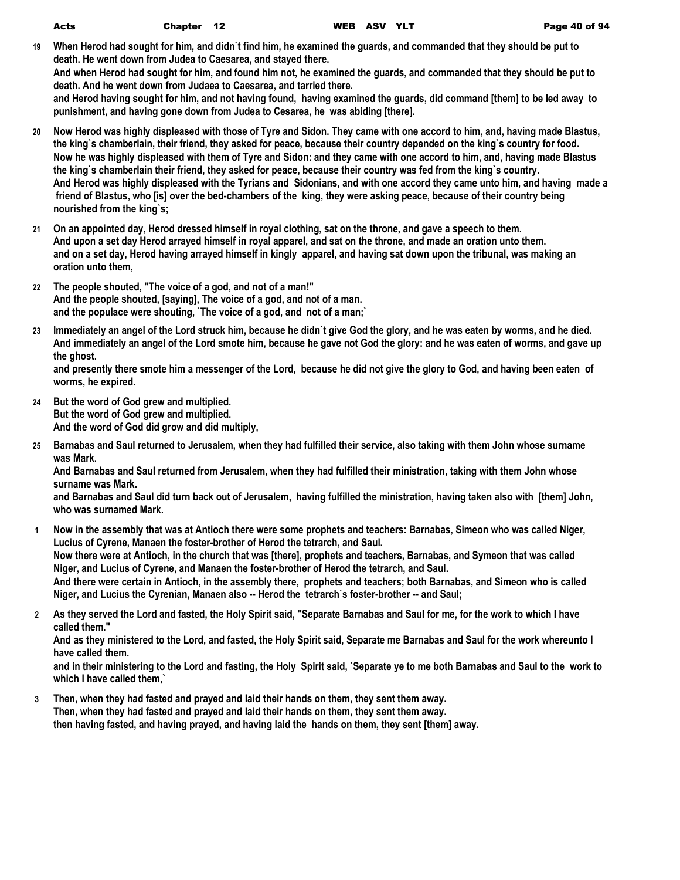19 When Herod had sought for him, and didn`t find him, he examined the guards, and commanded that they should be put to death. He went down from Judea to Caesarea, and stayed there.
And when Herod had sought for him, and found him not, he examined the guards, and commanded that they should be put to death. And he went down from Judaea to Caesarea, and tarried there.
and Herod having sought for him, and not having found, having examined the guards, did command [them] to be led away to punishment, and having gone down from Judea to Cesarea, he was abiding [there].

20 Now Herod was highly displeased with those of Tyre and Sidon. They came with one accord to him, and, having made Blastus, the king`s chamberlain, their friend, they asked for peace, because their country depended on the king`s country for food.
Now he was highly displeased with them of Tyre and Sidon: and they came with one accord to him, and, having made Blastus the king`s chamberlain their friend, they asked for peace, because their country was fed from the king`s country.
And Herod was highly displeased with the Tyrians and Sidonians, and with one accord they came unto him, and having made a friend of Blastus, who [is] over the bed-chambers of the king, they were asking peace, because of their country being nourished from the king`s;

21 On an appointed day, Herod dressed himself in royal clothing, sat on the throne, and gave a speech to them.
And upon a set day Herod arrayed himself in royal apparel, and sat on the throne, and made an oration unto them.
and on a set day, Herod having arrayed himself in kingly apparel, and having sat down upon the tribunal, was making an oration unto them,

22 The people shouted, "The voice of a god, and not of a man!"
And the people shouted, [saying], The voice of a god, and not of a man.
and the populace were shouting, `The voice of a god, and not of a man;`

23 Immediately an angel of the Lord struck him, because he didn`t give God the glory, and he was eaten by worms, and he died.
And immediately an angel of the Lord smote him, because he gave not God the glory: and he was eaten of worms, and gave up the ghost.
and presently there smote him a messenger of the Lord, because he did not give the glory to God, and having been eaten of worms, he expired.

24 But the word of God grew and multiplied.
But the word of God grew and multiplied.
And the word of God did grow and did multiply,

25 Barnabas and Saul returned to Jerusalem, when they had fulfilled their service, also taking with them John whose surname was Mark.
And Barnabas and Saul returned from Jerusalem, when they had fulfilled their ministration, taking with them John whose surname was Mark.
and Barnabas and Saul did turn back out of Jerusalem, having fulfilled the ministration, having taken also with [them] John, who was surnamed Mark.

1 Now in the assembly that was at Antioch there were some prophets and teachers: Barnabas, Simeon who was called Niger, Lucius of Cyrene, Manaen the foster-brother of Herod the tetrarch, and Saul.
Now there were at Antioch, in the church that was [there], prophets and teachers, Barnabas, and Symeon that was called Niger, and Lucius of Cyrene, and Manaen the foster-brother of Herod the tetrarch, and Saul.
And there were certain in Antioch, in the assembly there, prophets and teachers; both Barnabas, and Simeon who is called Niger, and Lucius the Cyrenian, Manaen also -- Herod the tetrarch`s foster-brother -- and Saul;

2 As they served the Lord and fasted, the Holy Spirit said, "Separate Barnabas and Saul for me, for the work to which I have called them."
And as they ministered to the Lord, and fasted, the Holy Spirit said, Separate me Barnabas and Saul for the work whereunto I have called them.
and in their ministering to the Lord and fasting, the Holy Spirit said, `Separate ye to me both Barnabas and Saul to the work to which I have called them,`

3 Then, when they had fasted and prayed and laid their hands on them, they sent them away.
Then, when they had fasted and prayed and laid their hands on them, they sent them away.
then having fasted, and having prayed, and having laid the hands on them, they sent [them] away.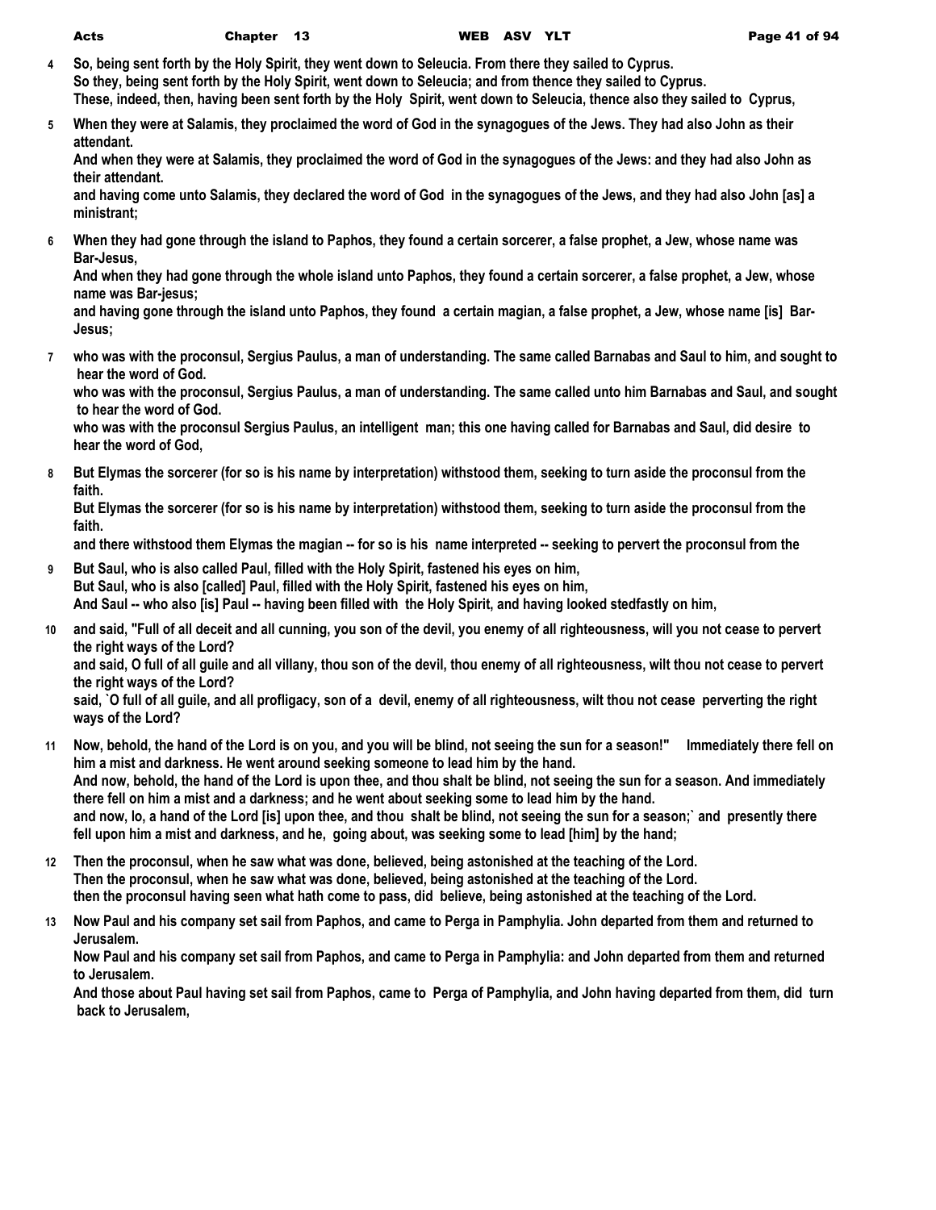**4** So, being sent forth by the Holy Spirit, they went down to Seleucia. From there they sailed to Cyprus.
So they, being sent forth by the Holy Spirit, went down to Seleucia; and from thence they sailed to Cyprus.
These, indeed, then, having been sent forth by the Holy Spirit, went down to Seleucia, thence also they sailed to Cyprus,

**5** When they were at Salamis, they proclaimed the word of God in the synagogues of the Jews. They had also John as their attendant.
And when they were at Salamis, they proclaimed the word of God in the synagogues of the Jews: and they had also John as their attendant.
and having come unto Salamis, they declared the word of God in the synagogues of the Jews, and they had also John [as] a ministrant;

**6** When they had gone through the island to Paphos, they found a certain sorcerer, a false prophet, a Jew, whose name was Bar-Jesus,
And when they had gone through the whole island unto Paphos, they found a certain sorcerer, a false prophet, a Jew, whose name was Bar-jesus;
and having gone through the island unto Paphos, they found a certain magian, a false prophet, a Jew, whose name [is] Bar-Jesus;

**7** who was with the proconsul, Sergius Paulus, a man of understanding. The same called Barnabas and Saul to him, and sought to hear the word of God.
who was with the proconsul, Sergius Paulus, a man of understanding. The same called unto him Barnabas and Saul, and sought to hear the word of God.
who was with the proconsul Sergius Paulus, an intelligent man; this one having called for Barnabas and Saul, did desire to hear the word of God,

**8** But Elymas the sorcerer (for so is his name by interpretation) withstood them, seeking to turn aside the proconsul from the faith.
But Elymas the sorcerer (for so is his name by interpretation) withstood them, seeking to turn aside the proconsul from the faith.
and there withstood them Elymas the magian -- for so is his name interpreted -- seeking to pervert the proconsul from the

**9** But Saul, who is also called Paul, filled with the Holy Spirit, fastened his eyes on him,
But Saul, who is also [called] Paul, filled with the Holy Spirit, fastened his eyes on him,
And Saul -- who also [is] Paul -- having been filled with the Holy Spirit, and having looked stedfastly on him,

**10** and said, "Full of all deceit and all cunning, you son of the devil, you enemy of all righteousness, will you not cease to pervert the right ways of the Lord?
and said, O full of all guile and all villany, thou son of the devil, thou enemy of all righteousness, wilt thou not cease to pervert the right ways of the Lord?
said, `O full of all guile, and all profligacy, son of a devil, enemy of all righteousness, wilt thou not cease perverting the right ways of the Lord?

**11** Now, behold, the hand of the Lord is on you, and you will be blind, not seeing the sun for a season!" Immediately there fell on him a mist and darkness. He went around seeking someone to lead him by the hand.
And now, behold, the hand of the Lord is upon thee, and thou shalt be blind, not seeing the sun for a season. And immediately there fell on him a mist and a darkness; and he went about seeking some to lead him by the hand.
and now, lo, a hand of the Lord [is] upon thee, and thou shalt be blind, not seeing the sun for a season;` and presently there fell upon him a mist and darkness, and he, going about, was seeking some to lead [him] by the hand;

**12** Then the proconsul, when he saw what was done, believed, being astonished at the teaching of the Lord.
Then the proconsul, when he saw what was done, believed, being astonished at the teaching of the Lord.
then the proconsul having seen what hath come to pass, did believe, being astonished at the teaching of the Lord.

**13** Now Paul and his company set sail from Paphos, and came to Perga in Pamphylia. John departed from them and returned to Jerusalem.
Now Paul and his company set sail from Paphos, and came to Perga in Pamphylia: and John departed from them and returned to Jerusalem.
And those about Paul having set sail from Paphos, came to Perga of Pamphylia, and John having departed from them, did turn back to Jerusalem,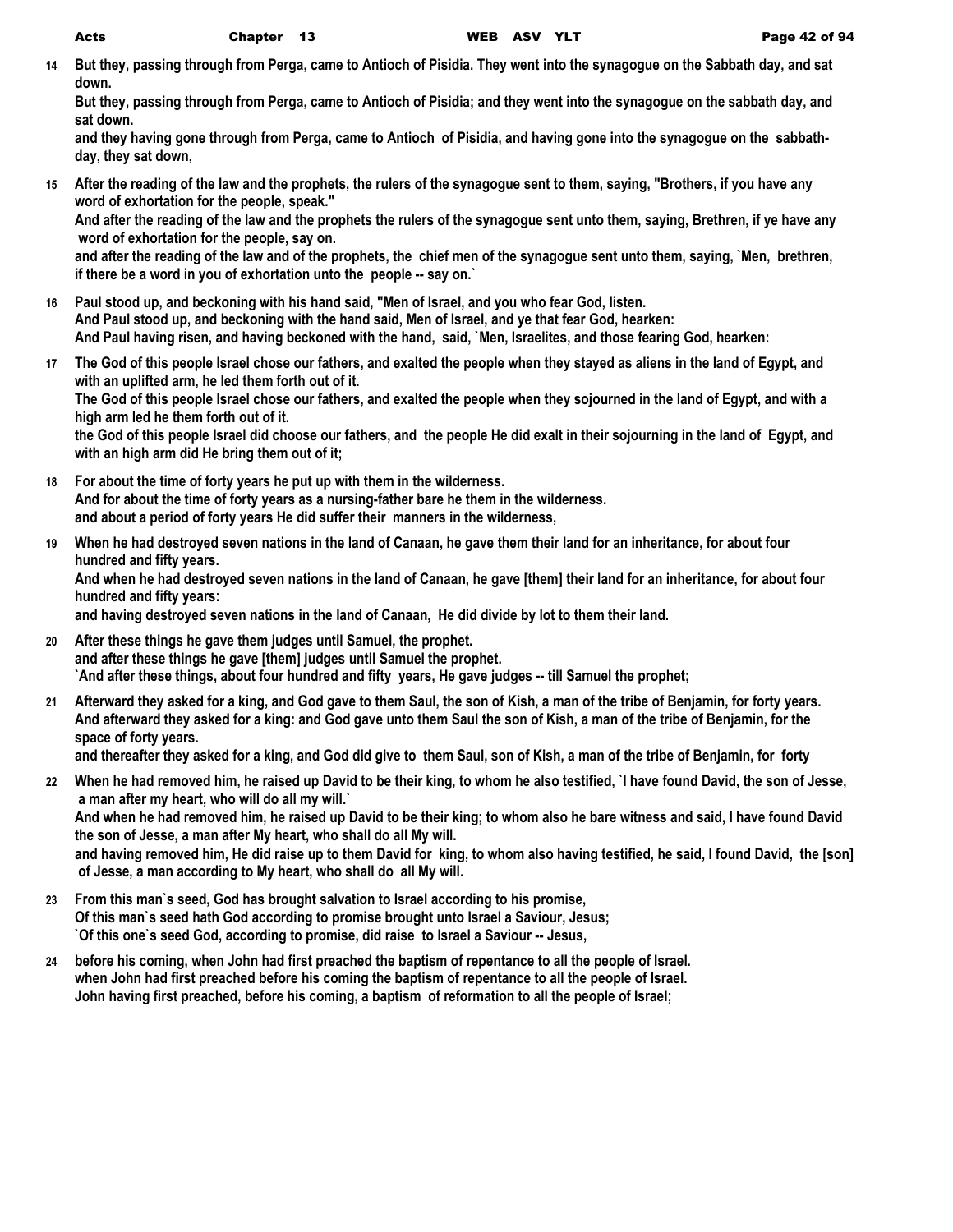**14** **But they, passing through from Perga, came to Antioch of Pisidia. They went into the synagogue on the Sabbath day, and sat down.**
**But they, passing through from Perga, came to Antioch of Pisidia; and they went into the synagogue on the sabbath day, and sat down.**
**and they having gone through from Perga, came to Antioch of Pisidia, and having gone into the synagogue on the sabbath-day, they sat down,**

**15** **After the reading of the law and the prophets, the rulers of the synagogue sent to them, saying, "Brothers, if you have any word of exhortation for the people, speak."**
**And after the reading of the law and the prophets the rulers of the synagogue sent unto them, saying, Brethren, if ye have any word of exhortation for the people, say on.**
**and after the reading of the law and of the prophets, the chief men of the synagogue sent unto them, saying, `Men, brethren, if there be a word in you of exhortation unto the people -- say on.`**

**16** **Paul stood up, and beckoning with his hand said, "Men of Israel, and you who fear God, listen.**
**And Paul stood up, and beckoning with the hand said, Men of Israel, and ye that fear God, hearken:**
**And Paul having risen, and having beckoned with the hand, said, `Men, Israelites, and those fearing God, hearken:**

**17** **The God of this people Israel chose our fathers, and exalted the people when they stayed as aliens in the land of Egypt, and with an uplifted arm, he led them forth out of it.**
**The God of this people Israel chose our fathers, and exalted the people when they sojourned in the land of Egypt, and with a high arm led he them forth out of it.**
**the God of this people Israel did choose our fathers, and the people He did exalt in their sojourning in the land of Egypt, and with an high arm did He bring them out of it;**

**18** **For about the time of forty years he put up with them in the wilderness.**
**And for about the time of forty years as a nursing-father bare he them in the wilderness.**
**and about a period of forty years He did suffer their manners in the wilderness,**

**19** **When he had destroyed seven nations in the land of Canaan, he gave them their land for an inheritance, for about four hundred and fifty years.**
**And when he had destroyed seven nations in the land of Canaan, he gave [them] their land for an inheritance, for about four hundred and fifty years:**
**and having destroyed seven nations in the land of Canaan, He did divide by lot to them their land.**

**20** **After these things he gave them judges until Samuel, the prophet.**
**and after these things he gave [them] judges until Samuel the prophet.**
**`And after these things, about four hundred and fifty years, He gave judges -- till Samuel the prophet;**

**21** **Afterward they asked for a king, and God gave to them Saul, the son of Kish, a man of the tribe of Benjamin, for forty years.**
**And afterward they asked for a king: and God gave unto them Saul the son of Kish, a man of the tribe of Benjamin, for the space of forty years.**
**and thereafter they asked for a king, and God did give to them Saul, son of Kish, a man of the tribe of Benjamin, for forty**

**22** **When he had removed him, he raised up David to be their king, to whom he also testified, `I have found David, the son of Jesse, a man after my heart, who will do all my will.`**
**And when he had removed him, he raised up David to be their king; to whom also he bare witness and said, I have found David the son of Jesse, a man after My heart, who shall do all My will.**
**and having removed him, He did raise up to them David for king, to whom also having testified, he said, I found David, the [son] of Jesse, a man according to My heart, who shall do all My will.**

**23** **From this man`s seed, God has brought salvation to Israel according to his promise,**
**Of this man`s seed hath God according to promise brought unto Israel a Saviour, Jesus;**
**`Of this one`s seed God, according to promise, did raise to Israel a Saviour -- Jesus,**

**24** **before his coming, when John had first preached the baptism of repentance to all the people of Israel.**
**when John had first preached before his coming the baptism of repentance to all the people of Israel.**
**John having first preached, before his coming, a baptism of reformation to all the people of Israel;**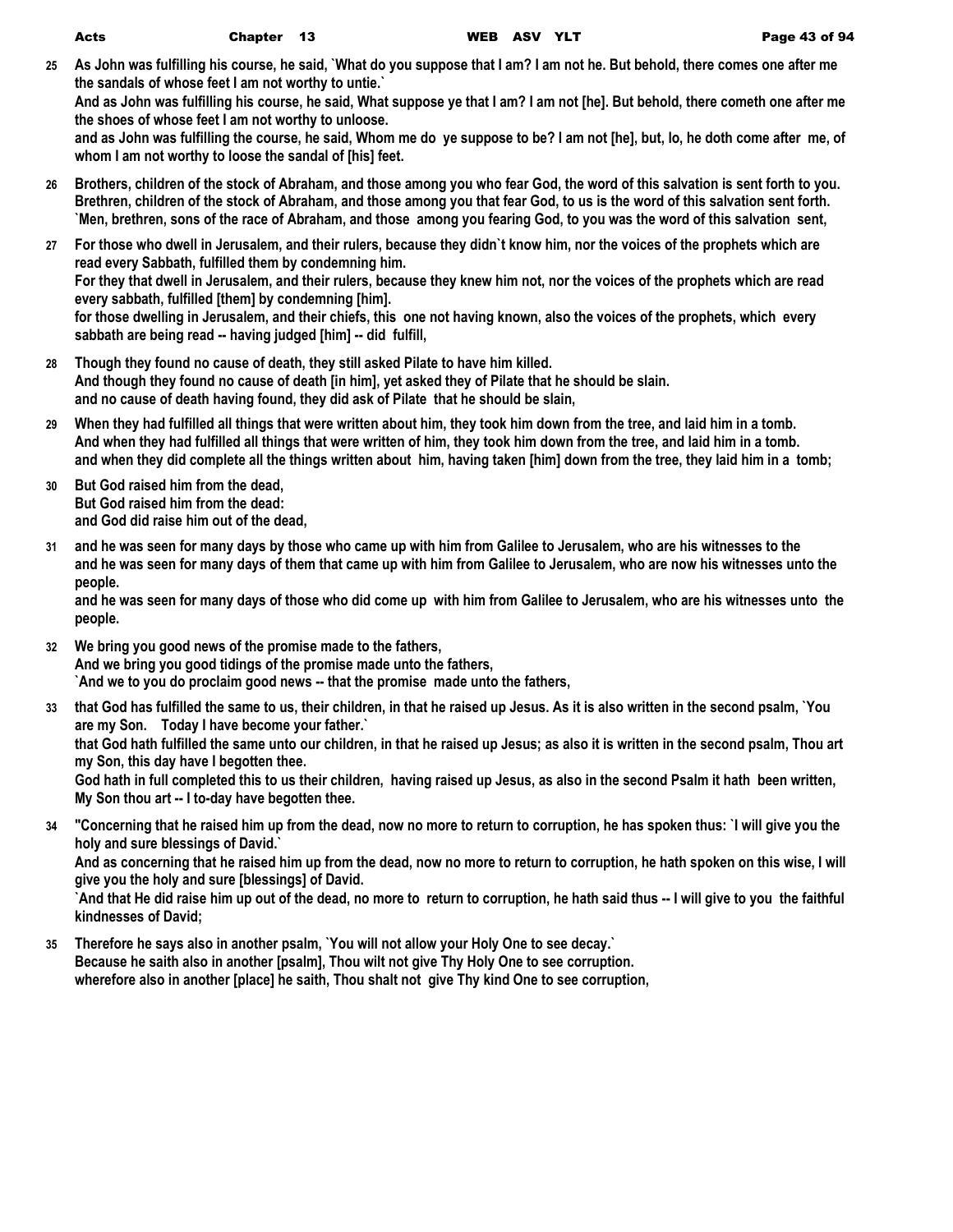**25 As John was fulfilling his course, he said, `What do you suppose that I am? I am not he. But behold, there comes one after me the sandals of whose feet I am not worthy to untie.`**
**And as John was fulfilling his course, he said, What suppose ye that I am? I am not [he]. But behold, there cometh one after me the shoes of whose feet I am not worthy to unloose.**
**and as John was fulfilling the course, he said, Whom me do ye suppose to be? I am not [he], but, lo, he doth come after me, of whom I am not worthy to loose the sandal of [his] feet.**

**26 Brothers, children of the stock of Abraham, and those among you who fear God, the word of this salvation is sent forth to you.**
**Brethren, children of the stock of Abraham, and those among you that fear God, to us is the word of this salvation sent forth.**
**`Men, brethren, sons of the race of Abraham, and those among you fearing God, to you was the word of this salvation sent,**

**27 For those who dwell in Jerusalem, and their rulers, because they didn`t know him, nor the voices of the prophets which are read every Sabbath, fulfilled them by condemning him.**
**For they that dwell in Jerusalem, and their rulers, because they knew him not, nor the voices of the prophets which are read every sabbath, fulfilled [them] by condemning [him].**
**for those dwelling in Jerusalem, and their chiefs, this one not having known, also the voices of the prophets, which every sabbath are being read -- having judged [him] -- did fulfill,**

**28 Though they found no cause of death, they still asked Pilate to have him killed.**
**And though they found no cause of death [in him], yet asked they of Pilate that he should be slain.**
**and no cause of death having found, they did ask of Pilate that he should be slain,**

**29 When they had fulfilled all things that were written about him, they took him down from the tree, and laid him in a tomb.**
**And when they had fulfilled all things that were written of him, they took him down from the tree, and laid him in a tomb.**
**and when they did complete all the things written about him, having taken [him] down from the tree, they laid him in a tomb;**

**30 But God raised him from the dead,**
**But God raised him from the dead:**
**and God did raise him out of the dead,**

**31 and he was seen for many days by those who came up with him from Galilee to Jerusalem, who are his witnesses to the**
**and he was seen for many days of them that came up with him from Galilee to Jerusalem, who are now his witnesses unto the people.**
**and he was seen for many days of those who did come up with him from Galilee to Jerusalem, who are his witnesses unto the people.**

**32 We bring you good news of the promise made to the fathers,**
**And we bring you good tidings of the promise made unto the fathers,**
**`And we to you do proclaim good news -- that the promise made unto the fathers,**

**33 that God has fulfilled the same to us, their children, in that he raised up Jesus. As it is also written in the second psalm, `You are my Son. Today I have become your father.`**
**that God hath fulfilled the same unto our children, in that he raised up Jesus; as also it is written in the second psalm, Thou art my Son, this day have I begotten thee.**
**God hath in full completed this to us their children, having raised up Jesus, as also in the second Psalm it hath been written, My Son thou art -- I to-day have begotten thee.**

**34 "Concerning that he raised him up from the dead, now no more to return to corruption, he has spoken thus: `I will give you the holy and sure blessings of David.`**
**And as concerning that he raised him up from the dead, now no more to return to corruption, he hath spoken on this wise, I will give you the holy and sure [blessings] of David.**
**`And that He did raise him up out of the dead, no more to return to corruption, he hath said thus -- I will give to you the faithful kindnesses of David;**

**35 Therefore he says also in another psalm, `You will not allow your Holy One to see decay.`**
**Because he saith also in another [psalm], Thou wilt not give Thy Holy One to see corruption.**
**wherefore also in another [place] he saith, Thou shalt not give Thy kind One to see corruption,**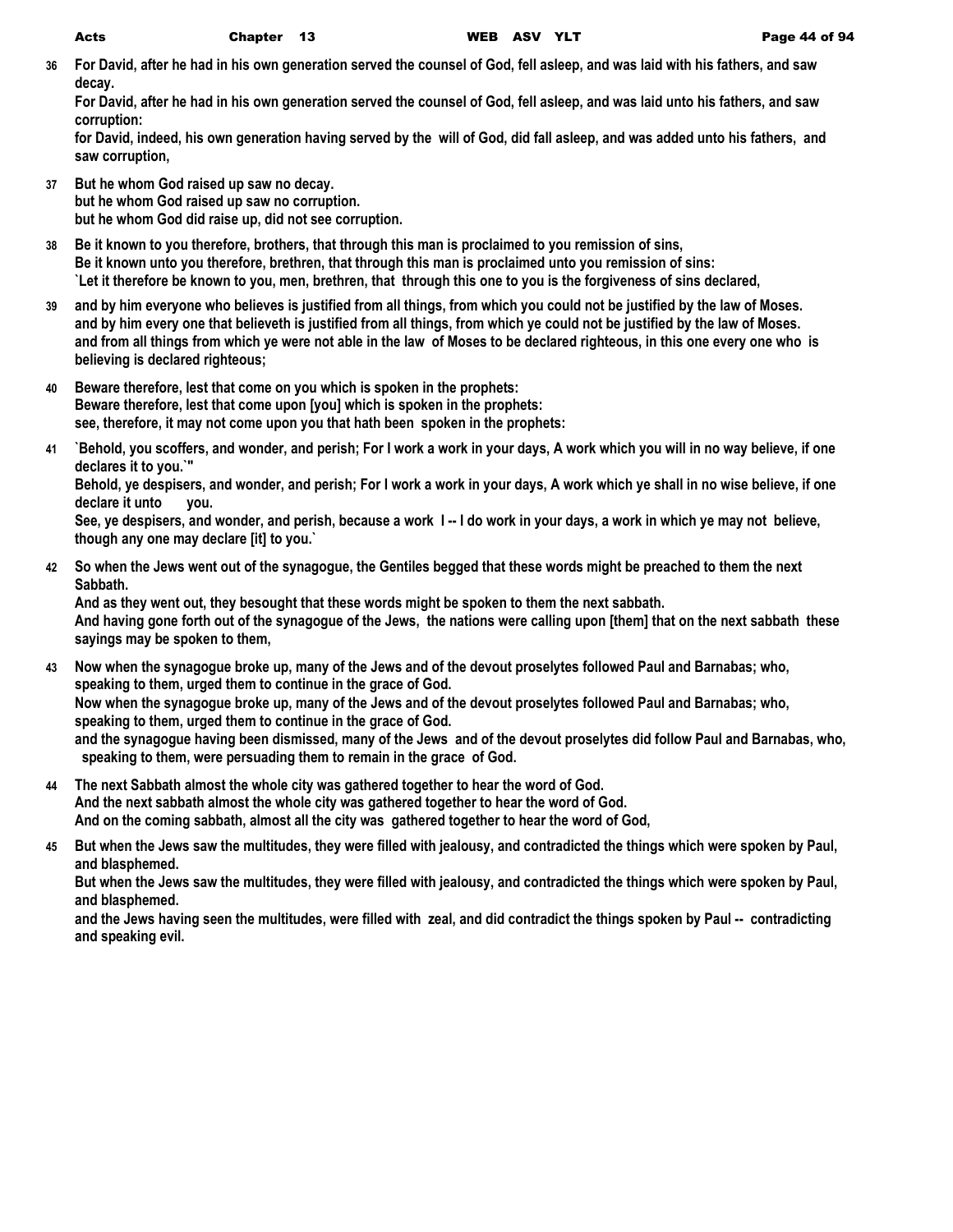**36** **For David, after he had in his own generation served the counsel of God, fell asleep, and was laid with his fathers, and saw decay.**
**For David, after he had in his own generation served the counsel of God, fell asleep, and was laid unto his fathers, and saw corruption:**
**for David, indeed, his own generation having served by the will of God, did fall asleep, and was added unto his fathers, and saw corruption,**

**37** **But he whom God raised up saw no decay.**
**but he whom God raised up saw no corruption.**
**but he whom God did raise up, did not see corruption.**

**38** **Be it known to you therefore, brothers, that through this man is proclaimed to you remission of sins,**
**Be it known unto you therefore, brethren, that through this man is proclaimed unto you remission of sins:**
**`Let it therefore be known to you, men, brethren, that through this one to you is the forgiveness of sins declared,**

**39** **and by him everyone who believes is justified from all things, from which you could not be justified by the law of Moses.**
**and by him every one that believeth is justified from all things, from which ye could not be justified by the law of Moses.**
**and from all things from which ye were not able in the law of Moses to be declared righteous, in this one every one who is believing is declared righteous;**

**40** **Beware therefore, lest that come on you which is spoken in the prophets:**
**Beware therefore, lest that come upon [you] which is spoken in the prophets:**
**see, therefore, it may not come upon you that hath been spoken in the prophets:**

**41** **`Behold, you scoffers, and wonder, and perish; For I work a work in your days, A work which you will in no way believe, if one declares it to you.`"**
**Behold, ye despisers, and wonder, and perish; For I work a work in your days, A work which ye shall in no wise believe, if one declare it unto you.**
**See, ye despisers, and wonder, and perish, because a work I -- I do work in your days, a work in which ye may not believe, though any one may declare [it] to you.`**

**42** **So when the Jews went out of the synagogue, the Gentiles begged that these words might be preached to them the next Sabbath.**
**And as they went out, they besought that these words might be spoken to them the next sabbath.**
**And having gone forth out of the synagogue of the Jews, the nations were calling upon [them] that on the next sabbath these sayings may be spoken to them,**

**43** **Now when the synagogue broke up, many of the Jews and of the devout proselytes followed Paul and Barnabas; who, speaking to them, urged them to continue in the grace of God.**
**Now when the synagogue broke up, many of the Jews and of the devout proselytes followed Paul and Barnabas; who, speaking to them, urged them to continue in the grace of God.**
**and the synagogue having been dismissed, many of the Jews and of the devout proselytes did follow Paul and Barnabas, who, speaking to them, were persuading them to remain in the grace of God.**

**44** **The next Sabbath almost the whole city was gathered together to hear the word of God.**
**And the next sabbath almost the whole city was gathered together to hear the word of God.**
**And on the coming sabbath, almost all the city was gathered together to hear the word of God,**

**45** **But when the Jews saw the multitudes, they were filled with jealousy, and contradicted the things which were spoken by Paul, and blasphemed.**
**But when the Jews saw the multitudes, they were filled with jealousy, and contradicted the things which were spoken by Paul, and blasphemed.**
**and the Jews having seen the multitudes, were filled with zeal, and did contradict the things spoken by Paul -- contradicting and speaking evil.**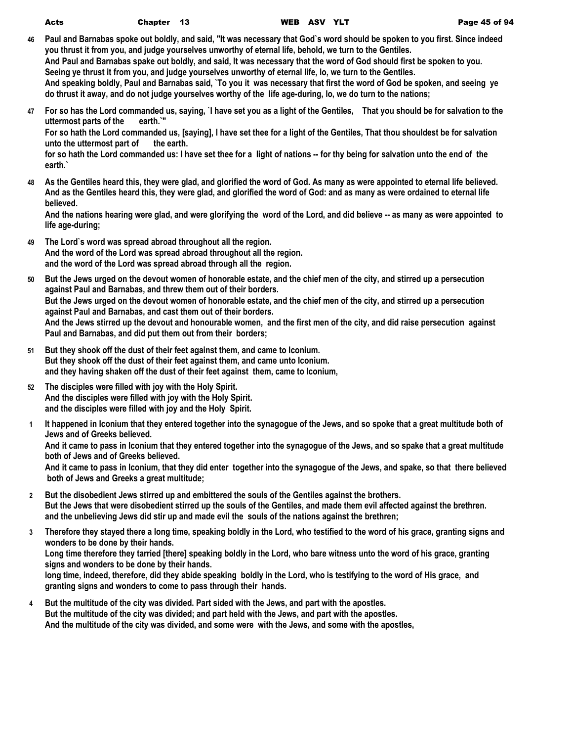**46** **Paul and Barnabas spoke out boldly, and said, "It was necessary that God`s word should be spoken to you first. Since indeed you thrust it from you, and judge yourselves unworthy of eternal life, behold, we turn to the Gentiles.**
**And Paul and Barnabas spake out boldly, and said, It was necessary that the word of God should first be spoken to you. Seeing ye thrust it from you, and judge yourselves unworthy of eternal life, lo, we turn to the Gentiles.**
**And speaking boldly, Paul and Barnabas said, `To you it was necessary that first the word of God be spoken, and seeing ye do thrust it away, and do not judge yourselves worthy of the life age-during, lo, we do turn to the nations;**

**47** **For so has the Lord commanded us, saying, `I have set you as a light of the Gentiles, That you should be for salvation to the uttermost parts of the earth.`"**
**For so hath the Lord commanded us, [saying], I have set thee for a light of the Gentiles, That thou shouldest be for salvation unto the uttermost part of the earth.**
**for so hath the Lord commanded us: I have set thee for a light of nations -- for thy being for salvation unto the end of the earth.`**

**48** **As the Gentiles heard this, they were glad, and glorified the word of God. As many as were appointed to eternal life believed.**
**And as the Gentiles heard this, they were glad, and glorified the word of God: and as many as were ordained to eternal life believed.**
**And the nations hearing were glad, and were glorifying the word of the Lord, and did believe -- as many as were appointed to life age-during;**

**49** **The Lord`s word was spread abroad throughout all the region.**
**And the word of the Lord was spread abroad throughout all the region.**
**and the word of the Lord was spread abroad through all the region.**

**50** **But the Jews urged on the devout women of honorable estate, and the chief men of the city, and stirred up a persecution against Paul and Barnabas, and threw them out of their borders.**
**But the Jews urged on the devout women of honorable estate, and the chief men of the city, and stirred up a persecution against Paul and Barnabas, and cast them out of their borders.**
**And the Jews stirred up the devout and honourable women, and the first men of the city, and did raise persecution against Paul and Barnabas, and did put them out from their borders;**

**51** **But they shook off the dust of their feet against them, and came to Iconium.**
**But they shook off the dust of their feet against them, and came unto Iconium.**
**and they having shaken off the dust of their feet against them, came to Iconium,**

**52** **The disciples were filled with joy with the Holy Spirit.**
**And the disciples were filled with joy with the Holy Spirit.**
**and the disciples were filled with joy and the Holy Spirit.**

**1** **It happened in Iconium that they entered together into the synagogue of the Jews, and so spoke that a great multitude both of Jews and of Greeks believed.**
**And it came to pass in Iconium that they entered together into the synagogue of the Jews, and so spake that a great multitude both of Jews and of Greeks believed.**
**And it came to pass in Iconium, that they did enter together into the synagogue of the Jews, and spake, so that there believed both of Jews and Greeks a great multitude;**

**2** **But the disobedient Jews stirred up and embittered the souls of the Gentiles against the brothers.**
**But the Jews that were disobedient stirred up the souls of the Gentiles, and made them evil affected against the brethren.**
**and the unbelieving Jews did stir up and made evil the souls of the nations against the brethren;**

**3** **Therefore they stayed there a long time, speaking boldly in the Lord, who testified to the word of his grace, granting signs and wonders to be done by their hands.**
**Long time therefore they tarried [there] speaking boldly in the Lord, who bare witness unto the word of his grace, granting signs and wonders to be done by their hands.**
**long time, indeed, therefore, did they abide speaking boldly in the Lord, who is testifying to the word of His grace, and granting signs and wonders to come to pass through their hands.**

**4** **But the multitude of the city was divided. Part sided with the Jews, and part with the apostles.**
**But the multitude of the city was divided; and part held with the Jews, and part with the apostles.**
**And the multitude of the city was divided, and some were with the Jews, and some with the apostles,**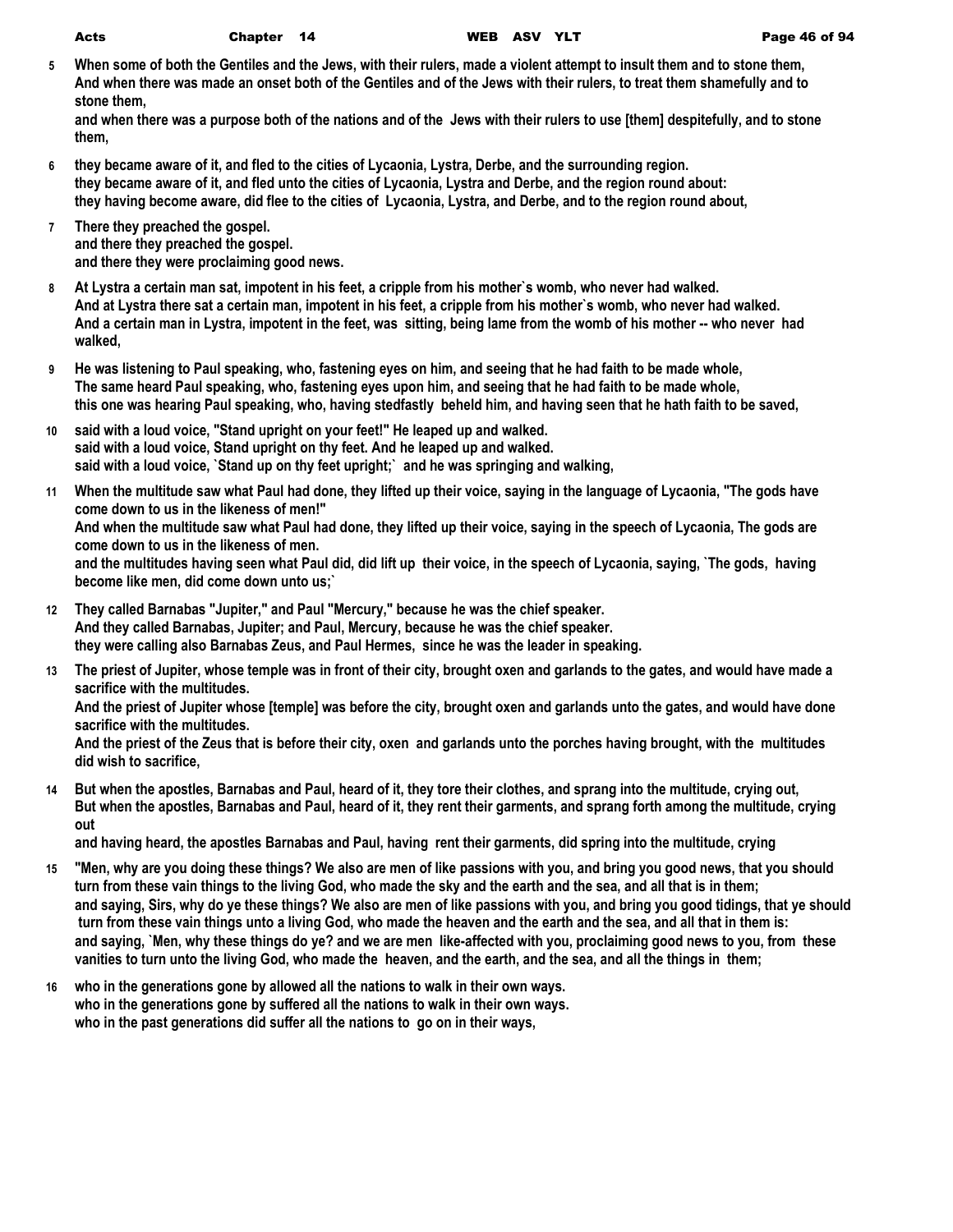**5** **When some of both the Gentiles and the Jews, with their rulers, made a violent attempt to insult them and to stone them,**
**And when there was made an onset both of the Gentiles and of the Jews with their rulers, to treat them shamefully and to stone them,**
**and when there was a purpose both of the nations and of the Jews with their rulers to use [them] despitefully, and to stone them,**

**6** **they became aware of it, and fled to the cities of Lycaonia, Lystra, Derbe, and the surrounding region.**
**they became aware of it, and fled unto the cities of Lycaonia, Lystra and Derbe, and the region round about:**
**they having become aware, did flee to the cities of Lycaonia, Lystra, and Derbe, and to the region round about,**

**7** **There they preached the gospel.**
**and there they preached the gospel.**
**and there they were proclaiming good news.**

**8** **At Lystra a certain man sat, impotent in his feet, a cripple from his mother`s womb, who never had walked.**
**And at Lystra there sat a certain man, impotent in his feet, a cripple from his mother`s womb, who never had walked.**
**And a certain man in Lystra, impotent in the feet, was sitting, being lame from the womb of his mother -- who never had walked,**

**9** **He was listening to Paul speaking, who, fastening eyes on him, and seeing that he had faith to be made whole,**
**The same heard Paul speaking, who, fastening eyes upon him, and seeing that he had faith to be made whole,**
**this one was hearing Paul speaking, who, having stedfastly beheld him, and having seen that he hath faith to be saved,**

**10** **said with a loud voice, "Stand upright on your feet!" He leaped up and walked.**
**said with a loud voice, Stand upright on thy feet. And he leaped up and walked.**
**said with a loud voice, `Stand up on thy feet upright;` and he was springing and walking,**

**11** **When the multitude saw what Paul had done, they lifted up their voice, saying in the language of Lycaonia, "The gods have come down to us in the likeness of men!"**
**And when the multitude saw what Paul had done, they lifted up their voice, saying in the speech of Lycaonia, The gods are come down to us in the likeness of men.**
**and the multitudes having seen what Paul did, did lift up their voice, in the speech of Lycaonia, saying, `The gods, having become like men, did come down unto us;`**

**12** **They called Barnabas "Jupiter," and Paul "Mercury," because he was the chief speaker.**
**And they called Barnabas, Jupiter; and Paul, Mercury, because he was the chief speaker.**
**they were calling also Barnabas Zeus, and Paul Hermes, since he was the leader in speaking.**

**13** **The priest of Jupiter, whose temple was in front of their city, brought oxen and garlands to the gates, and would have made a sacrifice with the multitudes.**
**And the priest of Jupiter whose [temple] was before the city, brought oxen and garlands unto the gates, and would have done sacrifice with the multitudes.**
**And the priest of the Zeus that is before their city, oxen and garlands unto the porches having brought, with the multitudes did wish to sacrifice,**

**14** **But when the apostles, Barnabas and Paul, heard of it, they tore their clothes, and sprang into the multitude, crying out,**
**But when the apostles, Barnabas and Paul, heard of it, they rent their garments, and sprang forth among the multitude, crying out**
**and having heard, the apostles Barnabas and Paul, having rent their garments, did spring into the multitude, crying**

**15** **"Men, why are you doing these things? We also are men of like passions with you, and bring you good news, that you should turn from these vain things to the living God, who made the sky and the earth and the sea, and all that is in them;**
**and saying, Sirs, why do ye these things? We also are men of like passions with you, and bring you good tidings, that ye should turn from these vain things unto a living God, who made the heaven and the earth and the sea, and all that in them is:**
**and saying, `Men, why these things do ye? and we are men like-affected with you, proclaiming good news to you, from these vanities to turn unto the living God, who made the heaven, and the earth, and the sea, and all the things in them;**

**16** **who in the generations gone by allowed all the nations to walk in their own ways.**
**who in the generations gone by suffered all the nations to walk in their own ways.**
**who in the past generations did suffer all the nations to go on in their ways,**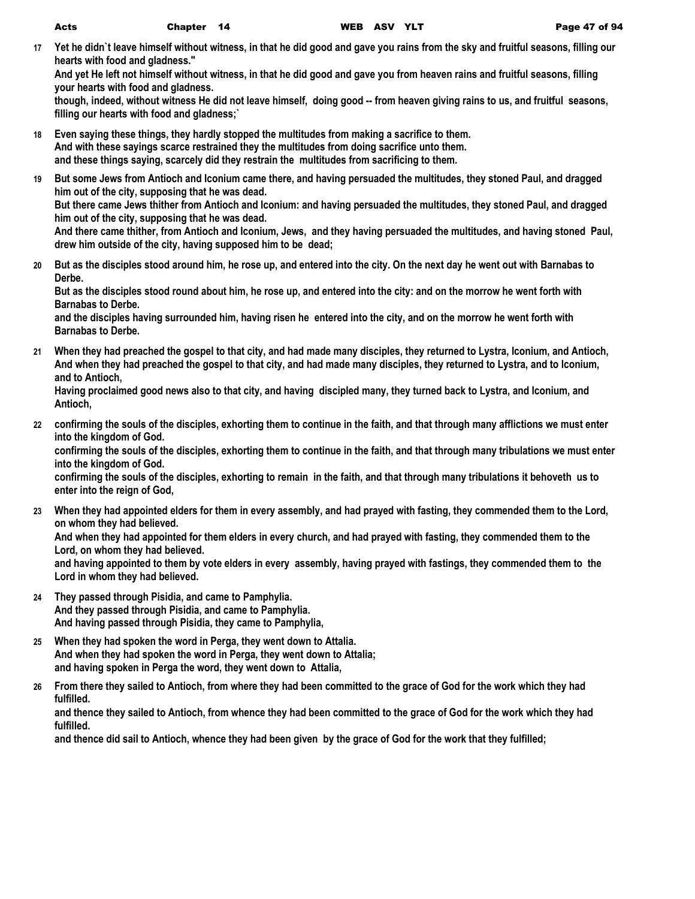**17** **Yet he didn`t leave himself without witness, in that he did good and gave you rains from the sky and fruitful seasons, filling our hearts with food and gladness."**
**And yet He left not himself without witness, in that he did good and gave you from heaven rains and fruitful seasons, filling your hearts with food and gladness.**
**though, indeed, without witness He did not leave himself, doing good -- from heaven giving rains to us, and fruitful seasons, filling our hearts with food and gladness;`**

**18** **Even saying these things, they hardly stopped the multitudes from making a sacrifice to them.**
**And with these sayings scarce restrained they the multitudes from doing sacrifice unto them.**
**and these things saying, scarcely did they restrain the multitudes from sacrificing to them.**

**19** **But some Jews from Antioch and Iconium came there, and having persuaded the multitudes, they stoned Paul, and dragged him out of the city, supposing that he was dead.**
**But there came Jews thither from Antioch and Iconium: and having persuaded the multitudes, they stoned Paul, and dragged him out of the city, supposing that he was dead.**
**And there came thither, from Antioch and Iconium, Jews, and they having persuaded the multitudes, and having stoned Paul, drew him outside of the city, having supposed him to be dead;**

**20** **But as the disciples stood around him, he rose up, and entered into the city. On the next day he went out with Barnabas to Derbe.**
**But as the disciples stood round about him, he rose up, and entered into the city: and on the morrow he went forth with Barnabas to Derbe.**
**and the disciples having surrounded him, having risen he entered into the city, and on the morrow he went forth with Barnabas to Derbe.**

**21** **When they had preached the gospel to that city, and had made many disciples, they returned to Lystra, Iconium, and Antioch,**
**And when they had preached the gospel to that city, and had made many disciples, they returned to Lystra, and to Iconium, and to Antioch,**
**Having proclaimed good news also to that city, and having discipled many, they turned back to Lystra, and Iconium, and Antioch,**

**22** **confirming the souls of the disciples, exhorting them to continue in the faith, and that through many afflictions we must enter into the kingdom of God.**
**confirming the souls of the disciples, exhorting them to continue in the faith, and that through many tribulations we must enter into the kingdom of God.**
**confirming the souls of the disciples, exhorting to remain in the faith, and that through many tribulations it behoveth us to enter into the reign of God,**

**23** **When they had appointed elders for them in every assembly, and had prayed with fasting, they commended them to the Lord, on whom they had believed.**
**And when they had appointed for them elders in every church, and had prayed with fasting, they commended them to the Lord, on whom they had believed.**
**and having appointed to them by vote elders in every assembly, having prayed with fastings, they commended them to the Lord in whom they had believed.**

**24** **They passed through Pisidia, and came to Pamphylia.**
**And they passed through Pisidia, and came to Pamphylia.**
**And having passed through Pisidia, they came to Pamphylia,**

**25** **When they had spoken the word in Perga, they went down to Attalia.**
**And when they had spoken the word in Perga, they went down to Attalia;**
**and having spoken in Perga the word, they went down to Attalia,**

**26** **From there they sailed to Antioch, from where they had been committed to the grace of God for the work which they had fulfilled.**
**and thence they sailed to Antioch, from whence they had been committed to the grace of God for the work which they had fulfilled.**
**and thence did sail to Antioch, whence they had been given by the grace of God for the work that they fulfilled;**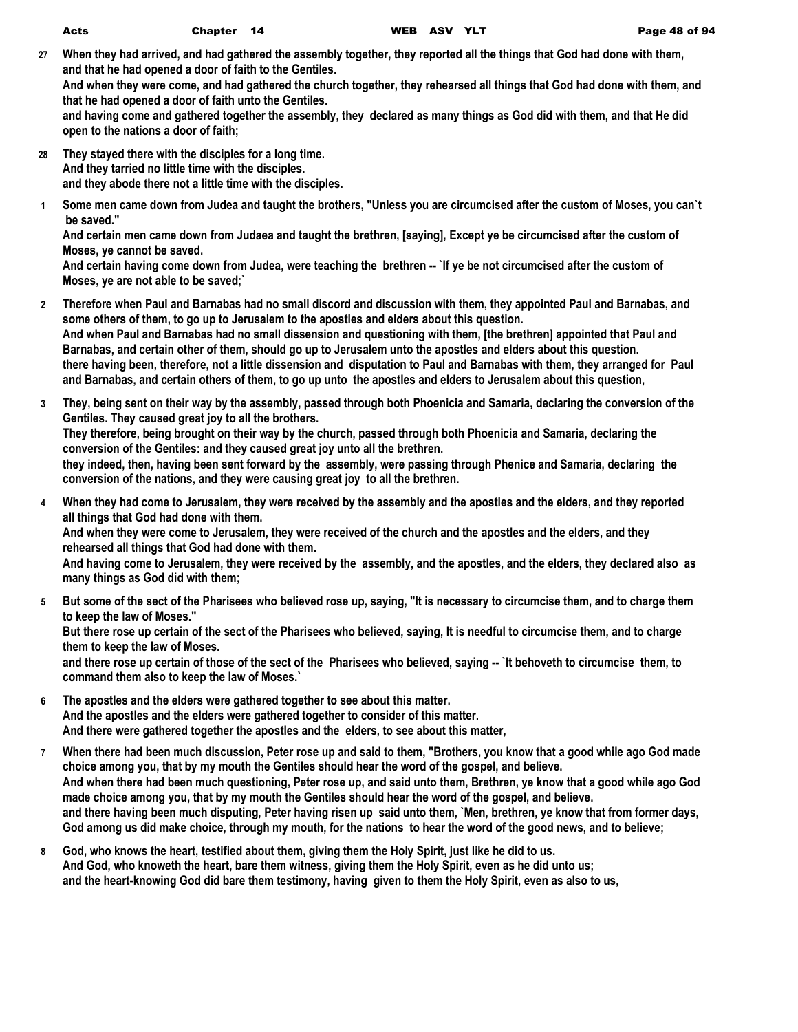**27** When they had arrived, and had gathered the assembly together, they reported all the things that God had done with them, and that he had opened a door of faith to the Gentiles.
And when they were come, and had gathered the church together, they rehearsed all things that God had done with them, and that he had opened a door of faith unto the Gentiles.
and having come and gathered together the assembly, they declared as many things as God did with them, and that He did open to the nations a door of faith;

**28** They stayed there with the disciples for a long time.
And they tarried no little time with the disciples.
and they abode there not a little time with the disciples.

**1** Some men came down from Judea and taught the brothers, "Unless you are circumcised after the custom of Moses, you can`t be saved."
And certain men came down from Judaea and taught the brethren, [saying], Except ye be circumcised after the custom of Moses, ye cannot be saved.
And certain having come down from Judea, were teaching the brethren -- `If ye be not circumcised after the custom of Moses, ye are not able to be saved;`

**2** Therefore when Paul and Barnabas had no small discord and discussion with them, they appointed Paul and Barnabas, and some others of them, to go up to Jerusalem to the apostles and elders about this question.
And when Paul and Barnabas had no small dissension and questioning with them, [the brethren] appointed that Paul and Barnabas, and certain other of them, should go up to Jerusalem unto the apostles and elders about this question.
there having been, therefore, not a little dissension and disputation to Paul and Barnabas with them, they arranged for Paul and Barnabas, and certain others of them, to go up unto the apostles and elders to Jerusalem about this question,

**3** They, being sent on their way by the assembly, passed through both Phoenicia and Samaria, declaring the conversion of the Gentiles. They caused great joy to all the brothers.
They therefore, being brought on their way by the church, passed through both Phoenicia and Samaria, declaring the conversion of the Gentiles: and they caused great joy unto all the brethren.
they indeed, then, having been sent forward by the assembly, were passing through Phenice and Samaria, declaring the conversion of the nations, and they were causing great joy to all the brethren.

**4** When they had come to Jerusalem, they were received by the assembly and the apostles and the elders, and they reported all things that God had done with them.
And when they were come to Jerusalem, they were received of the church and the apostles and the elders, and they rehearsed all things that God had done with them.
And having come to Jerusalem, they were received by the assembly, and the apostles, and the elders, they declared also as many things as God did with them;

**5** But some of the sect of the Pharisees who believed rose up, saying, "It is necessary to circumcise them, and to charge them to keep the law of Moses."
But there rose up certain of the sect of the Pharisees who believed, saying, It is needful to circumcise them, and to charge them to keep the law of Moses.
and there rose up certain of those of the sect of the Pharisees who believed, saying -- `It behoveth to circumcise them, to command them also to keep the law of Moses.`

**6** The apostles and the elders were gathered together to see about this matter.
And the apostles and the elders were gathered together to consider of this matter.
And there were gathered together the apostles and the elders, to see about this matter,

**7** When there had been much discussion, Peter rose up and said to them, "Brothers, you know that a good while ago God made choice among you, that by my mouth the Gentiles should hear the word of the gospel, and believe.
And when there had been much questioning, Peter rose up, and said unto them, Brethren, ye know that a good while ago God made choice among you, that by my mouth the Gentiles should hear the word of the gospel, and believe.
and there having been much disputing, Peter having risen up said unto them, `Men, brethren, ye know that from former days, God among us did make choice, through my mouth, for the nations to hear the word of the good news, and to believe;

**8** God, who knows the heart, testified about them, giving them the Holy Spirit, just like he did to us.
And God, who knoweth the heart, bare them witness, giving them the Holy Spirit, even as he did unto us;
and the heart-knowing God did bare them testimony, having given to them the Holy Spirit, even as also to us,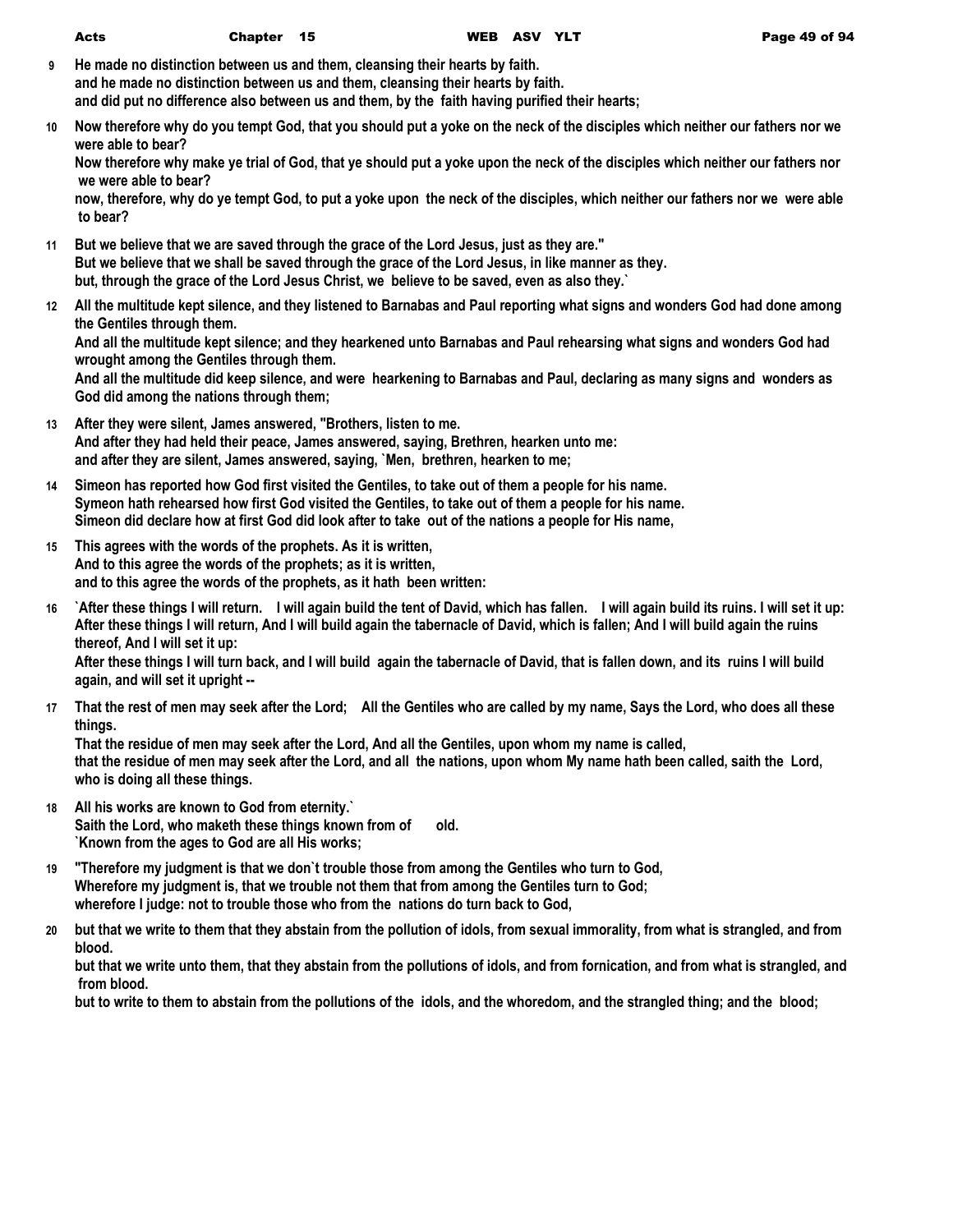**9** **He made no distinction between us and them, cleansing their hearts by faith.**
**and he made no distinction between us and them, cleansing their hearts by faith.**
**and did put no difference also between us and them, by the faith having purified their hearts;**

**10** **Now therefore why do you tempt God, that you should put a yoke on the neck of the disciples which neither our fathers nor we were able to bear?**
**Now therefore why make ye trial of God, that ye should put a yoke upon the neck of the disciples which neither our fathers nor we were able to bear?**
**now, therefore, why do ye tempt God, to put a yoke upon the neck of the disciples, which neither our fathers nor we were able to bear?**

**11** **But we believe that we are saved through the grace of the Lord Jesus, just as they are."**
**But we believe that we shall be saved through the grace of the Lord Jesus, in like manner as they.**
**but, through the grace of the Lord Jesus Christ, we believe to be saved, even as also they.`**

**12** **All the multitude kept silence, and they listened to Barnabas and Paul reporting what signs and wonders God had done among the Gentiles through them.**
**And all the multitude kept silence; and they hearkened unto Barnabas and Paul rehearsing what signs and wonders God had wrought among the Gentiles through them.**
**And all the multitude did keep silence, and were hearkening to Barnabas and Paul, declaring as many signs and wonders as God did among the nations through them;**

**13** **After they were silent, James answered, "Brothers, listen to me.**
**And after they had held their peace, James answered, saying, Brethren, hearken unto me:**
**and after they are silent, James answered, saying, `Men, brethren, hearken to me;**

**14** **Simeon has reported how God first visited the Gentiles, to take out of them a people for his name.**
**Symeon hath rehearsed how first God visited the Gentiles, to take out of them a people for his name.**
**Simeon did declare how at first God did look after to take out of the nations a people for His name,**

**15** **This agrees with the words of the prophets. As it is written,**
**And to this agree the words of the prophets; as it is written,**
**and to this agree the words of the prophets, as it hath been written:**

**16** **`After these things I will return. I will again build the tent of David, which has fallen. I will again build its ruins. I will set it up:**
**After these things I will return, And I will build again the tabernacle of David, which is fallen; And I will build again the ruins thereof, And I will set it up:**
**After these things I will turn back, and I will build again the tabernacle of David, that is fallen down, and its ruins I will build again, and will set it upright --**

**17** **That the rest of men may seek after the Lord; All the Gentiles who are called by my name, Says the Lord, who does all these things.**
**That the residue of men may seek after the Lord, And all the Gentiles, upon whom my name is called,**
**that the residue of men may seek after the Lord, and all the nations, upon whom My name hath been called, saith the Lord, who is doing all these things.**

**18** **All his works are known to God from eternity.`**
**Saith the Lord, who maketh these things known from of old.**
**`Known from the ages to God are all His works;**

**19** **"Therefore my judgment is that we don`t trouble those from among the Gentiles who turn to God,**
**Wherefore my judgment is, that we trouble not them that from among the Gentiles turn to God;**
**wherefore I judge: not to trouble those who from the nations do turn back to God,**

**20** **but that we write to them that they abstain from the pollution of idols, from sexual immorality, from what is strangled, and from blood.**
**but that we write unto them, that they abstain from the pollutions of idols, and from fornication, and from what is strangled, and from blood.**
**but to write to them to abstain from the pollutions of the idols, and the whoredom, and the strangled thing; and the blood;**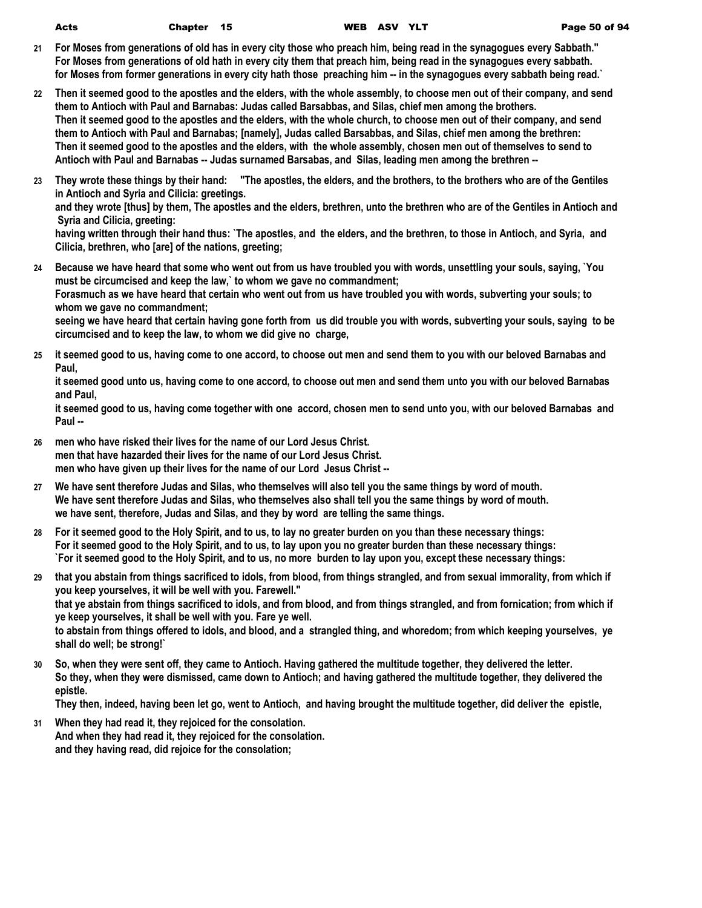21 For Moses from generations of old has in every city those who preach him, being read in the synagogues every Sabbath."
For Moses from generations of old hath in every city them that preach him, being read in the synagogues every sabbath.
for Moses from former generations in every city hath those preaching him -- in the synagogues every sabbath being read.`

22 Then it seemed good to the apostles and the elders, with the whole assembly, to choose men out of their company, and send them to Antioch with Paul and Barnabas: Judas called Barsabbas, and Silas, chief men among the brothers.
Then it seemed good to the apostles and the elders, with the whole church, to choose men out of their company, and send them to Antioch with Paul and Barnabas; [namely], Judas called Barsabbas, and Silas, chief men among the brethren:
Then it seemed good to the apostles and the elders, with the whole assembly, chosen men out of themselves to send to Antioch with Paul and Barnabas -- Judas surnamed Barsabas, and Silas, leading men among the brethren --

23 They wrote these things by their hand: "The apostles, the elders, and the brothers, to the brothers who are of the Gentiles in Antioch and Syria and Cilicia: greetings.
and they wrote [thus] by them, The apostles and the elders, brethren, unto the brethren who are of the Gentiles in Antioch and Syria and Cilicia, greeting:
having written through their hand thus: `The apostles, and the elders, and the brethren, to those in Antioch, and Syria, and Cilicia, brethren, who [are] of the nations, greeting;

24 Because we have heard that some who went out from us have troubled you with words, unsettling your souls, saying, `You must be circumcised and keep the law,` to whom we gave no commandment;
Forasmuch as we have heard that certain who went out from us have troubled you with words, subverting your souls; to whom we gave no commandment;
seeing we have heard that certain having gone forth from us did trouble you with words, subverting your souls, saying to be circumcised and to keep the law, to whom we did give no charge,

25 it seemed good to us, having come to one accord, to choose out men and send them to you with our beloved Barnabas and Paul,
it seemed good unto us, having come to one accord, to choose out men and send them unto you with our beloved Barnabas and Paul,
it seemed good to us, having come together with one accord, chosen men to send unto you, with our beloved Barnabas and Paul --

26 men who have risked their lives for the name of our Lord Jesus Christ.
men that have hazarded their lives for the name of our Lord Jesus Christ.
men who have given up their lives for the name of our Lord Jesus Christ --

27 We have sent therefore Judas and Silas, who themselves will also tell you the same things by word of mouth.
We have sent therefore Judas and Silas, who themselves also shall tell you the same things by word of mouth.
we have sent, therefore, Judas and Silas, and they by word are telling the same things.

28 For it seemed good to the Holy Spirit, and to us, to lay no greater burden on you than these necessary things:
For it seemed good to the Holy Spirit, and to us, to lay upon you no greater burden than these necessary things:
`For it seemed good to the Holy Spirit, and to us, no more burden to lay upon you, except these necessary things:

29 that you abstain from things sacrificed to idols, from blood, from things strangled, and from sexual immorality, from which if you keep yourselves, it will be well with you. Farewell."
that ye abstain from things sacrificed to idols, and from blood, and from things strangled, and from fornication; from which if ye keep yourselves, it shall be well with you. Fare ye well.
to abstain from things offered to idols, and blood, and a strangled thing, and whoredom; from which keeping yourselves, ye shall do well; be strong!`

30 So, when they were sent off, they came to Antioch. Having gathered the multitude together, they delivered the letter.
So they, when they were dismissed, came down to Antioch; and having gathered the multitude together, they delivered the epistle.
They then, indeed, having been let go, went to Antioch, and having brought the multitude together, did deliver the epistle,

31 When they had read it, they rejoiced for the consolation.
And when they had read it, they rejoiced for the consolation.
and they having read, did rejoice for the consolation;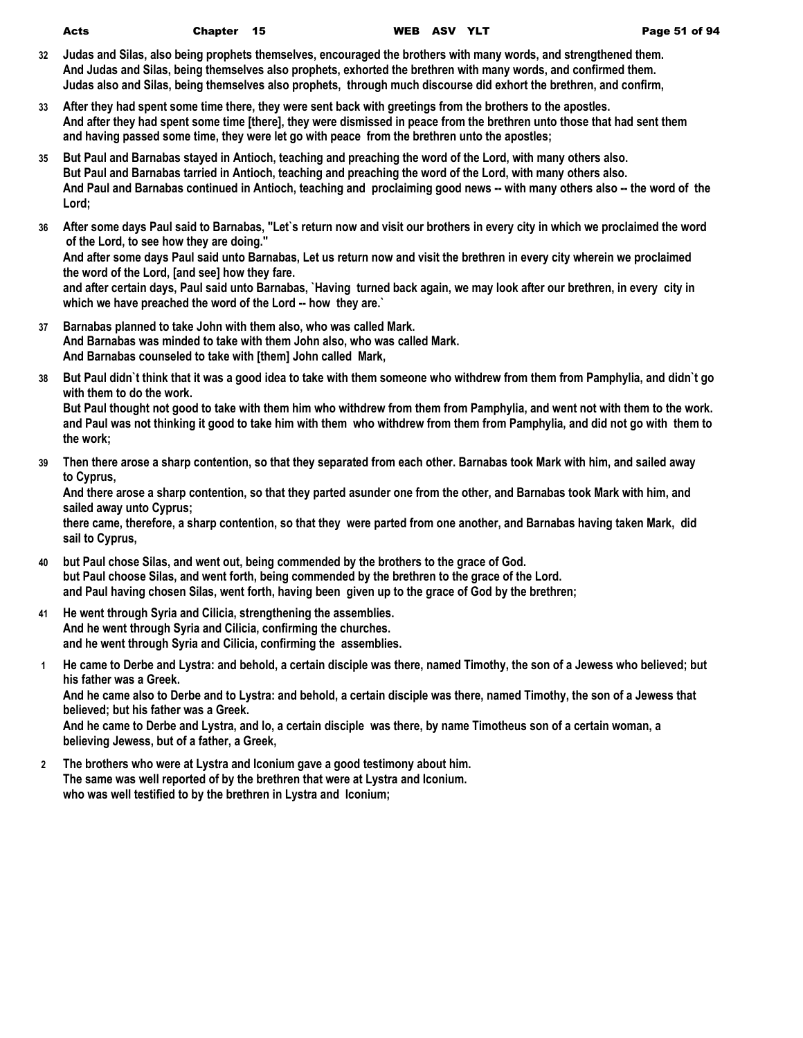**32** **Judas and Silas, also being prophets themselves, encouraged the brothers with many words, and strengthened them.**
**And Judas and Silas, being themselves also prophets, exhorted the brethren with many words, and confirmed them.**
**Judas also and Silas, being themselves also prophets, through much discourse did exhort the brethren, and confirm,**

**33** **After they had spent some time there, they were sent back with greetings from the brothers to the apostles.**
**And after they had spent some time [there], they were dismissed in peace from the brethren unto those that had sent them**
**and having passed some time, they were let go with peace from the brethren unto the apostles;**

**35** **But Paul and Barnabas stayed in Antioch, teaching and preaching the word of the Lord, with many others also.**
**But Paul and Barnabas tarried in Antioch, teaching and preaching the word of the Lord, with many others also.**
**And Paul and Barnabas continued in Antioch, teaching and proclaiming good news -- with many others also -- the word of the Lord;**

**36** **After some days Paul said to Barnabas, "Let`s return now and visit our brothers in every city in which we proclaimed the word of the Lord, to see how they are doing."**
**And after some days Paul said unto Barnabas, Let us return now and visit the brethren in every city wherein we proclaimed the word of the Lord, [and see] how they fare.**
**and after certain days, Paul said unto Barnabas, `Having turned back again, we may look after our brethren, in every city in which we have preached the word of the Lord -- how they are.`**

**37** **Barnabas planned to take John with them also, who was called Mark.**
**And Barnabas was minded to take with them John also, who was called Mark.**
**And Barnabas counseled to take with [them] John called Mark,**

**38** **But Paul didn`t think that it was a good idea to take with them someone who withdrew from them from Pamphylia, and didn`t go with them to do the work.**
**But Paul thought not good to take with them him who withdrew from them from Pamphylia, and went not with them to the work.**
**and Paul was not thinking it good to take him with them who withdrew from them from Pamphylia, and did not go with them to the work;**

**39** **Then there arose a sharp contention, so that they separated from each other. Barnabas took Mark with him, and sailed away to Cyprus,**
**And there arose a sharp contention, so that they parted asunder one from the other, and Barnabas took Mark with him, and sailed away unto Cyprus;**
**there came, therefore, a sharp contention, so that they were parted from one another, and Barnabas having taken Mark, did sail to Cyprus,**

**40** **but Paul chose Silas, and went out, being commended by the brothers to the grace of God.**
**but Paul choose Silas, and went forth, being commended by the brethren to the grace of the Lord.**
**and Paul having chosen Silas, went forth, having been given up to the grace of God by the brethren;**

**41** **He went through Syria and Cilicia, strengthening the assemblies.**
**And he went through Syria and Cilicia, confirming the churches.**
**and he went through Syria and Cilicia, confirming the assemblies.**

**1** **He came to Derbe and Lystra: and behold, a certain disciple was there, named Timothy, the son of a Jewess who believed; but his father was a Greek.**
**And he came also to Derbe and to Lystra: and behold, a certain disciple was there, named Timothy, the son of a Jewess that believed; but his father was a Greek.**
**And he came to Derbe and Lystra, and lo, a certain disciple was there, by name Timotheus son of a certain woman, a believing Jewess, but of a father, a Greek,**

**2** **The brothers who were at Lystra and Iconium gave a good testimony about him.**
**The same was well reported of by the brethren that were at Lystra and Iconium.**
**who was well testified to by the brethren in Lystra and Iconium;**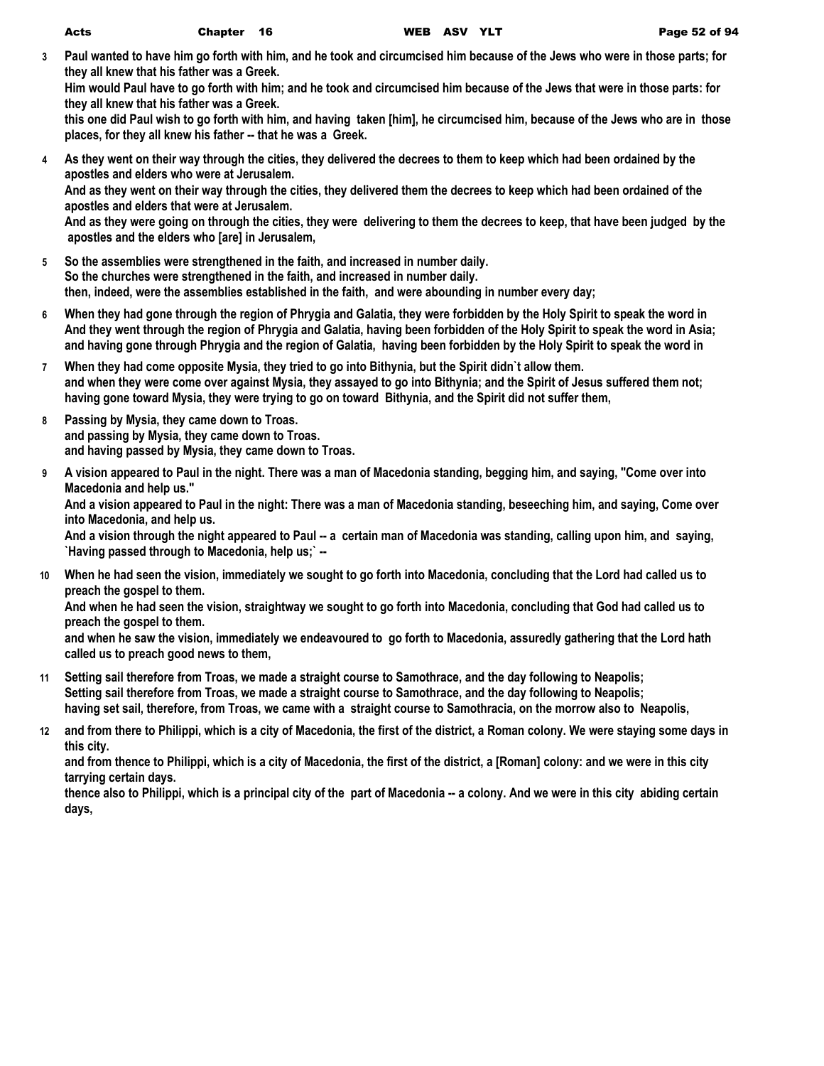3 Paul wanted to have him go forth with him, and he took and circumcised him because of the Jews who were in those parts; for they all knew that his father was a Greek.
Him would Paul have to go forth with him; and he took and circumcised him because of the Jews that were in those parts: for they all knew that his father was a Greek.
this one did Paul wish to go forth with him, and having taken [him], he circumcised him, because of the Jews who are in those places, for they all knew his father -- that he was a Greek.

4 As they went on their way through the cities, they delivered the decrees to them to keep which had been ordained by the apostles and elders who were at Jerusalem.
And as they went on their way through the cities, they delivered them the decrees to keep which had been ordained of the apostles and elders that were at Jerusalem.
And as they were going on through the cities, they were delivering to them the decrees to keep, that have been judged by the apostles and the elders who [are] in Jerusalem,

5 So the assemblies were strengthened in the faith, and increased in number daily.
So the churches were strengthened in the faith, and increased in number daily.
then, indeed, were the assemblies established in the faith, and were abounding in number every day;

6 When they had gone through the region of Phrygia and Galatia, they were forbidden by the Holy Spirit to speak the word in
And they went through the region of Phrygia and Galatia, having been forbidden of the Holy Spirit to speak the word in Asia;
and having gone through Phrygia and the region of Galatia, having been forbidden by the Holy Spirit to speak the word in

7 When they had come opposite Mysia, they tried to go into Bithynia, but the Spirit didn`t allow them.
and when they were come over against Mysia, they assayed to go into Bithynia; and the Spirit of Jesus suffered them not;
having gone toward Mysia, they were trying to go on toward Bithynia, and the Spirit did not suffer them,

8 Passing by Mysia, they came down to Troas.
and passing by Mysia, they came down to Troas.
and having passed by Mysia, they came down to Troas.

9 A vision appeared to Paul in the night. There was a man of Macedonia standing, begging him, and saying, "Come over into Macedonia and help us."
And a vision appeared to Paul in the night: There was a man of Macedonia standing, beseeching him, and saying, Come over into Macedonia, and help us.
And a vision through the night appeared to Paul -- a certain man of Macedonia was standing, calling upon him, and saying, `Having passed through to Macedonia, help us;` --

10 When he had seen the vision, immediately we sought to go forth into Macedonia, concluding that the Lord had called us to preach the gospel to them.
And when he had seen the vision, straightway we sought to go forth into Macedonia, concluding that God had called us to preach the gospel to them.
and when he saw the vision, immediately we endeavoured to go forth to Macedonia, assuredly gathering that the Lord hath called us to preach good news to them,

11 Setting sail therefore from Troas, we made a straight course to Samothrace, and the day following to Neapolis;
Setting sail therefore from Troas, we made a straight course to Samothrace, and the day following to Neapolis;
having set sail, therefore, from Troas, we came with a straight course to Samothracia, on the morrow also to Neapolis,

12 and from there to Philippi, which is a city of Macedonia, the first of the district, a Roman colony. We were staying some days in this city.
and from thence to Philippi, which is a city of Macedonia, the first of the district, a [Roman] colony: and we were in this city tarrying certain days.
thence also to Philippi, which is a principal city of the part of Macedonia -- a colony. And we were in this city abiding certain days,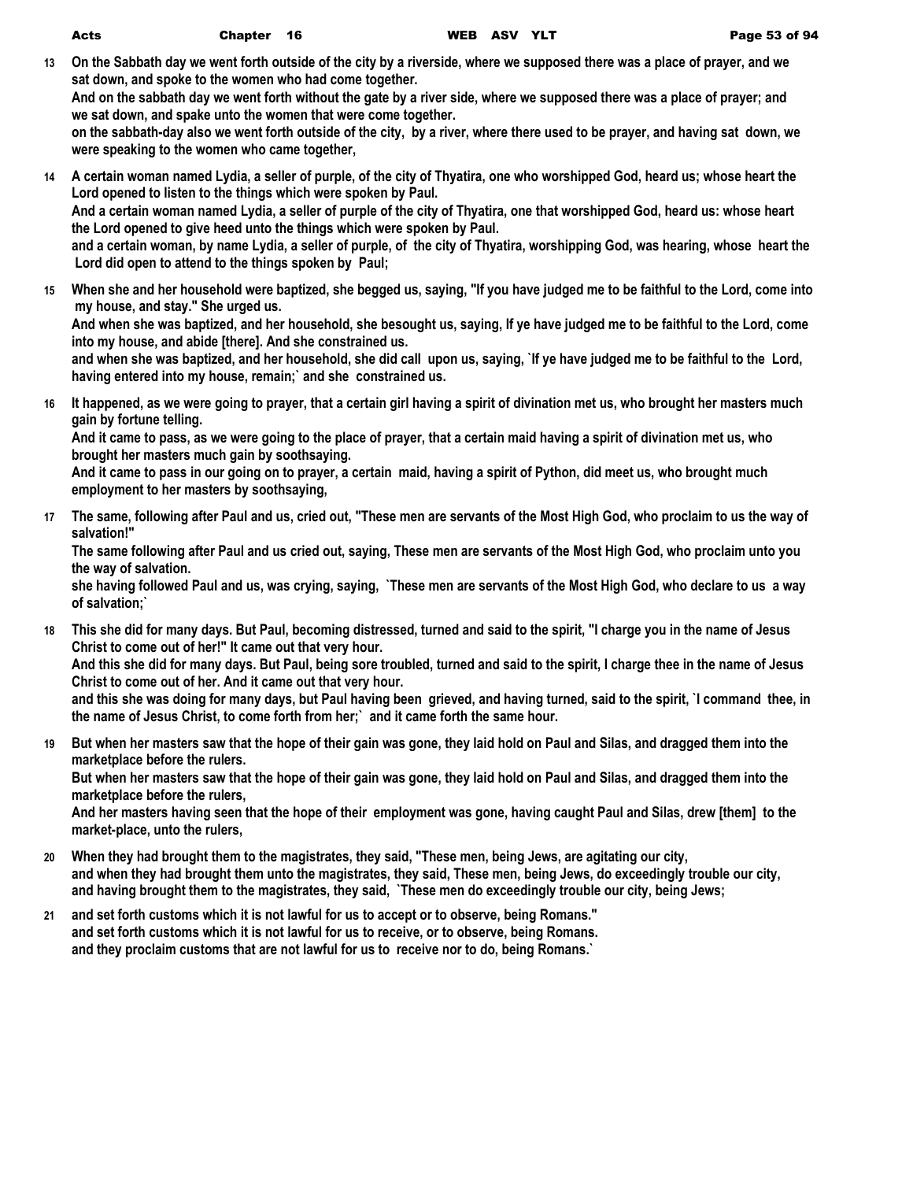**13 On the Sabbath day we went forth outside of the city by a riverside, where we supposed there was a place of prayer, and we sat down, and spoke to the women who had come together.**
**And on the sabbath day we went forth without the gate by a river side, where we supposed there was a place of prayer; and we sat down, and spake unto the women that were come together.**
**on the sabbath-day also we went forth outside of the city, by a river, where there used to be prayer, and having sat down, we were speaking to the women who came together,**

**14 A certain woman named Lydia, a seller of purple, of the city of Thyatira, one who worshipped God, heard us; whose heart the Lord opened to listen to the things which were spoken by Paul.**
**And a certain woman named Lydia, a seller of purple of the city of Thyatira, one that worshipped God, heard us: whose heart the Lord opened to give heed unto the things which were spoken by Paul.**
**and a certain woman, by name Lydia, a seller of purple, of the city of Thyatira, worshipping God, was hearing, whose heart the Lord did open to attend to the things spoken by Paul;**

**15 When she and her household were baptized, she begged us, saying, "If you have judged me to be faithful to the Lord, come into my house, and stay." She urged us.**
**And when she was baptized, and her household, she besought us, saying, If ye have judged me to be faithful to the Lord, come into my house, and abide [there]. And she constrained us.**
**and when she was baptized, and her household, she did call upon us, saying, `If ye have judged me to be faithful to the Lord, having entered into my house, remain;` and she constrained us.**

**16 It happened, as we were going to prayer, that a certain girl having a spirit of divination met us, who brought her masters much gain by fortune telling.**
**And it came to pass, as we were going to the place of prayer, that a certain maid having a spirit of divination met us, who brought her masters much gain by soothsaying.**
**And it came to pass in our going on to prayer, a certain maid, having a spirit of Python, did meet us, who brought much employment to her masters by soothsaying,**

**17 The same, following after Paul and us, cried out, "These men are servants of the Most High God, who proclaim to us the way of salvation!"**
**The same following after Paul and us cried out, saying, These men are servants of the Most High God, who proclaim unto you the way of salvation.**
**she having followed Paul and us, was crying, saying, `These men are servants of the Most High God, who declare to us a way of salvation;`**

**18 This she did for many days. But Paul, becoming distressed, turned and said to the spirit, "I charge you in the name of Jesus Christ to come out of her!" It came out that very hour.**
**And this she did for many days. But Paul, being sore troubled, turned and said to the spirit, I charge thee in the name of Jesus Christ to come out of her. And it came out that very hour.**
**and this she was doing for many days, but Paul having been grieved, and having turned, said to the spirit, `I command thee, in the name of Jesus Christ, to come forth from her;` and it came forth the same hour.**

**19 But when her masters saw that the hope of their gain was gone, they laid hold on Paul and Silas, and dragged them into the marketplace before the rulers.**
**But when her masters saw that the hope of their gain was gone, they laid hold on Paul and Silas, and dragged them into the marketplace before the rulers,**
**And her masters having seen that the hope of their employment was gone, having caught Paul and Silas, drew [them] to the market-place, unto the rulers,**

**20 When they had brought them to the magistrates, they said, "These men, being Jews, are agitating our city,**
**and when they had brought them unto the magistrates, they said, These men, being Jews, do exceedingly trouble our city,**
**and having brought them to the magistrates, they said, `These men do exceedingly trouble our city, being Jews;**

**21 and set forth customs which it is not lawful for us to accept or to observe, being Romans."**
**and set forth customs which it is not lawful for us to receive, or to observe, being Romans.**
**and they proclaim customs that are not lawful for us to receive nor to do, being Romans.`**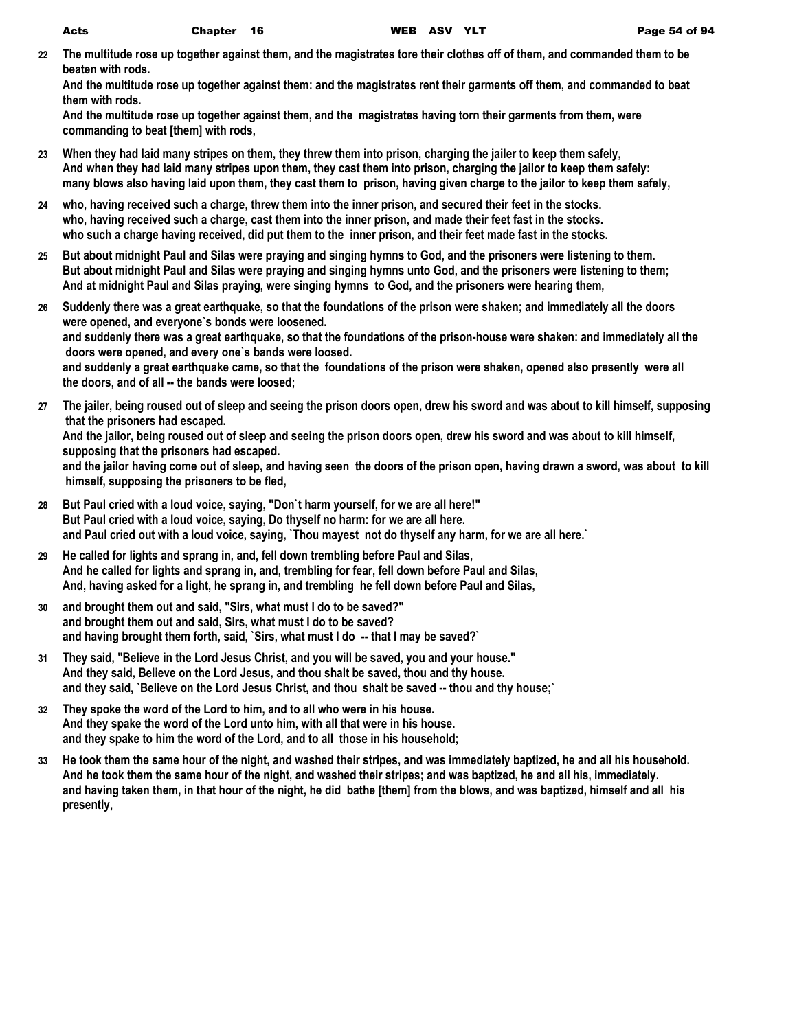**22 The multitude rose up together against them, and the magistrates tore their clothes off of them, and commanded them to be beaten with rods.**
**And the multitude rose up together against them: and the magistrates rent their garments off them, and commanded to beat them with rods.**
**And the multitude rose up together against them, and the magistrates having torn their garments from them, were commanding to beat [them] with rods,**

**23 When they had laid many stripes on them, they threw them into prison, charging the jailer to keep them safely,**
**And when they had laid many stripes upon them, they cast them into prison, charging the jailor to keep them safely:**
**many blows also having laid upon them, they cast them to prison, having given charge to the jailor to keep them safely,**

**24 who, having received such a charge, threw them into the inner prison, and secured their feet in the stocks.**
**who, having received such a charge, cast them into the inner prison, and made their feet fast in the stocks.**
**who such a charge having received, did put them to the inner prison, and their feet made fast in the stocks.**

**25 But about midnight Paul and Silas were praying and singing hymns to God, and the prisoners were listening to them.**
**But about midnight Paul and Silas were praying and singing hymns unto God, and the prisoners were listening to them;**
**And at midnight Paul and Silas praying, were singing hymns to God, and the prisoners were hearing them,**

**26 Suddenly there was a great earthquake, so that the foundations of the prison were shaken; and immediately all the doors were opened, and everyone`s bonds were loosened.**
**and suddenly there was a great earthquake, so that the foundations of the prison-house were shaken: and immediately all the doors were opened, and every one`s bands were loosed.**
**and suddenly a great earthquake came, so that the foundations of the prison were shaken, opened also presently were all the doors, and of all -- the bands were loosed;**

**27 The jailer, being roused out of sleep and seeing the prison doors open, drew his sword and was about to kill himself, supposing that the prisoners had escaped.**
**And the jailor, being roused out of sleep and seeing the prison doors open, drew his sword and was about to kill himself, supposing that the prisoners had escaped.**
**and the jailor having come out of sleep, and having seen the doors of the prison open, having drawn a sword, was about to kill himself, supposing the prisoners to be fled,**

**28 But Paul cried with a loud voice, saying, "Don`t harm yourself, for we are all here!"**
**But Paul cried with a loud voice, saying, Do thyself no harm: for we are all here.**
**and Paul cried out with a loud voice, saying, `Thou mayest not do thyself any harm, for we are all here.`**

**29 He called for lights and sprang in, and, fell down trembling before Paul and Silas,**
**And he called for lights and sprang in, and, trembling for fear, fell down before Paul and Silas,**
**And, having asked for a light, he sprang in, and trembling he fell down before Paul and Silas,**

**30 and brought them out and said, "Sirs, what must I do to be saved?"**
**and brought them out and said, Sirs, what must I do to be saved?**
**and having brought them forth, said, `Sirs, what must I do -- that I may be saved?`**

**31 They said, "Believe in the Lord Jesus Christ, and you will be saved, you and your house."**
**And they said, Believe on the Lord Jesus, and thou shalt be saved, thou and thy house.**
**and they said, `Believe on the Lord Jesus Christ, and thou shalt be saved -- thou and thy house;`**

**32 They spoke the word of the Lord to him, and to all who were in his house.**
**And they spake the word of the Lord unto him, with all that were in his house.**
**and they spake to him the word of the Lord, and to all those in his household;**

**33 He took them the same hour of the night, and washed their stripes, and was immediately baptized, he and all his household.**
**And he took them the same hour of the night, and washed their stripes; and was baptized, he and all his, immediately.**
**and having taken them, in that hour of the night, he did bathe [them] from the blows, and was baptized, himself and all his presently,**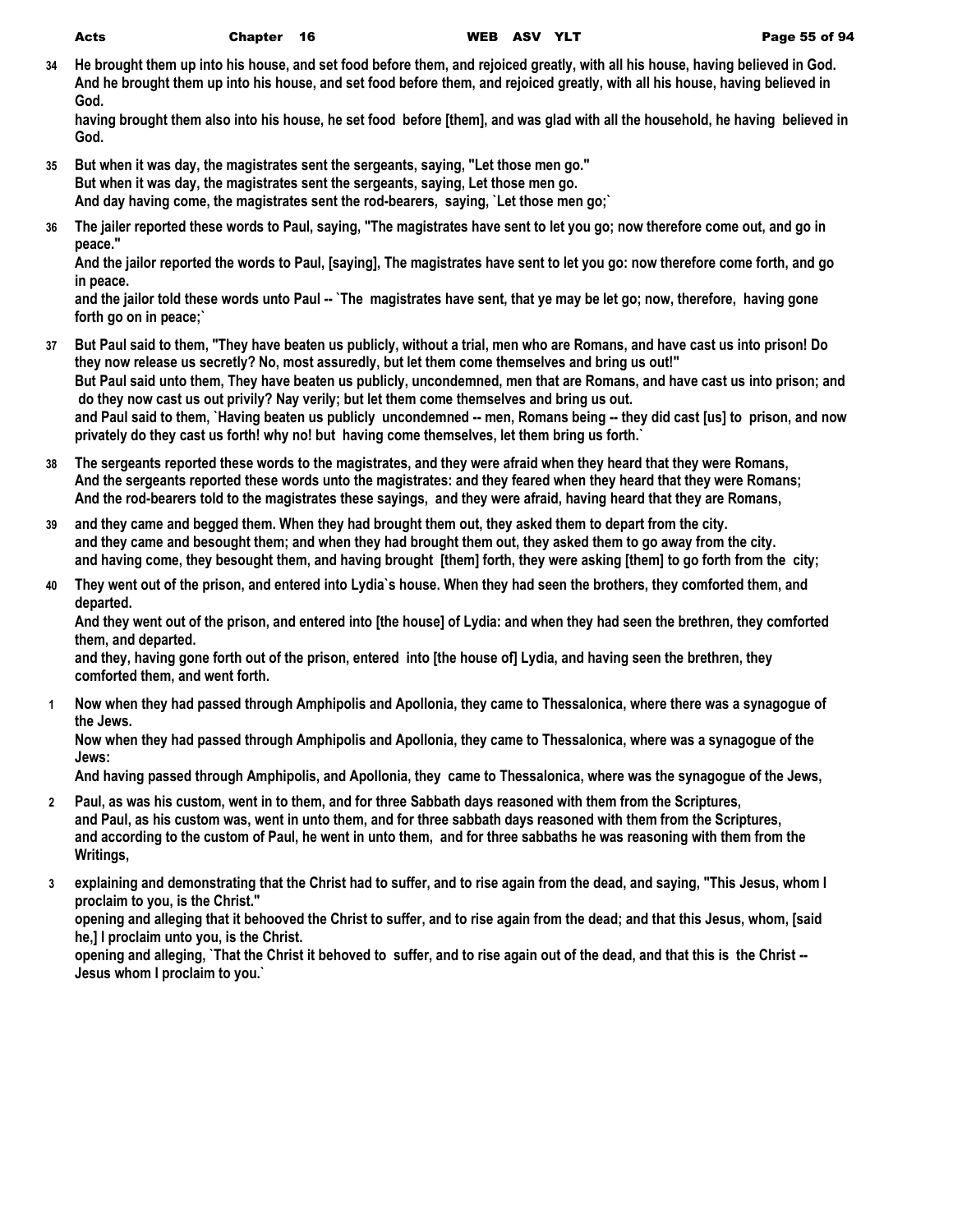**34** **He brought them up into his house, and set food before them, and rejoiced greatly, with all his house, having believed in God.**
**And he brought them up into his house, and set food before them, and rejoiced greatly, with all his house, having believed in God.**
**having brought them also into his house, he set food before [them], and was glad with all the household, he having believed in God.**

**35** **But when it was day, the magistrates sent the sergeants, saying, "Let those men go."**
**But when it was day, the magistrates sent the sergeants, saying, Let those men go.**
**And day having come, the magistrates sent the rod-bearers, saying, `Let those men go;`**

**36** **The jailer reported these words to Paul, saying, "The magistrates have sent to let you go; now therefore come out, and go in peace."**
**And the jailor reported the words to Paul, [saying], The magistrates have sent to let you go: now therefore come forth, and go in peace.**
**and the jailor told these words unto Paul -- `The magistrates have sent, that ye may be let go; now, therefore, having gone forth go on in peace;`**

**37** **But Paul said to them, "They have beaten us publicly, without a trial, men who are Romans, and have cast us into prison! Do they now release us secretly? No, most assuredly, but let them come themselves and bring us out!"**
**But Paul said unto them, They have beaten us publicly, uncondemned, men that are Romans, and have cast us into prison; and do they now cast us out privily? Nay verily; but let them come themselves and bring us out.**
**and Paul said to them, `Having beaten us publicly uncondemned -- men, Romans being -- they did cast [us] to prison, and now privately do they cast us forth! why no! but having come themselves, let them bring us forth.`**

**38** **The sergeants reported these words to the magistrates, and they were afraid when they heard that they were Romans,**
**And the sergeants reported these words unto the magistrates: and they feared when they heard that they were Romans;**
**And the rod-bearers told to the magistrates these sayings, and they were afraid, having heard that they are Romans,**

**39** **and they came and begged them. When they had brought them out, they asked them to depart from the city.**
**and they came and besought them; and when they had brought them out, they asked them to go away from the city.**
**and having come, they besought them, and having brought [them] forth, they were asking [them] to go forth from the city;**

**40** **They went out of the prison, and entered into Lydia`s house. When they had seen the brothers, they comforted them, and departed.**
**And they went out of the prison, and entered into [the house] of Lydia: and when they had seen the brethren, they comforted them, and departed.**
**and they, having gone forth out of the prison, entered into [the house of] Lydia, and having seen the brethren, they comforted them, and went forth.**

**1** **Now when they had passed through Amphipolis and Apollonia, they came to Thessalonica, where there was a synagogue of the Jews.**
**Now when they had passed through Amphipolis and Apollonia, they came to Thessalonica, where was a synagogue of the Jews:**
**And having passed through Amphipolis, and Apollonia, they came to Thessalonica, where was the synagogue of the Jews,**

**2** **Paul, as was his custom, went in to them, and for three Sabbath days reasoned with them from the Scriptures,**
**and Paul, as his custom was, went in unto them, and for three sabbath days reasoned with them from the Scriptures,**
**and according to the custom of Paul, he went in unto them, and for three sabbaths he was reasoning with them from the Writings,**

**3** **explaining and demonstrating that the Christ had to suffer, and to rise again from the dead, and saying, "This Jesus, whom I proclaim to you, is the Christ."**
**opening and alleging that it behooved the Christ to suffer, and to rise again from the dead; and that this Jesus, whom, [said he,] I proclaim unto you, is the Christ.**
**opening and alleging, `That the Christ it behoved to suffer, and to rise again out of the dead, and that this is the Christ -- Jesus whom I proclaim to you.`**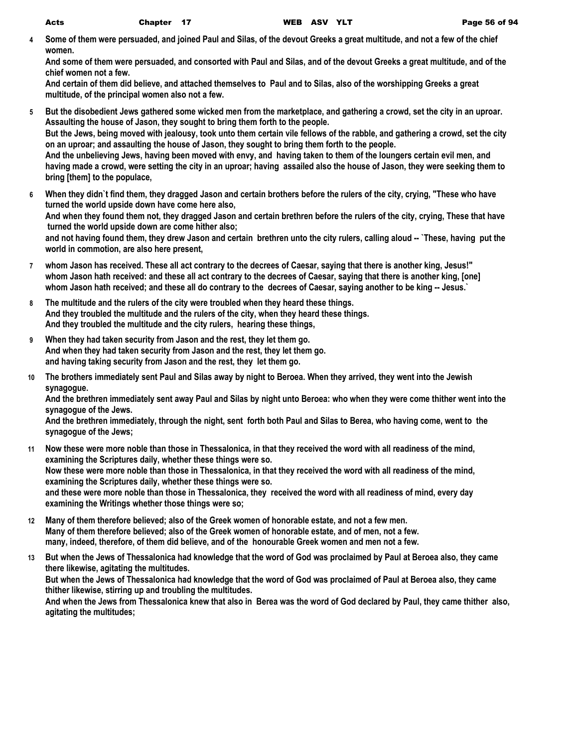**4** **Some of them were persuaded, and joined Paul and Silas, of the devout Greeks a great multitude, and not a few of the chief women.**
**And some of them were persuaded, and consorted with Paul and Silas, and of the devout Greeks a great multitude, and of the chief women not a few.**
**And certain of them did believe, and attached themselves to Paul and to Silas, also of the worshipping Greeks a great multitude, of the principal women also not a few.**

**5** **But the disobedient Jews gathered some wicked men from the marketplace, and gathering a crowd, set the city in an uproar. Assaulting the house of Jason, they sought to bring them forth to the people.**
**But the Jews, being moved with jealousy, took unto them certain vile fellows of the rabble, and gathering a crowd, set the city on an uproar; and assaulting the house of Jason, they sought to bring them forth to the people.**
**And the unbelieving Jews, having been moved with envy, and having taken to them of the loungers certain evil men, and having made a crowd, were setting the city in an uproar; having assailed also the house of Jason, they were seeking them to bring [them] to the populace,**

**6** **When they didn`t find them, they dragged Jason and certain brothers before the rulers of the city, crying, "These who have turned the world upside down have come here also,**
**And when they found them not, they dragged Jason and certain brethren before the rulers of the city, crying, These that have turned the world upside down are come hither also;**
**and not having found them, they drew Jason and certain brethren unto the city rulers, calling aloud -- `These, having put the world in commotion, are also here present,**

**7** **whom Jason has received. These all act contrary to the decrees of Caesar, saying that there is another king, Jesus!"**
**whom Jason hath received: and these all act contrary to the decrees of Caesar, saying that there is another king, [one]**
**whom Jason hath received; and these all do contrary to the decrees of Caesar, saying another to be king -- Jesus.`**

**8** **The multitude and the rulers of the city were troubled when they heard these things.**
**And they troubled the multitude and the rulers of the city, when they heard these things.**
**And they troubled the multitude and the city rulers, hearing these things,**

**9** **When they had taken security from Jason and the rest, they let them go.**
**And when they had taken security from Jason and the rest, they let them go.**
**and having taking security from Jason and the rest, they let them go.**

**10** **The brothers immediately sent Paul and Silas away by night to Beroea. When they arrived, they went into the Jewish synagogue.**
**And the brethren immediately sent away Paul and Silas by night unto Beroea: who when they were come thither went into the synagogue of the Jews.**
**And the brethren immediately, through the night, sent forth both Paul and Silas to Berea, who having come, went to the synagogue of the Jews;**

**11** **Now these were more noble than those in Thessalonica, in that they received the word with all readiness of the mind, examining the Scriptures daily, whether these things were so.**
**Now these were more noble than those in Thessalonica, in that they received the word with all readiness of the mind, examining the Scriptures daily, whether these things were so.**
**and these were more noble than those in Thessalonica, they received the word with all readiness of mind, every day examining the Writings whether those things were so;**

**12** **Many of them therefore believed; also of the Greek women of honorable estate, and not a few men.**
**Many of them therefore believed; also of the Greek women of honorable estate, and of men, not a few.**
**many, indeed, therefore, of them did believe, and of the honourable Greek women and men not a few.**

**13** **But when the Jews of Thessalonica had knowledge that the word of God was proclaimed by Paul at Beroea also, they came there likewise, agitating the multitudes.**
**But when the Jews of Thessalonica had knowledge that the word of God was proclaimed of Paul at Beroea also, they came thither likewise, stirring up and troubling the multitudes.**
**And when the Jews from Thessalonica knew that also in Berea was the word of God declared by Paul, they came thither also, agitating the multitudes;**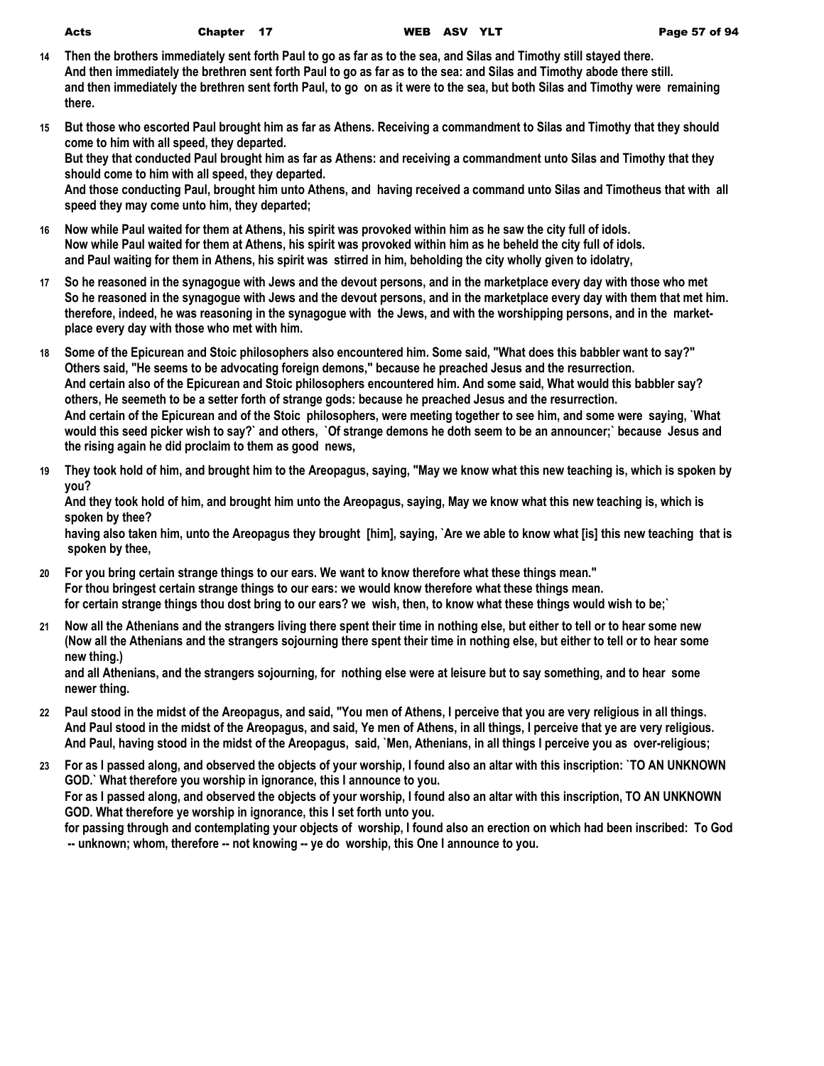**14** Then the brothers immediately sent forth Paul to go as far as to the sea, and Silas and Timothy still stayed there.
And then immediately the brethren sent forth Paul to go as far as to the sea: and Silas and Timothy abode there still.
and then immediately the brethren sent forth Paul, to go on as it were to the sea, but both Silas and Timothy were remaining there.

**15** But those who escorted Paul brought him as far as Athens. Receiving a commandment to Silas and Timothy that they should come to him with all speed, they departed.
But they that conducted Paul brought him as far as Athens: and receiving a commandment unto Silas and Timothy that they should come to him with all speed, they departed.
And those conducting Paul, brought him unto Athens, and having received a command unto Silas and Timotheus that with all speed they may come unto him, they departed;

**16** Now while Paul waited for them at Athens, his spirit was provoked within him as he saw the city full of idols.
Now while Paul waited for them at Athens, his spirit was provoked within him as he beheld the city full of idols.
and Paul waiting for them in Athens, his spirit was stirred in him, beholding the city wholly given to idolatry,

**17** So he reasoned in the synagogue with Jews and the devout persons, and in the marketplace every day with those who met
So he reasoned in the synagogue with Jews and the devout persons, and in the marketplace every day with them that met him.
therefore, indeed, he was reasoning in the synagogue with the Jews, and with the worshipping persons, and in the market-place every day with those who met with him.

**18** Some of the Epicurean and Stoic philosophers also encountered him. Some said, "What does this babbler want to say?" Others said, "He seems to be advocating foreign demons," because he preached Jesus and the resurrection.
And certain also of the Epicurean and Stoic philosophers encountered him. And some said, What would this babbler say? others, He seemeth to be a setter forth of strange gods: because he preached Jesus and the resurrection.
And certain of the Epicurean and of the Stoic philosophers, were meeting together to see him, and some were saying, `What would this seed picker wish to say?` and others, `Of strange demons he doth seem to be an announcer;` because Jesus and the rising again he did proclaim to them as good news,

**19** They took hold of him, and brought him to the Areopagus, saying, "May we know what this new teaching is, which is spoken by you?
And they took hold of him, and brought him unto the Areopagus, saying, May we know what this new teaching is, which is spoken by thee?
having also taken him, unto the Areopagus they brought [him], saying, `Are we able to know what [is] this new teaching that is spoken by thee,

**20** For you bring certain strange things to our ears. We want to know therefore what these things mean."
For thou bringest certain strange things to our ears: we would know therefore what these things mean.
for certain strange things thou dost bring to our ears? we wish, then, to know what these things would wish to be;`

**21** Now all the Athenians and the strangers living there spent their time in nothing else, but either to tell or to hear some new
(Now all the Athenians and the strangers sojourning there spent their time in nothing else, but either to tell or to hear some new thing.)
and all Athenians, and the strangers sojourning, for nothing else were at leisure but to say something, and to hear some newer thing.

**22** Paul stood in the midst of the Areopagus, and said, "You men of Athens, I perceive that you are very religious in all things.
And Paul stood in the midst of the Areopagus, and said, Ye men of Athens, in all things, I perceive that ye are very religious.
And Paul, having stood in the midst of the Areopagus, said, `Men, Athenians, in all things I perceive you as over-religious;

**23** For as I passed along, and observed the objects of your worship, I found also an altar with this inscription: `TO AN UNKNOWN GOD.` What therefore you worship in ignorance, this I announce to you.
For as I passed along, and observed the objects of your worship, I found also an altar with this inscription, TO AN UNKNOWN GOD. What therefore ye worship in ignorance, this I set forth unto you.
for passing through and contemplating your objects of worship, I found also an erection on which had been inscribed: To God -- unknown; whom, therefore -- not knowing -- ye do worship, this One I announce to you.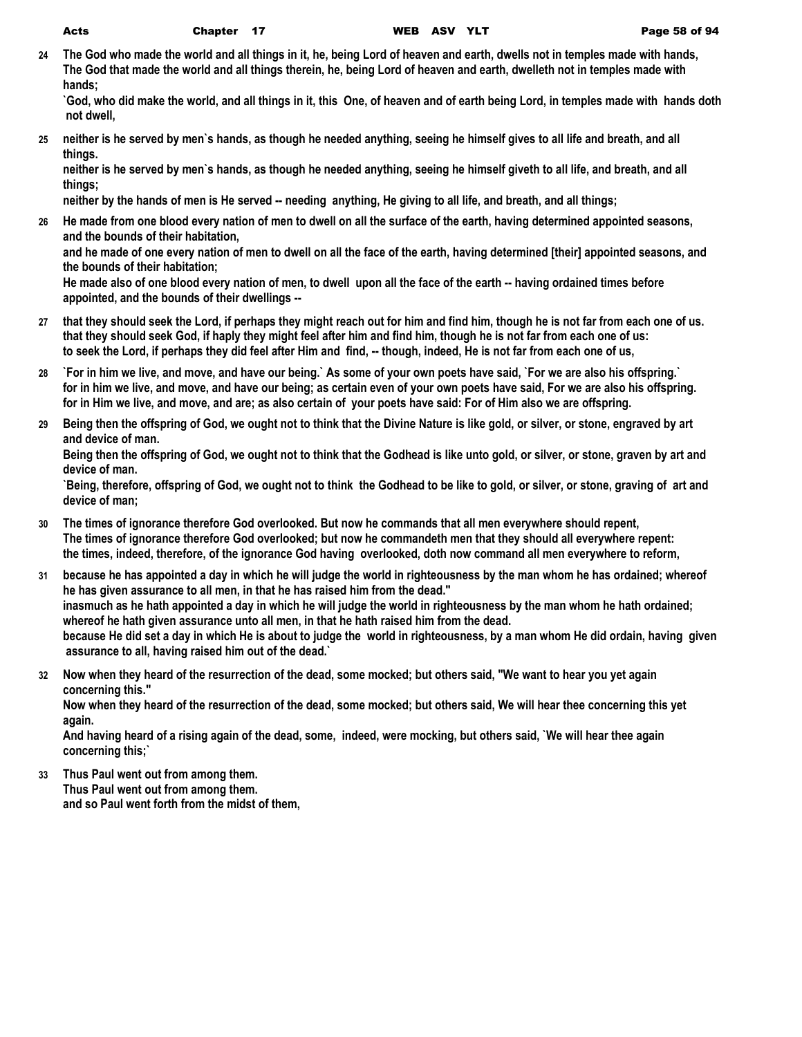**24** **The God who made the world and all things in it, he, being Lord of heaven and earth, dwells not in temples made with hands,**
**The God that made the world and all things therein, he, being Lord of heaven and earth, dwelleth not in temples made with hands;**
**`God, who did make the world, and all things in it, this One, of heaven and of earth being Lord, in temples made with hands doth not dwell,**

**25** **neither is he served by men`s hands, as though he needed anything, seeing he himself gives to all life and breath, and all things.**
**neither is he served by men`s hands, as though he needed anything, seeing he himself giveth to all life, and breath, and all things;**
**neither by the hands of men is He served -- needing anything, He giving to all life, and breath, and all things;**

**26** **He made from one blood every nation of men to dwell on all the surface of the earth, having determined appointed seasons, and the bounds of their habitation,**
**and he made of one every nation of men to dwell on all the face of the earth, having determined [their] appointed seasons, and the bounds of their habitation;**
**He made also of one blood every nation of men, to dwell upon all the face of the earth -- having ordained times before appointed, and the bounds of their dwellings --**

**27** **that they should seek the Lord, if perhaps they might reach out for him and find him, though he is not far from each one of us.**
**that they should seek God, if haply they might feel after him and find him, though he is not far from each one of us:**
**to seek the Lord, if perhaps they did feel after Him and find, -- though, indeed, He is not far from each one of us,**

**28** **`For in him we live, and move, and have our being.` As some of your own poets have said, `For we are also his offspring.`**
**for in him we live, and move, and have our being; as certain even of your own poets have said, For we are also his offspring.**
**for in Him we live, and move, and are; as also certain of your poets have said: For of Him also we are offspring.**

**29** **Being then the offspring of God, we ought not to think that the Divine Nature is like gold, or silver, or stone, engraved by art and device of man.**
**Being then the offspring of God, we ought not to think that the Godhead is like unto gold, or silver, or stone, graven by art and device of man.**
**`Being, therefore, offspring of God, we ought not to think the Godhead to be like to gold, or silver, or stone, graving of art and device of man;**

**30** **The times of ignorance therefore God overlooked. But now he commands that all men everywhere should repent,**
**The times of ignorance therefore God overlooked; but now he commandeth men that they should all everywhere repent:**
**the times, indeed, therefore, of the ignorance God having overlooked, doth now command all men everywhere to reform,**

**31** **because he has appointed a day in which he will judge the world in righteousness by the man whom he has ordained; whereof he has given assurance to all men, in that he has raised him from the dead."**
**inasmuch as he hath appointed a day in which he will judge the world in righteousness by the man whom he hath ordained; whereof he hath given assurance unto all men, in that he hath raised him from the dead.**
**because He did set a day in which He is about to judge the world in righteousness, by a man whom He did ordain, having given assurance to all, having raised him out of the dead.`**

**32** **Now when they heard of the resurrection of the dead, some mocked; but others said, "We want to hear you yet again concerning this."**
**Now when they heard of the resurrection of the dead, some mocked; but others said, We will hear thee concerning this yet again.**
**And having heard of a rising again of the dead, some, indeed, were mocking, but others said, `We will hear thee again concerning this;`**

**33** **Thus Paul went out from among them.**
**Thus Paul went out from among them.**
**and so Paul went forth from the midst of them,**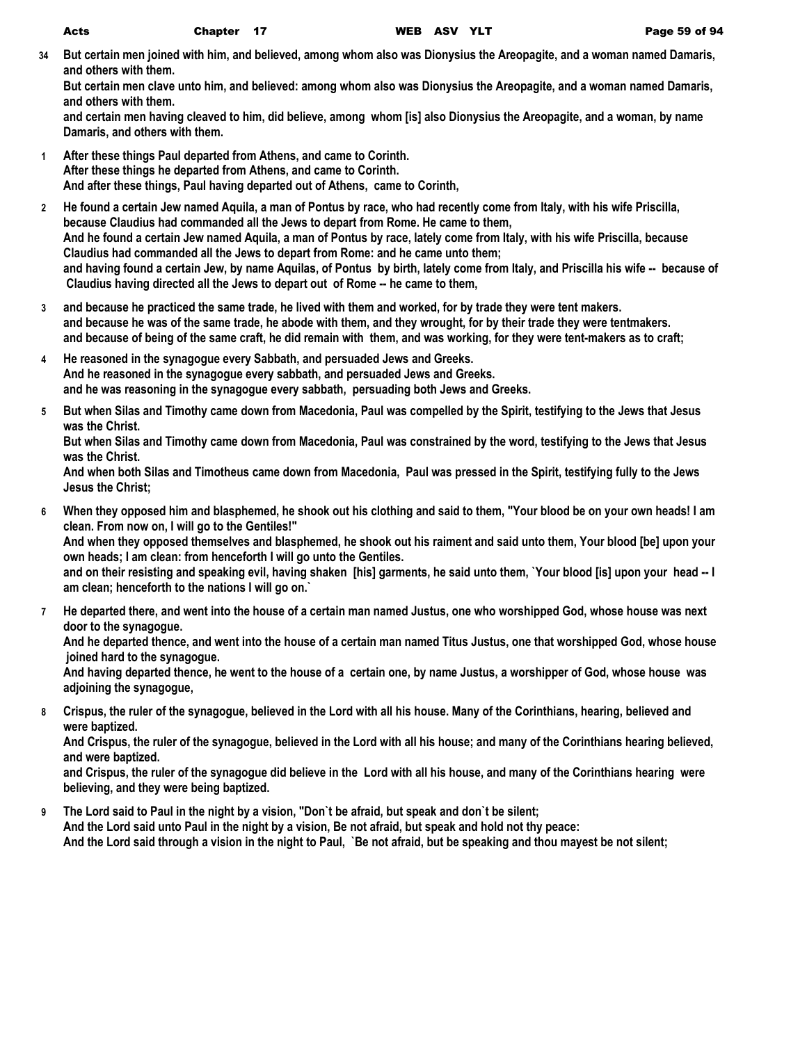**34** But certain men joined with him, and believed, among whom also was Dionysius the Areopagite, and a woman named Damaris, and others with them.
But certain men clave unto him, and believed: among whom also was Dionysius the Areopagite, and a woman named Damaris, and others with them.
and certain men having cleaved to him, did believe, among whom [is] also Dionysius the Areopagite, and a woman, by name Damaris, and others with them.

**1** After these things Paul departed from Athens, and came to Corinth.
After these things he departed from Athens, and came to Corinth.
And after these things, Paul having departed out of Athens, came to Corinth,

**2** He found a certain Jew named Aquila, a man of Pontus by race, who had recently come from Italy, with his wife Priscilla, because Claudius had commanded all the Jews to depart from Rome. He came to them,
And he found a certain Jew named Aquila, a man of Pontus by race, lately come from Italy, with his wife Priscilla, because Claudius had commanded all the Jews to depart from Rome: and he came unto them;
and having found a certain Jew, by name Aquilas, of Pontus by birth, lately come from Italy, and Priscilla his wife -- because of Claudius having directed all the Jews to depart out of Rome -- he came to them,

**3** and because he practiced the same trade, he lived with them and worked, for by trade they were tent makers.
and because he was of the same trade, he abode with them, and they wrought, for by their trade they were tentmakers.
and because of being of the same craft, he did remain with them, and was working, for they were tent-makers as to craft;

**4** He reasoned in the synagogue every Sabbath, and persuaded Jews and Greeks.
And he reasoned in the synagogue every sabbath, and persuaded Jews and Greeks.
and he was reasoning in the synagogue every sabbath, persuading both Jews and Greeks.

**5** But when Silas and Timothy came down from Macedonia, Paul was compelled by the Spirit, testifying to the Jews that Jesus was the Christ.
But when Silas and Timothy came down from Macedonia, Paul was constrained by the word, testifying to the Jews that Jesus was the Christ.
And when both Silas and Timotheus came down from Macedonia, Paul was pressed in the Spirit, testifying fully to the Jews Jesus the Christ;

**6** When they opposed him and blasphemed, he shook out his clothing and said to them, "Your blood be on your own heads! I am clean. From now on, I will go to the Gentiles!"
And when they opposed themselves and blasphemed, he shook out his raiment and said unto them, Your blood [be] upon your own heads; I am clean: from henceforth I will go unto the Gentiles.
and on their resisting and speaking evil, having shaken [his] garments, he said unto them, `Your blood [is] upon your head -- I am clean; henceforth to the nations I will go on.`

**7** He departed there, and went into the house of a certain man named Justus, one who worshipped God, whose house was next door to the synagogue.
And he departed thence, and went into the house of a certain man named Titus Justus, one that worshipped God, whose house joined hard to the synagogue.
And having departed thence, he went to the house of a certain one, by name Justus, a worshipper of God, whose house was adjoining the synagogue,

**8** Crispus, the ruler of the synagogue, believed in the Lord with all his house. Many of the Corinthians, hearing, believed and were baptized.
And Crispus, the ruler of the synagogue, believed in the Lord with all his house; and many of the Corinthians hearing believed, and were baptized.
and Crispus, the ruler of the synagogue did believe in the Lord with all his house, and many of the Corinthians hearing were believing, and they were being baptized.

**9** The Lord said to Paul in the night by a vision, "Don`t be afraid, but speak and don`t be silent;
And the Lord said unto Paul in the night by a vision, Be not afraid, but speak and hold not thy peace:
And the Lord said through a vision in the night to Paul, `Be not afraid, but be speaking and thou mayest be not silent;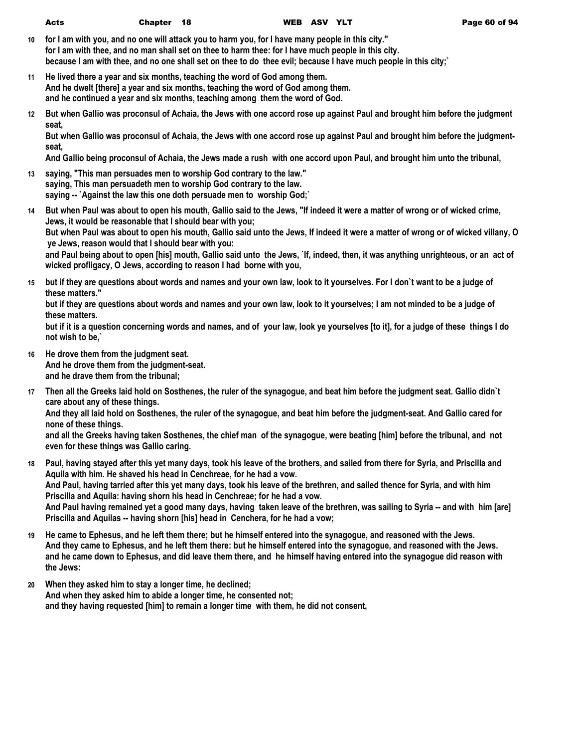**10** **for I am with you, and no one will attack you to harm you, for I have many people in this city."**
**for I am with thee, and no man shall set on thee to harm thee: for I have much people in this city.**
**because I am with thee, and no one shall set on thee to do thee evil; because I have much people in this city;`**

**11** **He lived there a year and six months, teaching the word of God among them.**
**And he dwelt [there] a year and six months, teaching the word of God among them.**
**and he continued a year and six months, teaching among them the word of God.**

**12** **But when Gallio was proconsul of Achaia, the Jews with one accord rose up against Paul and brought him before the judgment seat,**
**But when Gallio was proconsul of Achaia, the Jews with one accord rose up against Paul and brought him before the judgment-seat,**
**And Gallio being proconsul of Achaia, the Jews made a rush with one accord upon Paul, and brought him unto the tribunal,**

**13** **saying, "This man persuades men to worship God contrary to the law."**
**saying, This man persuadeth men to worship God contrary to the law.**
**saying -- `Against the law this one doth persuade men to worship God;`**

**14** **But when Paul was about to open his mouth, Gallio said to the Jews, "If indeed it were a matter of wrong or of wicked crime, Jews, it would be reasonable that I should bear with you;**
**But when Paul was about to open his mouth, Gallio said unto the Jews, If indeed it were a matter of wrong or of wicked villany, O ye Jews, reason would that I should bear with you:**
**and Paul being about to open [his] mouth, Gallio said unto the Jews, `If, indeed, then, it was anything unrighteous, or an act of wicked profligacy, O Jews, according to reason I had borne with you,**

**15** **but if they are questions about words and names and your own law, look to it yourselves. For I don`t want to be a judge of these matters."**
**but if they are questions about words and names and your own law, look to it yourselves; I am not minded to be a judge of these matters.**
**but if it is a question concerning words and names, and of your law, look ye yourselves [to it], for a judge of these things I do not wish to be,`**

**16** **He drove them from the judgment seat.**
**And he drove them from the judgment-seat.**
**and he drave them from the tribunal;**

**17** **Then all the Greeks laid hold on Sosthenes, the ruler of the synagogue, and beat him before the judgment seat. Gallio didn`t care about any of these things.**
**And they all laid hold on Sosthenes, the ruler of the synagogue, and beat him before the judgment-seat. And Gallio cared for none of these things.**
**and all the Greeks having taken Sosthenes, the chief man of the synagogue, were beating [him] before the tribunal, and not even for these things was Gallio caring.**

**18** **Paul, having stayed after this yet many days, took his leave of the brothers, and sailed from there for Syria, and Priscilla and Aquila with him. He shaved his head in Cenchreae, for he had a vow.**
**And Paul, having tarried after this yet many days, took his leave of the brethren, and sailed thence for Syria, and with him Priscilla and Aquila: having shorn his head in Cenchreae; for he had a vow.**
**And Paul having remained yet a good many days, having taken leave of the brethren, was sailing to Syria -- and with him [are] Priscilla and Aquilas -- having shorn [his] head in Cenchera, for he had a vow;**

**19** **He came to Ephesus, and he left them there; but he himself entered into the synagogue, and reasoned with the Jews.**
**And they came to Ephesus, and he left them there: but he himself entered into the synagogue, and reasoned with the Jews.**
**and he came down to Ephesus, and did leave them there, and he himself having entered into the synagogue did reason with the Jews:**

**20** **When they asked him to stay a longer time, he declined;**
**And when they asked him to abide a longer time, he consented not;**
**and they having requested [him] to remain a longer time with them, he did not consent,**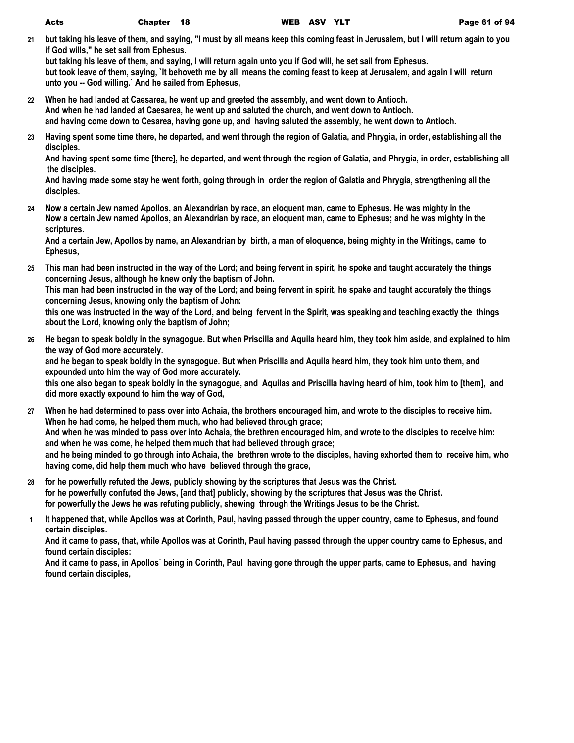**21** **but taking his leave of them, and saying, "I must by all means keep this coming feast in Jerusalem, but I will return again to you if God wills," he set sail from Ephesus.**
**but taking his leave of them, and saying, I will return again unto you if God will, he set sail from Ephesus.**
**but took leave of them, saying, `It behoveth me by all means the coming feast to keep at Jerusalem, and again I will return unto you -- God willing.` And he sailed from Ephesus,**

**22** **When he had landed at Caesarea, he went up and greeted the assembly, and went down to Antioch.**
**And when he had landed at Caesarea, he went up and saluted the church, and went down to Antioch.**
**and having come down to Cesarea, having gone up, and having saluted the assembly, he went down to Antioch.**

**23** **Having spent some time there, he departed, and went through the region of Galatia, and Phrygia, in order, establishing all the disciples.**
**And having spent some time [there], he departed, and went through the region of Galatia, and Phrygia, in order, establishing all the disciples.**
**And having made some stay he went forth, going through in order the region of Galatia and Phrygia, strengthening all the disciples.**

**24** **Now a certain Jew named Apollos, an Alexandrian by race, an eloquent man, came to Ephesus. He was mighty in the**
**Now a certain Jew named Apollos, an Alexandrian by race, an eloquent man, came to Ephesus; and he was mighty in the scriptures.**
**And a certain Jew, Apollos by name, an Alexandrian by birth, a man of eloquence, being mighty in the Writings, came to Ephesus,**

**25** **This man had been instructed in the way of the Lord; and being fervent in spirit, he spoke and taught accurately the things concerning Jesus, although he knew only the baptism of John.**
**This man had been instructed in the way of the Lord; and being fervent in spirit, he spake and taught accurately the things concerning Jesus, knowing only the baptism of John:**
**this one was instructed in the way of the Lord, and being fervent in the Spirit, was speaking and teaching exactly the things about the Lord, knowing only the baptism of John;**

**26** **He began to speak boldly in the synagogue. But when Priscilla and Aquila heard him, they took him aside, and explained to him the way of God more accurately.**
**and he began to speak boldly in the synagogue. But when Priscilla and Aquila heard him, they took him unto them, and expounded unto him the way of God more accurately.**
**this one also began to speak boldly in the synagogue, and Aquilas and Priscilla having heard of him, took him to [them], and did more exactly expound to him the way of God,**

**27** **When he had determined to pass over into Achaia, the brothers encouraged him, and wrote to the disciples to receive him. When he had come, he helped them much, who had believed through grace;**
**And when he was minded to pass over into Achaia, the brethren encouraged him, and wrote to the disciples to receive him: and when he was come, he helped them much that had believed through grace;**
**and he being minded to go through into Achaia, the brethren wrote to the disciples, having exhorted them to receive him, who having come, did help them much who have believed through the grace,**

**28** **for he powerfully refuted the Jews, publicly showing by the scriptures that Jesus was the Christ.**
**for he powerfully confuted the Jews, [and that] publicly, showing by the scriptures that Jesus was the Christ.**
**for powerfully the Jews he was refuting publicly, shewing through the Writings Jesus to be the Christ.**

**1** **It happened that, while Apollos was at Corinth, Paul, having passed through the upper country, came to Ephesus, and found certain disciples.**
**And it came to pass, that, while Apollos was at Corinth, Paul having passed through the upper country came to Ephesus, and found certain disciples:**
**And it came to pass, in Apollos` being in Corinth, Paul having gone through the upper parts, came to Ephesus, and having found certain disciples,**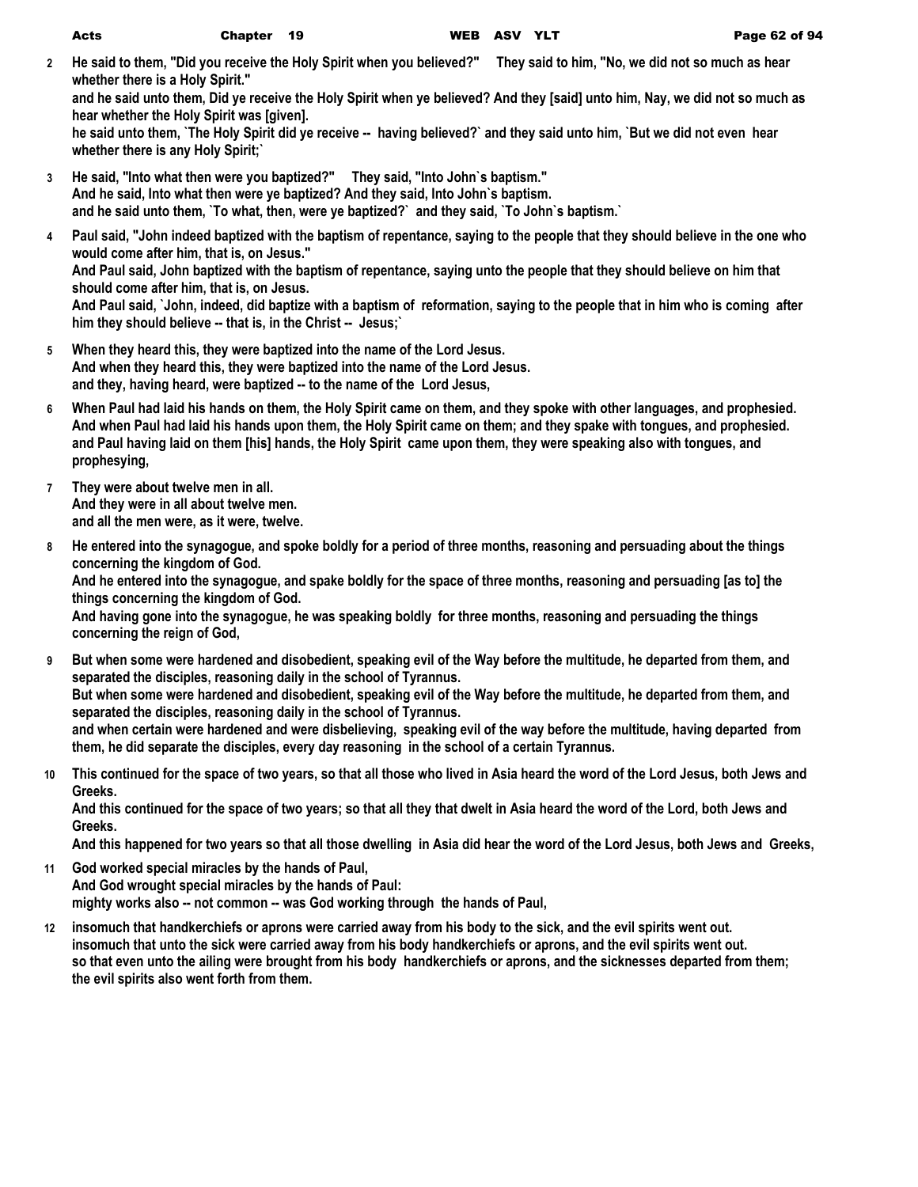**2** He said to them, "Did you receive the Holy Spirit when you believed?" They said to him, "No, we did not so much as hear whether there is a Holy Spirit."
and he said unto them, Did ye receive the Holy Spirit when ye believed? And they [said] unto him, Nay, we did not so much as hear whether the Holy Spirit was [given].
he said unto them, `The Holy Spirit did ye receive -- having believed?` and they said unto him, `But we did not even hear whether there is any Holy Spirit;`

**3** He said, "Into what then were you baptized?" They said, "Into John`s baptism."
And he said, Into what then were ye baptized? And they said, Into John`s baptism.
and he said unto them, `To what, then, were ye baptized?` and they said, `To John`s baptism.`

**4** Paul said, "John indeed baptized with the baptism of repentance, saying to the people that they should believe in the one who would come after him, that is, on Jesus."
And Paul said, John baptized with the baptism of repentance, saying unto the people that they should believe on him that should come after him, that is, on Jesus.
And Paul said, `John, indeed, did baptize with a baptism of reformation, saying to the people that in him who is coming after him they should believe -- that is, in the Christ -- Jesus;`

**5** When they heard this, they were baptized into the name of the Lord Jesus.
And when they heard this, they were baptized into the name of the Lord Jesus.
and they, having heard, were baptized -- to the name of the Lord Jesus,

**6** When Paul had laid his hands on them, the Holy Spirit came on them, and they spoke with other languages, and prophesied.
And when Paul had laid his hands upon them, the Holy Spirit came on them; and they spake with tongues, and prophesied.
and Paul having laid on them [his] hands, the Holy Spirit came upon them, they were speaking also with tongues, and prophesying,

**7** They were about twelve men in all.
And they were in all about twelve men.
and all the men were, as it were, twelve.

**8** He entered into the synagogue, and spoke boldly for a period of three months, reasoning and persuading about the things concerning the kingdom of God.
And he entered into the synagogue, and spake boldly for the space of three months, reasoning and persuading [as to] the things concerning the kingdom of God.
And having gone into the synagogue, he was speaking boldly for three months, reasoning and persuading the things concerning the reign of God,

**9** But when some were hardened and disobedient, speaking evil of the Way before the multitude, he departed from them, and separated the disciples, reasoning daily in the school of Tyrannus.
But when some were hardened and disobedient, speaking evil of the Way before the multitude, he departed from them, and separated the disciples, reasoning daily in the school of Tyrannus.
and when certain were hardened and were disbelieving, speaking evil of the way before the multitude, having departed from them, he did separate the disciples, every day reasoning in the school of a certain Tyrannus.

**10** This continued for the space of two years, so that all those who lived in Asia heard the word of the Lord Jesus, both Jews and Greeks.
And this continued for the space of two years; so that all they that dwelt in Asia heard the word of the Lord, both Jews and Greeks.
And this happened for two years so that all those dwelling in Asia did hear the word of the Lord Jesus, both Jews and Greeks,

**11** God worked special miracles by the hands of Paul,
And God wrought special miracles by the hands of Paul:
mighty works also -- not common -- was God working through the hands of Paul,

**12** insomuch that handkerchiefs or aprons were carried away from his body to the sick, and the evil spirits went out.
insomuch that unto the sick were carried away from his body handkerchiefs or aprons, and the evil spirits went out.
so that even unto the ailing were brought from his body handkerchiefs or aprons, and the sicknesses departed from them; the evil spirits also went forth from them.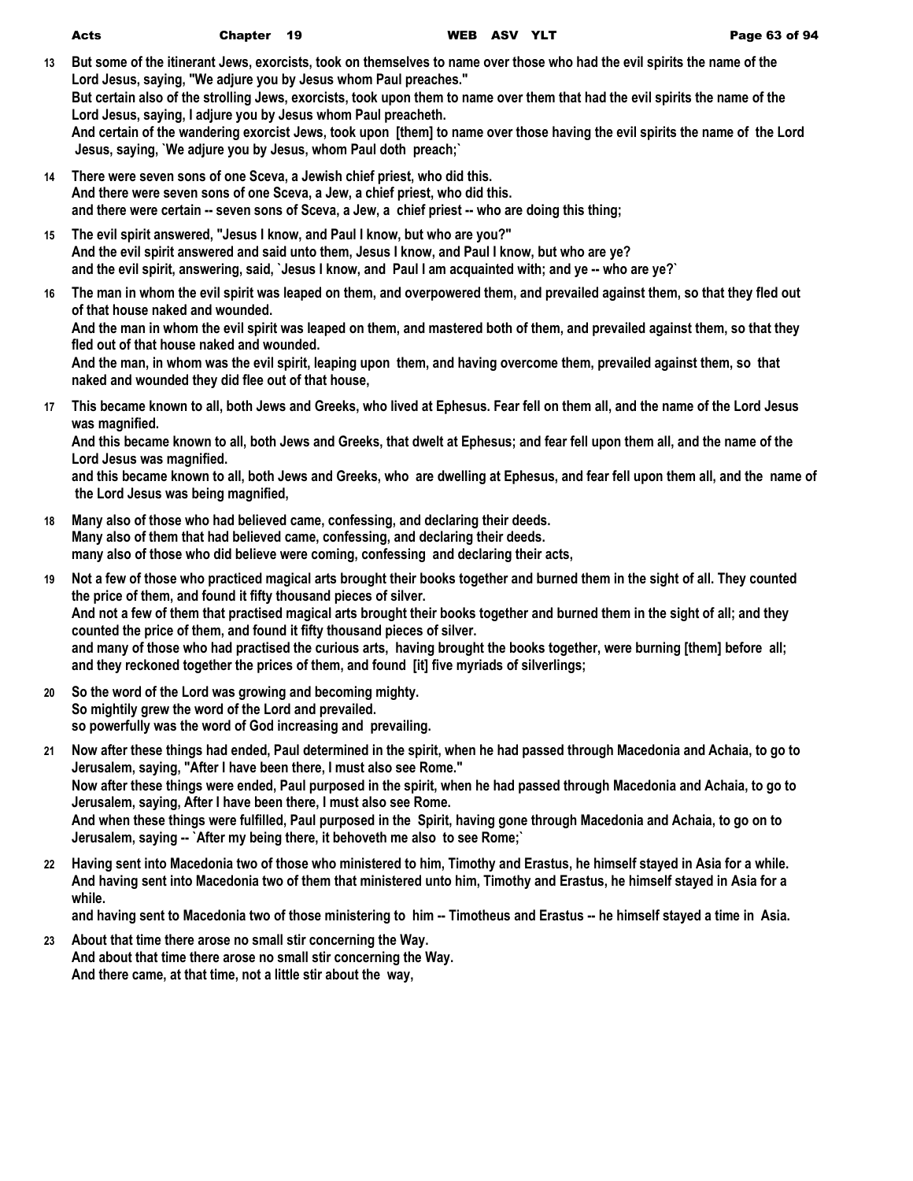13 But some of the itinerant Jews, exorcists, took on themselves to name over those who had the evil spirits the name of the Lord Jesus, saying, "We adjure you by Jesus whom Paul preaches."
But certain also of the strolling Jews, exorcists, took upon them to name over them that had the evil spirits the name of the Lord Jesus, saying, I adjure you by Jesus whom Paul preacheth.
And certain of the wandering exorcist Jews, took upon [them] to name over those having the evil spirits the name of the Lord Jesus, saying, `We adjure you by Jesus, whom Paul doth preach;`

14 There were seven sons of one Sceva, a Jewish chief priest, who did this.
And there were seven sons of one Sceva, a Jew, a chief priest, who did this.
and there were certain -- seven sons of Sceva, a Jew, a chief priest -- who are doing this thing;

15 The evil spirit answered, "Jesus I know, and Paul I know, but who are you?"
And the evil spirit answered and said unto them, Jesus I know, and Paul I know, but who are ye?
and the evil spirit, answering, said, `Jesus I know, and Paul I am acquainted with; and ye -- who are ye?`

16 The man in whom the evil spirit was leaped on them, and overpowered them, and prevailed against them, so that they fled out of that house naked and wounded.
And the man in whom the evil spirit was leaped on them, and mastered both of them, and prevailed against them, so that they fled out of that house naked and wounded.
And the man, in whom was the evil spirit, leaping upon them, and having overcome them, prevailed against them, so that naked and wounded they did flee out of that house,

17 This became known to all, both Jews and Greeks, who lived at Ephesus. Fear fell on them all, and the name of the Lord Jesus was magnified.
And this became known to all, both Jews and Greeks, that dwelt at Ephesus; and fear fell upon them all, and the name of the Lord Jesus was magnified.
and this became known to all, both Jews and Greeks, who are dwelling at Ephesus, and fear fell upon them all, and the name of the Lord Jesus was being magnified,

18 Many also of those who had believed came, confessing, and declaring their deeds.
Many also of them that had believed came, confessing, and declaring their deeds.
many also of those who did believe were coming, confessing and declaring their acts,

19 Not a few of those who practiced magical arts brought their books together and burned them in the sight of all. They counted the price of them, and found it fifty thousand pieces of silver.
And not a few of them that practised magical arts brought their books together and burned them in the sight of all; and they counted the price of them, and found it fifty thousand pieces of silver.
and many of those who had practised the curious arts, having brought the books together, were burning [them] before all; and they reckoned together the prices of them, and found [it] five myriads of silverlings;

20 So the word of the Lord was growing and becoming mighty.
So mightily grew the word of the Lord and prevailed.
so powerfully was the word of God increasing and prevailing.

21 Now after these things had ended, Paul determined in the spirit, when he had passed through Macedonia and Achaia, to go to Jerusalem, saying, "After I have been there, I must also see Rome."
Now after these things were ended, Paul purposed in the spirit, when he had passed through Macedonia and Achaia, to go to Jerusalem, saying, After I have been there, I must also see Rome.
And when these things were fulfilled, Paul purposed in the Spirit, having gone through Macedonia and Achaia, to go on to Jerusalem, saying -- `After my being there, it behoveth me also to see Rome;`

22 Having sent into Macedonia two of those who ministered to him, Timothy and Erastus, he himself stayed in Asia for a while.
And having sent into Macedonia two of them that ministered unto him, Timothy and Erastus, he himself stayed in Asia for a while.
and having sent to Macedonia two of those ministering to him -- Timotheus and Erastus -- he himself stayed a time in Asia.

23 About that time there arose no small stir concerning the Way.
And about that time there arose no small stir concerning the Way.
And there came, at that time, not a little stir about the way,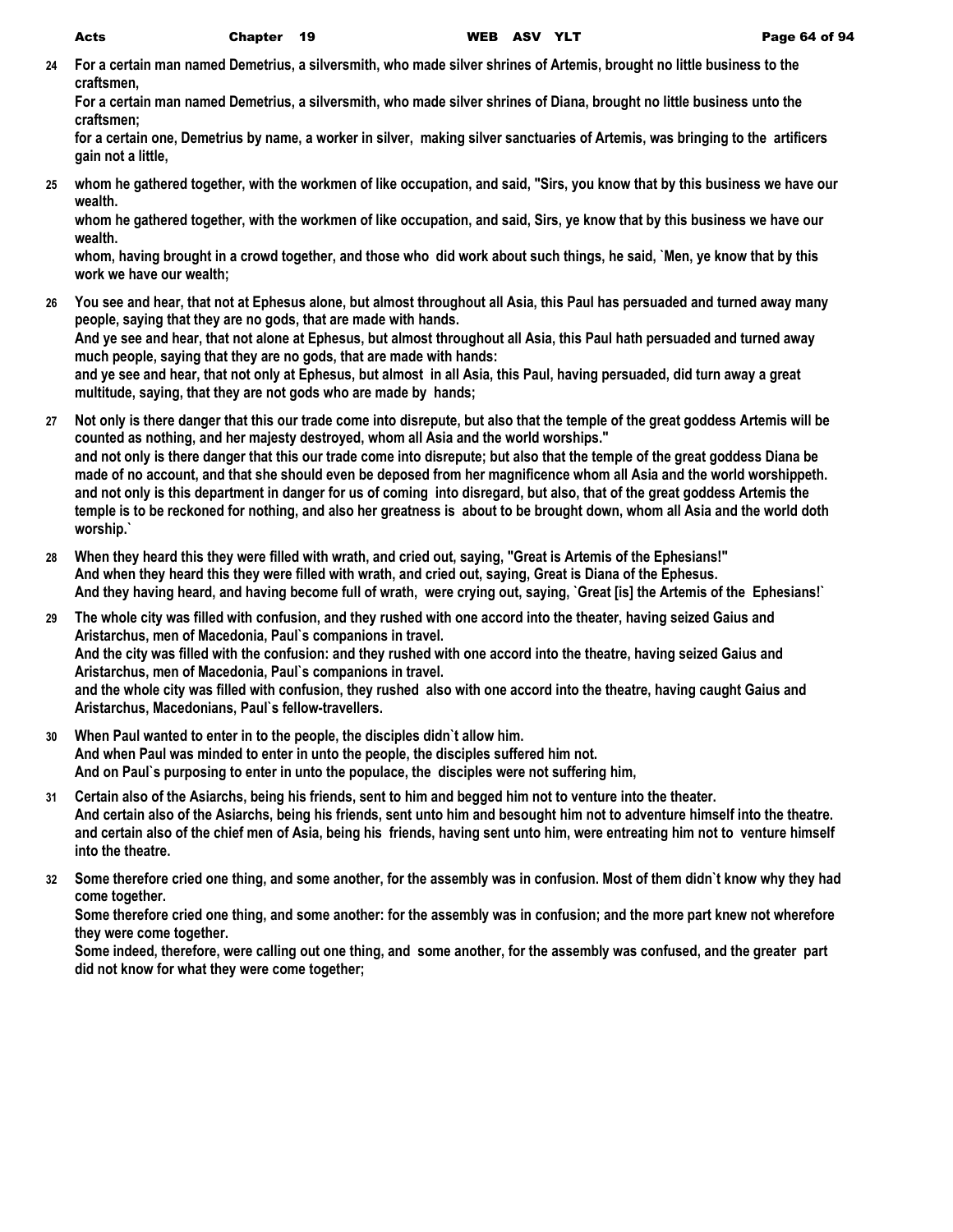**24** **For a certain man named Demetrius, a silversmith, who made silver shrines of Artemis, brought no little business to the craftsmen,**
**For a certain man named Demetrius, a silversmith, who made silver shrines of Diana, brought no little business unto the craftsmen;**
**for a certain one, Demetrius by name, a worker in silver, making silver sanctuaries of Artemis, was bringing to the artificers gain not a little,**

**25** **whom he gathered together, with the workmen of like occupation, and said, "Sirs, you know that by this business we have our wealth.**
**whom he gathered together, with the workmen of like occupation, and said, Sirs, ye know that by this business we have our wealth.**
**whom, having brought in a crowd together, and those who did work about such things, he said, `Men, ye know that by this work we have our wealth;**

**26** **You see and hear, that not at Ephesus alone, but almost throughout all Asia, this Paul has persuaded and turned away many people, saying that they are no gods, that are made with hands.**
**And ye see and hear, that not alone at Ephesus, but almost throughout all Asia, this Paul hath persuaded and turned away much people, saying that they are no gods, that are made with hands:**
**and ye see and hear, that not only at Ephesus, but almost in all Asia, this Paul, having persuaded, did turn away a great multitude, saying, that they are not gods who are made by hands;**

**27** **Not only is there danger that this our trade come into disrepute, but also that the temple of the great goddess Artemis will be counted as nothing, and her majesty destroyed, whom all Asia and the world worships."**
**and not only is there danger that this our trade come into disrepute; but also that the temple of the great goddess Diana be made of no account, and that she should even be deposed from her magnificence whom all Asia and the world worshippeth.**
**and not only is this department in danger for us of coming into disregard, but also, that of the great goddess Artemis the temple is to be reckoned for nothing, and also her greatness is about to be brought down, whom all Asia and the world doth worship.`**

**28** **When they heard this they were filled with wrath, and cried out, saying, "Great is Artemis of the Ephesians!"**
**And when they heard this they were filled with wrath, and cried out, saying, Great is Diana of the Ephesus.**
**And they having heard, and having become full of wrath, were crying out, saying, `Great [is] the Artemis of the Ephesians!`**

**29** **The whole city was filled with confusion, and they rushed with one accord into the theater, having seized Gaius and Aristarchus, men of Macedonia, Paul`s companions in travel.**
**And the city was filled with the confusion: and they rushed with one accord into the theatre, having seized Gaius and Aristarchus, men of Macedonia, Paul`s companions in travel.**
**and the whole city was filled with confusion, they rushed also with one accord into the theatre, having caught Gaius and Aristarchus, Macedonians, Paul`s fellow-travellers.**

**30** **When Paul wanted to enter in to the people, the disciples didn`t allow him.**
**And when Paul was minded to enter in unto the people, the disciples suffered him not.**
**And on Paul`s purposing to enter in unto the populace, the disciples were not suffering him,**

**31** **Certain also of the Asiarchs, being his friends, sent to him and begged him not to venture into the theater.**
**And certain also of the Asiarchs, being his friends, sent unto him and besought him not to adventure himself into the theatre.**
**and certain also of the chief men of Asia, being his friends, having sent unto him, were entreating him not to venture himself into the theatre.**

**32** **Some therefore cried one thing, and some another, for the assembly was in confusion. Most of them didn`t know why they had come together.**
**Some therefore cried one thing, and some another: for the assembly was in confusion; and the more part knew not wherefore they were come together.**
**Some indeed, therefore, were calling out one thing, and some another, for the assembly was confused, and the greater part did not know for what they were come together;**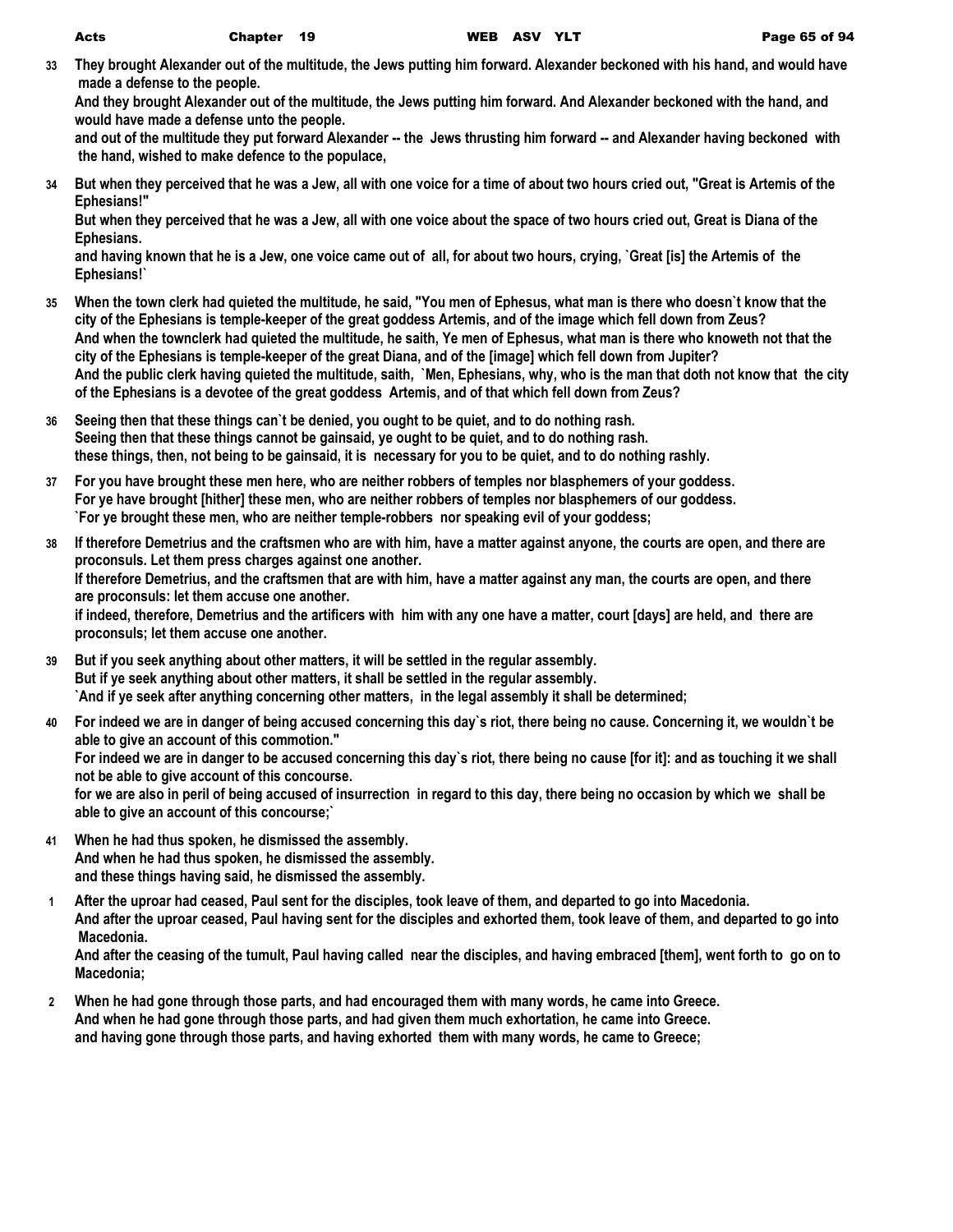33 They brought Alexander out of the multitude, the Jews putting him forward. Alexander beckoned with his hand, and would have made a defense to the people.
And they brought Alexander out of the multitude, the Jews putting him forward. And Alexander beckoned with the hand, and would have made a defense unto the people.
and out of the multitude they put forward Alexander -- the Jews thrusting him forward -- and Alexander having beckoned with the hand, wished to make defence to the populace,

34 But when they perceived that he was a Jew, all with one voice for a time of about two hours cried out, "Great is Artemis of the Ephesians!"
But when they perceived that he was a Jew, all with one voice about the space of two hours cried out, Great is Diana of the Ephesians.
and having known that he is a Jew, one voice came out of all, for about two hours, crying, `Great [is] the Artemis of the Ephesians!`

35 When the town clerk had quieted the multitude, he said, "You men of Ephesus, what man is there who doesn`t know that the city of the Ephesians is temple-keeper of the great goddess Artemis, and of the image which fell down from Zeus?
And when the townclerk had quieted the multitude, he saith, Ye men of Ephesus, what man is there who knoweth not that the city of the Ephesians is temple-keeper of the great Diana, and of the [image] which fell down from Jupiter?
And the public clerk having quieted the multitude, saith, `Men, Ephesians, why, who is the man that doth not know that the city of the Ephesians is a devotee of the great goddess Artemis, and of that which fell down from Zeus?

36 Seeing then that these things can`t be denied, you ought to be quiet, and to do nothing rash.
Seeing then that these things cannot be gainsaid, ye ought to be quiet, and to do nothing rash.
these things, then, not being to be gainsaid, it is necessary for you to be quiet, and to do nothing rashly.

37 For you have brought these men here, who are neither robbers of temples nor blasphemers of your goddess.
For ye have brought [hither] these men, who are neither robbers of temples nor blasphemers of our goddess.
`For ye brought these men, who are neither temple-robbers nor speaking evil of your goddess;

38 If therefore Demetrius and the craftsmen who are with him, have a matter against anyone, the courts are open, and there are proconsuls. Let them press charges against one another.
If therefore Demetrius, and the craftsmen that are with him, have a matter against any man, the courts are open, and there are proconsuls: let them accuse one another.
if indeed, therefore, Demetrius and the artificers with him with any one have a matter, court [days] are held, and there are proconsuls; let them accuse one another.

39 But if you seek anything about other matters, it will be settled in the regular assembly.
But if ye seek anything about other matters, it shall be settled in the regular assembly.
`And if ye seek after anything concerning other matters, in the legal assembly it shall be determined;

40 For indeed we are in danger of being accused concerning this day`s riot, there being no cause. Concerning it, we wouldn`t be able to give an account of this commotion."
For indeed we are in danger to be accused concerning this day`s riot, there being no cause [for it]: and as touching it we shall not be able to give account of this concourse.
for we are also in peril of being accused of insurrection in regard to this day, there being no occasion by which we shall be able to give an account of this concourse;`

41 When he had thus spoken, he dismissed the assembly.
And when he had thus spoken, he dismissed the assembly.
and these things having said, he dismissed the assembly.

1 After the uproar had ceased, Paul sent for the disciples, took leave of them, and departed to go into Macedonia.
And after the uproar ceased, Paul having sent for the disciples and exhorted them, took leave of them, and departed to go into Macedonia.
And after the ceasing of the tumult, Paul having called near the disciples, and having embraced [them], went forth to go on to Macedonia;

2 When he had gone through those parts, and had encouraged them with many words, he came into Greece.
And when he had gone through those parts, and had given them much exhortation, he came into Greece.
and having gone through those parts, and having exhorted them with many words, he came to Greece;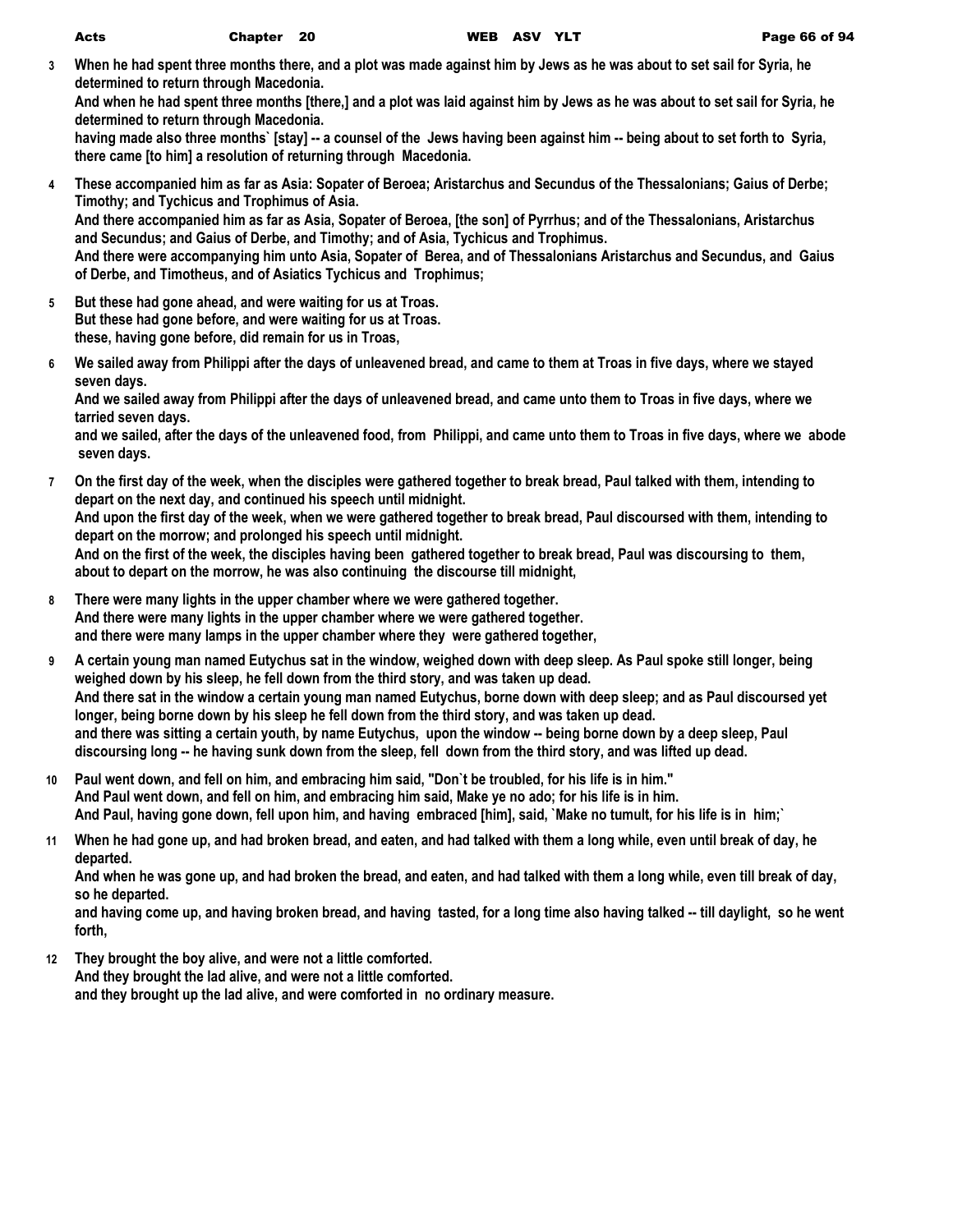3 When he had spent three months there, and a plot was made against him by Jews as he was about to set sail for Syria, he determined to return through Macedonia.
And when he had spent three months [there,] and a plot was laid against him by Jews as he was about to set sail for Syria, he determined to return through Macedonia.
having made also three months` [stay] -- a counsel of the Jews having been against him -- being about to set forth to Syria, there came [to him] a resolution of returning through Macedonia.

4 These accompanied him as far as Asia: Sopater of Beroea; Aristarchus and Secundus of the Thessalonians; Gaius of Derbe; Timothy; and Tychicus and Trophimus of Asia.
And there accompanied him as far as Asia, Sopater of Beroea, [the son] of Pyrrhus; and of the Thessalonians, Aristarchus and Secundus; and Gaius of Derbe, and Timothy; and of Asia, Tychicus and Trophimus.
And there were accompanying him unto Asia, Sopater of Berea, and of Thessalonians Aristarchus and Secundus, and Gaius of Derbe, and Timotheus, and of Asiatics Tychicus and Trophimus;

5 But these had gone ahead, and were waiting for us at Troas.
But these had gone before, and were waiting for us at Troas.
these, having gone before, did remain for us in Troas,

6 We sailed away from Philippi after the days of unleavened bread, and came to them at Troas in five days, where we stayed seven days.
And we sailed away from Philippi after the days of unleavened bread, and came unto them to Troas in five days, where we tarried seven days.
and we sailed, after the days of the unleavened food, from Philippi, and came unto them to Troas in five days, where we abode seven days.

7 On the first day of the week, when the disciples were gathered together to break bread, Paul talked with them, intending to depart on the next day, and continued his speech until midnight.
And upon the first day of the week, when we were gathered together to break bread, Paul discoursed with them, intending to depart on the morrow; and prolonged his speech until midnight.
And on the first of the week, the disciples having been gathered together to break bread, Paul was discoursing to them, about to depart on the morrow, he was also continuing the discourse till midnight,

8 There were many lights in the upper chamber where we were gathered together.
And there were many lights in the upper chamber where we were gathered together.
and there were many lamps in the upper chamber where they were gathered together,

9 A certain young man named Eutychus sat in the window, weighed down with deep sleep. As Paul spoke still longer, being weighed down by his sleep, he fell down from the third story, and was taken up dead.
And there sat in the window a certain young man named Eutychus, borne down with deep sleep; and as Paul discoursed yet longer, being borne down by his sleep he fell down from the third story, and was taken up dead.
and there was sitting a certain youth, by name Eutychus, upon the window -- being borne down by a deep sleep, Paul discoursing long -- he having sunk down from the sleep, fell down from the third story, and was lifted up dead.

10 Paul went down, and fell on him, and embracing him said, "Don`t be troubled, for his life is in him."
And Paul went down, and fell on him, and embracing him said, Make ye no ado; for his life is in him.
And Paul, having gone down, fell upon him, and having embraced [him], said, `Make no tumult, for his life is in him;`

11 When he had gone up, and had broken bread, and eaten, and had talked with them a long while, even until break of day, he departed.
And when he was gone up, and had broken the bread, and eaten, and had talked with them a long while, even till break of day, so he departed.
and having come up, and having broken bread, and having tasted, for a long time also having talked -- till daylight, so he went forth,

12 They brought the boy alive, and were not a little comforted.
And they brought the lad alive, and were not a little comforted.
and they brought up the lad alive, and were comforted in no ordinary measure.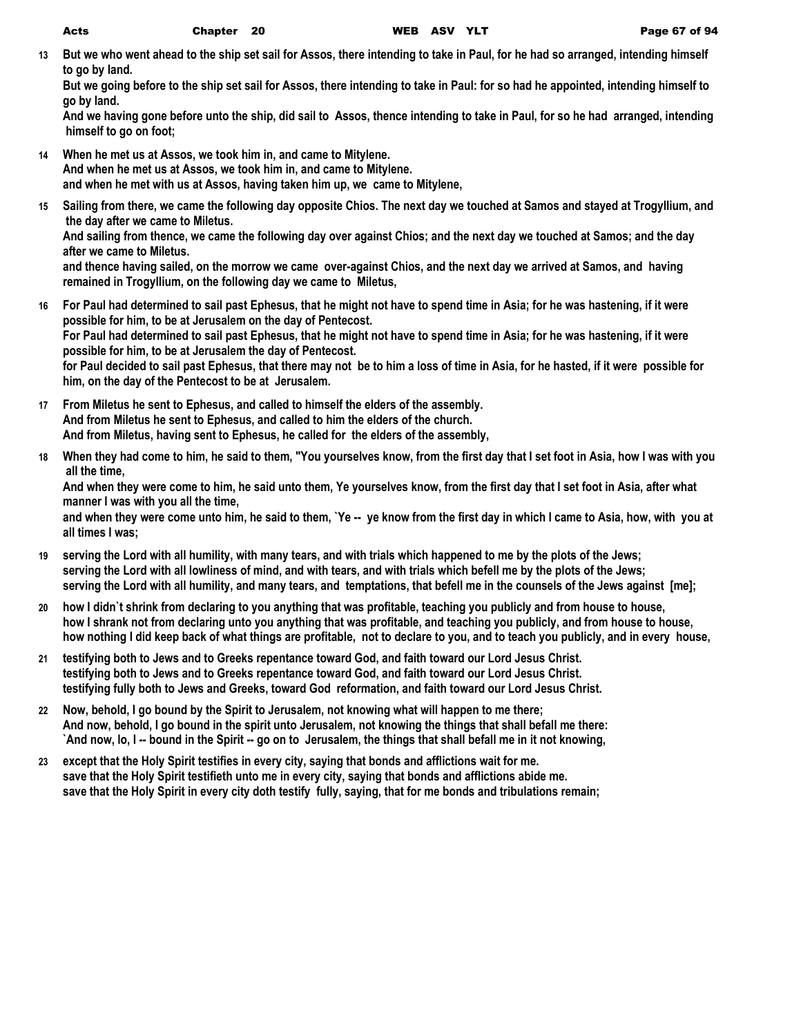13 But we who went ahead to the ship set sail for Assos, there intending to take in Paul, for he had so arranged, intending himself to go by land.
But we going before to the ship set sail for Assos, there intending to take in Paul: for so had he appointed, intending himself to go by land.
And we having gone before unto the ship, did sail to Assos, thence intending to take in Paul, for so he had arranged, intending himself to go on foot;

14 When he met us at Assos, we took him in, and came to Mitylene.
And when he met us at Assos, we took him in, and came to Mitylene.
and when he met with us at Assos, having taken him up, we came to Mitylene,

15 Sailing from there, we came the following day opposite Chios. The next day we touched at Samos and stayed at Trogyllium, and the day after we came to Miletus.
And sailing from thence, we came the following day over against Chios; and the next day we touched at Samos; and the day after we came to Miletus.
and thence having sailed, on the morrow we came over-against Chios, and the next day we arrived at Samos, and having remained in Trogyllium, on the following day we came to Miletus,

16 For Paul had determined to sail past Ephesus, that he might not have to spend time in Asia; for he was hastening, if it were possible for him, to be at Jerusalem on the day of Pentecost.
For Paul had determined to sail past Ephesus, that he might not have to spend time in Asia; for he was hastening, if it were possible for him, to be at Jerusalem the day of Pentecost.
for Paul decided to sail past Ephesus, that there may not be to him a loss of time in Asia, for he hasted, if it were possible for him, on the day of the Pentecost to be at Jerusalem.

17 From Miletus he sent to Ephesus, and called to himself the elders of the assembly.
And from Miletus he sent to Ephesus, and called to him the elders of the church.
And from Miletus, having sent to Ephesus, he called for the elders of the assembly,

18 When they had come to him, he said to them, "You yourselves know, from the first day that I set foot in Asia, how I was with you all the time,
And when they were come to him, he said unto them, Ye yourselves know, from the first day that I set foot in Asia, after what manner I was with you all the time,
and when they were come unto him, he said to them, `Ye -- ye know from the first day in which I came to Asia, how, with you at all times I was;

19 serving the Lord with all humility, with many tears, and with trials which happened to me by the plots of the Jews;
serving the Lord with all lowliness of mind, and with tears, and with trials which befell me by the plots of the Jews;
serving the Lord with all humility, and many tears, and temptations, that befell me in the counsels of the Jews against [me];

20 how I didn`t shrink from declaring to you anything that was profitable, teaching you publicly and from house to house,
how I shrank not from declaring unto you anything that was profitable, and teaching you publicly, and from house to house,
how nothing I did keep back of what things are profitable, not to declare to you, and to teach you publicly, and in every house,

21 testifying both to Jews and to Greeks repentance toward God, and faith toward our Lord Jesus Christ.
testifying both to Jews and to Greeks repentance toward God, and faith toward our Lord Jesus Christ.
testifying fully both to Jews and Greeks, toward God reformation, and faith toward our Lord Jesus Christ.

22 Now, behold, I go bound by the Spirit to Jerusalem, not knowing what will happen to me there;
And now, behold, I go bound in the spirit unto Jerusalem, not knowing the things that shall befall me there:
`And now, lo, I -- bound in the Spirit -- go on to Jerusalem, the things that shall befall me in it not knowing,

23 except that the Holy Spirit testifies in every city, saying that bonds and afflictions wait for me.
save that the Holy Spirit testifieth unto me in every city, saying that bonds and afflictions abide me.
save that the Holy Spirit in every city doth testify fully, saying, that for me bonds and tribulations remain;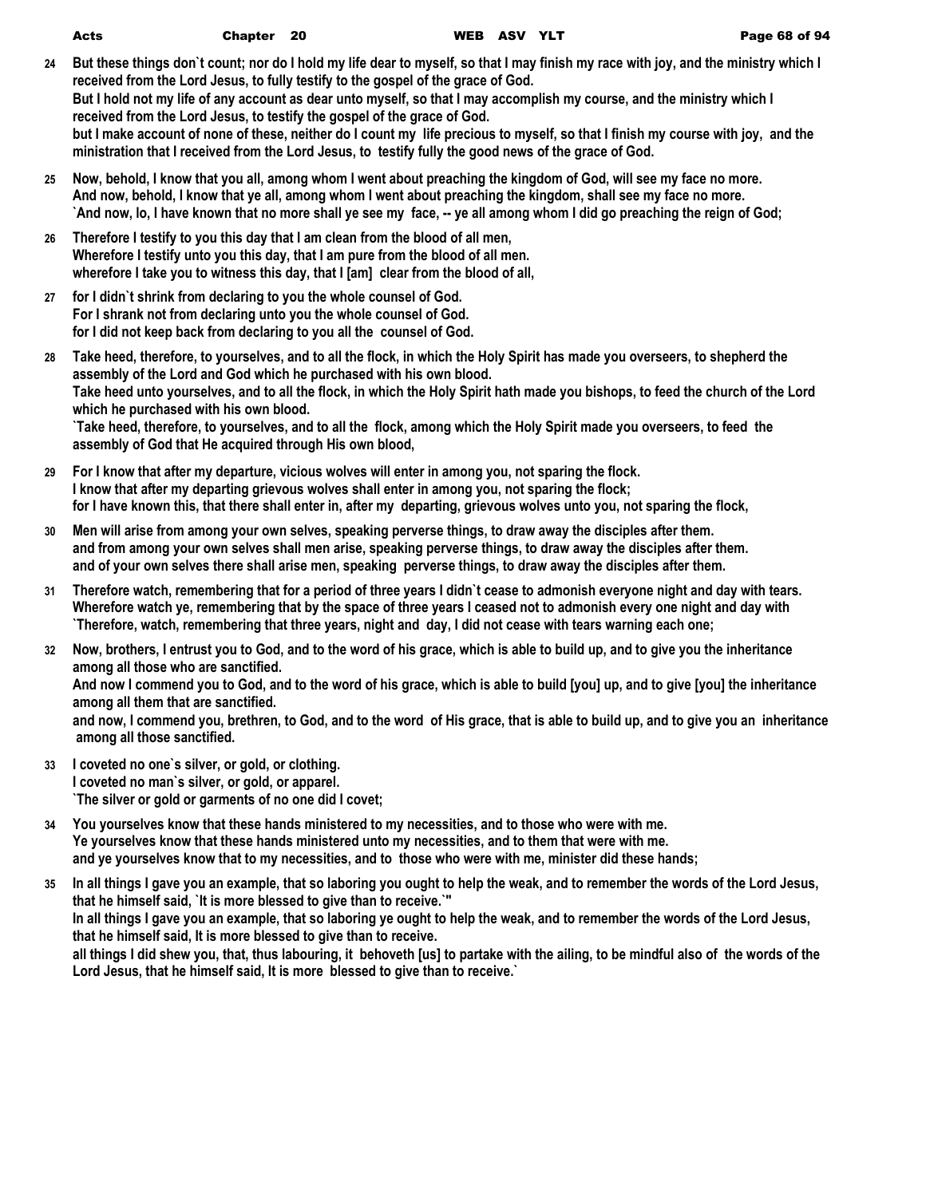24 But these things don`t count; nor do I hold my life dear to myself, so that I may finish my race with joy, and the ministry which I received from the Lord Jesus, to fully testify to the gospel of the grace of God.
But I hold not my life of any account as dear unto myself, so that I may accomplish my course, and the ministry which I received from the Lord Jesus, to testify the gospel of the grace of God.
but I make account of none of these, neither do I count my life precious to myself, so that I finish my course with joy, and the ministration that I received from the Lord Jesus, to testify fully the good news of the grace of God.

25 Now, behold, I know that you all, among whom I went about preaching the kingdom of God, will see my face no more.
And now, behold, I know that ye all, among whom I went about preaching the kingdom, shall see my face no more.
`And now, lo, I have known that no more shall ye see my face, -- ye all among whom I did go preaching the reign of God;

26 Therefore I testify to you this day that I am clean from the blood of all men,
Wherefore I testify unto you this day, that I am pure from the blood of all men.
wherefore I take you to witness this day, that I [am] clear from the blood of all,

27 for I didn`t shrink from declaring to you the whole counsel of God.
For I shrank not from declaring unto you the whole counsel of God.
for I did not keep back from declaring to you all the counsel of God.

28 Take heed, therefore, to yourselves, and to all the flock, in which the Holy Spirit has made you overseers, to shepherd the assembly of the Lord and God which he purchased with his own blood.
Take heed unto yourselves, and to all the flock, in which the Holy Spirit hath made you bishops, to feed the church of the Lord which he purchased with his own blood.
`Take heed, therefore, to yourselves, and to all the flock, among which the Holy Spirit made you overseers, to feed the assembly of God that He acquired through His own blood,

29 For I know that after my departure, vicious wolves will enter in among you, not sparing the flock.
I know that after my departing grievous wolves shall enter in among you, not sparing the flock;
for I have known this, that there shall enter in, after my departing, grievous wolves unto you, not sparing the flock,

30 Men will arise from among your own selves, speaking perverse things, to draw away the disciples after them.
and from among your own selves shall men arise, speaking perverse things, to draw away the disciples after them.
and of your own selves there shall arise men, speaking perverse things, to draw away the disciples after them.

31 Therefore watch, remembering that for a period of three years I didn`t cease to admonish everyone night and day with tears.
Wherefore watch ye, remembering that by the space of three years I ceased not to admonish every one night and day with
`Therefore, watch, remembering that three years, night and day, I did not cease with tears warning each one;

32 Now, brothers, I entrust you to God, and to the word of his grace, which is able to build up, and to give you the inheritance among all those who are sanctified.
And now I commend you to God, and to the word of his grace, which is able to build [you] up, and to give [you] the inheritance among all them that are sanctified.
and now, I commend you, brethren, to God, and to the word of His grace, that is able to build up, and to give you an inheritance among all those sanctified.

33 I coveted no one`s silver, or gold, or clothing.
I coveted no man`s silver, or gold, or apparel.
`The silver or gold or garments of no one did I covet;

34 You yourselves know that these hands ministered to my necessities, and to those who were with me.
Ye yourselves know that these hands ministered unto my necessities, and to them that were with me.
and ye yourselves know that to my necessities, and to those who were with me, minister did these hands;

35 In all things I gave you an example, that so laboring you ought to help the weak, and to remember the words of the Lord Jesus, that he himself said, `It is more blessed to give than to receive.`"
In all things I gave you an example, that so laboring ye ought to help the weak, and to remember the words of the Lord Jesus, that he himself said, It is more blessed to give than to receive.
all things I did shew you, that, thus labouring, it behoveth [us] to partake with the ailing, to be mindful also of the words of the Lord Jesus, that he himself said, It is more blessed to give than to receive.`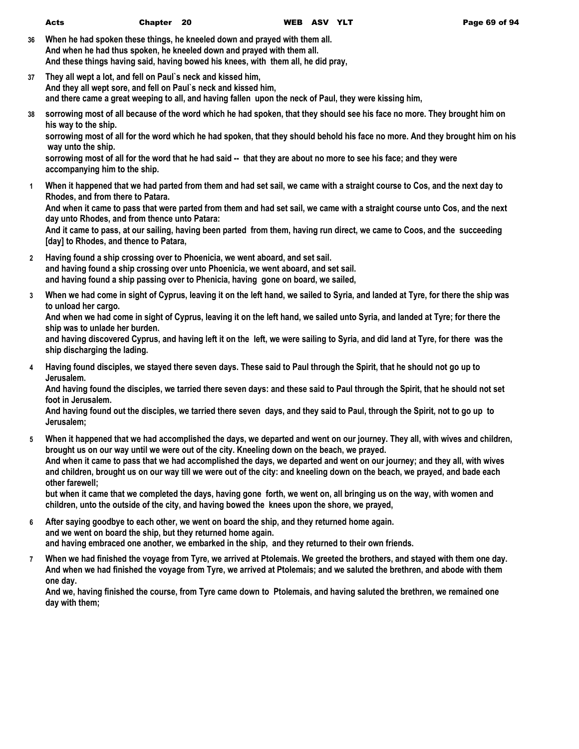**36** When he had spoken these things, he kneeled down and prayed with them all.
And when he had thus spoken, he kneeled down and prayed with them all.
And these things having said, having bowed his knees, with them all, he did pray,

**37** They all wept a lot, and fell on Paul`s neck and kissed him,
And they all wept sore, and fell on Paul`s neck and kissed him,
and there came a great weeping to all, and having fallen upon the neck of Paul, they were kissing him,

**38** sorrowing most of all because of the word which he had spoken, that they should see his face no more. They brought him on his way to the ship.
sorrowing most of all for the word which he had spoken, that they should behold his face no more. And they brought him on his way unto the ship.
sorrowing most of all for the word that he had said -- that they are about no more to see his face; and they were accompanying him to the ship.

**1** When it happened that we had parted from them and had set sail, we came with a straight course to Cos, and the next day to Rhodes, and from there to Patara.
And when it came to pass that were parted from them and had set sail, we came with a straight course unto Cos, and the next day unto Rhodes, and from thence unto Patara:
And it came to pass, at our sailing, having been parted from them, having run direct, we came to Coos, and the succeeding [day] to Rhodes, and thence to Patara,

**2** Having found a ship crossing over to Phoenicia, we went aboard, and set sail.
and having found a ship crossing over unto Phoenicia, we went aboard, and set sail.
and having found a ship passing over to Phenicia, having gone on board, we sailed,

**3** When we had come in sight of Cyprus, leaving it on the left hand, we sailed to Syria, and landed at Tyre, for there the ship was to unload her cargo.
And when we had come in sight of Cyprus, leaving it on the left hand, we sailed unto Syria, and landed at Tyre; for there the ship was to unlade her burden.
and having discovered Cyprus, and having left it on the left, we were sailing to Syria, and did land at Tyre, for there was the ship discharging the lading.

**4** Having found disciples, we stayed there seven days. These said to Paul through the Spirit, that he should not go up to Jerusalem.
And having found the disciples, we tarried there seven days: and these said to Paul through the Spirit, that he should not set foot in Jerusalem.
And having found out the disciples, we tarried there seven days, and they said to Paul, through the Spirit, not to go up to Jerusalem;

**5** When it happened that we had accomplished the days, we departed and went on our journey. They all, with wives and children, brought us on our way until we were out of the city. Kneeling down on the beach, we prayed.
And when it came to pass that we had accomplished the days, we departed and went on our journey; and they all, with wives and children, brought us on our way till we were out of the city: and kneeling down on the beach, we prayed, and bade each other farewell;
but when it came that we completed the days, having gone forth, we went on, all bringing us on the way, with women and children, unto the outside of the city, and having bowed the knees upon the shore, we prayed,

**6** After saying goodbye to each other, we went on board the ship, and they returned home again.
and we went on board the ship, but they returned home again.
and having embraced one another, we embarked in the ship, and they returned to their own friends.

**7** When we had finished the voyage from Tyre, we arrived at Ptolemais. We greeted the brothers, and stayed with them one day.
And when we had finished the voyage from Tyre, we arrived at Ptolemais; and we saluted the brethren, and abode with them one day.
And we, having finished the course, from Tyre came down to Ptolemais, and having saluted the brethren, we remained one day with them;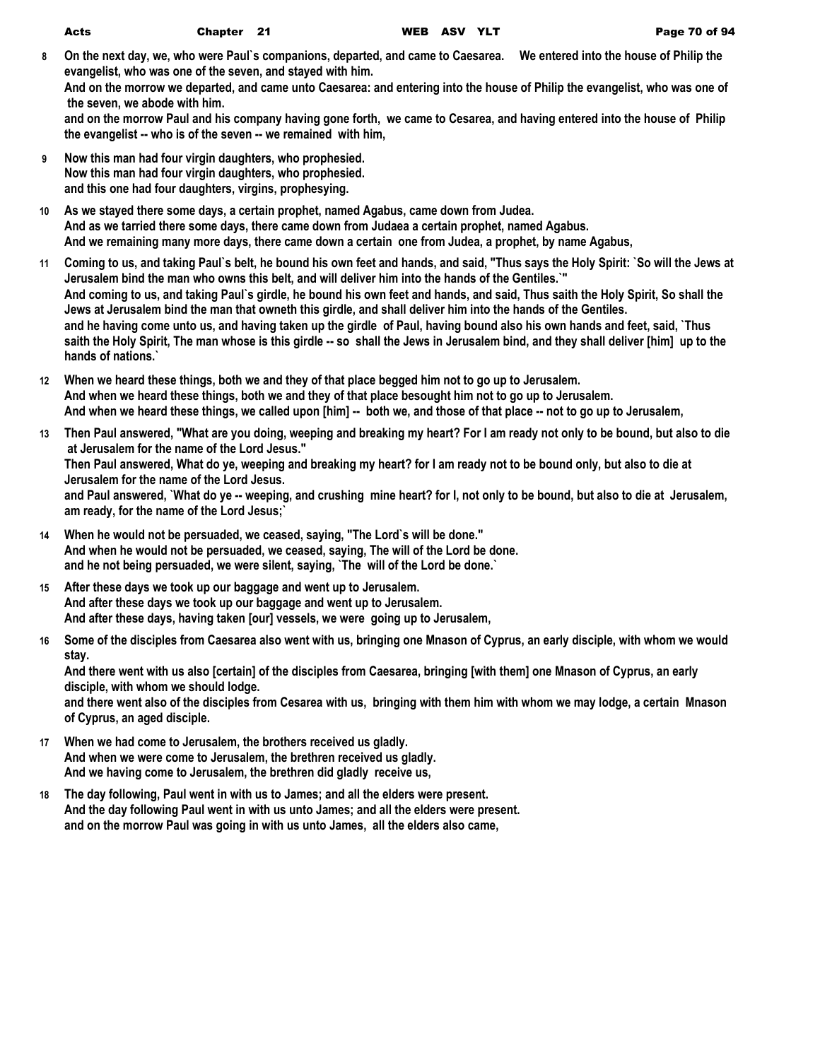**8** **On the next day, we, who were Paul`s companions, departed, and came to Caesarea. We entered into the house of Philip the evangelist, who was one of the seven, and stayed with him.**
**And on the morrow we departed, and came unto Caesarea: and entering into the house of Philip the evangelist, who was one of the seven, we abode with him.**
**and on the morrow Paul and his company having gone forth, we came to Cesarea, and having entered into the house of Philip the evangelist -- who is of the seven -- we remained with him,**

**9** **Now this man had four virgin daughters, who prophesied.**
**Now this man had four virgin daughters, who prophesied.**
**and this one had four daughters, virgins, prophesying.**

**10** **As we stayed there some days, a certain prophet, named Agabus, came down from Judea.**
**And as we tarried there some days, there came down from Judaea a certain prophet, named Agabus.**
**And we remaining many more days, there came down a certain one from Judea, a prophet, by name Agabus,**

**11** **Coming to us, and taking Paul`s belt, he bound his own feet and hands, and said, "Thus says the Holy Spirit: `So will the Jews at Jerusalem bind the man who owns this belt, and will deliver him into the hands of the Gentiles.`"**
**And coming to us, and taking Paul`s girdle, he bound his own feet and hands, and said, Thus saith the Holy Spirit, So shall the Jews at Jerusalem bind the man that owneth this girdle, and shall deliver him into the hands of the Gentiles.**
**and he having come unto us, and having taken up the girdle of Paul, having bound also his own hands and feet, said, `Thus saith the Holy Spirit, The man whose is this girdle -- so shall the Jews in Jerusalem bind, and they shall deliver [him] up to the hands of nations.`**

**12** **When we heard these things, both we and they of that place begged him not to go up to Jerusalem.**
**And when we heard these things, both we and they of that place besought him not to go up to Jerusalem.**
**And when we heard these things, we called upon [him] -- both we, and those of that place -- not to go up to Jerusalem,**

**13** **Then Paul answered, "What are you doing, weeping and breaking my heart? For I am ready not only to be bound, but also to die at Jerusalem for the name of the Lord Jesus."**
**Then Paul answered, What do ye, weeping and breaking my heart? for I am ready not to be bound only, but also to die at Jerusalem for the name of the Lord Jesus.**
**and Paul answered, `What do ye -- weeping, and crushing mine heart? for I, not only to be bound, but also to die at Jerusalem, am ready, for the name of the Lord Jesus;`**

**14** **When he would not be persuaded, we ceased, saying, "The Lord`s will be done."**
**And when he would not be persuaded, we ceased, saying, The will of the Lord be done.**
**and he not being persuaded, we were silent, saying, `The will of the Lord be done.`**

**15** **After these days we took up our baggage and went up to Jerusalem.**
**And after these days we took up our baggage and went up to Jerusalem.**
**And after these days, having taken [our] vessels, we were going up to Jerusalem,**

**16** **Some of the disciples from Caesarea also went with us, bringing one Mnason of Cyprus, an early disciple, with whom we would stay.**
**And there went with us also [certain] of the disciples from Caesarea, bringing [with them] one Mnason of Cyprus, an early disciple, with whom we should lodge.**
**and there went also of the disciples from Cesarea with us, bringing with them him with whom we may lodge, a certain Mnason of Cyprus, an aged disciple.**

**17** **When we had come to Jerusalem, the brothers received us gladly.**
**And when we were come to Jerusalem, the brethren received us gladly.**
**And we having come to Jerusalem, the brethren did gladly receive us,**

**18** **The day following, Paul went in with us to James; and all the elders were present.**
**And the day following Paul went in with us unto James; and all the elders were present.**
**and on the morrow Paul was going in with us unto James, all the elders also came,**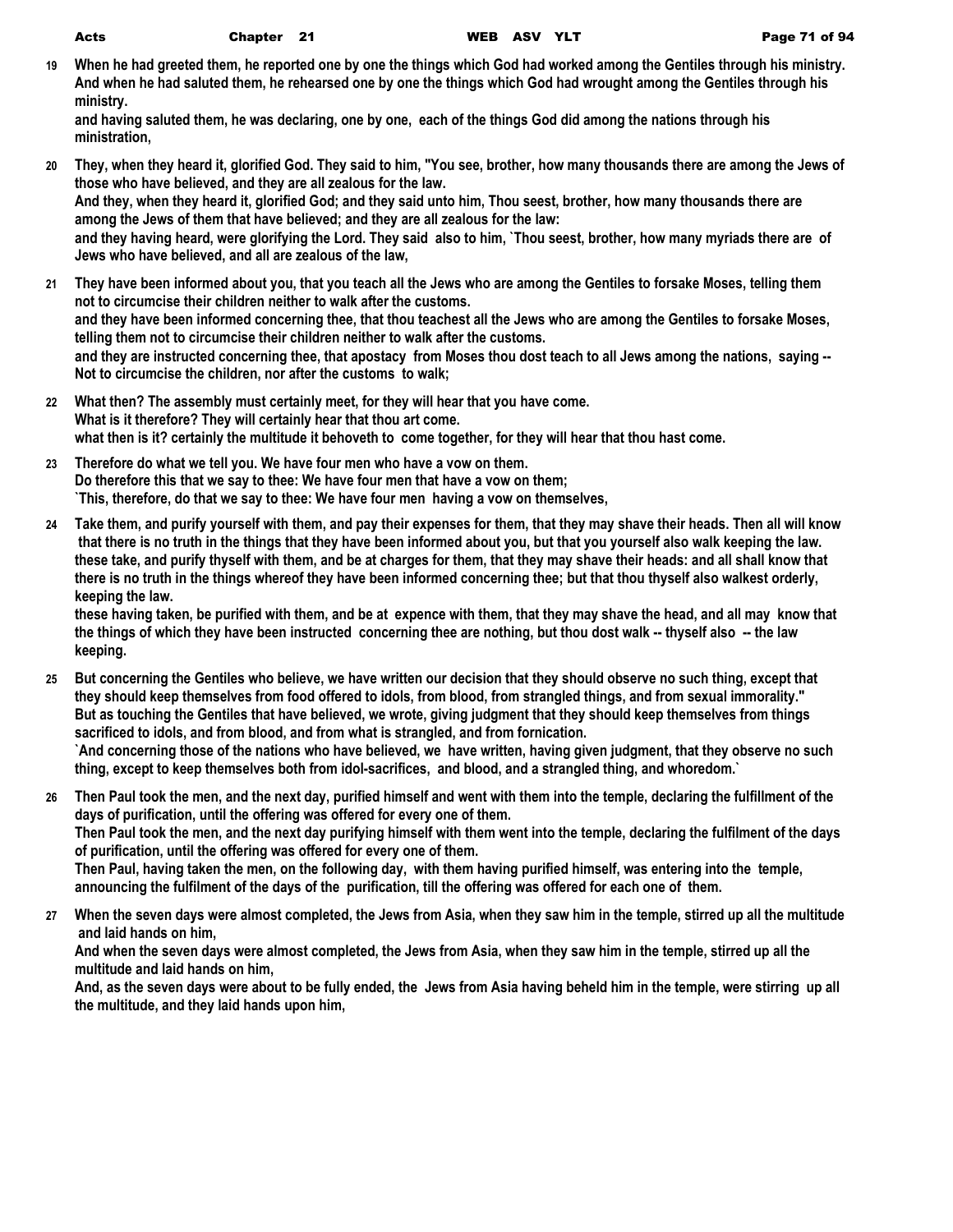**19** **When he had greeted them, he reported one by one the things which God had worked among the Gentiles through his ministry.**
**And when he had saluted them, he rehearsed one by one the things which God had wrought among the Gentiles through his ministry.**
**and having saluted them, he was declaring, one by one, each of the things God did among the nations through his ministration,**

**20** **They, when they heard it, glorified God. They said to him, "You see, brother, how many thousands there are among the Jews of those who have believed, and they are all zealous for the law.**
**And they, when they heard it, glorified God; and they said unto him, Thou seest, brother, how many thousands there are among the Jews of them that have believed; and they are all zealous for the law:**
**and they having heard, were glorifying the Lord. They said also to him, `Thou seest, brother, how many myriads there are of Jews who have believed, and all are zealous of the law,**

**21** **They have been informed about you, that you teach all the Jews who are among the Gentiles to forsake Moses, telling them not to circumcise their children neither to walk after the customs.**
**and they have been informed concerning thee, that thou teachest all the Jews who are among the Gentiles to forsake Moses, telling them not to circumcise their children neither to walk after the customs.**
**and they are instructed concerning thee, that apostacy from Moses thou dost teach to all Jews among the nations, saying -- Not to circumcise the children, nor after the customs to walk;**

**22** **What then? The assembly must certainly meet, for they will hear that you have come.**
**What is it therefore? They will certainly hear that thou art come.**
**what then is it? certainly the multitude it behoveth to come together, for they will hear that thou hast come.**

**23** **Therefore do what we tell you. We have four men who have a vow on them.**
**Do therefore this that we say to thee: We have four men that have a vow on them;**
**`This, therefore, do that we say to thee: We have four men having a vow on themselves,**

**24** **Take them, and purify yourself with them, and pay their expenses for them, that they may shave their heads. Then all will know that there is no truth in the things that they have been informed about you, but that you yourself also walk keeping the law.**
**these take, and purify thyself with them, and be at charges for them, that they may shave their heads: and all shall know that there is no truth in the things whereof they have been informed concerning thee; but that thou thyself also walkest orderly, keeping the law.**
**these having taken, be purified with them, and be at expence with them, that they may shave the head, and all may know that the things of which they have been instructed concerning thee are nothing, but thou dost walk -- thyself also -- the law keeping.**

**25** **But concerning the Gentiles who believe, we have written our decision that they should observe no such thing, except that they should keep themselves from food offered to idols, from blood, from strangled things, and from sexual immorality."**
**But as touching the Gentiles that have believed, we wrote, giving judgment that they should keep themselves from things sacrificed to idols, and from blood, and from what is strangled, and from fornication.**
**`And concerning those of the nations who have believed, we have written, having given judgment, that they observe no such thing, except to keep themselves both from idol-sacrifices, and blood, and a strangled thing, and whoredom.`**

**26** **Then Paul took the men, and the next day, purified himself and went with them into the temple, declaring the fulfillment of the days of purification, until the offering was offered for every one of them.**
**Then Paul took the men, and the next day purifying himself with them went into the temple, declaring the fulfilment of the days of purification, until the offering was offered for every one of them.**
**Then Paul, having taken the men, on the following day, with them having purified himself, was entering into the temple, announcing the fulfilment of the days of the purification, till the offering was offered for each one of them.**

**27** **When the seven days were almost completed, the Jews from Asia, when they saw him in the temple, stirred up all the multitude and laid hands on him,**
**And when the seven days were almost completed, the Jews from Asia, when they saw him in the temple, stirred up all the multitude and laid hands on him,**
**And, as the seven days were about to be fully ended, the Jews from Asia having beheld him in the temple, were stirring up all the multitude, and they laid hands upon him,**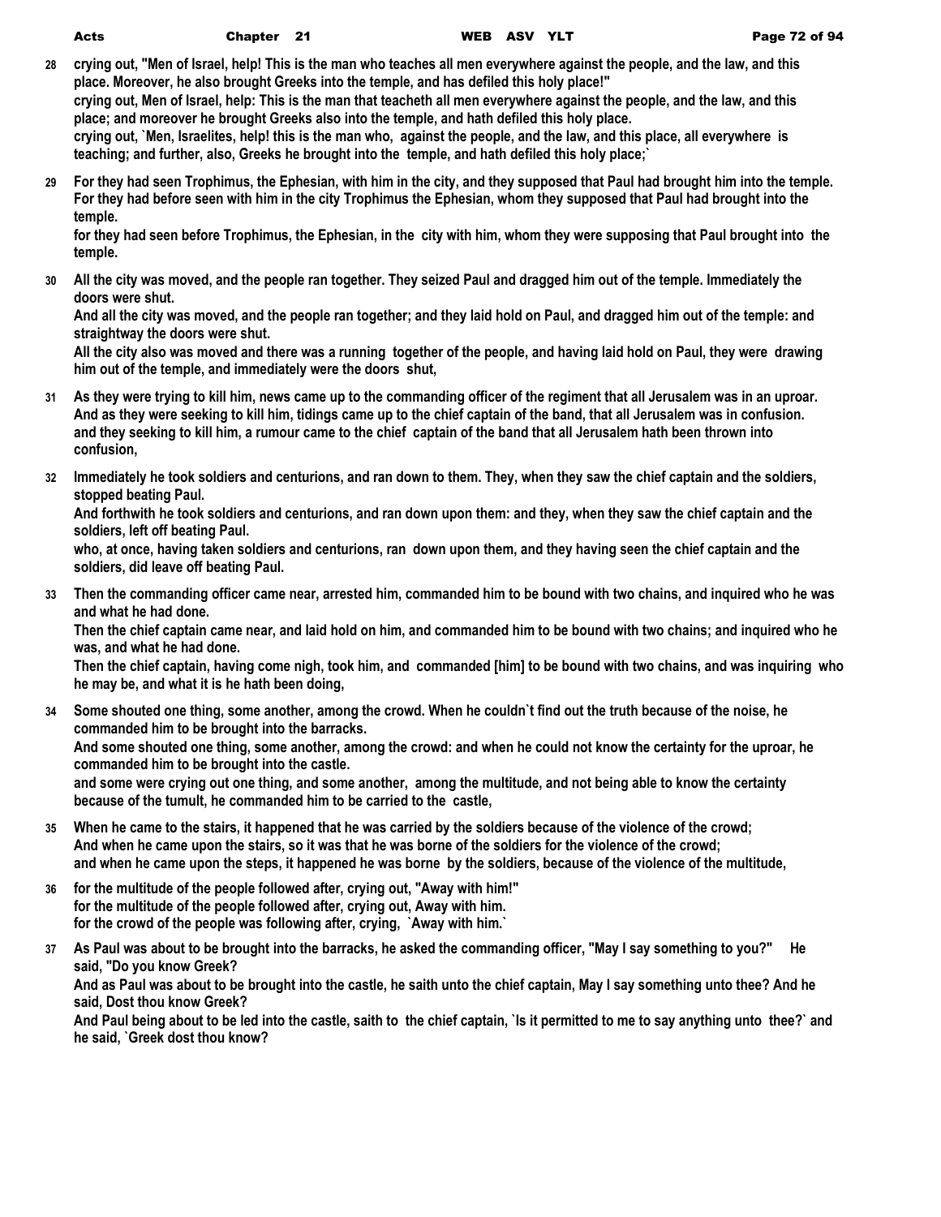**28** **crying out, "Men of Israel, help! This is the man who teaches all men everywhere against the people, and the law, and this place. Moreover, he also brought Greeks into the temple, and has defiled this holy place!"**
**crying out, Men of Israel, help: This is the man that teacheth all men everywhere against the people, and the law, and this place; and moreover he brought Greeks also into the temple, and hath defiled this holy place.**
**crying out, `Men, Israelites, help! this is the man who, against the people, and the law, and this place, all everywhere is teaching; and further, also, Greeks he brought into the temple, and hath defiled this holy place;`**

**29** **For they had seen Trophimus, the Ephesian, with him in the city, and they supposed that Paul had brought him into the temple.**
**For they had before seen with him in the city Trophimus the Ephesian, whom they supposed that Paul had brought into the temple.**
**for they had seen before Trophimus, the Ephesian, in the city with him, whom they were supposing that Paul brought into the temple.**

**30** **All the city was moved, and the people ran together. They seized Paul and dragged him out of the temple. Immediately the doors were shut.**
**And all the city was moved, and the people ran together; and they laid hold on Paul, and dragged him out of the temple: and straightway the doors were shut.**
**All the city also was moved and there was a running together of the people, and having laid hold on Paul, they were drawing him out of the temple, and immediately were the doors shut,**

**31** **As they were trying to kill him, news came up to the commanding officer of the regiment that all Jerusalem was in an uproar.**
**And as they were seeking to kill him, tidings came up to the chief captain of the band, that all Jerusalem was in confusion.**
**and they seeking to kill him, a rumour came to the chief captain of the band that all Jerusalem hath been thrown into confusion,**

**32** **Immediately he took soldiers and centurions, and ran down to them. They, when they saw the chief captain and the soldiers, stopped beating Paul.**
**And forthwith he took soldiers and centurions, and ran down upon them: and they, when they saw the chief captain and the soldiers, left off beating Paul.**
**who, at once, having taken soldiers and centurions, ran down upon them, and they having seen the chief captain and the soldiers, did leave off beating Paul.**

**33** **Then the commanding officer came near, arrested him, commanded him to be bound with two chains, and inquired who he was and what he had done.**
**Then the chief captain came near, and laid hold on him, and commanded him to be bound with two chains; and inquired who he was, and what he had done.**
**Then the chief captain, having come nigh, took him, and commanded [him] to be bound with two chains, and was inquiring who he may be, and what it is he hath been doing,**

**34** **Some shouted one thing, some another, among the crowd. When he couldn`t find out the truth because of the noise, he commanded him to be brought into the barracks.**
**And some shouted one thing, some another, among the crowd: and when he could not know the certainty for the uproar, he commanded him to be brought into the castle.**
**and some were crying out one thing, and some another, among the multitude, and not being able to know the certainty because of the tumult, he commanded him to be carried to the castle,**

**35** **When he came to the stairs, it happened that he was carried by the soldiers because of the violence of the crowd;**
**And when he came upon the stairs, so it was that he was borne of the soldiers for the violence of the crowd;**
**and when he came upon the steps, it happened he was borne by the soldiers, because of the violence of the multitude,**

**36** **for the multitude of the people followed after, crying out, "Away with him!"**
**for the multitude of the people followed after, crying out, Away with him.**
**for the crowd of the people was following after, crying, `Away with him.`**

**37** **As Paul was about to be brought into the barracks, he asked the commanding officer, "May I say something to you?" He said, "Do you know Greek?**
**And as Paul was about to be brought into the castle, he saith unto the chief captain, May I say something unto thee? And he said, Dost thou know Greek?**
**And Paul being about to be led into the castle, saith to the chief captain, `Is it permitted to me to say anything unto thee?` and he said, `Greek dost thou know?**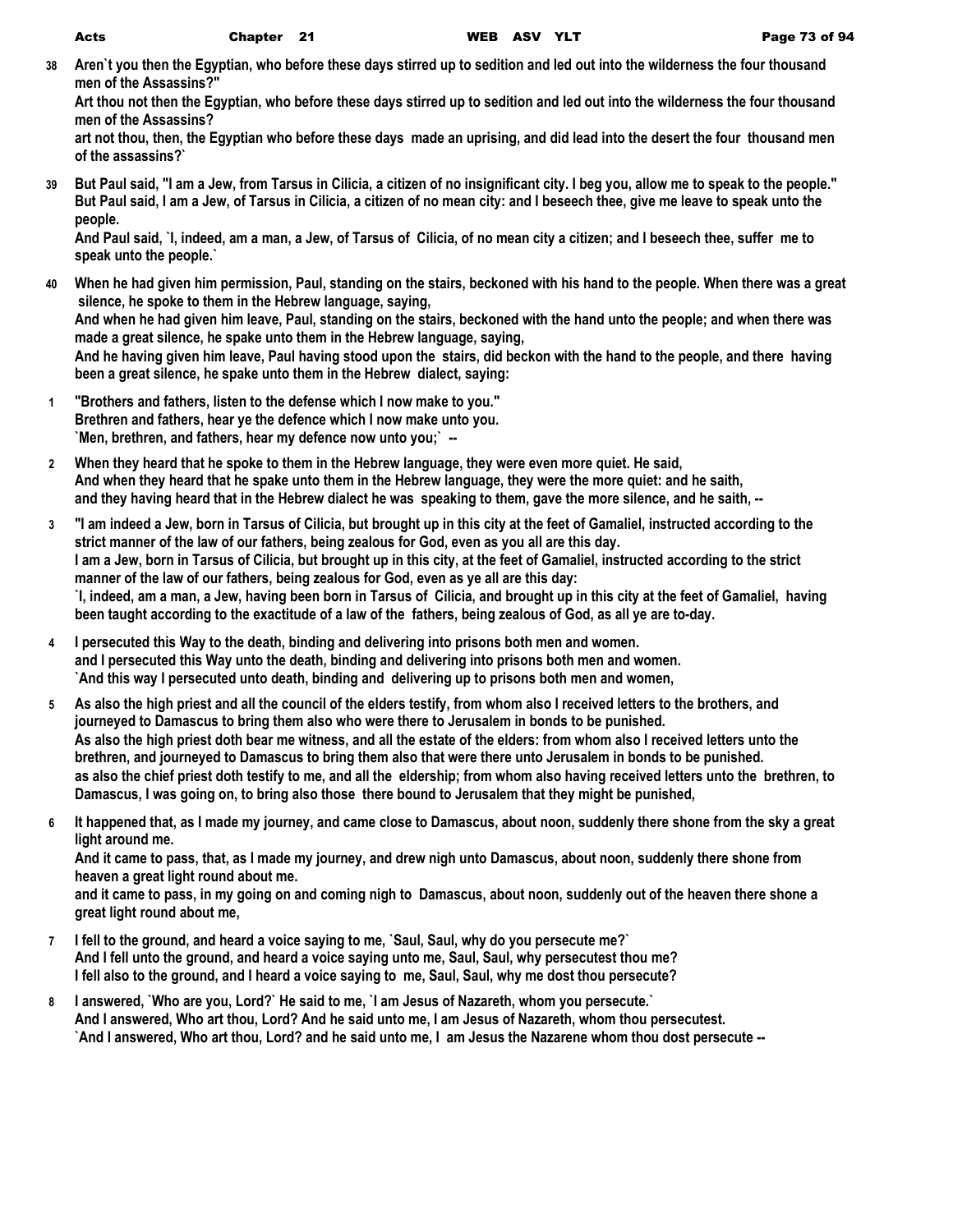**38** **Aren`t you then the Egyptian, who before these days stirred up to sedition and led out into the wilderness the four thousand men of the Assassins?"**
**Art thou not then the Egyptian, who before these days stirred up to sedition and led out into the wilderness the four thousand men of the Assassins?**
**art not thou, then, the Egyptian who before these days made an uprising, and did lead into the desert the four thousand men of the assassins?`**

**39** **But Paul said, "I am a Jew, from Tarsus in Cilicia, a citizen of no insignificant city. I beg you, allow me to speak to the people."**
**But Paul said, I am a Jew, of Tarsus in Cilicia, a citizen of no mean city: and I beseech thee, give me leave to speak unto the people.**
**And Paul said, `I, indeed, am a man, a Jew, of Tarsus of Cilicia, of no mean city a citizen; and I beseech thee, suffer me to speak unto the people.`**

**40** **When he had given him permission, Paul, standing on the stairs, beckoned with his hand to the people. When there was a great silence, he spoke to them in the Hebrew language, saying,**
**And when he had given him leave, Paul, standing on the stairs, beckoned with the hand unto the people; and when there was made a great silence, he spake unto them in the Hebrew language, saying,**
**And he having given him leave, Paul having stood upon the stairs, did beckon with the hand to the people, and there having been a great silence, he spake unto them in the Hebrew dialect, saying:**

**1** **"Brothers and fathers, listen to the defense which I now make to you."**
**Brethren and fathers, hear ye the defence which I now make unto you.**
**`Men, brethren, and fathers, hear my defence now unto you;` --**

**2** **When they heard that he spoke to them in the Hebrew language, they were even more quiet. He said,**
**And when they heard that he spake unto them in the Hebrew language, they were the more quiet: and he saith,**
**and they having heard that in the Hebrew dialect he was speaking to them, gave the more silence, and he saith, --**

**3** **"I am indeed a Jew, born in Tarsus of Cilicia, but brought up in this city at the feet of Gamaliel, instructed according to the strict manner of the law of our fathers, being zealous for God, even as you all are this day.**
**I am a Jew, born in Tarsus of Cilicia, but brought up in this city, at the feet of Gamaliel, instructed according to the strict manner of the law of our fathers, being zealous for God, even as ye all are this day:**
**`I, indeed, am a man, a Jew, having been born in Tarsus of Cilicia, and brought up in this city at the feet of Gamaliel, having been taught according to the exactitude of a law of the fathers, being zealous of God, as all ye are to-day.**

**4** **I persecuted this Way to the death, binding and delivering into prisons both men and women.**
**and I persecuted this Way unto the death, binding and delivering into prisons both men and women.**
**`And this way I persecuted unto death, binding and delivering up to prisons both men and women,**

**5** **As also the high priest and all the council of the elders testify, from whom also I received letters to the brothers, and journeyed to Damascus to bring them also who were there to Jerusalem in bonds to be punished.**
**As also the high priest doth bear me witness, and all the estate of the elders: from whom also I received letters unto the brethren, and journeyed to Damascus to bring them also that were there unto Jerusalem in bonds to be punished.**
**as also the chief priest doth testify to me, and all the eldership; from whom also having received letters unto the brethren, to Damascus, I was going on, to bring also those there bound to Jerusalem that they might be punished,**

**6** **It happened that, as I made my journey, and came close to Damascus, about noon, suddenly there shone from the sky a great light around me.**
**And it came to pass, that, as I made my journey, and drew nigh unto Damascus, about noon, suddenly there shone from heaven a great light round about me.**
**and it came to pass, in my going on and coming nigh to Damascus, about noon, suddenly out of the heaven there shone a great light round about me,**

**7** **I fell to the ground, and heard a voice saying to me, `Saul, Saul, why do you persecute me?`**
**And I fell unto the ground, and heard a voice saying unto me, Saul, Saul, why persecutest thou me?**
**I fell also to the ground, and I heard a voice saying to me, Saul, Saul, why me dost thou persecute?**

**8** **I answered, `Who are you, Lord?` He said to me, `I am Jesus of Nazareth, whom you persecute.`**
**And I answered, Who art thou, Lord? And he said unto me, I am Jesus of Nazareth, whom thou persecutest.**
**`And I answered, Who art thou, Lord? and he said unto me, I am Jesus the Nazarene whom thou dost persecute --**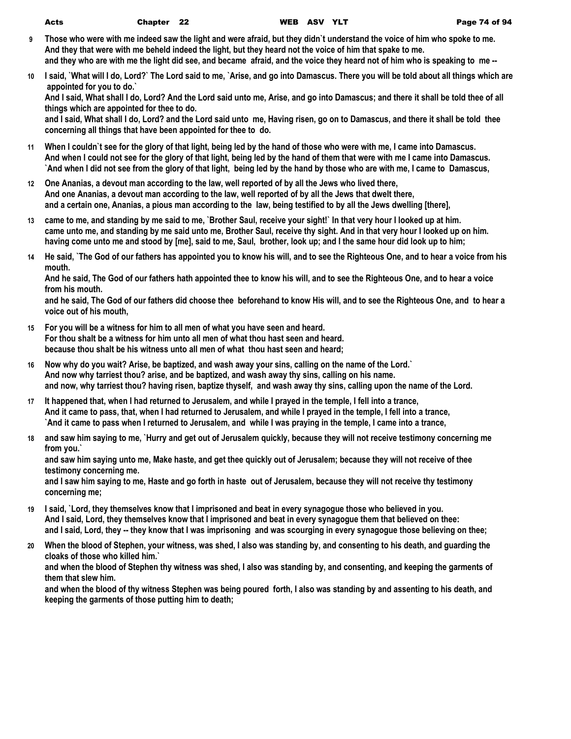**9** Those who were with me indeed saw the light and were afraid, but they didn`t understand the voice of him who spoke to me.
And they that were with me beheld indeed the light, but they heard not the voice of him that spake to me.
and they who are with me the light did see, and became afraid, and the voice they heard not of him who is speaking to me --

**10** I said, `What will I do, Lord?` The Lord said to me, `Arise, and go into Damascus. There you will be told about all things which are appointed for you to do.`
And I said, What shall I do, Lord? And the Lord said unto me, Arise, and go into Damascus; and there it shall be told thee of all things which are appointed for thee to do.
and I said, What shall I do, Lord? and the Lord said unto me, Having risen, go on to Damascus, and there it shall be told thee concerning all things that have been appointed for thee to do.

**11** When I couldn`t see for the glory of that light, being led by the hand of those who were with me, I came into Damascus.
And when I could not see for the glory of that light, being led by the hand of them that were with me I came into Damascus.
`And when I did not see from the glory of that light, being led by the hand by those who are with me, I came to Damascus,

**12** One Ananias, a devout man according to the law, well reported of by all the Jews who lived there,
And one Ananias, a devout man according to the law, well reported of by all the Jews that dwelt there,
and a certain one, Ananias, a pious man according to the law, being testified to by all the Jews dwelling [there],

**13** came to me, and standing by me said to me, `Brother Saul, receive your sight!` In that very hour I looked up at him.
came unto me, and standing by me said unto me, Brother Saul, receive thy sight. And in that very hour I looked up on him.
having come unto me and stood by [me], said to me, Saul, brother, look up; and I the same hour did look up to him;

**14** He said, `The God of our fathers has appointed you to know his will, and to see the Righteous One, and to hear a voice from his mouth.
And he said, The God of our fathers hath appointed thee to know his will, and to see the Righteous One, and to hear a voice from his mouth.
and he said, The God of our fathers did choose thee beforehand to know His will, and to see the Righteous One, and to hear a voice out of his mouth,

**15** For you will be a witness for him to all men of what you have seen and heard.
For thou shalt be a witness for him unto all men of what thou hast seen and heard.
because thou shalt be his witness unto all men of what thou hast seen and heard;

**16** Now why do you wait? Arise, be baptized, and wash away your sins, calling on the name of the Lord.`
And now why tarriest thou? arise, and be baptized, and wash away thy sins, calling on his name.
and now, why tarriest thou? having risen, baptize thyself, and wash away thy sins, calling upon the name of the Lord.

**17** It happened that, when I had returned to Jerusalem, and while I prayed in the temple, I fell into a trance,
And it came to pass, that, when I had returned to Jerusalem, and while I prayed in the temple, I fell into a trance,
`And it came to pass when I returned to Jerusalem, and while I was praying in the temple, I came into a trance,

**18** and saw him saying to me, `Hurry and get out of Jerusalem quickly, because they will not receive testimony concerning me from you.`
and saw him saying unto me, Make haste, and get thee quickly out of Jerusalem; because they will not receive of thee testimony concerning me.
and I saw him saying to me, Haste and go forth in haste out of Jerusalem, because they will not receive thy testimony concerning me;

**19** I said, `Lord, they themselves know that I imprisoned and beat in every synagogue those who believed in you.
And I said, Lord, they themselves know that I imprisoned and beat in every synagogue them that believed on thee:
and I said, Lord, they -- they know that I was imprisoning and was scourging in every synagogue those believing on thee;

**20** When the blood of Stephen, your witness, was shed, I also was standing by, and consenting to his death, and guarding the cloaks of those who killed him.`
and when the blood of Stephen thy witness was shed, I also was standing by, and consenting, and keeping the garments of them that slew him.
and when the blood of thy witness Stephen was being poured forth, I also was standing by and assenting to his death, and keeping the garments of those putting him to death;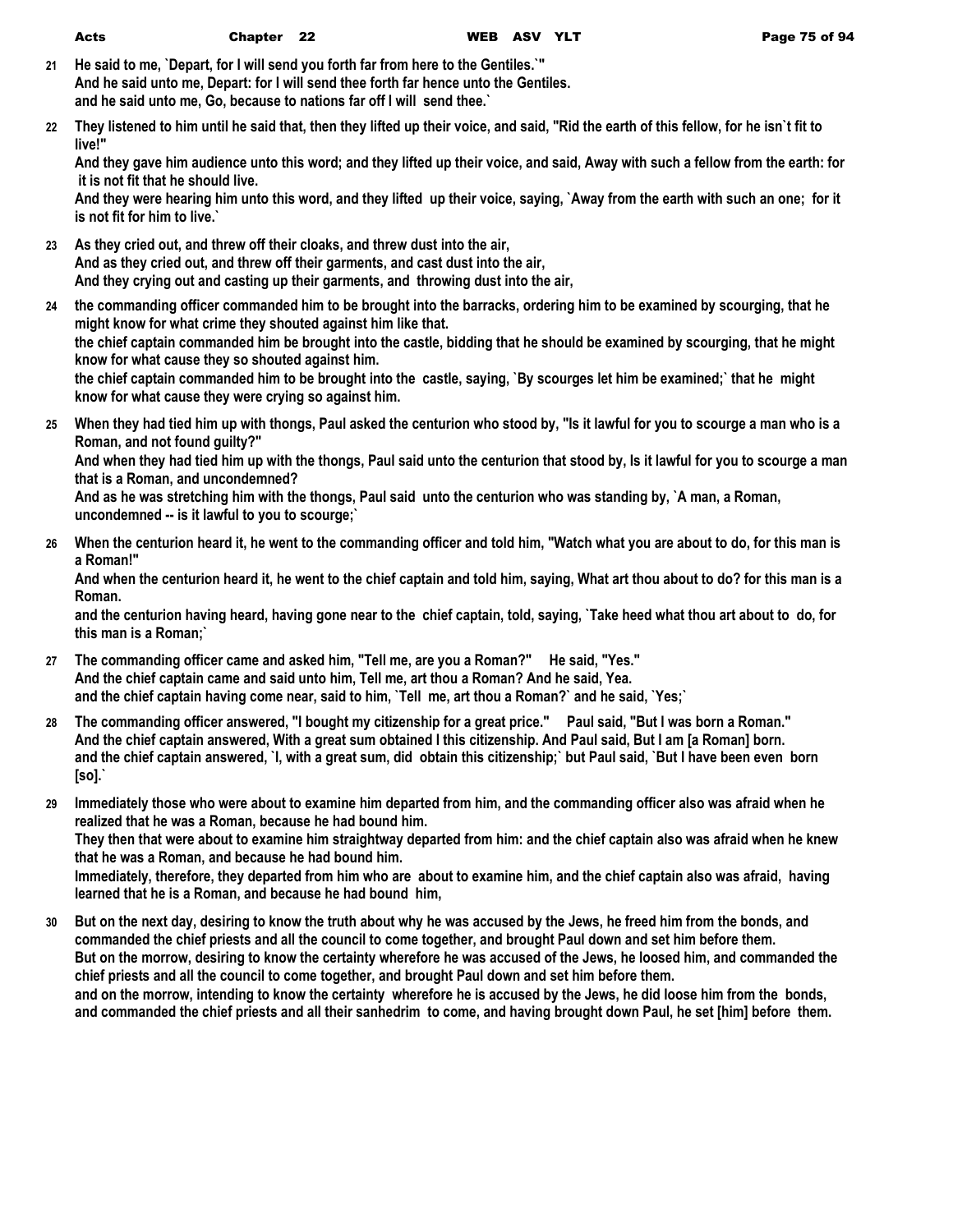**21** He said to me, `Depart, for I will send you forth far from here to the Gentiles.`"
And he said unto me, Depart: for I will send thee forth far hence unto the Gentiles.
and he said unto me, Go, because to nations far off I will send thee.`

**22** They listened to him until he said that, then they lifted up their voice, and said, "Rid the earth of this fellow, for he isn`t fit to live!"
And they gave him audience unto this word; and they lifted up their voice, and said, Away with such a fellow from the earth: for it is not fit that he should live.
And they were hearing him unto this word, and they lifted up their voice, saying, `Away from the earth with such an one; for it is not fit for him to live.`

**23** As they cried out, and threw off their cloaks, and threw dust into the air,
And as they cried out, and threw off their garments, and cast dust into the air,
And they crying out and casting up their garments, and throwing dust into the air,

**24** the commanding officer commanded him to be brought into the barracks, ordering him to be examined by scourging, that he might know for what crime they shouted against him like that.
the chief captain commanded him be brought into the castle, bidding that he should be examined by scourging, that he might know for what cause they so shouted against him.
the chief captain commanded him to be brought into the castle, saying, `By scourges let him be examined;` that he might know for what cause they were crying so against him.

**25** When they had tied him up with thongs, Paul asked the centurion who stood by, "Is it lawful for you to scourge a man who is a Roman, and not found guilty?"
And when they had tied him up with the thongs, Paul said unto the centurion that stood by, Is it lawful for you to scourge a man that is a Roman, and uncondemned?
And as he was stretching him with the thongs, Paul said unto the centurion who was standing by, `A man, a Roman, uncondemned -- is it lawful to you to scourge;`

**26** When the centurion heard it, he went to the commanding officer and told him, "Watch what you are about to do, for this man is a Roman!"
And when the centurion heard it, he went to the chief captain and told him, saying, What art thou about to do? for this man is a Roman.
and the centurion having heard, having gone near to the chief captain, told, saying, `Take heed what thou art about to do, for this man is a Roman;`

**27** The commanding officer came and asked him, "Tell me, are you a Roman?" He said, "Yes."
And the chief captain came and said unto him, Tell me, art thou a Roman? And he said, Yea.
and the chief captain having come near, said to him, `Tell me, art thou a Roman?` and he said, `Yes;`

**28** The commanding officer answered, "I bought my citizenship for a great price." Paul said, "But I was born a Roman."
And the chief captain answered, With a great sum obtained I this citizenship. And Paul said, But I am [a Roman] born.
and the chief captain answered, `I, with a great sum, did obtain this citizenship;` but Paul said, `But I have been even born [so].`

**29** Immediately those who were about to examine him departed from him, and the commanding officer also was afraid when he realized that he was a Roman, because he had bound him.
They then that were about to examine him straightway departed from him: and the chief captain also was afraid when he knew that he was a Roman, and because he had bound him.
Immediately, therefore, they departed from him who are about to examine him, and the chief captain also was afraid, having learned that he is a Roman, and because he had bound him,

**30** But on the next day, desiring to know the truth about why he was accused by the Jews, he freed him from the bonds, and commanded the chief priests and all the council to come together, and brought Paul down and set him before them.
But on the morrow, desiring to know the certainty wherefore he was accused of the Jews, he loosed him, and commanded the chief priests and all the council to come together, and brought Paul down and set him before them.
and on the morrow, intending to know the certainty wherefore he is accused by the Jews, he did loose him from the bonds, and commanded the chief priests and all their sanhedrim to come, and having brought down Paul, he set [him] before them.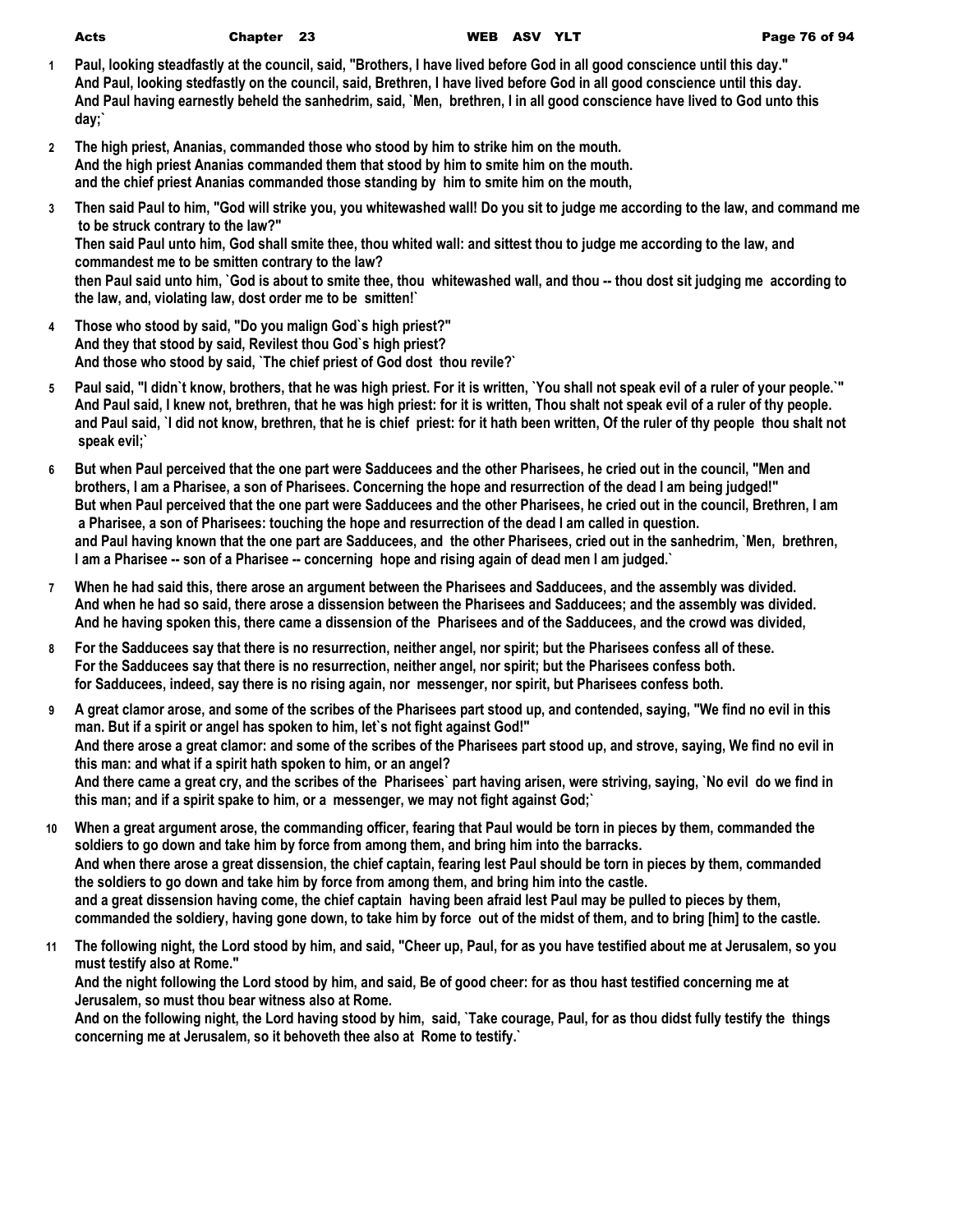**1** **Paul, looking steadfastly at the council, said, "Brothers, I have lived before God in all good conscience until this day."**
**And Paul, looking stedfastly on the council, said, Brethren, I have lived before God in all good conscience until this day.**
**And Paul having earnestly beheld the sanhedrim, said, `Men, brethren, I in all good conscience have lived to God unto this day;`**

**2** **The high priest, Ananias, commanded those who stood by him to strike him on the mouth.**
**And the high priest Ananias commanded them that stood by him to smite him on the mouth.**
**and the chief priest Ananias commanded those standing by him to smite him on the mouth,**

**3** **Then said Paul to him, "God will strike you, you whitewashed wall! Do you sit to judge me according to the law, and command me to be struck contrary to the law?"**
**Then said Paul unto him, God shall smite thee, thou whited wall: and sittest thou to judge me according to the law, and commandest me to be smitten contrary to the law?**
**then Paul said unto him, `God is about to smite thee, thou whitewashed wall, and thou -- thou dost sit judging me according to the law, and, violating law, dost order me to be smitten!`**

**4** **Those who stood by said, "Do you malign God`s high priest?"**
**And they that stood by said, Revilest thou God`s high priest?**
**And those who stood by said, `The chief priest of God dost thou revile?`**

**5** **Paul said, "I didn`t know, brothers, that he was high priest. For it is written, `You shall not speak evil of a ruler of your people.`"**
**And Paul said, I knew not, brethren, that he was high priest: for it is written, Thou shalt not speak evil of a ruler of thy people.**
**and Paul said, `I did not know, brethren, that he is chief priest: for it hath been written, Of the ruler of thy people thou shalt not speak evil;`**

**6** **But when Paul perceived that the one part were Sadducees and the other Pharisees, he cried out in the council, "Men and brothers, I am a Pharisee, a son of Pharisees. Concerning the hope and resurrection of the dead I am being judged!"**
**But when Paul perceived that the one part were Sadducees and the other Pharisees, he cried out in the council, Brethren, I am a Pharisee, a son of Pharisees: touching the hope and resurrection of the dead I am called in question.**
**and Paul having known that the one part are Sadducees, and the other Pharisees, cried out in the sanhedrim, `Men, brethren, I am a Pharisee -- son of a Pharisee -- concerning hope and rising again of dead men I am judged.`**

**7** **When he had said this, there arose an argument between the Pharisees and Sadducees, and the assembly was divided.**
**And when he had so said, there arose a dissension between the Pharisees and Sadducees; and the assembly was divided.**
**And he having spoken this, there came a dissension of the Pharisees and of the Sadducees, and the crowd was divided,**

**8** **For the Sadducees say that there is no resurrection, neither angel, nor spirit; but the Pharisees confess all of these.**
**For the Sadducees say that there is no resurrection, neither angel, nor spirit; but the Pharisees confess both.**
**for Sadducees, indeed, say there is no rising again, nor messenger, nor spirit, but Pharisees confess both.**

**9** **A great clamor arose, and some of the scribes of the Pharisees part stood up, and contended, saying, "We find no evil in this man. But if a spirit or angel has spoken to him, let`s not fight against God!"**
**And there arose a great clamor: and some of the scribes of the Pharisees part stood up, and strove, saying, We find no evil in this man: and what if a spirit hath spoken to him, or an angel?**
**And there came a great cry, and the scribes of the Pharisees` part having arisen, were striving, saying, `No evil do we find in this man; and if a spirit spake to him, or a messenger, we may not fight against God;`**

**10** **When a great argument arose, the commanding officer, fearing that Paul would be torn in pieces by them, commanded the soldiers to go down and take him by force from among them, and bring him into the barracks.**
**And when there arose a great dissension, the chief captain, fearing lest Paul should be torn in pieces by them, commanded the soldiers to go down and take him by force from among them, and bring him into the castle.**
**and a great dissension having come, the chief captain having been afraid lest Paul may be pulled to pieces by them, commanded the soldiery, having gone down, to take him by force out of the midst of them, and to bring [him] to the castle.**

**11** **The following night, the Lord stood by him, and said, "Cheer up, Paul, for as you have testified about me at Jerusalem, so you must testify also at Rome."**
**And the night following the Lord stood by him, and said, Be of good cheer: for as thou hast testified concerning me at Jerusalem, so must thou bear witness also at Rome.**
**And on the following night, the Lord having stood by him, said, `Take courage, Paul, for as thou didst fully testify the things concerning me at Jerusalem, so it behoveth thee also at Rome to testify.`**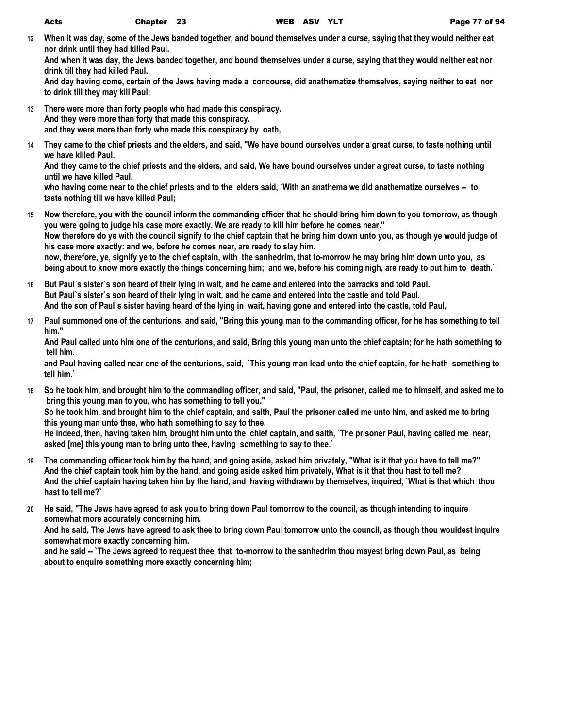**12** When it was day, some of the Jews banded together, and bound themselves under a curse, saying that they would neither eat nor drink until they had killed Paul.
And when it was day, the Jews banded together, and bound themselves under a curse, saying that they would neither eat nor drink till they had killed Paul.
And day having come, certain of the Jews having made a concourse, did anathematize themselves, saying neither to eat nor to drink till they may kill Paul;

**13** There were more than forty people who had made this conspiracy.
And they were more than forty that made this conspiracy.
and they were more than forty who made this conspiracy by oath,

**14** They came to the chief priests and the elders, and said, "We have bound ourselves under a great curse, to taste nothing until we have killed Paul.
And they came to the chief priests and the elders, and said, We have bound ourselves under a great curse, to taste nothing until we have killed Paul.
who having come near to the chief priests and to the elders said, `With an anathema we did anathematize ourselves -- to taste nothing till we have killed Paul;

**15** Now therefore, you with the council inform the commanding officer that he should bring him down to you tomorrow, as though you were going to judge his case more exactly. We are ready to kill him before he comes near."
Now therefore do ye with the council signify to the chief captain that he bring him down unto you, as though ye would judge of his case more exactly: and we, before he comes near, are ready to slay him.
now, therefore, ye, signify ye to the chief captain, with the sanhedrim, that to-morrow he may bring him down unto you, as being about to know more exactly the things concerning him; and we, before his coming nigh, are ready to put him to death.`

**16** But Paul`s sister`s son heard of their lying in wait, and he came and entered into the barracks and told Paul.
But Paul`s sister`s son heard of their lying in wait, and he came and entered into the castle and told Paul.
And the son of Paul`s sister having heard of the lying in wait, having gone and entered into the castle, told Paul,

**17** Paul summoned one of the centurions, and said, "Bring this young man to the commanding officer, for he has something to tell him."
And Paul called unto him one of the centurions, and said, Bring this young man unto the chief captain; for he hath something to tell him.
and Paul having called near one of the centurions, said, `This young man lead unto the chief captain, for he hath something to tell him.`

**18** So he took him, and brought him to the commanding officer, and said, "Paul, the prisoner, called me to himself, and asked me to bring this young man to you, who has something to tell you."
So he took him, and brought him to the chief captain, and saith, Paul the prisoner called me unto him, and asked me to bring this young man unto thee, who hath something to say to thee.
He indeed, then, having taken him, brought him unto the chief captain, and saith, `The prisoner Paul, having called me near, asked [me] this young man to bring unto thee, having something to say to thee.`

**19** The commanding officer took him by the hand, and going aside, asked him privately, "What is it that you have to tell me?"
And the chief captain took him by the hand, and going aside asked him privately, What is it that thou hast to tell me?
And the chief captain having taken him by the hand, and having withdrawn by themselves, inquired, `What is that which thou hast to tell me?`

**20** He said, "The Jews have agreed to ask you to bring down Paul tomorrow to the council, as though intending to inquire somewhat more accurately concerning him.
And he said, The Jews have agreed to ask thee to bring down Paul tomorrow unto the council, as though thou wouldest inquire somewhat more exactly concerning him.
and he said -- `The Jews agreed to request thee, that to-morrow to the sanhedrim thou mayest bring down Paul, as being about to enquire something more exactly concerning him;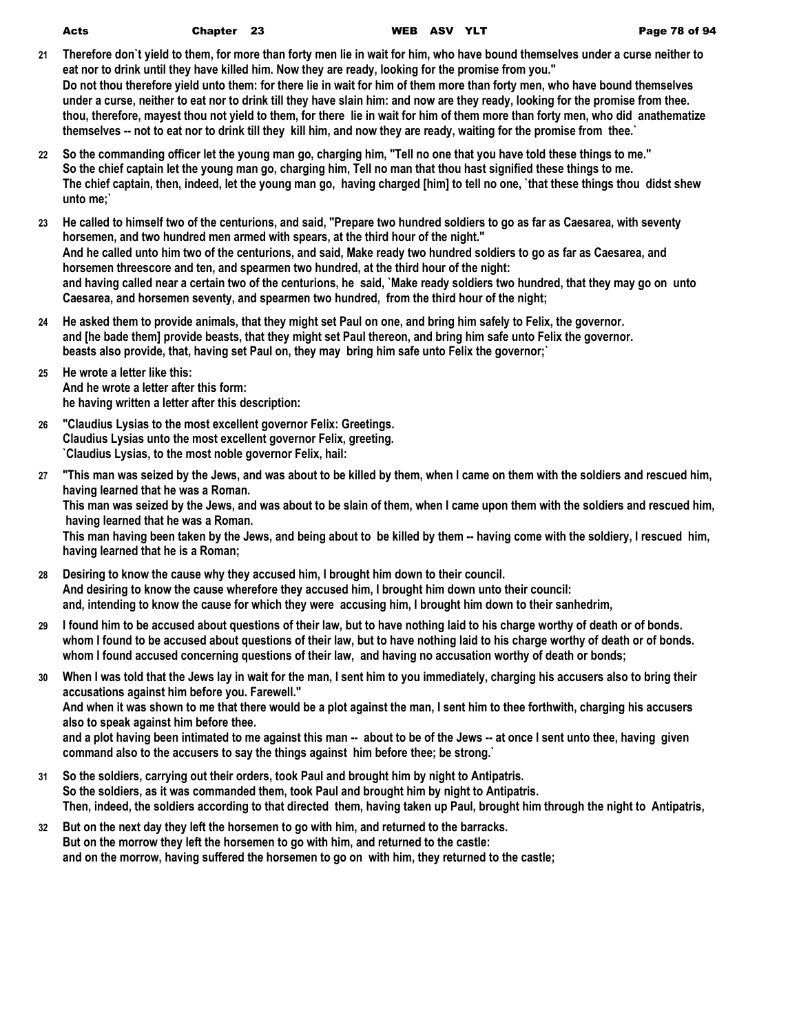**21** **Therefore don`t yield to them, for more than forty men lie in wait for him, who have bound themselves under a curse neither to eat nor to drink until they have killed him. Now they are ready, looking for the promise from you."**
**Do not thou therefore yield unto them: for there lie in wait for him of them more than forty men, who have bound themselves under a curse, neither to eat nor to drink till they have slain him: and now are they ready, looking for the promise from thee.**
**thou, therefore, mayest thou not yield to them, for there lie in wait for him of them more than forty men, who did anathematize themselves -- not to eat nor to drink till they kill him, and now they are ready, waiting for the promise from thee.`**

**22** **So the commanding officer let the young man go, charging him, "Tell no one that you have told these things to me."**
**So the chief captain let the young man go, charging him, Tell no man that thou hast signified these things to me.**
**The chief captain, then, indeed, let the young man go, having charged [him] to tell no one, `that these things thou didst shew unto me;`**

**23** **He called to himself two of the centurions, and said, "Prepare two hundred soldiers to go as far as Caesarea, with seventy horsemen, and two hundred men armed with spears, at the third hour of the night."**
**And he called unto him two of the centurions, and said, Make ready two hundred soldiers to go as far as Caesarea, and horsemen threescore and ten, and spearmen two hundred, at the third hour of the night:**
**and having called near a certain two of the centurions, he said, `Make ready soldiers two hundred, that they may go on unto Caesarea, and horsemen seventy, and spearmen two hundred, from the third hour of the night;**

**24** **He asked them to provide animals, that they might set Paul on one, and bring him safely to Felix, the governor.**
**and [he bade them] provide beasts, that they might set Paul thereon, and bring him safe unto Felix the governor.**
**beasts also provide, that, having set Paul on, they may bring him safe unto Felix the governor;`**

**25** **He wrote a letter like this:**
**And he wrote a letter after this form:**
**he having written a letter after this description:**

**26** **"Claudius Lysias to the most excellent governor Felix: Greetings.**
**Claudius Lysias unto the most excellent governor Felix, greeting.**
**`Claudius Lysias, to the most noble governor Felix, hail:**

**27** **"This man was seized by the Jews, and was about to be killed by them, when I came on them with the soldiers and rescued him, having learned that he was a Roman.**
**This man was seized by the Jews, and was about to be slain of them, when I came upon them with the soldiers and rescued him, having learned that he was a Roman.**
**This man having been taken by the Jews, and being about to be killed by them -- having come with the soldiery, I rescued him, having learned that he is a Roman;**

**28** **Desiring to know the cause why they accused him, I brought him down to their council.**
**And desiring to know the cause wherefore they accused him, I brought him down unto their council:**
**and, intending to know the cause for which they were accusing him, I brought him down to their sanhedrim,**

**29** **I found him to be accused about questions of their law, but to have nothing laid to his charge worthy of death or of bonds.**
**whom I found to be accused about questions of their law, but to have nothing laid to his charge worthy of death or of bonds.**
**whom I found accused concerning questions of their law, and having no accusation worthy of death or bonds;**

**30** **When I was told that the Jews lay in wait for the man, I sent him to you immediately, charging his accusers also to bring their accusations against him before you. Farewell."**
**And when it was shown to me that there would be a plot against the man, I sent him to thee forthwith, charging his accusers also to speak against him before thee.**
**and a plot having been intimated to me against this man -- about to be of the Jews -- at once I sent unto thee, having given command also to the accusers to say the things against him before thee; be strong.`**

**31** **So the soldiers, carrying out their orders, took Paul and brought him by night to Antipatris.**
**So the soldiers, as it was commanded them, took Paul and brought him by night to Antipatris.**
**Then, indeed, the soldiers according to that directed them, having taken up Paul, brought him through the night to Antipatris,**

**32** **But on the next day they left the horsemen to go with him, and returned to the barracks.**
**But on the morrow they left the horsemen to go with him, and returned to the castle:**
**and on the morrow, having suffered the horsemen to go on with him, they returned to the castle;**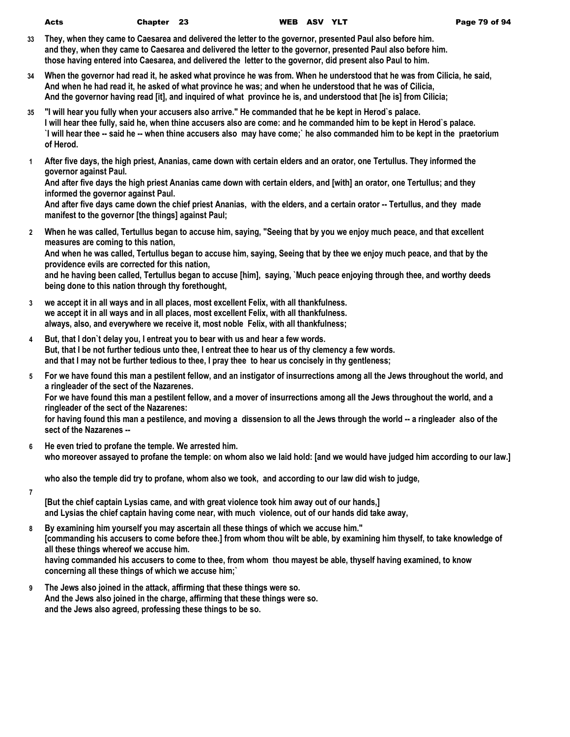33 They, when they came to Caesarea and delivered the letter to the governor, presented Paul also before him.
and they, when they came to Caesarea and delivered the letter to the governor, presented Paul also before him.
those having entered into Caesarea, and delivered the letter to the governor, did present also Paul to him.

34 When the governor had read it, he asked what province he was from. When he understood that he was from Cilicia, he said,
And when he had read it, he asked of what province he was; and when he understood that he was of Cilicia,
And the governor having read [it], and inquired of what province he is, and understood that [he is] from Cilicia;

35 "I will hear you fully when your accusers also arrive." He commanded that he be kept in Herod`s palace.
I will hear thee fully, said he, when thine accusers also are come: and he commanded him to be kept in Herod`s palace.
`I will hear thee -- said he -- when thine accusers also may have come;` he also commanded him to be kept in the praetorium of Herod.

1 After five days, the high priest, Ananias, came down with certain elders and an orator, one Tertullus. They informed the governor against Paul.
And after five days the high priest Ananias came down with certain elders, and [with] an orator, one Tertullus; and they informed the governor against Paul.
And after five days came down the chief priest Ananias, with the elders, and a certain orator -- Tertullus, and they made manifest to the governor [the things] against Paul;

2 When he was called, Tertullus began to accuse him, saying, "Seeing that by you we enjoy much peace, and that excellent measures are coming to this nation,
And when he was called, Tertullus began to accuse him, saying, Seeing that by thee we enjoy much peace, and that by the providence evils are corrected for this nation,
and he having been called, Tertullus began to accuse [him], saying, `Much peace enjoying through thee, and worthy deeds being done to this nation through thy forethought,

3 we accept it in all ways and in all places, most excellent Felix, with all thankfulness.
we accept it in all ways and in all places, most excellent Felix, with all thankfulness.
always, also, and everywhere we receive it, most noble Felix, with all thankfulness;

4 But, that I don`t delay you, I entreat you to bear with us and hear a few words.
But, that I be not further tedious unto thee, I entreat thee to hear us of thy clemency a few words.
and that I may not be further tedious to thee, I pray thee to hear us concisely in thy gentleness;

5 For we have found this man a pestilent fellow, and an instigator of insurrections among all the Jews throughout the world, and a ringleader of the sect of the Nazarenes.
For we have found this man a pestilent fellow, and a mover of insurrections among all the Jews throughout the world, and a ringleader of the sect of the Nazarenes:
for having found this man a pestilence, and moving a dissension to all the Jews through the world -- a ringleader also of the sect of the Nazarenes --

6 He even tried to profane the temple. We arrested him.
who moreover assayed to profane the temple: on whom also we laid hold: [and we would have judged him according to our law.]
who also the temple did try to profane, whom also we took, and according to our law did wish to judge,

7
[But the chief captain Lysias came, and with great violence took him away out of our hands,]
and Lysias the chief captain having come near, with much violence, out of our hands did take away,

8 By examining him yourself you may ascertain all these things of which we accuse him."
[commanding his accusers to come before thee.] from whom thou wilt be able, by examining him thyself, to take knowledge of all these things whereof we accuse him.
having commanded his accusers to come to thee, from whom thou mayest be able, thyself having examined, to know concerning all these things of which we accuse him;`

9 The Jews also joined in the attack, affirming that these things were so.
And the Jews also joined in the charge, affirming that these things were so.
and the Jews also agreed, professing these things to be so.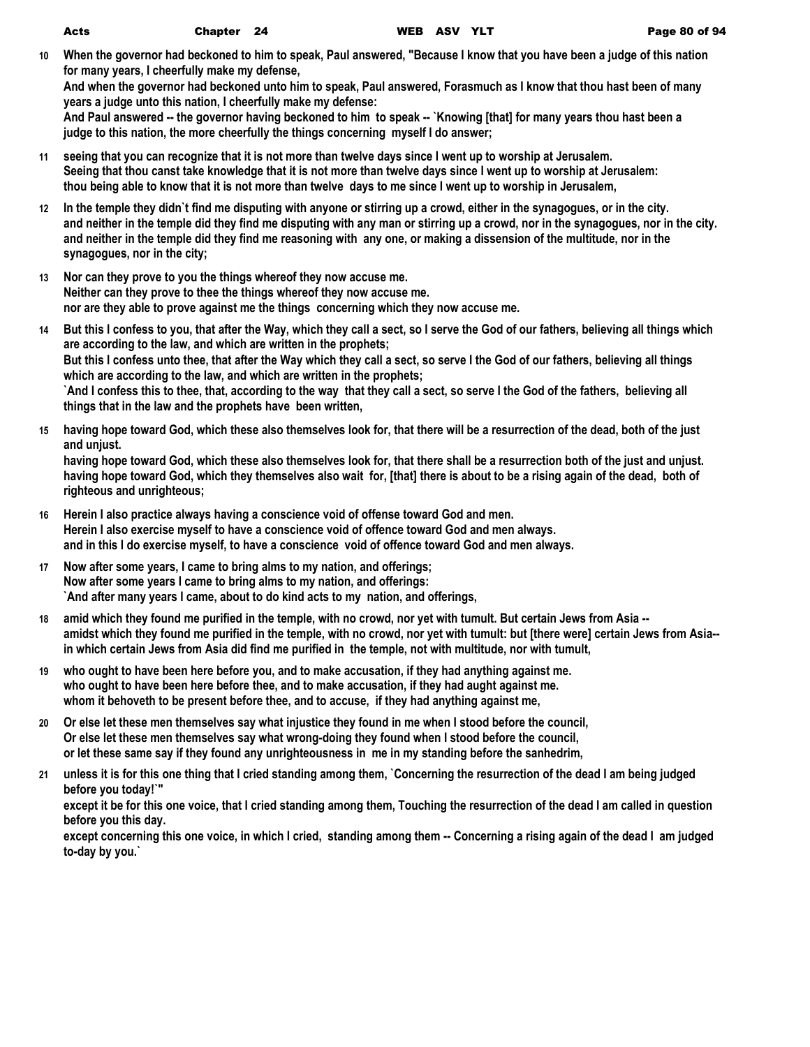10 When the governor had beckoned to him to speak, Paul answered, "Because I know that you have been a judge of this nation for many years, I cheerfully make my defense,
And when the governor had beckoned unto him to speak, Paul answered, Forasmuch as I know that thou hast been of many years a judge unto this nation, I cheerfully make my defense:
And Paul answered -- the governor having beckoned to him to speak -- `Knowing [that] for many years thou hast been a judge to this nation, the more cheerfully the things concerning myself I do answer;

11 seeing that you can recognize that it is not more than twelve days since I went up to worship at Jerusalem.
Seeing that thou canst take knowledge that it is not more than twelve days since I went up to worship at Jerusalem:
thou being able to know that it is not more than twelve days to me since I went up to worship in Jerusalem,

12 In the temple they didn`t find me disputing with anyone or stirring up a crowd, either in the synagogues, or in the city.
and neither in the temple did they find me disputing with any man or stirring up a crowd, nor in the synagogues, nor in the city.
and neither in the temple did they find me reasoning with any one, or making a dissension of the multitude, nor in the synagogues, nor in the city;

13 Nor can they prove to you the things whereof they now accuse me.
Neither can they prove to thee the things whereof they now accuse me.
nor are they able to prove against me the things concerning which they now accuse me.

14 But this I confess to you, that after the Way, which they call a sect, so I serve the God of our fathers, believing all things which are according to the law, and which are written in the prophets;
But this I confess unto thee, that after the Way which they call a sect, so serve I the God of our fathers, believing all things which are according to the law, and which are written in the prophets;
`And I confess this to thee, that, according to the way that they call a sect, so serve I the God of the fathers, believing all things that in the law and the prophets have been written,

15 having hope toward God, which these also themselves look for, that there will be a resurrection of the dead, both of the just and unjust.
having hope toward God, which these also themselves look for, that there shall be a resurrection both of the just and unjust.
having hope toward God, which they themselves also wait for, [that] there is about to be a rising again of the dead, both of righteous and unrighteous;

16 Herein I also practice always having a conscience void of offense toward God and men.
Herein I also exercise myself to have a conscience void of offence toward God and men always.
and in this I do exercise myself, to have a conscience void of offence toward God and men always.

17 Now after some years, I came to bring alms to my nation, and offerings;
Now after some years I came to bring alms to my nation, and offerings:
`And after many years I came, about to do kind acts to my nation, and offerings,

18 amid which they found me purified in the temple, with no crowd, nor yet with tumult. But certain Jews from Asia --
amidst which they found me purified in the temple, with no crowd, nor yet with tumult: but [there were] certain Jews from Asia--
in which certain Jews from Asia did find me purified in the temple, not with multitude, nor with tumult,

19 who ought to have been here before you, and to make accusation, if they had anything against me.
who ought to have been here before thee, and to make accusation, if they had aught against me.
whom it behoveth to be present before thee, and to accuse, if they had anything against me,

20 Or else let these men themselves say what injustice they found in me when I stood before the council,
Or else let these men themselves say what wrong-doing they found when I stood before the council,
or let these same say if they found any unrighteousness in me in my standing before the sanhedrim,

21 unless it is for this one thing that I cried standing among them, `Concerning the resurrection of the dead I am being judged before you today!`"
except it be for this one voice, that I cried standing among them, Touching the resurrection of the dead I am called in question before you this day.
except concerning this one voice, in which I cried, standing among them -- Concerning a rising again of the dead I am judged to-day by you.`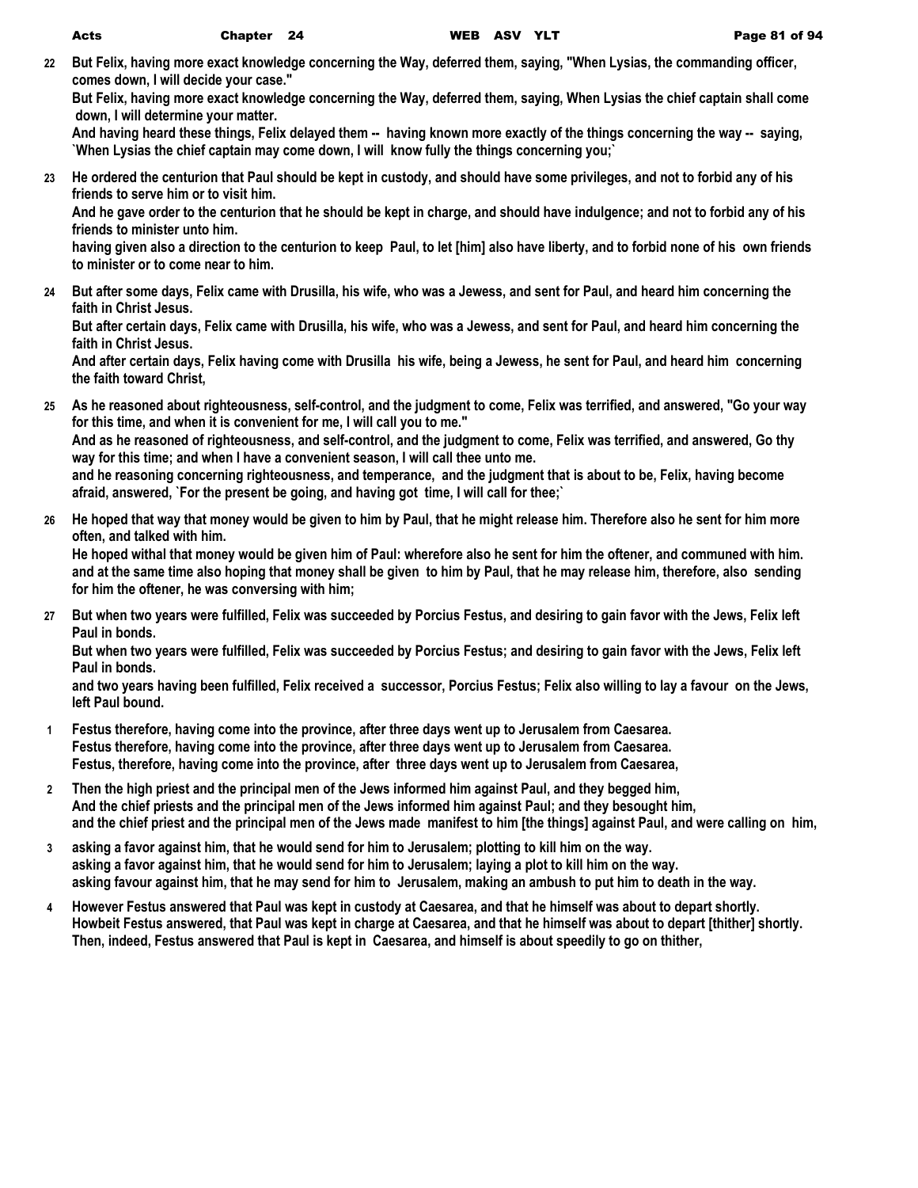**22** **But Felix, having more exact knowledge concerning the Way, deferred them, saying, "When Lysias, the commanding officer, comes down, I will decide your case."**
**But Felix, having more exact knowledge concerning the Way, deferred them, saying, When Lysias the chief captain shall come down, I will determine your matter.**
**And having heard these things, Felix delayed them -- having known more exactly of the things concerning the way -- saying, `When Lysias the chief captain may come down, I will know fully the things concerning you;`**

**23** **He ordered the centurion that Paul should be kept in custody, and should have some privileges, and not to forbid any of his friends to serve him or to visit him.**
**And he gave order to the centurion that he should be kept in charge, and should have indulgence; and not to forbid any of his friends to minister unto him.**
**having given also a direction to the centurion to keep Paul, to let [him] also have liberty, and to forbid none of his own friends to minister or to come near to him.**

**24** **But after some days, Felix came with Drusilla, his wife, who was a Jewess, and sent for Paul, and heard him concerning the faith in Christ Jesus.**
**But after certain days, Felix came with Drusilla, his wife, who was a Jewess, and sent for Paul, and heard him concerning the faith in Christ Jesus.**
**And after certain days, Felix having come with Drusilla his wife, being a Jewess, he sent for Paul, and heard him concerning the faith toward Christ,**

**25** **As he reasoned about righteousness, self-control, and the judgment to come, Felix was terrified, and answered, "Go your way for this time, and when it is convenient for me, I will call you to me."**
**And as he reasoned of righteousness, and self-control, and the judgment to come, Felix was terrified, and answered, Go thy way for this time; and when I have a convenient season, I will call thee unto me.**
**and he reasoning concerning righteousness, and temperance, and the judgment that is about to be, Felix, having become afraid, answered, `For the present be going, and having got time, I will call for thee;`**

**26** **He hoped that way that money would be given to him by Paul, that he might release him. Therefore also he sent for him more often, and talked with him.**
**He hoped withal that money would be given him of Paul: wherefore also he sent for him the oftener, and communed with him.**
**and at the same time also hoping that money shall be given to him by Paul, that he may release him, therefore, also sending for him the oftener, he was conversing with him;**

**27** **But when two years were fulfilled, Felix was succeeded by Porcius Festus, and desiring to gain favor with the Jews, Felix left Paul in bonds.**
**But when two years were fulfilled, Felix was succeeded by Porcius Festus; and desiring to gain favor with the Jews, Felix left Paul in bonds.**
**and two years having been fulfilled, Felix received a successor, Porcius Festus; Felix also willing to lay a favour on the Jews, left Paul bound.**

**1** **Festus therefore, having come into the province, after three days went up to Jerusalem from Caesarea.**
**Festus therefore, having come into the province, after three days went up to Jerusalem from Caesarea.**
**Festus, therefore, having come into the province, after three days went up to Jerusalem from Caesarea,**

**2** **Then the high priest and the principal men of the Jews informed him against Paul, and they begged him,**
**And the chief priests and the principal men of the Jews informed him against Paul; and they besought him,**
**and the chief priest and the principal men of the Jews made manifest to him [the things] against Paul, and were calling on him,**

**3** **asking a favor against him, that he would send for him to Jerusalem; plotting to kill him on the way.**
**asking a favor against him, that he would send for him to Jerusalem; laying a plot to kill him on the way.**
**asking favour against him, that he may send for him to Jerusalem, making an ambush to put him to death in the way.**

**4** **However Festus answered that Paul was kept in custody at Caesarea, and that he himself was about to depart shortly.**
**Howbeit Festus answered, that Paul was kept in charge at Caesarea, and that he himself was about to depart [thither] shortly.**
**Then, indeed, Festus answered that Paul is kept in Caesarea, and himself is about speedily to go on thither,**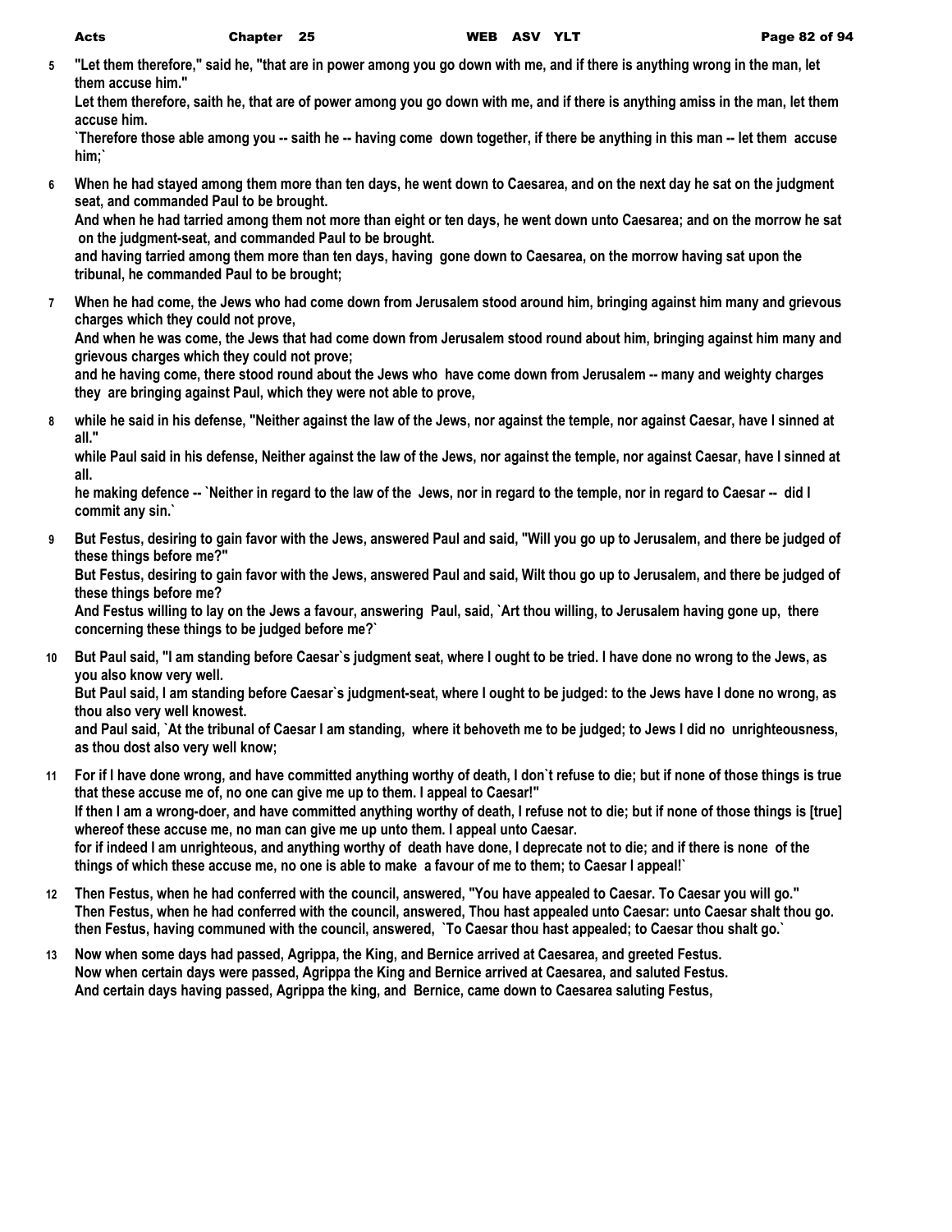**5** "Let them therefore," said he, "that are in power among you go down with me, and if there is anything wrong in the man, let them accuse him."
Let them therefore, saith he, that are of power among you go down with me, and if there is anything amiss in the man, let them accuse him.
`Therefore those able among you -- saith he -- having come down together, if there be anything in this man -- let them accuse him;`

**6** When he had stayed among them more than ten days, he went down to Caesarea, and on the next day he sat on the judgment seat, and commanded Paul to be brought.
And when he had tarried among them not more than eight or ten days, he went down unto Caesarea; and on the morrow he sat on the judgment-seat, and commanded Paul to be brought.
and having tarried among them more than ten days, having gone down to Caesarea, on the morrow having sat upon the tribunal, he commanded Paul to be brought;

**7** When he had come, the Jews who had come down from Jerusalem stood around him, bringing against him many and grievous charges which they could not prove,
And when he was come, the Jews that had come down from Jerusalem stood round about him, bringing against him many and grievous charges which they could not prove;
and he having come, there stood round about the Jews who have come down from Jerusalem -- many and weighty charges they are bringing against Paul, which they were not able to prove,

**8** while he said in his defense, "Neither against the law of the Jews, nor against the temple, nor against Caesar, have I sinned at all."
while Paul said in his defense, Neither against the law of the Jews, nor against the temple, nor against Caesar, have I sinned at all.
he making defence -- `Neither in regard to the law of the Jews, nor in regard to the temple, nor in regard to Caesar -- did I commit any sin.`

**9** But Festus, desiring to gain favor with the Jews, answered Paul and said, "Will you go up to Jerusalem, and there be judged of these things before me?"
But Festus, desiring to gain favor with the Jews, answered Paul and said, Wilt thou go up to Jerusalem, and there be judged of these things before me?
And Festus willing to lay on the Jews a favour, answering Paul, said, `Art thou willing, to Jerusalem having gone up, there concerning these things to be judged before me?`

**10** But Paul said, "I am standing before Caesar`s judgment seat, where I ought to be tried. I have done no wrong to the Jews, as you also know very well.
But Paul said, I am standing before Caesar`s judgment-seat, where I ought to be judged: to the Jews have I done no wrong, as thou also very well knowest.
and Paul said, `At the tribunal of Caesar I am standing, where it behoveth me to be judged; to Jews I did no unrighteousness, as thou dost also very well know;

**11** For if I have done wrong, and have committed anything worthy of death, I don`t refuse to die; but if none of those things is true that these accuse me of, no one can give me up to them. I appeal to Caesar!"
If then I am a wrong-doer, and have committed anything worthy of death, I refuse not to die; but if none of those things is [true] whereof these accuse me, no man can give me up unto them. I appeal unto Caesar.
for if indeed I am unrighteous, and anything worthy of death have done, I deprecate not to die; and if there is none of the things of which these accuse me, no one is able to make a favour of me to them; to Caesar I appeal!`

**12** Then Festus, when he had conferred with the council, answered, "You have appealed to Caesar. To Caesar you will go."
Then Festus, when he had conferred with the council, answered, Thou hast appealed unto Caesar: unto Caesar shalt thou go.
then Festus, having communed with the council, answered, `To Caesar thou hast appealed; to Caesar thou shalt go.`

**13** Now when some days had passed, Agrippa, the King, and Bernice arrived at Caesarea, and greeted Festus.
Now when certain days were passed, Agrippa the King and Bernice arrived at Caesarea, and saluted Festus.
And certain days having passed, Agrippa the king, and Bernice, came down to Caesarea saluting Festus,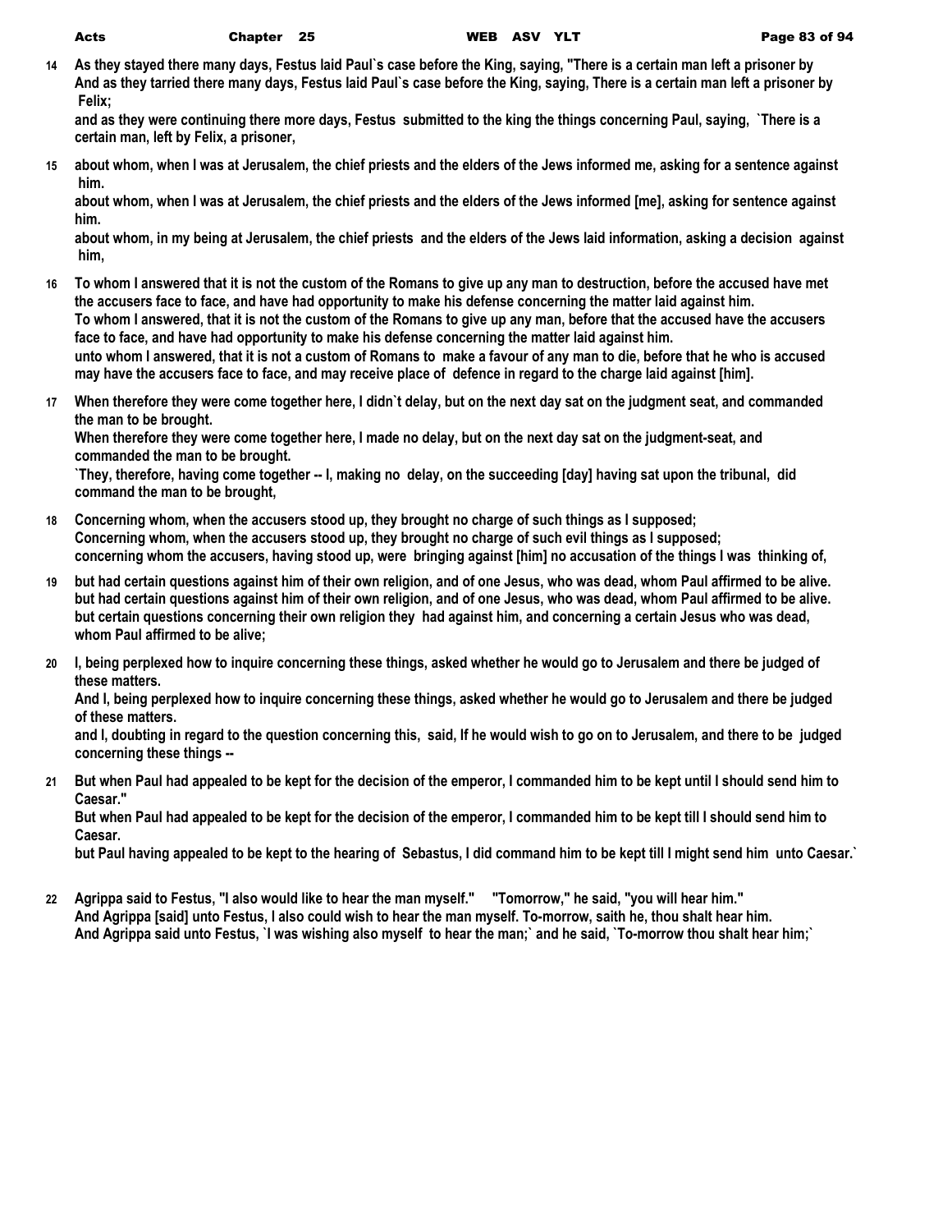**14** As they stayed there many days, Festus laid Paul`s case before the King, saying, "There is a certain man left a prisoner by
And as they tarried there many days, Festus laid Paul`s case before the King, saying, There is a certain man left a prisoner by Felix;
and as they were continuing there more days, Festus submitted to the king the things concerning Paul, saying, `There is a certain man, left by Felix, a prisoner,

**15** about whom, when I was at Jerusalem, the chief priests and the elders of the Jews informed me, asking for a sentence against him.
about whom, when I was at Jerusalem, the chief priests and the elders of the Jews informed [me], asking for sentence against him.
about whom, in my being at Jerusalem, the chief priests and the elders of the Jews laid information, asking a decision against him,

**16** To whom I answered that it is not the custom of the Romans to give up any man to destruction, before the accused have met the accusers face to face, and have had opportunity to make his defense concerning the matter laid against him.
To whom I answered, that it is not the custom of the Romans to give up any man, before that the accused have the accusers face to face, and have had opportunity to make his defense concerning the matter laid against him.
unto whom I answered, that it is not a custom of Romans to make a favour of any man to die, before that he who is accused may have the accusers face to face, and may receive place of defence in regard to the charge laid against [him].

**17** When therefore they were come together here, I didn`t delay, but on the next day sat on the judgment seat, and commanded the man to be brought.
When therefore they were come together here, I made no delay, but on the next day sat on the judgment-seat, and commanded the man to be brought.
`They, therefore, having come together -- I, making no delay, on the succeeding [day] having sat upon the tribunal, did command the man to be brought,

**18** Concerning whom, when the accusers stood up, they brought no charge of such things as I supposed;
Concerning whom, when the accusers stood up, they brought no charge of such evil things as I supposed;
concerning whom the accusers, having stood up, were bringing against [him] no accusation of the things I was thinking of,

**19** but had certain questions against him of their own religion, and of one Jesus, who was dead, whom Paul affirmed to be alive.
but had certain questions against him of their own religion, and of one Jesus, who was dead, whom Paul affirmed to be alive.
but certain questions concerning their own religion they had against him, and concerning a certain Jesus who was dead, whom Paul affirmed to be alive;

**20** I, being perplexed how to inquire concerning these things, asked whether he would go to Jerusalem and there be judged of these matters.
And I, being perplexed how to inquire concerning these things, asked whether he would go to Jerusalem and there be judged of these matters.
and I, doubting in regard to the question concerning this, said, If he would wish to go on to Jerusalem, and there to be judged concerning these things --

**21** But when Paul had appealed to be kept for the decision of the emperor, I commanded him to be kept until I should send him to Caesar."
But when Paul had appealed to be kept for the decision of the emperor, I commanded him to be kept till I should send him to Caesar.
but Paul having appealed to be kept to the hearing of Sebastus, I did command him to be kept till I might send him unto Caesar.`

**22** Agrippa said to Festus, "I also would like to hear the man myself." "Tomorrow," he said, "you will hear him."
And Agrippa [said] unto Festus, I also could wish to hear the man myself. To-morrow, saith he, thou shalt hear him.
And Agrippa said unto Festus, `I was wishing also myself to hear the man;` and he said, `To-morrow thou shalt hear him;`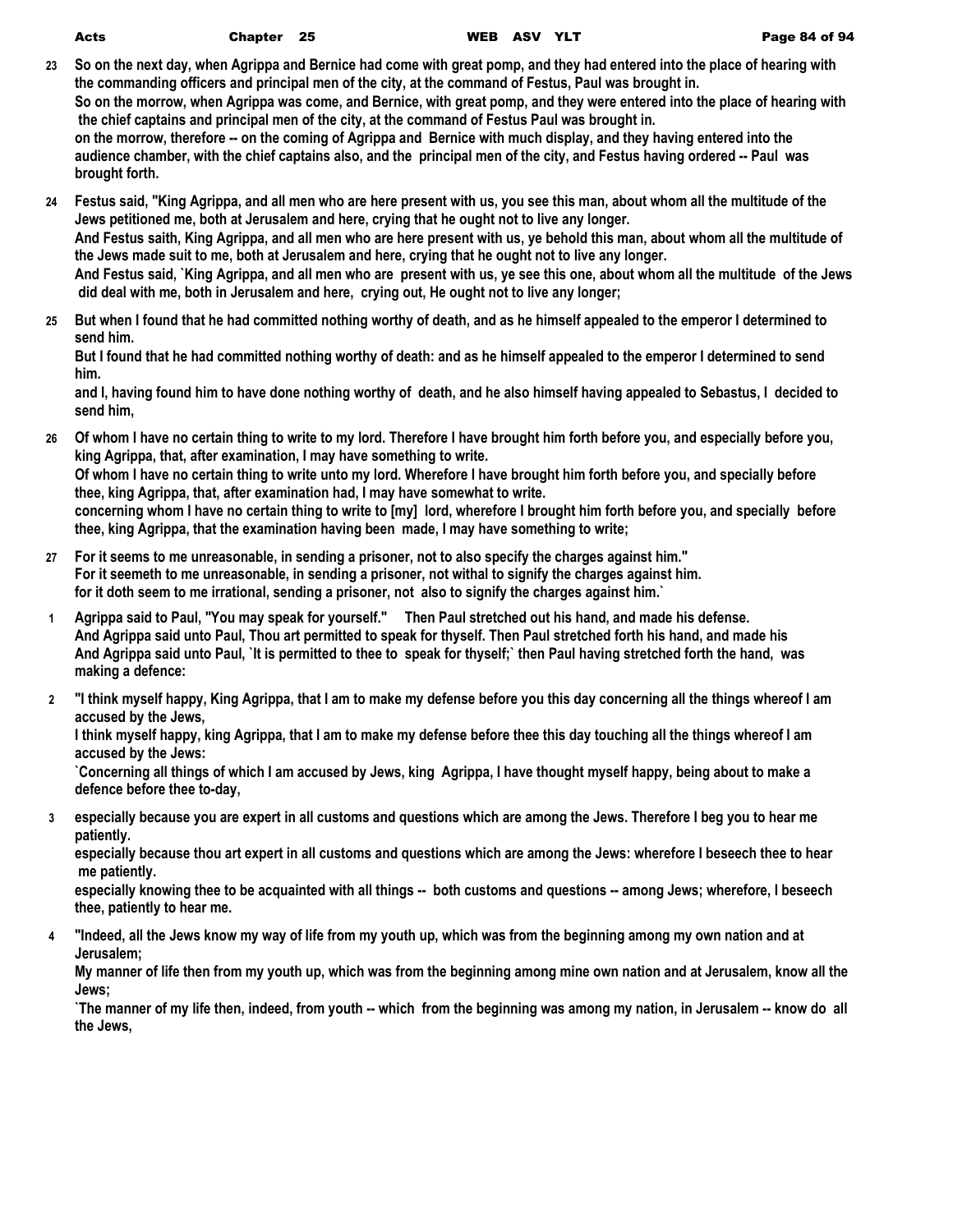23 So on the next day, when Agrippa and Bernice had come with great pomp, and they had entered into the place of hearing with the commanding officers and principal men of the city, at the command of Festus, Paul was brought in.
So on the morrow, when Agrippa was come, and Bernice, with great pomp, and they were entered into the place of hearing with the chief captains and principal men of the city, at the command of Festus Paul was brought in.
on the morrow, therefore -- on the coming of Agrippa and Bernice with much display, and they having entered into the audience chamber, with the chief captains also, and the principal men of the city, and Festus having ordered -- Paul was brought forth.

24 Festus said, "King Agrippa, and all men who are here present with us, you see this man, about whom all the multitude of the Jews petitioned me, both at Jerusalem and here, crying that he ought not to live any longer.
And Festus saith, King Agrippa, and all men who are here present with us, ye behold this man, about whom all the multitude of the Jews made suit to me, both at Jerusalem and here, crying that he ought not to live any longer.
And Festus said, `King Agrippa, and all men who are present with us, ye see this one, about whom all the multitude of the Jews did deal with me, both in Jerusalem and here, crying out, He ought not to live any longer;

25 But when I found that he had committed nothing worthy of death, and as he himself appealed to the emperor I determined to send him.
But I found that he had committed nothing worthy of death: and as he himself appealed to the emperor I determined to send him.
and I, having found him to have done nothing worthy of death, and he also himself having appealed to Sebastus, I decided to send him,

26 Of whom I have no certain thing to write to my lord. Therefore I have brought him forth before you, and especially before you, king Agrippa, that, after examination, I may have something to write.
Of whom I have no certain thing to write unto my lord. Wherefore I have brought him forth before you, and specially before thee, king Agrippa, that, after examination had, I may have somewhat to write.
concerning whom I have no certain thing to write to [my] lord, wherefore I brought him forth before you, and specially before thee, king Agrippa, that the examination having been made, I may have something to write;

27 For it seems to me unreasonable, in sending a prisoner, not to also specify the charges against him."
For it seemeth to me unreasonable, in sending a prisoner, not withal to signify the charges against him.
for it doth seem to me irrational, sending a prisoner, not also to signify the charges against him.`

1 Agrippa said to Paul, "You may speak for yourself." Then Paul stretched out his hand, and made his defense.
And Agrippa said unto Paul, Thou art permitted to speak for thyself. Then Paul stretched forth his hand, and made his
And Agrippa said unto Paul, `It is permitted to thee to speak for thyself;` then Paul having stretched forth the hand, was making a defence:

2 "I think myself happy, King Agrippa, that I am to make my defense before you this day concerning all the things whereof I am accused by the Jews,
I think myself happy, king Agrippa, that I am to make my defense before thee this day touching all the things whereof I am accused by the Jews:
`Concerning all things of which I am accused by Jews, king Agrippa, I have thought myself happy, being about to make a defence before thee to-day,

3 especially because you are expert in all customs and questions which are among the Jews. Therefore I beg you to hear me patiently.
especially because thou art expert in all customs and questions which are among the Jews: wherefore I beseech thee to hear me patiently.
especially knowing thee to be acquainted with all things -- both customs and questions -- among Jews; wherefore, I beseech thee, patiently to hear me.

4 "Indeed, all the Jews know my way of life from my youth up, which was from the beginning among my own nation and at Jerusalem;
My manner of life then from my youth up, which was from the beginning among mine own nation and at Jerusalem, know all the Jews;
`The manner of my life then, indeed, from youth -- which from the beginning was among my nation, in Jerusalem -- know do all the Jews,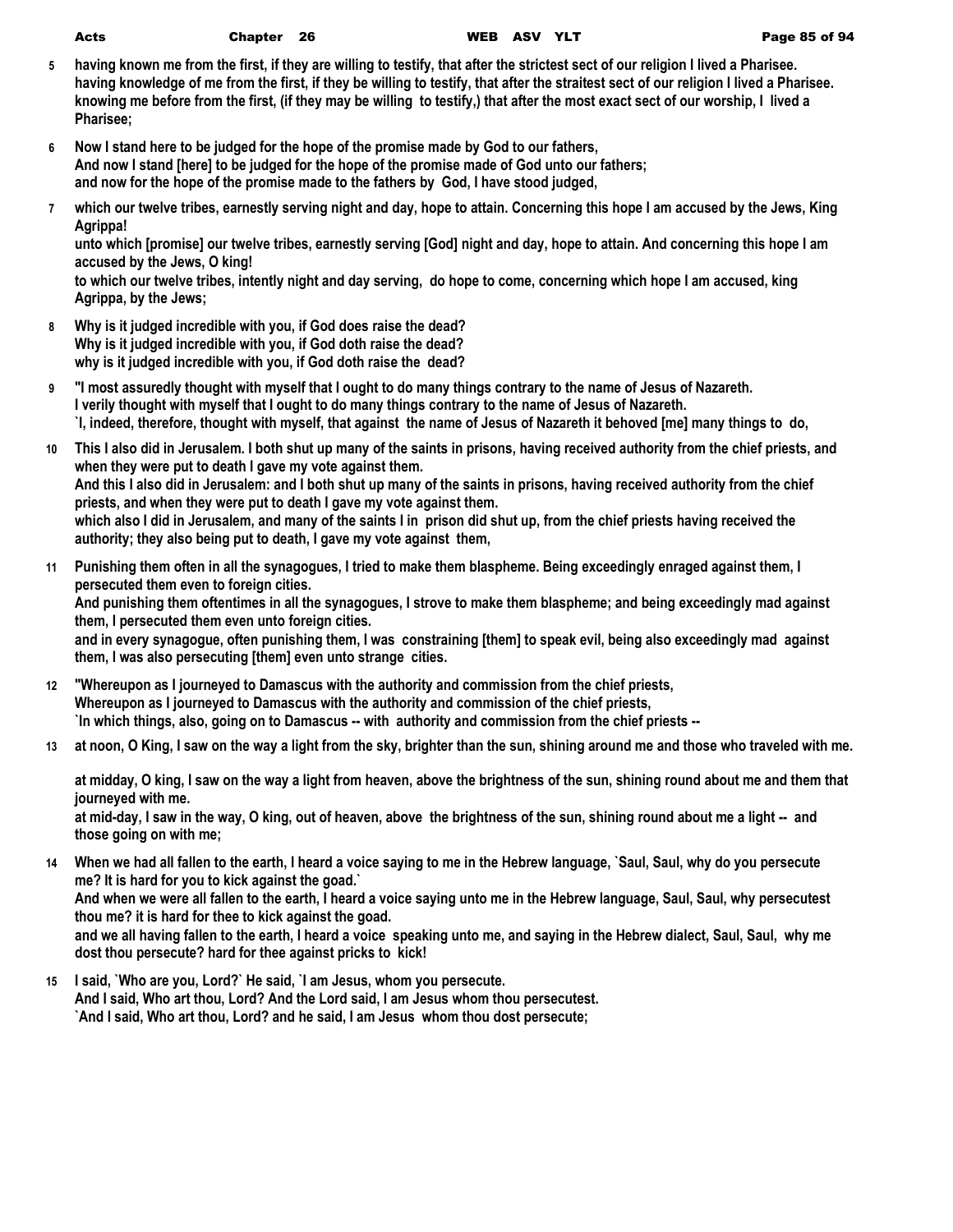**5** **having known me from the first, if they are willing to testify, that after the strictest sect of our religion I lived a Pharisee.**
**having knowledge of me from the first, if they be willing to testify, that after the straitest sect of our religion I lived a Pharisee.**
**knowing me before from the first, (if they may be willing to testify,) that after the most exact sect of our worship, I lived a Pharisee;**

**6** **Now I stand here to be judged for the hope of the promise made by God to our fathers,**
**And now I stand [here] to be judged for the hope of the promise made of God unto our fathers;**
**and now for the hope of the promise made to the fathers by God, I have stood judged,**

**7** **which our twelve tribes, earnestly serving night and day, hope to attain. Concerning this hope I am accused by the Jews, King Agrippa!**
**unto which [promise] our twelve tribes, earnestly serving [God] night and day, hope to attain. And concerning this hope I am accused by the Jews, O king!**
**to which our twelve tribes, intently night and day serving, do hope to come, concerning which hope I am accused, king Agrippa, by the Jews;**

**8** **Why is it judged incredible with you, if God does raise the dead?**
**Why is it judged incredible with you, if God doth raise the dead?**
**why is it judged incredible with you, if God doth raise the dead?**

**9** **"I most assuredly thought with myself that I ought to do many things contrary to the name of Jesus of Nazareth.**
**I verily thought with myself that I ought to do many things contrary to the name of Jesus of Nazareth.**
**`I, indeed, therefore, thought with myself, that against the name of Jesus of Nazareth it behoved [me] many things to do,**

**10** **This I also did in Jerusalem. I both shut up many of the saints in prisons, having received authority from the chief priests, and when they were put to death I gave my vote against them.**
**And this I also did in Jerusalem: and I both shut up many of the saints in prisons, having received authority from the chief priests, and when they were put to death I gave my vote against them.**
**which also I did in Jerusalem, and many of the saints I in prison did shut up, from the chief priests having received the authority; they also being put to death, I gave my vote against them,**

**11** **Punishing them often in all the synagogues, I tried to make them blaspheme. Being exceedingly enraged against them, I persecuted them even to foreign cities.**
**And punishing them oftentimes in all the synagogues, I strove to make them blaspheme; and being exceedingly mad against them, I persecuted them even unto foreign cities.**
**and in every synagogue, often punishing them, I was constraining [them] to speak evil, being also exceedingly mad against them, I was also persecuting [them] even unto strange cities.**

**12** **"Whereupon as I journeyed to Damascus with the authority and commission from the chief priests,**
**Whereupon as I journeyed to Damascus with the authority and commission of the chief priests,**
**`In which things, also, going on to Damascus -- with authority and commission from the chief priests --**

**13** **at noon, O King, I saw on the way a light from the sky, brighter than the sun, shining around me and those who traveled with me.**
**at midday, O king, I saw on the way a light from heaven, above the brightness of the sun, shining round about me and them that journeyed with me.**
**at mid-day, I saw in the way, O king, out of heaven, above the brightness of the sun, shining round about me a light -- and those going on with me;**

**14** **When we had all fallen to the earth, I heard a voice saying to me in the Hebrew language, `Saul, Saul, why do you persecute me? It is hard for you to kick against the goad.`**
**And when we were all fallen to the earth, I heard a voice saying unto me in the Hebrew language, Saul, Saul, why persecutest thou me? it is hard for thee to kick against the goad.**
**and we all having fallen to the earth, I heard a voice speaking unto me, and saying in the Hebrew dialect, Saul, Saul, why me dost thou persecute? hard for thee against pricks to kick!**

**15** **I said, `Who are you, Lord?` He said, `I am Jesus, whom you persecute.**
**And I said, Who art thou, Lord? And the Lord said, I am Jesus whom thou persecutest.**
**`And I said, Who art thou, Lord? and he said, I am Jesus whom thou dost persecute;**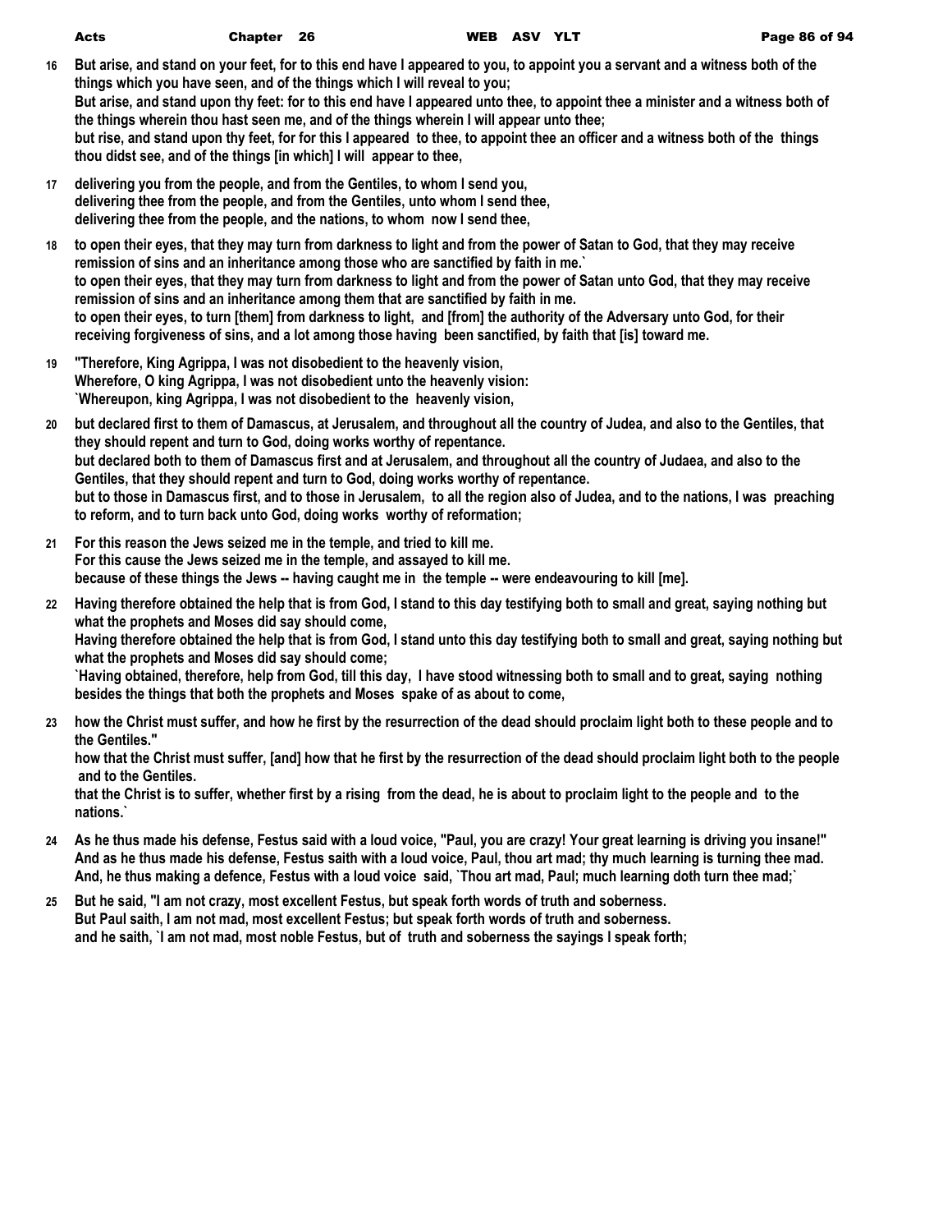16 But arise, and stand on your feet, for to this end have I appeared to you, to appoint you a servant and a witness both of the things which you have seen, and of the things which I will reveal to you;
But arise, and stand upon thy feet: for to this end have I appeared unto thee, to appoint thee a minister and a witness both of the things wherein thou hast seen me, and of the things wherein I will appear unto thee;
but rise, and stand upon thy feet, for for this I appeared to thee, to appoint thee an officer and a witness both of the things thou didst see, and of the things [in which] I will appear to thee,

17 delivering you from the people, and from the Gentiles, to whom I send you,
delivering thee from the people, and from the Gentiles, unto whom I send thee,
delivering thee from the people, and the nations, to whom now I send thee,

18 to open their eyes, that they may turn from darkness to light and from the power of Satan to God, that they may receive remission of sins and an inheritance among those who are sanctified by faith in me.`
to open their eyes, that they may turn from darkness to light and from the power of Satan unto God, that they may receive remission of sins and an inheritance among them that are sanctified by faith in me.
to open their eyes, to turn [them] from darkness to light, and [from] the authority of the Adversary unto God, for their receiving forgiveness of sins, and a lot among those having been sanctified, by faith that [is] toward me.

19 "Therefore, King Agrippa, I was not disobedient to the heavenly vision,
Wherefore, O king Agrippa, I was not disobedient unto the heavenly vision:
`Whereupon, king Agrippa, I was not disobedient to the heavenly vision,

20 but declared first to them of Damascus, at Jerusalem, and throughout all the country of Judea, and also to the Gentiles, that they should repent and turn to God, doing works worthy of repentance.
but declared both to them of Damascus first and at Jerusalem, and throughout all the country of Judaea, and also to the Gentiles, that they should repent and turn to God, doing works worthy of repentance.
but to those in Damascus first, and to those in Jerusalem, to all the region also of Judea, and to the nations, I was preaching to reform, and to turn back unto God, doing works worthy of reformation;

21 For this reason the Jews seized me in the temple, and tried to kill me.
For this cause the Jews seized me in the temple, and assayed to kill me.
because of these things the Jews -- having caught me in the temple -- were endeavouring to kill [me].

22 Having therefore obtained the help that is from God, I stand to this day testifying both to small and great, saying nothing but what the prophets and Moses did say should come,
Having therefore obtained the help that is from God, I stand unto this day testifying both to small and great, saying nothing but what the prophets and Moses did say should come;
`Having obtained, therefore, help from God, till this day, I have stood witnessing both to small and to great, saying nothing besides the things that both the prophets and Moses spake of as about to come,

23 how the Christ must suffer, and how he first by the resurrection of the dead should proclaim light both to these people and to the Gentiles."
how that the Christ must suffer, [and] how that he first by the resurrection of the dead should proclaim light both to the people and to the Gentiles.
that the Christ is to suffer, whether first by a rising from the dead, he is about to proclaim light to the people and to the nations.`

24 As he thus made his defense, Festus said with a loud voice, "Paul, you are crazy! Your great learning is driving you insane!"
And as he thus made his defense, Festus saith with a loud voice, Paul, thou art mad; thy much learning is turning thee mad.
And, he thus making a defence, Festus with a loud voice said, `Thou art mad, Paul; much learning doth turn thee mad;`

25 But he said, "I am not crazy, most excellent Festus, but speak forth words of truth and soberness.
But Paul saith, I am not mad, most excellent Festus; but speak forth words of truth and soberness.
and he saith, `I am not mad, most noble Festus, but of truth and soberness the sayings I speak forth;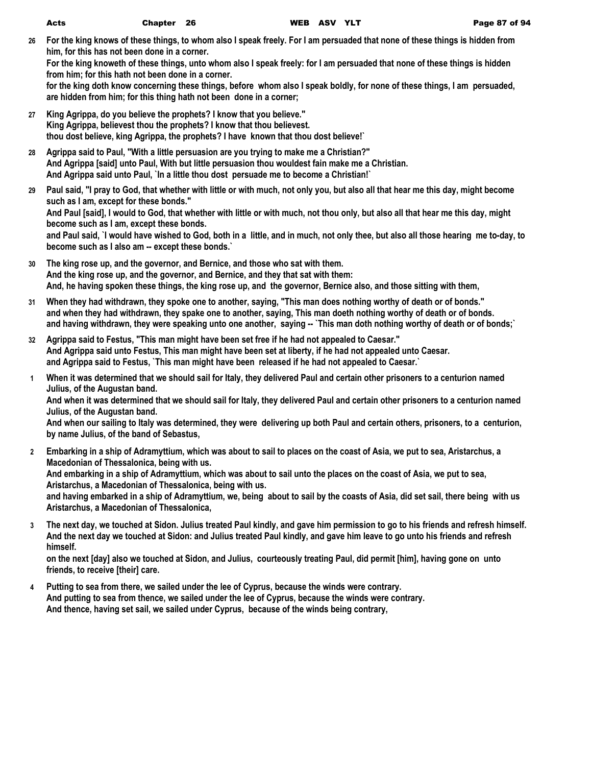**26** **For the king knows of these things, to whom also I speak freely. For I am persuaded that none of these things is hidden from him, for this has not been done in a corner.**
**For the king knoweth of these things, unto whom also I speak freely: for I am persuaded that none of these things is hidden from him; for this hath not been done in a corner.**
**for the king doth know concerning these things, before whom also I speak boldly, for none of these things, I am persuaded, are hidden from him; for this thing hath not been done in a corner;**

**27** **King Agrippa, do you believe the prophets? I know that you believe."**
**King Agrippa, believest thou the prophets? I know that thou believest.**
**thou dost believe, king Agrippa, the prophets? I have known that thou dost believe!`**

**28** **Agrippa said to Paul, "With a little persuasion are you trying to make me a Christian?"**
**And Agrippa [said] unto Paul, With but little persuasion thou wouldest fain make me a Christian.**
**And Agrippa said unto Paul, `In a little thou dost persuade me to become a Christian!`**

**29** **Paul said, "I pray to God, that whether with little or with much, not only you, but also all that hear me this day, might become such as I am, except for these bonds."**
**And Paul [said], I would to God, that whether with little or with much, not thou only, but also all that hear me this day, might become such as I am, except these bonds.**
**and Paul said, `I would have wished to God, both in a little, and in much, not only thee, but also all those hearing me to-day, to become such as I also am -- except these bonds.`**

**30** **The king rose up, and the governor, and Bernice, and those who sat with them.**
**And the king rose up, and the governor, and Bernice, and they that sat with them:**
**And, he having spoken these things, the king rose up, and the governor, Bernice also, and those sitting with them,**

**31** **When they had withdrawn, they spoke one to another, saying, "This man does nothing worthy of death or of bonds."**
**and when they had withdrawn, they spake one to another, saying, This man doeth nothing worthy of death or of bonds.**
**and having withdrawn, they were speaking unto one another, saying -- `This man doth nothing worthy of death or of bonds;`**

**32** **Agrippa said to Festus, "This man might have been set free if he had not appealed to Caesar."**
**And Agrippa said unto Festus, This man might have been set at liberty, if he had not appealed unto Caesar.**
**and Agrippa said to Festus, `This man might have been released if he had not appealed to Caesar.`**

**1** **When it was determined that we should sail for Italy, they delivered Paul and certain other prisoners to a centurion named Julius, of the Augustan band.**
**And when it was determined that we should sail for Italy, they delivered Paul and certain other prisoners to a centurion named Julius, of the Augustan band.**
**And when our sailing to Italy was determined, they were delivering up both Paul and certain others, prisoners, to a centurion, by name Julius, of the band of Sebastus,**

**2** **Embarking in a ship of Adramyttium, which was about to sail to places on the coast of Asia, we put to sea, Aristarchus, a Macedonian of Thessalonica, being with us.**
**And embarking in a ship of Adramyttium, which was about to sail unto the places on the coast of Asia, we put to sea, Aristarchus, a Macedonian of Thessalonica, being with us.**
**and having embarked in a ship of Adramyttium, we, being about to sail by the coasts of Asia, did set sail, there being with us Aristarchus, a Macedonian of Thessalonica,**

**3** **The next day, we touched at Sidon. Julius treated Paul kindly, and gave him permission to go to his friends and refresh himself.**
**And the next day we touched at Sidon: and Julius treated Paul kindly, and gave him leave to go unto his friends and refresh himself.**
**on the next [day] also we touched at Sidon, and Julius, courteously treating Paul, did permit [him], having gone on unto friends, to receive [their] care.**

**4** **Putting to sea from there, we sailed under the lee of Cyprus, because the winds were contrary.**
**And putting to sea from thence, we sailed under the lee of Cyprus, because the winds were contrary.**
**And thence, having set sail, we sailed under Cyprus, because of the winds being contrary,**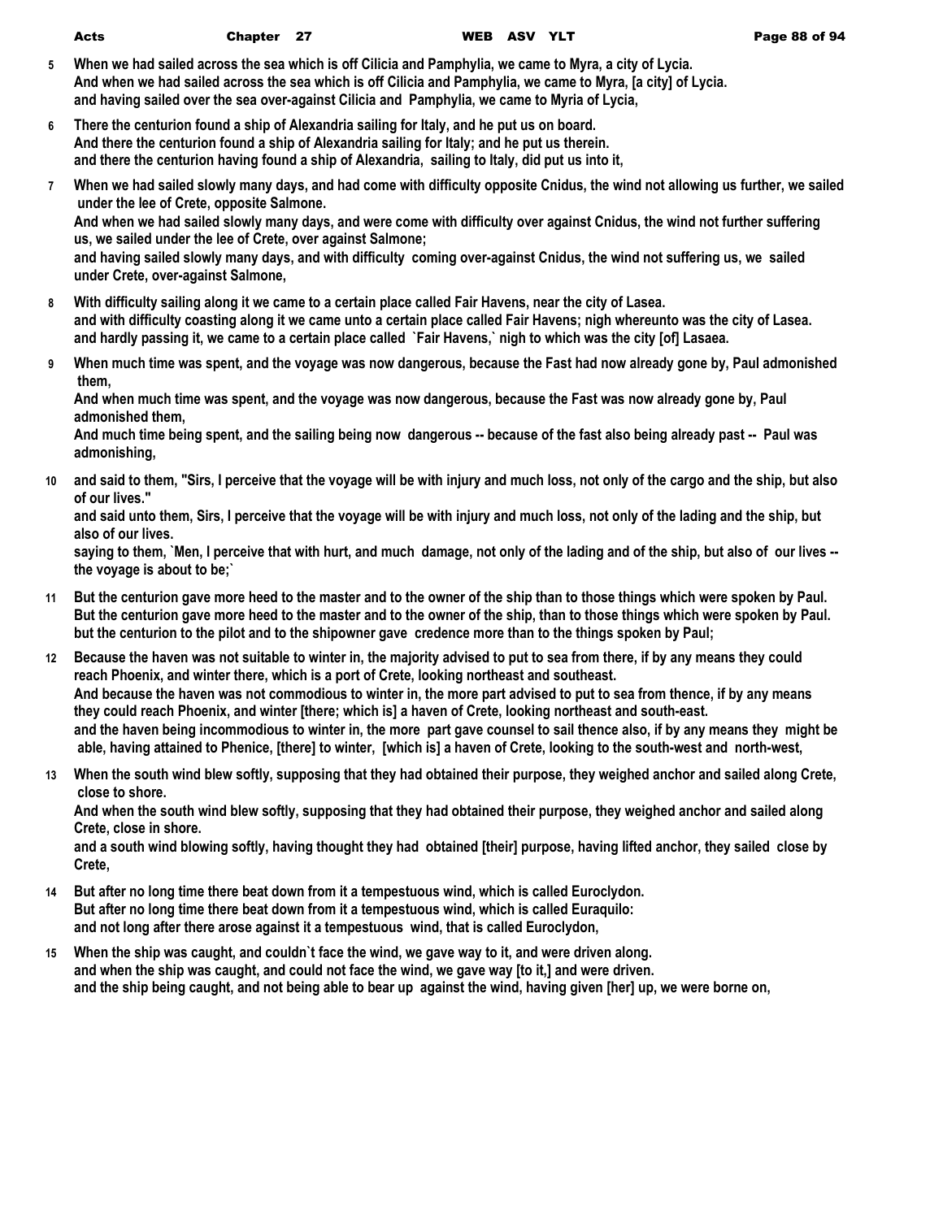5 When we had sailed across the sea which is off Cilicia and Pamphylia, we came to Myra, a city of Lycia.
And when we had sailed across the sea which is off Cilicia and Pamphylia, we came to Myra, [a city] of Lycia.
and having sailed over the sea over-against Cilicia and Pamphylia, we came to Myria of Lycia,

6 There the centurion found a ship of Alexandria sailing for Italy, and he put us on board.
And there the centurion found a ship of Alexandria sailing for Italy; and he put us therein.
and there the centurion having found a ship of Alexandria, sailing to Italy, did put us into it,

7 When we had sailed slowly many days, and had come with difficulty opposite Cnidus, the wind not allowing us further, we sailed under the lee of Crete, opposite Salmone.
And when we had sailed slowly many days, and were come with difficulty over against Cnidus, the wind not further suffering us, we sailed under the lee of Crete, over against Salmone;
and having sailed slowly many days, and with difficulty coming over-against Cnidus, the wind not suffering us, we sailed under Crete, over-against Salmone,

8 With difficulty sailing along it we came to a certain place called Fair Havens, near the city of Lasea.
and with difficulty coasting along it we came unto a certain place called Fair Havens; nigh whereunto was the city of Lasea.
and hardly passing it, we came to a certain place called `Fair Havens,` nigh to which was the city [of] Lasaea.

9 When much time was spent, and the voyage was now dangerous, because the Fast had now already gone by, Paul admonished them,
And when much time was spent, and the voyage was now dangerous, because the Fast was now already gone by, Paul admonished them,
And much time being spent, and the sailing being now dangerous -- because of the fast also being already past -- Paul was admonishing,

10 and said to them, "Sirs, I perceive that the voyage will be with injury and much loss, not only of the cargo and the ship, but also of our lives."
and said unto them, Sirs, I perceive that the voyage will be with injury and much loss, not only of the lading and the ship, but also of our lives.
saying to them, `Men, I perceive that with hurt, and much damage, not only of the lading and of the ship, but also of our lives -- the voyage is about to be;`

11 But the centurion gave more heed to the master and to the owner of the ship than to those things which were spoken by Paul.
But the centurion gave more heed to the master and to the owner of the ship, than to those things which were spoken by Paul.
but the centurion to the pilot and to the shipowner gave credence more than to the things spoken by Paul;

12 Because the haven was not suitable to winter in, the majority advised to put to sea from there, if by any means they could reach Phoenix, and winter there, which is a port of Crete, looking northeast and southeast.
And because the haven was not commodious to winter in, the more part advised to put to sea from thence, if by any means they could reach Phoenix, and winter [there; which is] a haven of Crete, looking northeast and south-east.
and the haven being incommodious to winter in, the more part gave counsel to sail thence also, if by any means they might be able, having attained to Phenice, [there] to winter, [which is] a haven of Crete, looking to the south-west and north-west,

13 When the south wind blew softly, supposing that they had obtained their purpose, they weighed anchor and sailed along Crete, close to shore.
And when the south wind blew softly, supposing that they had obtained their purpose, they weighed anchor and sailed along Crete, close in shore.
and a south wind blowing softly, having thought they had obtained [their] purpose, having lifted anchor, they sailed close by Crete,

14 But after no long time there beat down from it a tempestuous wind, which is called Euroclydon.
But after no long time there beat down from it a tempestuous wind, which is called Euraquilo:
and not long after there arose against it a tempestuous wind, that is called Euroclydon,

15 When the ship was caught, and couldn`t face the wind, we gave way to it, and were driven along.
and when the ship was caught, and could not face the wind, we gave way [to it,] and were driven.
and the ship being caught, and not being able to bear up against the wind, having given [her] up, we were borne on,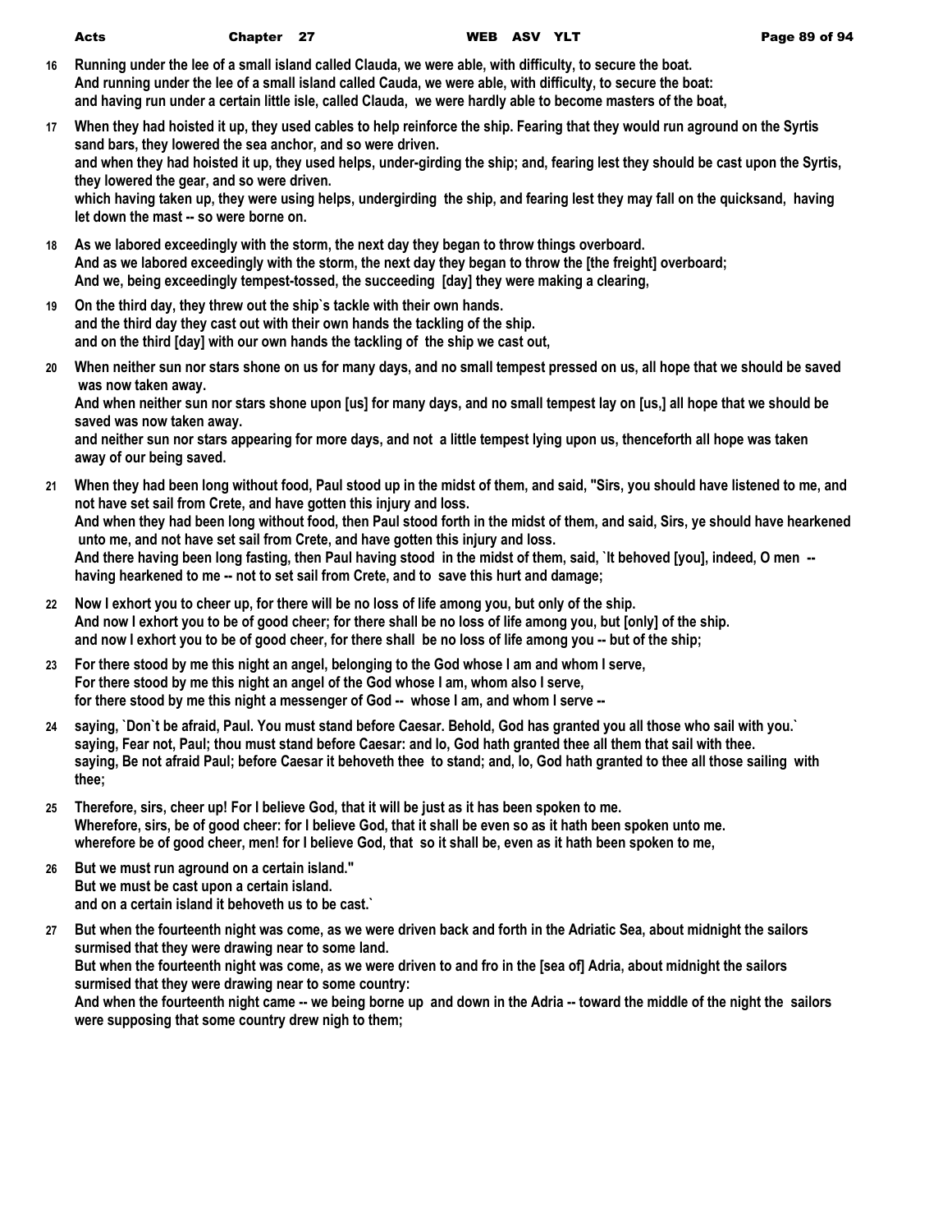**16** Running under the lee of a small island called Clauda, we were able, with difficulty, to secure the boat.
And running under the lee of a small island called Cauda, we were able, with difficulty, to secure the boat:
and having run under a certain little isle, called Clauda, we were hardly able to become masters of the boat,

**17** When they had hoisted it up, they used cables to help reinforce the ship. Fearing that they would run aground on the Syrtis sand bars, they lowered the sea anchor, and so were driven.
and when they had hoisted it up, they used helps, under-girding the ship; and, fearing lest they should be cast upon the Syrtis, they lowered the gear, and so were driven.
which having taken up, they were using helps, undergirding the ship, and fearing lest they may fall on the quicksand, having let down the mast -- so were borne on.

**18** As we labored exceedingly with the storm, the next day they began to throw things overboard.
And as we labored exceedingly with the storm, the next day they began to throw the [the freight] overboard;
And we, being exceedingly tempest-tossed, the succeeding [day] they were making a clearing,

**19** On the third day, they threw out the ship`s tackle with their own hands.
and the third day they cast out with their own hands the tackling of the ship.
and on the third [day] with our own hands the tackling of the ship we cast out,

**20** When neither sun nor stars shone on us for many days, and no small tempest pressed on us, all hope that we should be saved was now taken away.
And when neither sun nor stars shone upon [us] for many days, and no small tempest lay on [us,] all hope that we should be saved was now taken away.
and neither sun nor stars appearing for more days, and not a little tempest lying upon us, thenceforth all hope was taken away of our being saved.

**21** When they had been long without food, Paul stood up in the midst of them, and said, "Sirs, you should have listened to me, and not have set sail from Crete, and have gotten this injury and loss.
And when they had been long without food, then Paul stood forth in the midst of them, and said, Sirs, ye should have hearkened unto me, and not have set sail from Crete, and have gotten this injury and loss.
And there having been long fasting, then Paul having stood in the midst of them, said, `It behoved [you], indeed, O men -- having hearkened to me -- not to set sail from Crete, and to save this hurt and damage;

**22** Now I exhort you to cheer up, for there will be no loss of life among you, but only of the ship.
And now I exhort you to be of good cheer; for there shall be no loss of life among you, but [only] of the ship.
and now I exhort you to be of good cheer, for there shall be no loss of life among you -- but of the ship;

**23** For there stood by me this night an angel, belonging to the God whose I am and whom I serve,
For there stood by me this night an angel of the God whose I am, whom also I serve,
for there stood by me this night a messenger of God -- whose I am, and whom I serve --

**24** saying, `Don`t be afraid, Paul. You must stand before Caesar. Behold, God has granted you all those who sail with you.`
saying, Fear not, Paul; thou must stand before Caesar: and lo, God hath granted thee all them that sail with thee.
saying, Be not afraid Paul; before Caesar it behoveth thee to stand; and, lo, God hath granted to thee all those sailing with thee;

**25** Therefore, sirs, cheer up! For I believe God, that it will be just as it has been spoken to me.
Wherefore, sirs, be of good cheer: for I believe God, that it shall be even so as it hath been spoken unto me.
wherefore be of good cheer, men! for I believe God, that so it shall be, even as it hath been spoken to me,

**26** But we must run aground on a certain island."
But we must be cast upon a certain island.
and on a certain island it behoveth us to be cast.`

**27** But when the fourteenth night was come, as we were driven back and forth in the Adriatic Sea, about midnight the sailors surmised that they were drawing near to some land.
But when the fourteenth night was come, as we were driven to and fro in the [sea of] Adria, about midnight the sailors surmised that they were drawing near to some country:
And when the fourteenth night came -- we being borne up and down in the Adria -- toward the middle of the night the sailors were supposing that some country drew nigh to them;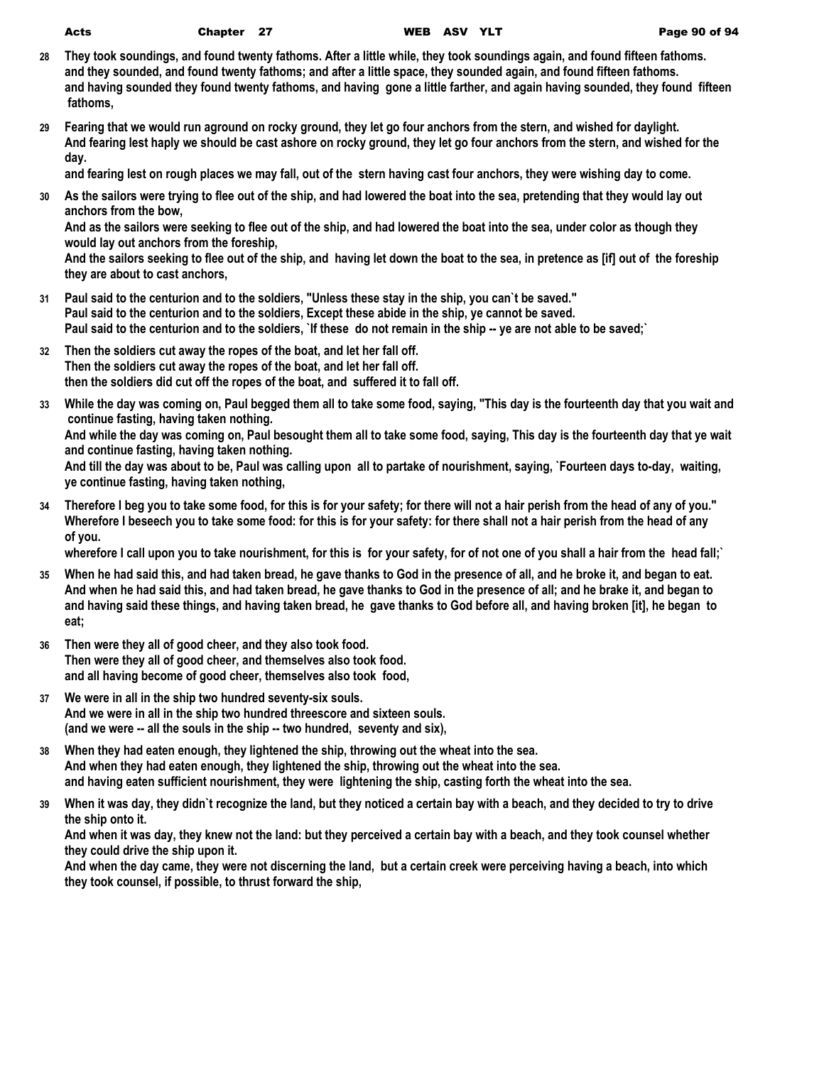**28** **They took soundings, and found twenty fathoms. After a little while, they took soundings again, and found fifteen fathoms.**
**and they sounded, and found twenty fathoms; and after a little space, they sounded again, and found fifteen fathoms.**
**and having sounded they found twenty fathoms, and having gone a little farther, and again having sounded, they found fifteen fathoms,**

**29** **Fearing that we would run aground on rocky ground, they let go four anchors from the stern, and wished for daylight.**
**And fearing lest haply we should be cast ashore on rocky ground, they let go four anchors from the stern, and wished for the day.**
**and fearing lest on rough places we may fall, out of the stern having cast four anchors, they were wishing day to come.**

**30** **As the sailors were trying to flee out of the ship, and had lowered the boat into the sea, pretending that they would lay out anchors from the bow,**
**And as the sailors were seeking to flee out of the ship, and had lowered the boat into the sea, under color as though they would lay out anchors from the foreship,**
**And the sailors seeking to flee out of the ship, and having let down the boat to the sea, in pretence as [if] out of the foreship they are about to cast anchors,**

**31** **Paul said to the centurion and to the soldiers, "Unless these stay in the ship, you can`t be saved."**
**Paul said to the centurion and to the soldiers, Except these abide in the ship, ye cannot be saved.**
**Paul said to the centurion and to the soldiers, `If these do not remain in the ship -- ye are not able to be saved;`**

**32** **Then the soldiers cut away the ropes of the boat, and let her fall off.**
**Then the soldiers cut away the ropes of the boat, and let her fall off.**
**then the soldiers did cut off the ropes of the boat, and suffered it to fall off.**

**33** **While the day was coming on, Paul begged them all to take some food, saying, "This day is the fourteenth day that you wait and continue fasting, having taken nothing.**
**And while the day was coming on, Paul besought them all to take some food, saying, This day is the fourteenth day that ye wait and continue fasting, having taken nothing.**
**And till the day was about to be, Paul was calling upon all to partake of nourishment, saying, `Fourteen days to-day, waiting, ye continue fasting, having taken nothing,**

**34** **Therefore I beg you to take some food, for this is for your safety; for there will not a hair perish from the head of any of you."**
**Wherefore I beseech you to take some food: for this is for your safety: for there shall not a hair perish from the head of any of you.**
**wherefore I call upon you to take nourishment, for this is for your safety, for of not one of you shall a hair from the head fall;`**

**35** **When he had said this, and had taken bread, he gave thanks to God in the presence of all, and he broke it, and began to eat.**
**And when he had said this, and had taken bread, he gave thanks to God in the presence of all; and he brake it, and began to**
**and having said these things, and having taken bread, he gave thanks to God before all, and having broken [it], he began to eat;**

**36** **Then were they all of good cheer, and they also took food.**
**Then were they all of good cheer, and themselves also took food.**
**and all having become of good cheer, themselves also took food,**

**37** **We were in all in the ship two hundred seventy-six souls.**
**And we were in all in the ship two hundred threescore and sixteen souls.**
**(and we were -- all the souls in the ship -- two hundred, seventy and six),**

**38** **When they had eaten enough, they lightened the ship, throwing out the wheat into the sea.**
**And when they had eaten enough, they lightened the ship, throwing out the wheat into the sea.**
**and having eaten sufficient nourishment, they were lightening the ship, casting forth the wheat into the sea.**

**39** **When it was day, they didn`t recognize the land, but they noticed a certain bay with a beach, and they decided to try to drive the ship onto it.**
**And when it was day, they knew not the land: but they perceived a certain bay with a beach, and they took counsel whether they could drive the ship upon it.**
**And when the day came, they were not discerning the land, but a certain creek were perceiving having a beach, into which they took counsel, if possible, to thrust forward the ship,**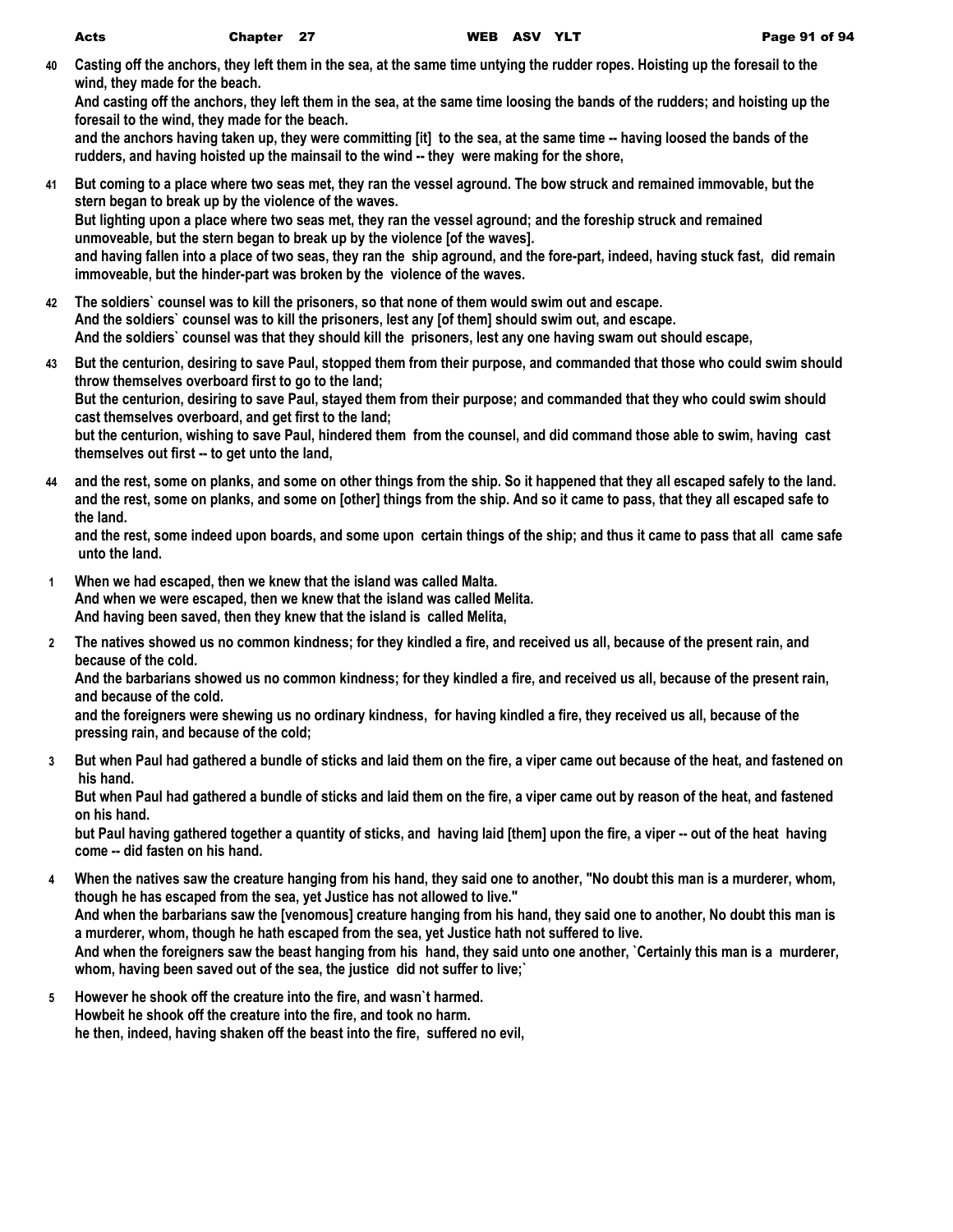**40** **Casting off the anchors, they left them in the sea, at the same time untying the rudder ropes. Hoisting up the foresail to the wind, they made for the beach.**
**And casting off the anchors, they left them in the sea, at the same time loosing the bands of the rudders; and hoisting up the foresail to the wind, they made for the beach.**
**and the anchors having taken up, they were committing [it] to the sea, at the same time -- having loosed the bands of the rudders, and having hoisted up the mainsail to the wind -- they were making for the shore,**

**41** **But coming to a place where two seas met, they ran the vessel aground. The bow struck and remained immovable, but the stern began to break up by the violence of the waves.**
**But lighting upon a place where two seas met, they ran the vessel aground; and the foreship struck and remained unmoveable, but the stern began to break up by the violence [of the waves].**
**and having fallen into a place of two seas, they ran the ship aground, and the fore-part, indeed, having stuck fast, did remain immoveable, but the hinder-part was broken by the violence of the waves.**

**42** **The soldiers` counsel was to kill the prisoners, so that none of them would swim out and escape.**
**And the soldiers` counsel was to kill the prisoners, lest any [of them] should swim out, and escape.**
**And the soldiers` counsel was that they should kill the prisoners, lest any one having swam out should escape,**

**43** **But the centurion, desiring to save Paul, stopped them from their purpose, and commanded that those who could swim should throw themselves overboard first to go to the land;**
**But the centurion, desiring to save Paul, stayed them from their purpose; and commanded that they who could swim should cast themselves overboard, and get first to the land;**
**but the centurion, wishing to save Paul, hindered them from the counsel, and did command those able to swim, having cast themselves out first -- to get unto the land,**

**44** **and the rest, some on planks, and some on other things from the ship. So it happened that they all escaped safely to the land.**
**and the rest, some on planks, and some on [other] things from the ship. And so it came to pass, that they all escaped safe to the land.**
**and the rest, some indeed upon boards, and some upon certain things of the ship; and thus it came to pass that all came safe unto the land.**

**1** **When we had escaped, then we knew that the island was called Malta.**
**And when we were escaped, then we knew that the island was called Melita.**
**And having been saved, then they knew that the island is called Melita,**

**2** **The natives showed us no common kindness; for they kindled a fire, and received us all, because of the present rain, and because of the cold.**
**And the barbarians showed us no common kindness; for they kindled a fire, and received us all, because of the present rain, and because of the cold.**
**and the foreigners were shewing us no ordinary kindness, for having kindled a fire, they received us all, because of the pressing rain, and because of the cold;**

**3** **But when Paul had gathered a bundle of sticks and laid them on the fire, a viper came out because of the heat, and fastened on his hand.**
**But when Paul had gathered a bundle of sticks and laid them on the fire, a viper came out by reason of the heat, and fastened on his hand.**
**but Paul having gathered together a quantity of sticks, and having laid [them] upon the fire, a viper -- out of the heat having come -- did fasten on his hand.**

**4** **When the natives saw the creature hanging from his hand, they said one to another, "No doubt this man is a murderer, whom, though he has escaped from the sea, yet Justice has not allowed to live."**
**And when the barbarians saw the [venomous] creature hanging from his hand, they said one to another, No doubt this man is a murderer, whom, though he hath escaped from the sea, yet Justice hath not suffered to live.**
**And when the foreigners saw the beast hanging from his hand, they said unto one another, `Certainly this man is a murderer, whom, having been saved out of the sea, the justice did not suffer to live;`**

**5** **However he shook off the creature into the fire, and wasn`t harmed.**
**Howbeit he shook off the creature into the fire, and took no harm.**
**he then, indeed, having shaken off the beast into the fire, suffered no evil,**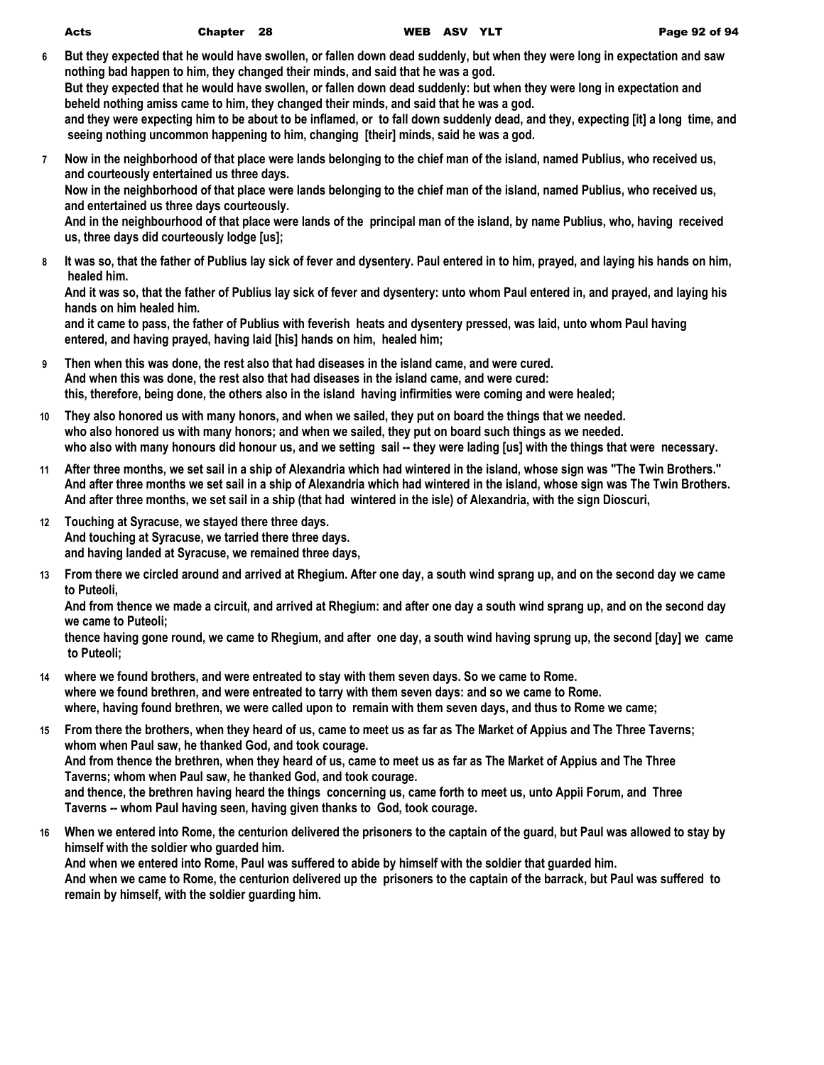**6** But they expected that he would have swollen, or fallen down dead suddenly, but when they were long in expectation and saw nothing bad happen to him, they changed their minds, and said that he was a god.
But they expected that he would have swollen, or fallen down dead suddenly: but when they were long in expectation and beheld nothing amiss came to him, they changed their minds, and said that he was a god.
and they were expecting him to be about to be inflamed, or to fall down suddenly dead, and they, expecting [it] a long time, and seeing nothing uncommon happening to him, changing [their] minds, said he was a god.

**7** Now in the neighborhood of that place were lands belonging to the chief man of the island, named Publius, who received us, and courteously entertained us three days.
Now in the neighborhood of that place were lands belonging to the chief man of the island, named Publius, who received us, and entertained us three days courteously.
And in the neighbourhood of that place were lands of the principal man of the island, by name Publius, who, having received us, three days did courteously lodge [us];

**8** It was so, that the father of Publius lay sick of fever and dysentery. Paul entered in to him, prayed, and laying his hands on him, healed him.
And it was so, that the father of Publius lay sick of fever and dysentery: unto whom Paul entered in, and prayed, and laying his hands on him healed him.
and it came to pass, the father of Publius with feverish heats and dysentery pressed, was laid, unto whom Paul having entered, and having prayed, having laid [his] hands on him, healed him;

**9** Then when this was done, the rest also that had diseases in the island came, and were cured.
And when this was done, the rest also that had diseases in the island came, and were cured:
this, therefore, being done, the others also in the island having infirmities were coming and were healed;

**10** They also honored us with many honors, and when we sailed, they put on board the things that we needed.
who also honored us with many honors; and when we sailed, they put on board such things as we needed.
who also with many honours did honour us, and we setting sail -- they were lading [us] with the things that were necessary.

**11** After three months, we set sail in a ship of Alexandria which had wintered in the island, whose sign was "The Twin Brothers."
And after three months we set sail in a ship of Alexandria which had wintered in the island, whose sign was The Twin Brothers.
And after three months, we set sail in a ship (that had wintered in the isle) of Alexandria, with the sign Dioscuri,

**12** Touching at Syracuse, we stayed there three days.
And touching at Syracuse, we tarried there three days.
and having landed at Syracuse, we remained three days,

**13** From there we circled around and arrived at Rhegium. After one day, a south wind sprang up, and on the second day we came to Puteoli,
And from thence we made a circuit, and arrived at Rhegium: and after one day a south wind sprang up, and on the second day we came to Puteoli;
thence having gone round, we came to Rhegium, and after one day, a south wind having sprung up, the second [day] we came to Puteoli;

**14** where we found brothers, and were entreated to stay with them seven days. So we came to Rome.
where we found brethren, and were entreated to tarry with them seven days: and so we came to Rome.
where, having found brethren, we were called upon to remain with them seven days, and thus to Rome we came;

**15** From there the brothers, when they heard of us, came to meet us as far as The Market of Appius and The Three Taverns; whom when Paul saw, he thanked God, and took courage.
And from thence the brethren, when they heard of us, came to meet us as far as The Market of Appius and The Three Taverns; whom when Paul saw, he thanked God, and took courage.
and thence, the brethren having heard the things concerning us, came forth to meet us, unto Appii Forum, and Three Taverns -- whom Paul having seen, having given thanks to God, took courage.

**16** When we entered into Rome, the centurion delivered the prisoners to the captain of the guard, but Paul was allowed to stay by himself with the soldier who guarded him.
And when we entered into Rome, Paul was suffered to abide by himself with the soldier that guarded him.
And when we came to Rome, the centurion delivered up the prisoners to the captain of the barrack, but Paul was suffered to remain by himself, with the soldier guarding him.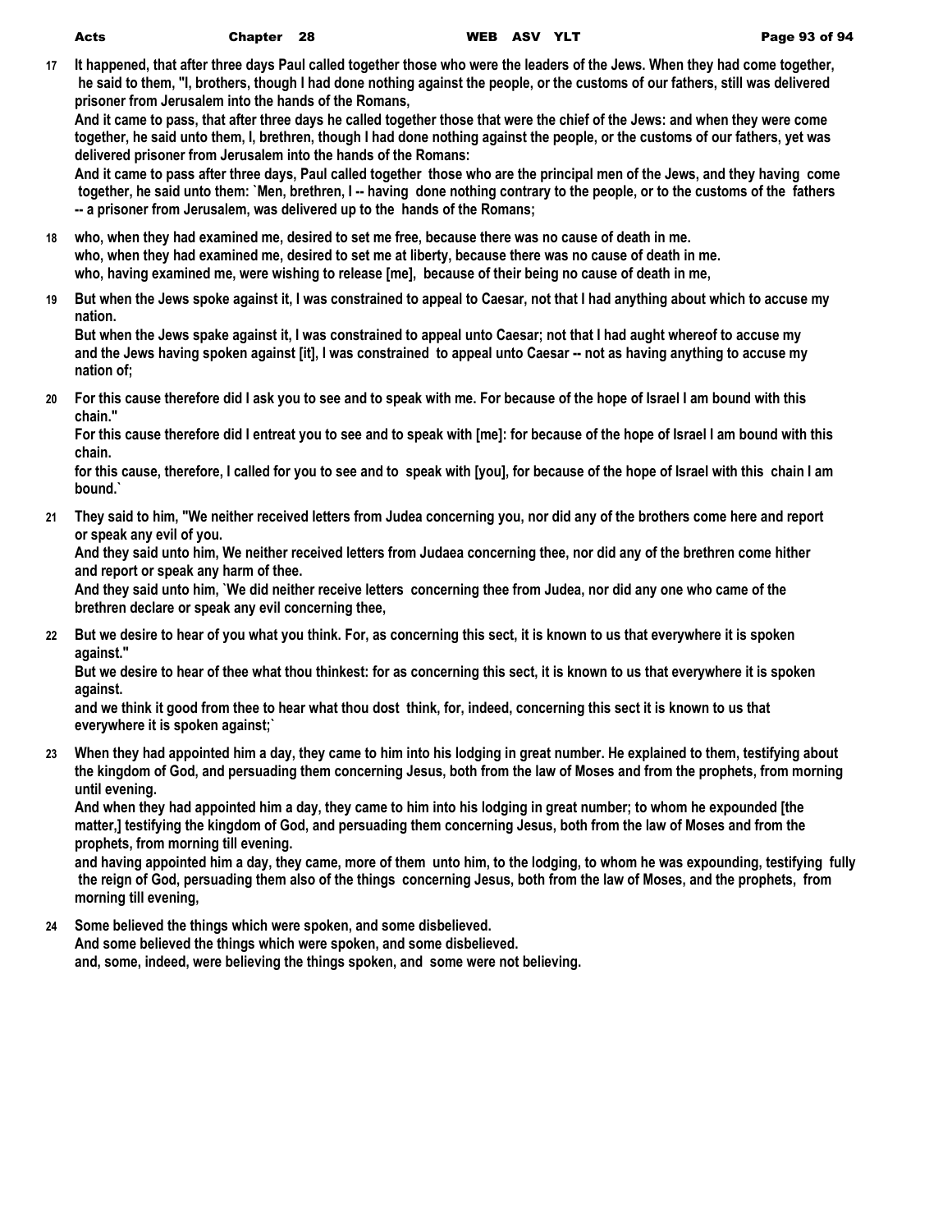**17** It happened, that after three days Paul called together those who were the leaders of the Jews. When they had come together, he said to them, "I, brothers, though I had done nothing against the people, or the customs of our fathers, still was delivered prisoner from Jerusalem into the hands of the Romans,

And it came to pass, that after three days he called together those that were the chief of the Jews: and when they were come together, he said unto them, I, brethren, though I had done nothing against the people, or the customs of our fathers, yet was delivered prisoner from Jerusalem into the hands of the Romans:

And it came to pass after three days, Paul called together those who are the principal men of the Jews, and they having come together, he said unto them: `Men, brethren, I -- having done nothing contrary to the people, or to the customs of the fathers -- a prisoner from Jerusalem, was delivered up to the hands of the Romans;

**18** who, when they had examined me, desired to set me free, because there was no cause of death in me.

who, when they had examined me, desired to set me at liberty, because there was no cause of death in me.

who, having examined me, were wishing to release [me], because of their being no cause of death in me,

**19** But when the Jews spoke against it, I was constrained to appeal to Caesar, not that I had anything about which to accuse my nation.

But when the Jews spake against it, I was constrained to appeal unto Caesar; not that I had aught whereof to accuse my

and the Jews having spoken against [it], I was constrained to appeal unto Caesar -- not as having anything to accuse my nation of;

**20** For this cause therefore did I ask you to see and to speak with me. For because of the hope of Israel I am bound with this chain."

For this cause therefore did I entreat you to see and to speak with [me]: for because of the hope of Israel I am bound with this chain.

for this cause, therefore, I called for you to see and to speak with [you], for because of the hope of Israel with this chain I am bound.`

**21** They said to him, "We neither received letters from Judea concerning you, nor did any of the brothers come here and report or speak any evil of you.

And they said unto him, We neither received letters from Judaea concerning thee, nor did any of the brethren come hither and report or speak any harm of thee.

And they said unto him, `We did neither receive letters concerning thee from Judea, nor did any one who came of the brethren declare or speak any evil concerning thee,

**22** But we desire to hear of you what you think. For, as concerning this sect, it is known to us that everywhere it is spoken against."

But we desire to hear of thee what thou thinkest: for as concerning this sect, it is known to us that everywhere it is spoken against.

and we think it good from thee to hear what thou dost think, for, indeed, concerning this sect it is known to us that everywhere it is spoken against;`

**23** When they had appointed him a day, they came to him into his lodging in great number. He explained to them, testifying about the kingdom of God, and persuading them concerning Jesus, both from the law of Moses and from the prophets, from morning until evening.

And when they had appointed him a day, they came to him into his lodging in great number; to whom he expounded [the matter,] testifying the kingdom of God, and persuading them concerning Jesus, both from the law of Moses and from the prophets, from morning till evening.

and having appointed him a day, they came, more of them unto him, to the lodging, to whom he was expounding, testifying fully the reign of God, persuading them also of the things concerning Jesus, both from the law of Moses, and the prophets, from morning till evening,

**24** Some believed the things which were spoken, and some disbelieved.

And some believed the things which were spoken, and some disbelieved.

and, some, indeed, were believing the things spoken, and some were not believing.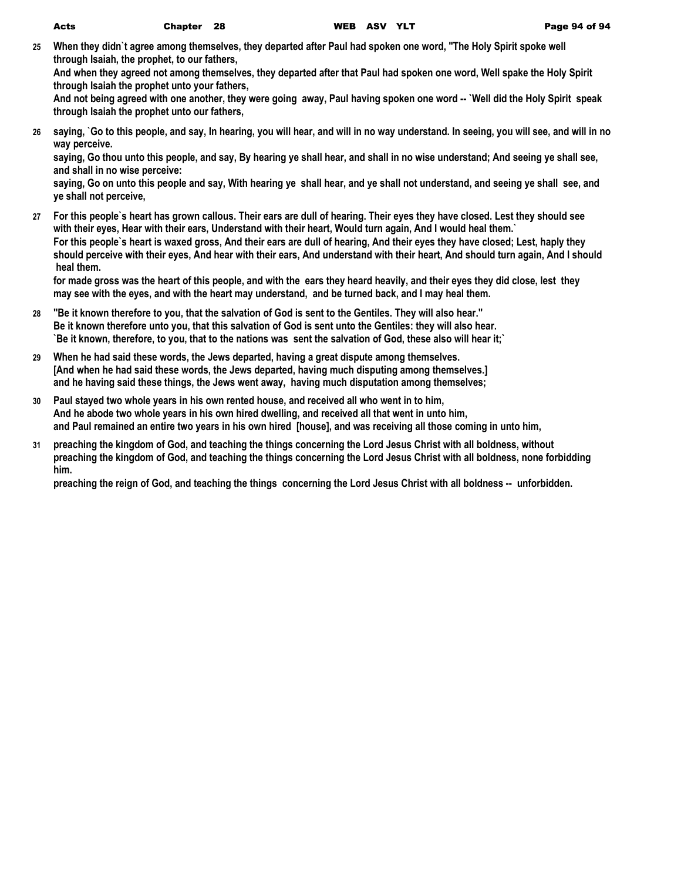**25** **When they didn`t agree among themselves, they departed after Paul had spoken one word, "The Holy Spirit spoke well through Isaiah, the prophet, to our fathers,**
**And when they agreed not among themselves, they departed after that Paul had spoken one word, Well spake the Holy Spirit through Isaiah the prophet unto your fathers,**
**And not being agreed with one another, they were going away, Paul having spoken one word -- `Well did the Holy Spirit speak through Isaiah the prophet unto our fathers,**

**26** **saying, `Go to this people, and say, In hearing, you will hear, and will in no way understand. In seeing, you will see, and will in no way perceive.**
**saying, Go thou unto this people, and say, By hearing ye shall hear, and shall in no wise understand; And seeing ye shall see, and shall in no wise perceive:**
**saying, Go on unto this people and say, With hearing ye shall hear, and ye shall not understand, and seeing ye shall see, and ye shall not perceive,**

**27** **For this people`s heart has grown callous. Their ears are dull of hearing. Their eyes they have closed. Lest they should see with their eyes, Hear with their ears, Understand with their heart, Would turn again, And I would heal them.`**
**For this people`s heart is waxed gross, And their ears are dull of hearing, And their eyes they have closed; Lest, haply they should perceive with their eyes, And hear with their ears, And understand with their heart, And should turn again, And I should heal them.**
**for made gross was the heart of this people, and with the ears they heard heavily, and their eyes they did close, lest they may see with the eyes, and with the heart may understand, and be turned back, and I may heal them.**

**28** **"Be it known therefore to you, that the salvation of God is sent to the Gentiles. They will also hear."**
**Be it known therefore unto you, that this salvation of God is sent unto the Gentiles: they will also hear.**
**`Be it known, therefore, to you, that to the nations was sent the salvation of God, these also will hear it;`**

**29** **When he had said these words, the Jews departed, having a great dispute among themselves.**
**[And when he had said these words, the Jews departed, having much disputing among themselves.]**
**and he having said these things, the Jews went away, having much disputation among themselves;**

**30** **Paul stayed two whole years in his own rented house, and received all who went in to him,**
**And he abode two whole years in his own hired dwelling, and received all that went in unto him,**
**and Paul remained an entire two years in his own hired [house], and was receiving all those coming in unto him,**

**31** **preaching the kingdom of God, and teaching the things concerning the Lord Jesus Christ with all boldness, without**
**preaching the kingdom of God, and teaching the things concerning the Lord Jesus Christ with all boldness, none forbidding him.**
**preaching the reign of God, and teaching the things concerning the Lord Jesus Christ with all boldness -- unforbidden.**